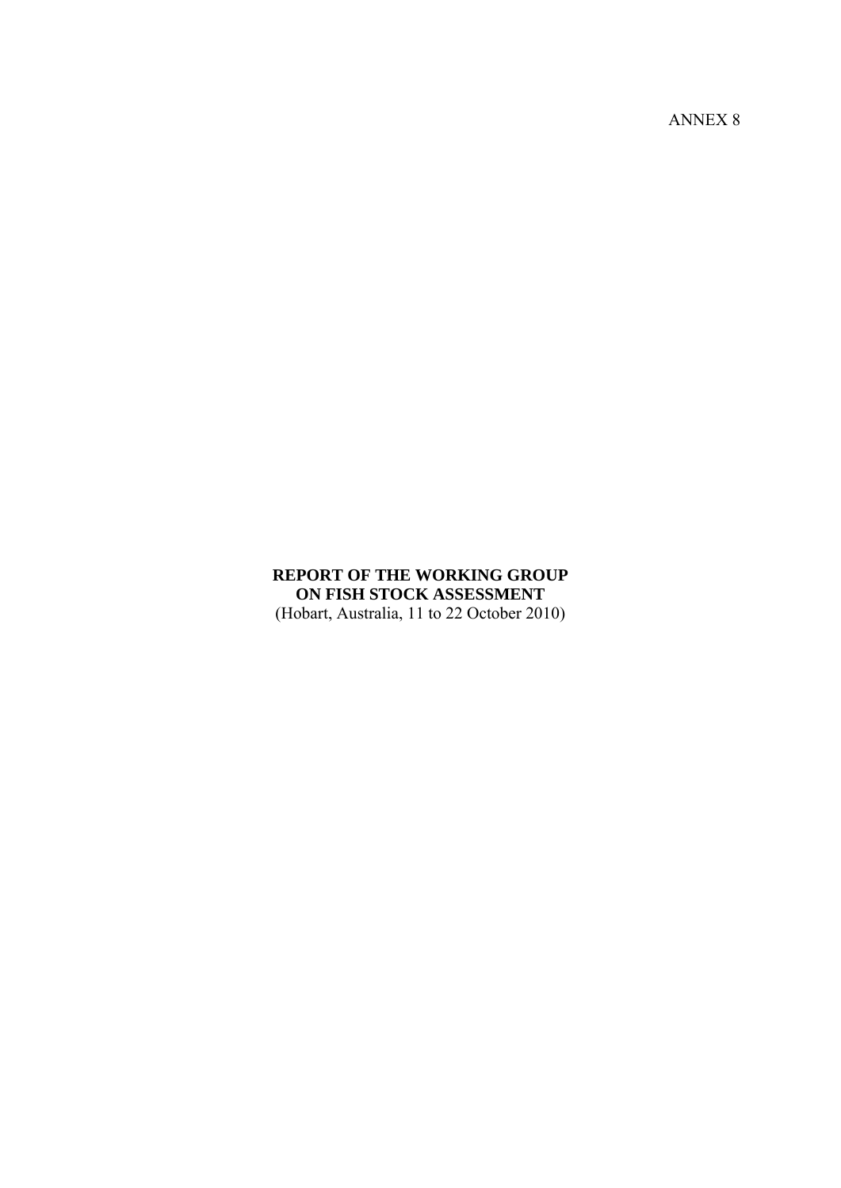ANNEX 8

# REPORT OF THE WORKING GROUP ON FISH STOCK ASSESSMENT

(Hobart, Australia, 11 to 22 October 2010)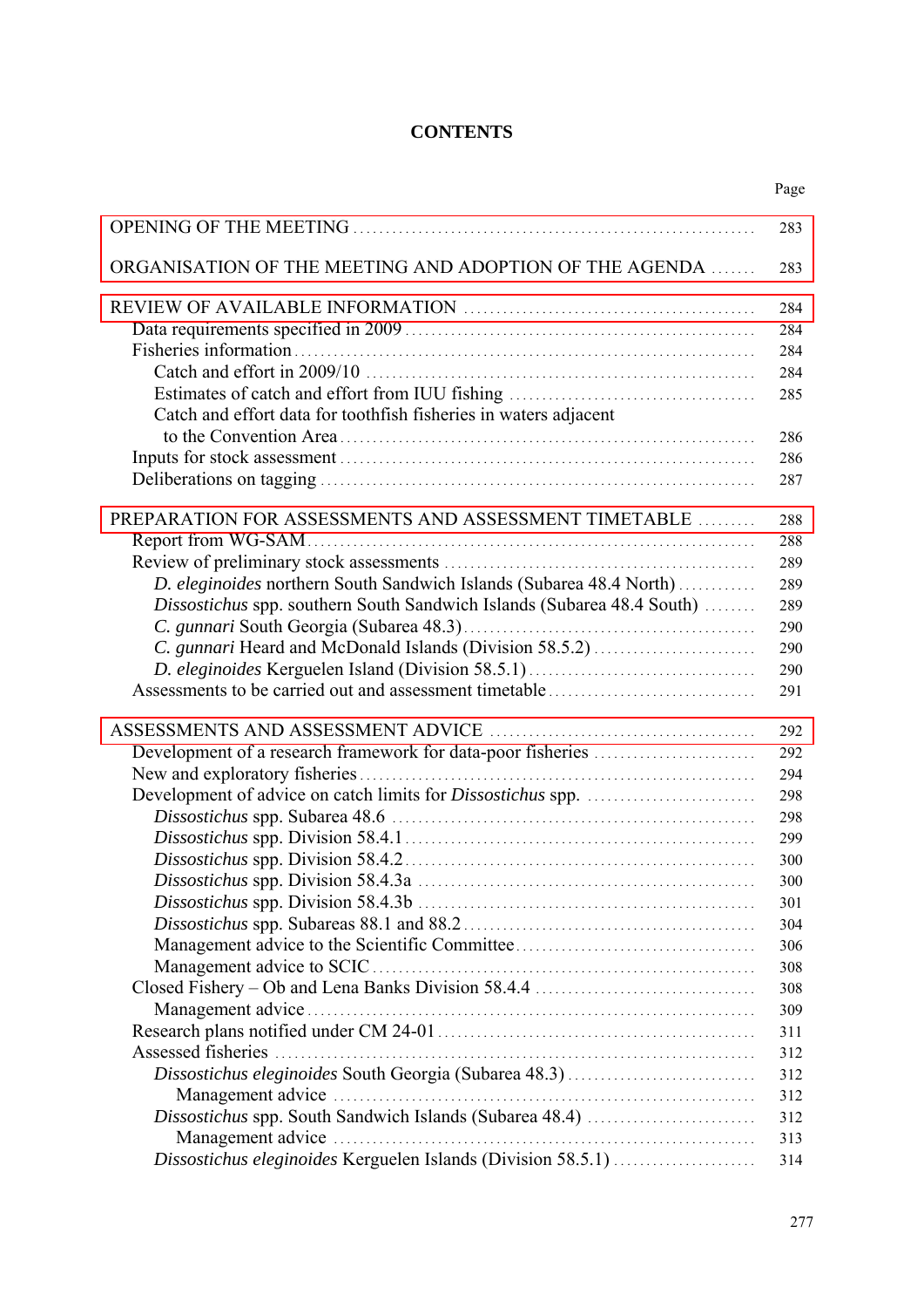# CONTENTS

| | Page |
|---|---|
| OPENING OF THE MEETING | 283 |
| ORGANISATION OF THE MEETING AND ADOPTION OF THE AGENDA | 283 |
| REVIEW OF AVAILABLE INFORMATION | 284 |
| Data requirements specified in 2009 | 284 |
| Fisheries information | 284 |
| Catch and effort in 2009/10 | 284 |
| Estimates of catch and effort from IUU fishing | 285 |
| Catch and effort data for toothfish fisheries in waters adjacent to the Convention Area | 286 |
| Inputs for stock assessment | 286 |
| Deliberations on tagging | 287 |
| PREPARATION FOR ASSESSMENTS AND ASSESSMENT TIMETABLE | 288 |
| Report from WG-SAM | 288 |
| Review of preliminary stock assessments | 289 |
| *D. eleginoides* northern South Sandwich Islands (Subarea 48.4 North) | 289 |
| *Dissostichus* spp. southern South Sandwich Islands (Subarea 48.4 South) | 289 |
| *C. gunnari* South Georgia (Subarea 48.3) | 290 |
| *C. gunnari* Heard and McDonald Islands (Division 58.5.2) | 290 |
| *D. eleginoides* Kerguelen Island (Division 58.5.1) | 290 |
| Assessments to be carried out and assessment timetable | 291 |
| ASSESSMENTS AND ASSESSMENT ADVICE | 292 |
| Development of a research framework for data-poor fisheries | 292 |
| New and exploratory fisheries | 294 |
| Development of advice on catch limits for *Dissostichus* spp. | 298 |
| *Dissostichus* spp. Subarea 48.6 | 298 |
| *Dissostichus* spp. Division 58.4.1 | 299 |
| *Dissostichus* spp. Division 58.4.2 | 300 |
| *Dissostichus* spp. Division 58.4.3a | 300 |
| *Dissostichus* spp. Division 58.4.3b | 301 |
| *Dissostichus* spp. Subareas 88.1 and 88.2 | 304 |
| Management advice to the Scientific Committee | 306 |
| Management advice to SCIC | 308 |
| Closed Fishery – Ob and Lena Banks Division 58.4.4 | 308 |
| Management advice | 309 |
| Research plans notified under CM 24-01 | 311 |
| Assessed fisheries | 312 |
| *Dissostichus eleginoides* South Georgia (Subarea 48.3) | 312 |
| Management advice | 312 |
| *Dissostichus* spp. South Sandwich Islands (Subarea 48.4) | 312 |
| Management advice | 313 |
| *Dissostichus eleginoides* Kerguelen Islands (Division 58.5.1) | 314 |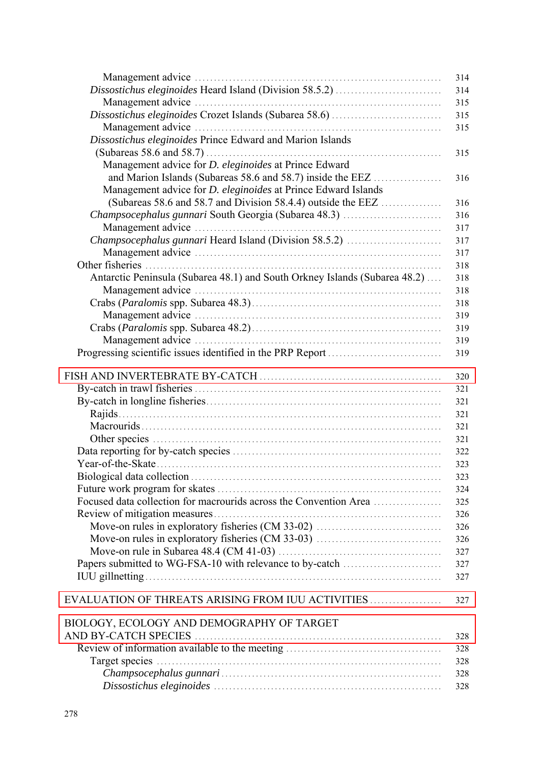Management advice ................................................................ 314
*Dissostichus eleginoides* Heard Island (Division 58.5.2) ............................ 314
Management advice ................................................................ 315
*Dissostichus eleginoides* Crozet Islands (Subarea 58.6) ............................ 315
Management advice ................................................................ 315
*Dissostichus eleginoides* Prince Edward and Marion Islands (Subareas 58.6 and 58.7) ................................................................ 315
Management advice for *D. eleginoides* at Prince Edward and Marion Islands (Subareas 58.6 and 58.7) inside the EEZ .................. 316
Management advice for *D. eleginoides* at Prince Edward Islands (Subareas 58.6 and 58.7 and Division 58.4.4) outside the EEZ ................ 316
*Champsocephalus gunnari* South Georgia (Subarea 48.3) .......................... 316
Management advice ................................................................ 317
*Champsocephalus gunnari* Heard Island (Division 58.5.2) ......................... 317
Management advice ................................................................ 317
Other fisheries ................................................................ 318
Antarctic Peninsula (Subarea 48.1) and South Orkney Islands (Subarea 48.2) .... 318
Management advice ................................................................ 318
Crabs (*Paralomis* spp. Subarea 48.3) ................................................................ 318
Management advice ................................................................ 319
Crabs (*Paralomis* spp. Subarea 48.2) ................................................................ 319
Management advice ................................................................ 319
Progressing scientific issues identified in the PRP Report ............................ 319

FISH AND INVERTEBRATE BY-CATCH ................................................ 320
By-catch in trawl fisheries ................................................................ 321
By-catch in longline fisheries ................................................................ 321
Rajids ................................................................ 321
Macrourids ................................................................ 321
Other species ................................................................ 321
Data reporting for by-catch species ................................................................ 322
Year-of-the-Skate ................................................................ 323
Biological data collection ................................................................ 323
Future work program for skates ................................................................ 324
Focused data collection for macrourids across the Convention Area ................. 325
Review of mitigation measures ................................................................ 326
Move-on rules in exploratory fisheries (CM 33-02) ................................ 326
Move-on rules in exploratory fisheries (CM 33-03) ................................ 326
Move-on rule in Subarea 48.4 (CM 41-03) ................................................ 327
Papers submitted to WG-FSA-10 with relevance to by-catch .......................... 327
IUU gillnetting ................................................................ 327

EVALUATION OF THREATS ARISING FROM IUU ACTIVITIES .................. 327

BIOLOGY, ECOLOGY AND DEMOGRAPHY OF TARGET AND BY-CATCH SPECIES ................................................................ 328
Review of information available to the meeting ........................................ 328
Target species ................................................................ 328
*Champsocephalus gunnari* ................................................................ 328
*Dissostichus eleginoides* ................................................................ 328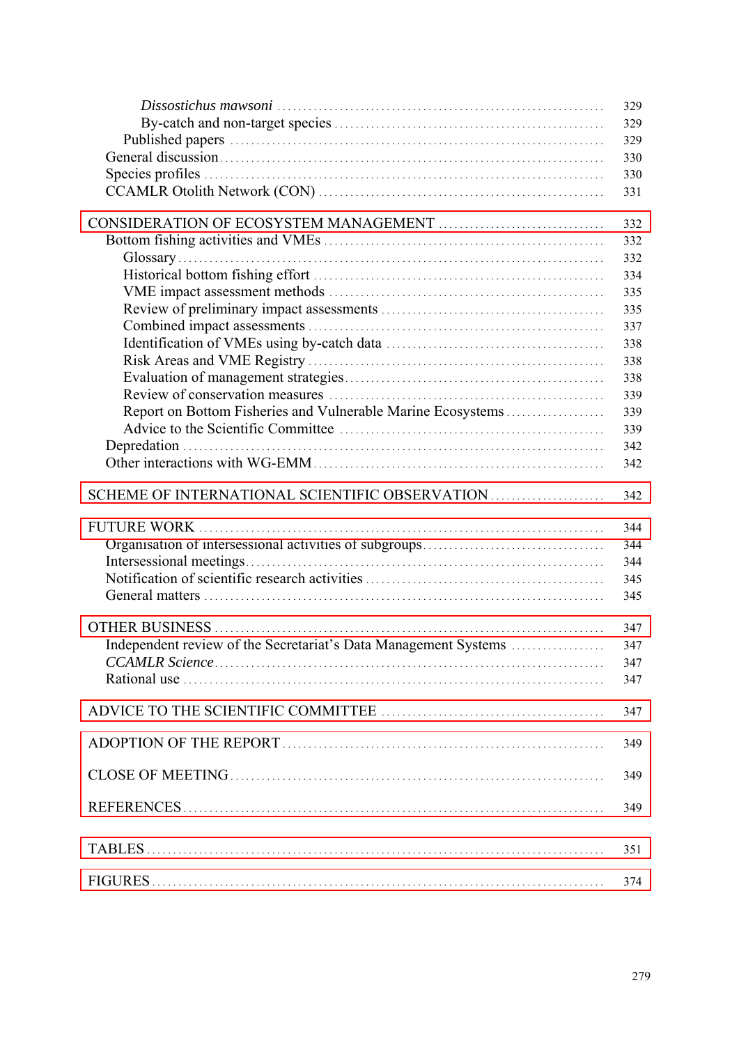*Dissostichus mawsoni* ............................................................. 329
By-catch and non-target species ................................................... 329
Published papers ........................................................................ 329
General discussion......................................................................... 330
Species profiles ........................................................................... 330
CCAMLR Otolith Network (CON) ...................................................... 331

CONSIDERATION OF ECOSYSTEM MANAGEMENT ............................... 332
Bottom fishing activities and VMEs ..................................................... 332
Glossary.................................................................................... 332
Historical bottom fishing effort ....................................................... 334
VME impact assessment methods .................................................... 335
Review of preliminary impact assessments .......................................... 335
Combined impact assessments ....................................................... 337
Identification of VMEs using by-catch data ......................................... 338
Risk Areas and VME Registry ........................................................ 338
Evaluation of management strategies................................................. 338
Review of conservation measures .................................................... 339
Report on Bottom Fisheries and Vulnerable Marine Ecosystems .................. 339
Advice to the Scientific Committee ................................................. 339
Depredation ............................................................................... 342
Other interactions with WG-EMM ...................................................... 342

SCHEME OF INTERNATIONAL SCIENTIFIC OBSERVATION ..................... 342

FUTURE WORK .............................................................................. 344
Organisation of intersessional activities of subgroups.................................. 344
Intersessional meetings.................................................................... 344
Notification of scientific research activities ............................................ 345
General matters ........................................................................... 345

OTHER BUSINESS ............................................................................ 347
Independent review of the Secretariat's Data Management Systems ................. 347
*CCAMLR Science*........................................................................... 347
Rational use ............................................................................... 347

ADVICE TO THE SCIENTIFIC COMMITTEE .......................................... 347

ADOPTION OF THE REPORT ................................................................ 349

CLOSE OF MEETING.......................................................................... 349

REFERENCES................................................................................... 349

TABLES ......................................................................................... 351

FIGURES ........................................................................................ 374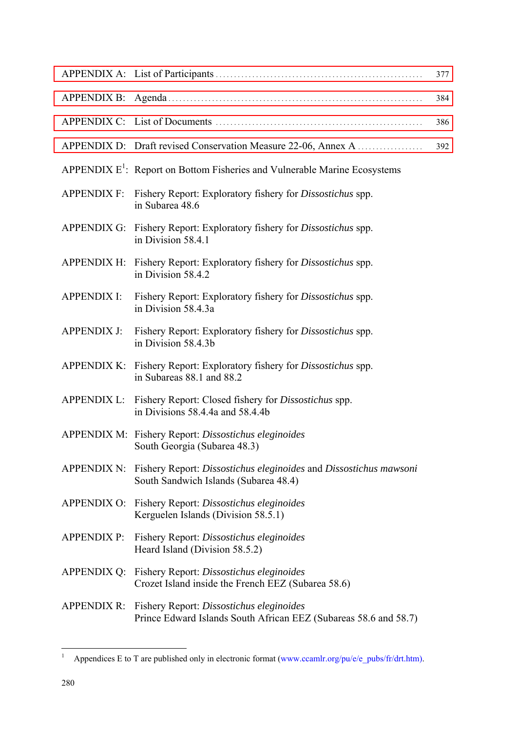APPENDIX A: List of Participants ........................................................ 377

APPENDIX B: Agenda ........................................................................ 384

APPENDIX C: List of Documents ........................................................ 386

APPENDIX D: Draft revised Conservation Measure 22-06, Annex A .................. 392

APPENDIX E[1]: Report on Bottom Fisheries and Vulnerable Marine Ecosystems

APPENDIX F: Fishery Report: Exploratory fishery for *Dissostichus* spp. in Subarea 48.6

APPENDIX G: Fishery Report: Exploratory fishery for *Dissostichus* spp. in Division 58.4.1

APPENDIX H: Fishery Report: Exploratory fishery for *Dissostichus* spp. in Division 58.4.2

APPENDIX I: Fishery Report: Exploratory fishery for *Dissostichus* spp. in Division 58.4.3a

APPENDIX J: Fishery Report: Exploratory fishery for *Dissostichus* spp. in Division 58.4.3b

APPENDIX K: Fishery Report: Exploratory fishery for *Dissostichus* spp. in Subareas 88.1 and 88.2

APPENDIX L: Fishery Report: Closed fishery for *Dissostichus* spp. in Divisions 58.4.4a and 58.4.4b

APPENDIX M: Fishery Report: *Dissostichus eleginoides* South Georgia (Subarea 48.3)

APPENDIX N: Fishery Report: *Dissostichus eleginoides* and *Dissostichus mawsoni* South Sandwich Islands (Subarea 48.4)

APPENDIX O: Fishery Report: *Dissostichus eleginoides* Kerguelen Islands (Division 58.5.1)

APPENDIX P: Fishery Report: *Dissostichus eleginoides* Heard Island (Division 58.5.2)

APPENDIX Q: Fishery Report: *Dissostichus eleginoides* Crozet Island inside the French EEZ (Subarea 58.6)

APPENDIX R: Fishery Report: *Dissostichus eleginoides* Prince Edward Islands South African EEZ (Subareas 58.6 and 58.7)

---

[1] Appendices E to T are published only in electronic format (www.ccamlr.org/pu/e/e_pubs/fr/drt.htm).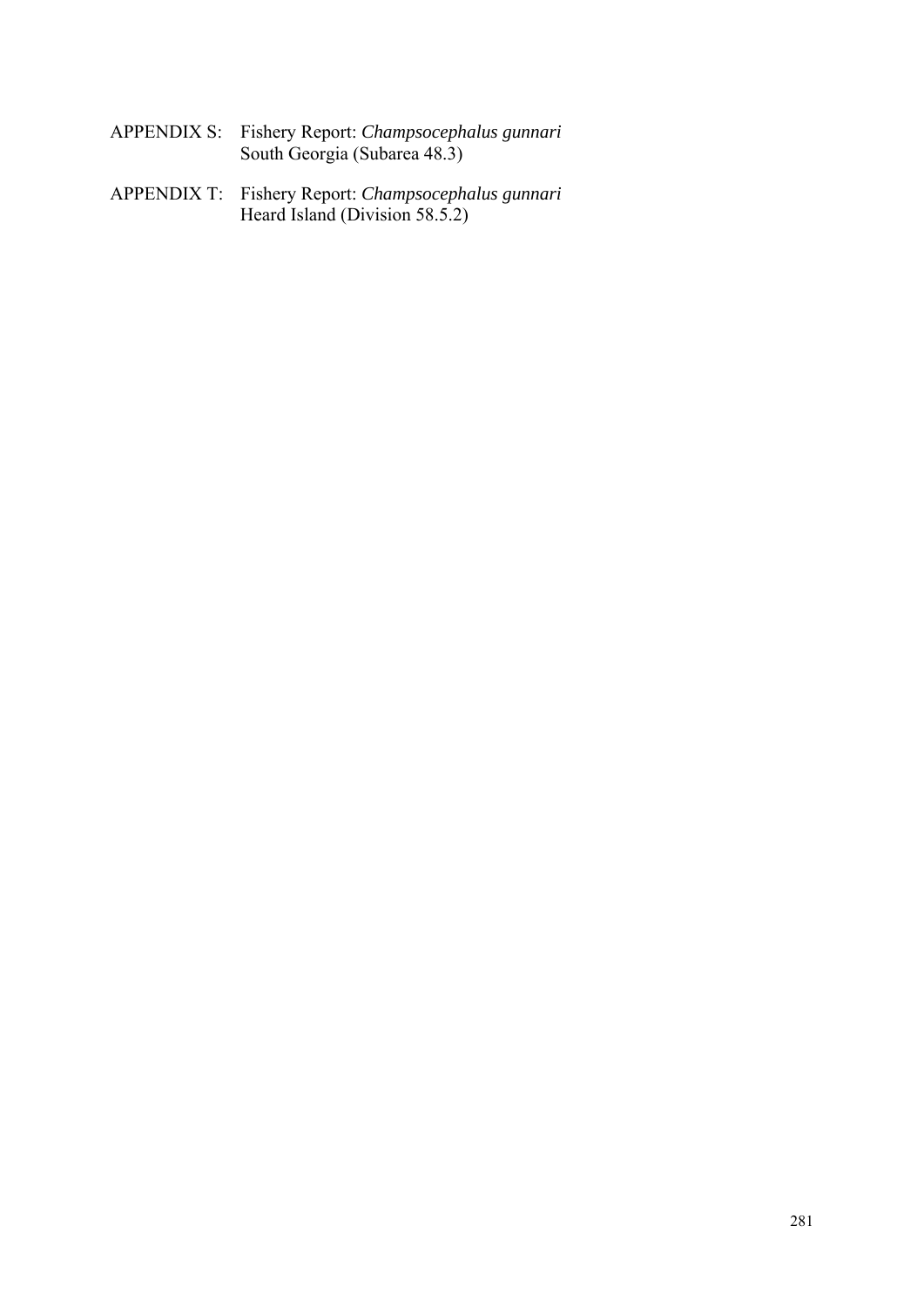APPENDIX S: Fishery Report: *Champsocephalus gunnari*
South Georgia (Subarea 48.3)

APPENDIX T: Fishery Report: *Champsocephalus gunnari*
Heard Island (Division 58.5.2)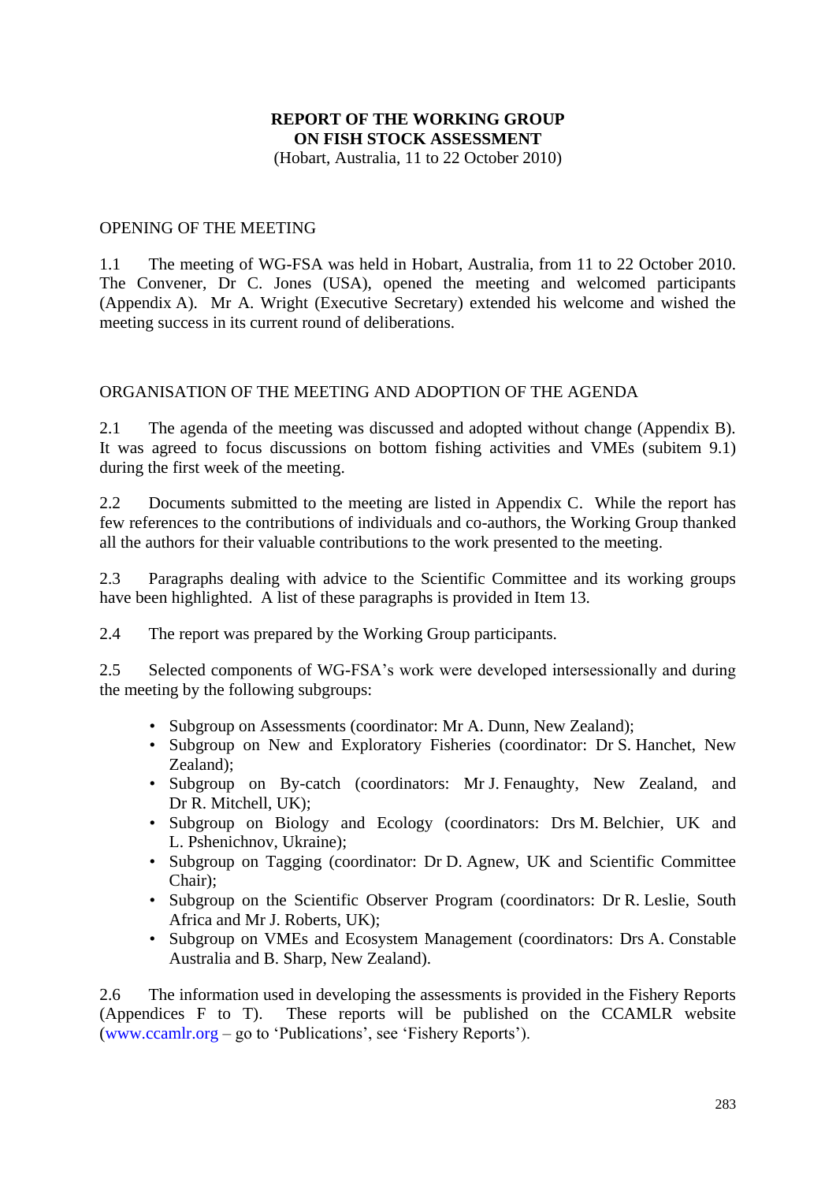# REPORT OF THE WORKING GROUP ON FISH STOCK ASSESSMENT

(Hobart, Australia, 11 to 22 October 2010)

## OPENING OF THE MEETING

1.1 The meeting of WG-FSA was held in Hobart, Australia, from 11 to 22 October 2010. The Convener, Dr C. Jones (USA), opened the meeting and welcomed participants (Appendix A). Mr A. Wright (Executive Secretary) extended his welcome and wished the meeting success in its current round of deliberations.

## ORGANISATION OF THE MEETING AND ADOPTION OF THE AGENDA

2.1 The agenda of the meeting was discussed and adopted without change (Appendix B). It was agreed to focus discussions on bottom fishing activities and VMEs (subitem 9.1) during the first week of the meeting.

2.2 Documents submitted to the meeting are listed in Appendix C. While the report has few references to the contributions of individuals and co-authors, the Working Group thanked all the authors for their valuable contributions to the work presented to the meeting.

2.3 Paragraphs dealing with advice to the Scientific Committee and its working groups have been highlighted. A list of these paragraphs is provided in Item 13.

2.4 The report was prepared by the Working Group participants.

2.5 Selected components of WG-FSA's work were developed intersessionally and during the meeting by the following subgroups:

- Subgroup on Assessments (coordinator: Mr A. Dunn, New Zealand);
- Subgroup on New and Exploratory Fisheries (coordinator: Dr S. Hanchet, New Zealand);
- Subgroup on By-catch (coordinators: Mr J. Fenaughty, New Zealand, and Dr R. Mitchell, UK);
- Subgroup on Biology and Ecology (coordinators: Drs M. Belchier, UK and L. Pshenichnov, Ukraine);
- Subgroup on Tagging (coordinator: Dr D. Agnew, UK and Scientific Committee Chair);
- Subgroup on the Scientific Observer Program (coordinators: Dr R. Leslie, South Africa and Mr J. Roberts, UK);
- Subgroup on VMEs and Ecosystem Management (coordinators: Drs A. Constable Australia and B. Sharp, New Zealand).

2.6 The information used in developing the assessments is provided in the Fishery Reports (Appendices F to T). These reports will be published on the CCAMLR website (www.ccamlr.org – go to 'Publications', see 'Fishery Reports').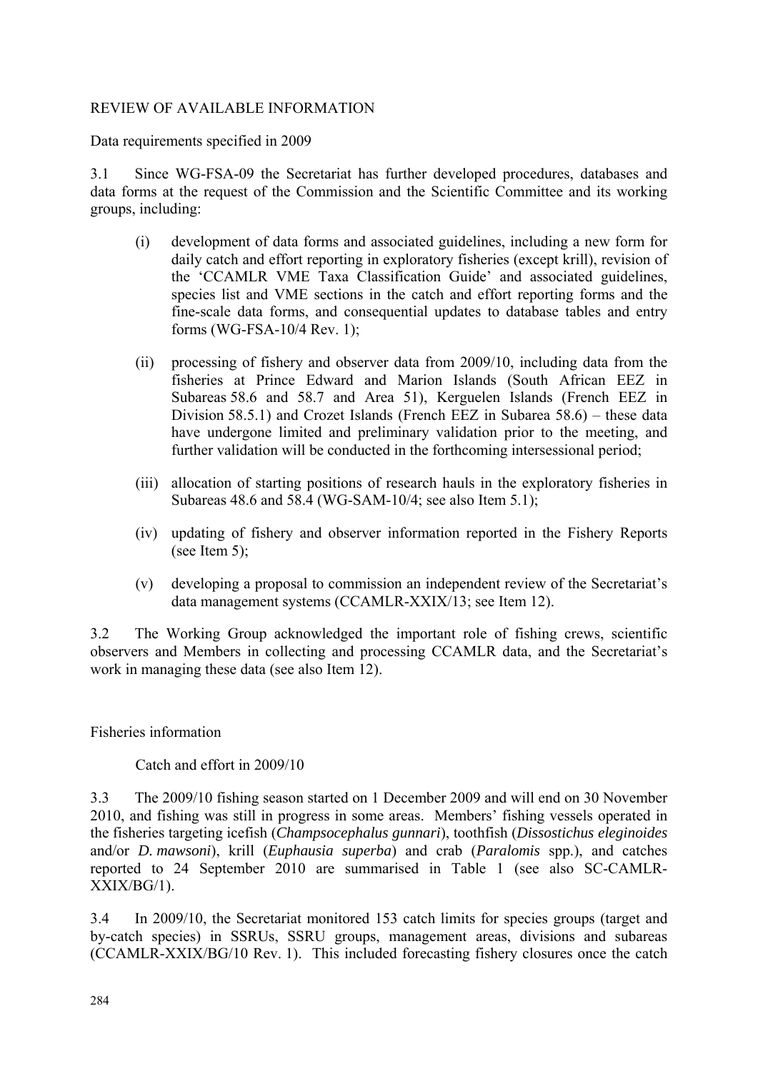## REVIEW OF AVAILABLE INFORMATION

### Data requirements specified in 2009

3.1 Since WG-FSA-09 the Secretariat has further developed procedures, databases and data forms at the request of the Commission and the Scientific Committee and its working groups, including:

(i) development of data forms and associated guidelines, including a new form for daily catch and effort reporting in exploratory fisheries (except krill), revision of the 'CCAMLR VME Taxa Classification Guide' and associated guidelines, species list and VME sections in the catch and effort reporting forms and the fine-scale data forms, and consequential updates to database tables and entry forms (WG-FSA-10/4 Rev. 1);

(ii) processing of fishery and observer data from 2009/10, including data from the fisheries at Prince Edward and Marion Islands (South African EEZ in Subareas 58.6 and 58.7 and Area 51), Kerguelen Islands (French EEZ in Division 58.5.1) and Crozet Islands (French EEZ in Subarea 58.6) – these data have undergone limited and preliminary validation prior to the meeting, and further validation will be conducted in the forthcoming intersessional period;

(iii) allocation of starting positions of research hauls in the exploratory fisheries in Subareas 48.6 and 58.4 (WG-SAM-10/4; see also Item 5.1);

(iv) updating of fishery and observer information reported in the Fishery Reports (see Item 5);

(v) developing a proposal to commission an independent review of the Secretariat's data management systems (CCAMLR-XXIX/13; see Item 12).

3.2 The Working Group acknowledged the important role of fishing crews, scientific observers and Members in collecting and processing CCAMLR data, and the Secretariat's work in managing these data (see also Item 12).

### Fisheries information

#### Catch and effort in 2009/10

3.3 The 2009/10 fishing season started on 1 December 2009 and will end on 30 November 2010, and fishing was still in progress in some areas. Members' fishing vessels operated in the fisheries targeting icefish (*Champsocephalus gunnari*), toothfish (*Dissostichus eleginoides* and/or *D. mawsoni*), krill (*Euphausia superba*) and crab (*Paralomis* spp.), and catches reported to 24 September 2010 are summarised in Table 1 (see also SC-CAMLR-XXIX/BG/1).

3.4 In 2009/10, the Secretariat monitored 153 catch limits for species groups (target and by-catch species) in SSRUs, SSRU groups, management areas, divisions and subareas (CCAMLR-XXIX/BG/10 Rev. 1). This included forecasting fishery closures once the catch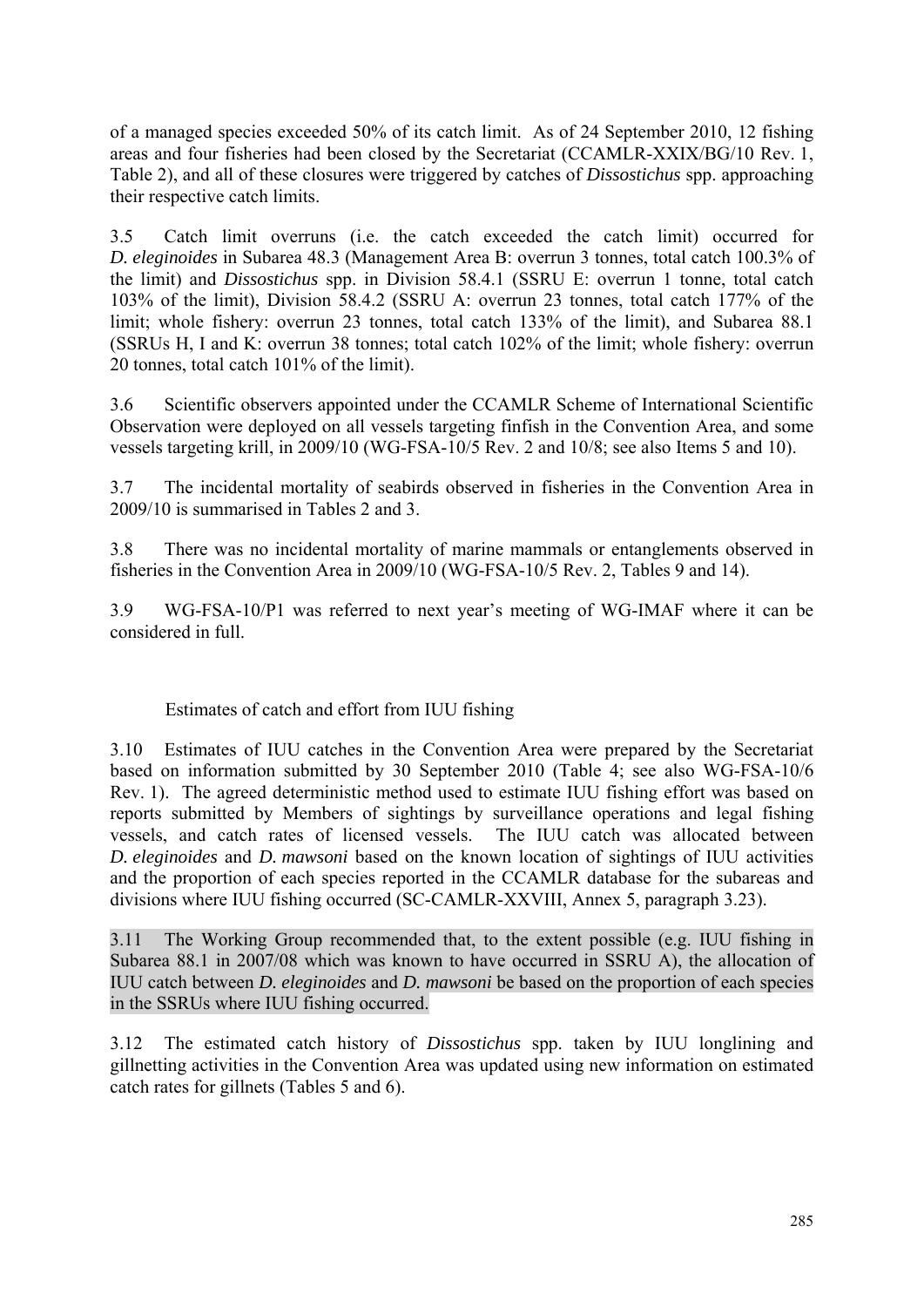of a managed species exceeded 50% of its catch limit. As of 24 September 2010, 12 fishing areas and four fisheries had been closed by the Secretariat (CCAMLR-XXIX/BG/10 Rev. 1, Table 2), and all of these closures were triggered by catches of *Dissostichus* spp. approaching their respective catch limits.

3.5 Catch limit overruns (i.e. the catch exceeded the catch limit) occurred for *D. eleginoides* in Subarea 48.3 (Management Area B: overrun 3 tonnes, total catch 100.3% of the limit) and *Dissostichus* spp. in Division 58.4.1 (SSRU E: overrun 1 tonne, total catch 103% of the limit), Division 58.4.2 (SSRU A: overrun 23 tonnes, total catch 177% of the limit; whole fishery: overrun 23 tonnes, total catch 133% of the limit), and Subarea 88.1 (SSRUs H, I and K: overrun 38 tonnes; total catch 102% of the limit; whole fishery: overrun 20 tonnes, total catch 101% of the limit).

3.6 Scientific observers appointed under the CCAMLR Scheme of International Scientific Observation were deployed on all vessels targeting finfish in the Convention Area, and some vessels targeting krill, in 2009/10 (WG-FSA-10/5 Rev. 2 and 10/8; see also Items 5 and 10).

3.7 The incidental mortality of seabirds observed in fisheries in the Convention Area in 2009/10 is summarised in Tables 2 and 3.

3.8 There was no incidental mortality of marine mammals or entanglements observed in fisheries in the Convention Area in 2009/10 (WG-FSA-10/5 Rev. 2, Tables 9 and 14).

3.9 WG-FSA-10/P1 was referred to next year's meeting of WG-IMAF where it can be considered in full.

### Estimates of catch and effort from IUU fishing

3.10 Estimates of IUU catches in the Convention Area were prepared by the Secretariat based on information submitted by 30 September 2010 (Table 4; see also WG-FSA-10/6 Rev. 1). The agreed deterministic method used to estimate IUU fishing effort was based on reports submitted by Members of sightings by surveillance operations and legal fishing vessels, and catch rates of licensed vessels. The IUU catch was allocated between *D. eleginoides* and *D. mawsoni* based on the known location of sightings of IUU activities and the proportion of each species reported in the CCAMLR database for the subareas and divisions where IUU fishing occurred (SC-CAMLR-XXVIII, Annex 5, paragraph 3.23).

3.11 The Working Group recommended that, to the extent possible (e.g. IUU fishing in Subarea 88.1 in 2007/08 which was known to have occurred in SSRU A), the allocation of IUU catch between *D. eleginoides* and *D. mawsoni* be based on the proportion of each species in the SSRUs where IUU fishing occurred.

3.12 The estimated catch history of *Dissostichus* spp. taken by IUU longlining and gillnetting activities in the Convention Area was updated using new information on estimated catch rates for gillnets (Tables 5 and 6).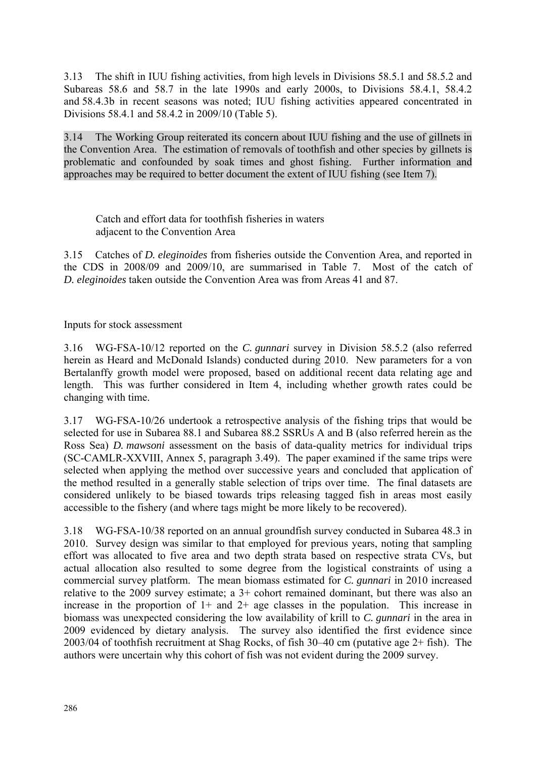3.13 The shift in IUU fishing activities, from high levels in Divisions 58.5.1 and 58.5.2 and Subareas 58.6 and 58.7 in the late 1990s and early 2000s, to Divisions 58.4.1, 58.4.2 and 58.4.3b in recent seasons was noted; IUU fishing activities appeared concentrated in Divisions 58.4.1 and 58.4.2 in 2009/10 (Table 5).

3.14 The Working Group reiterated its concern about IUU fishing and the use of gillnets in the Convention Area. The estimation of removals of toothfish and other species by gillnets is problematic and confounded by soak times and ghost fishing. Further information and approaches may be required to better document the extent of IUU fishing (see Item 7).

### Catch and effort data for toothfish fisheries in waters adjacent to the Convention Area

3.15 Catches of *D. eleginoides* from fisheries outside the Convention Area, and reported in the CDS in 2008/09 and 2009/10, are summarised in Table 7. Most of the catch of *D. eleginoides* taken outside the Convention Area was from Areas 41 and 87.

## Inputs for stock assessment

3.16 WG-FSA-10/12 reported on the *C. gunnari* survey in Division 58.5.2 (also referred herein as Heard and McDonald Islands) conducted during 2010. New parameters for a von Bertalanffy growth model were proposed, based on additional recent data relating age and length. This was further considered in Item 4, including whether growth rates could be changing with time.

3.17 WG-FSA-10/26 undertook a retrospective analysis of the fishing trips that would be selected for use in Subarea 88.1 and Subarea 88.2 SSRUs A and B (also referred herein as the Ross Sea) *D. mawsoni* assessment on the basis of data-quality metrics for individual trips (SC-CAMLR-XXVIII, Annex 5, paragraph 3.49). The paper examined if the same trips were selected when applying the method over successive years and concluded that application of the method resulted in a generally stable selection of trips over time. The final datasets are considered unlikely to be biased towards trips releasing tagged fish in areas most easily accessible to the fishery (and where tags might be more likely to be recovered).

3.18 WG-FSA-10/38 reported on an annual groundfish survey conducted in Subarea 48.3 in 2010. Survey design was similar to that employed for previous years, noting that sampling effort was allocated to five area and two depth strata based on respective strata CVs, but actual allocation also resulted to some degree from the logistical constraints of using a commercial survey platform. The mean biomass estimated for *C. gunnari* in 2010 increased relative to the 2009 survey estimate; a 3+ cohort remained dominant, but there was also an increase in the proportion of 1+ and 2+ age classes in the population. This increase in biomass was unexpected considering the low availability of krill to *C. gunnari* in the area in 2009 evidenced by dietary analysis. The survey also identified the first evidence since 2003/04 of toothfish recruitment at Shag Rocks, of fish 30–40 cm (putative age 2+ fish). The authors were uncertain why this cohort of fish was not evident during the 2009 survey.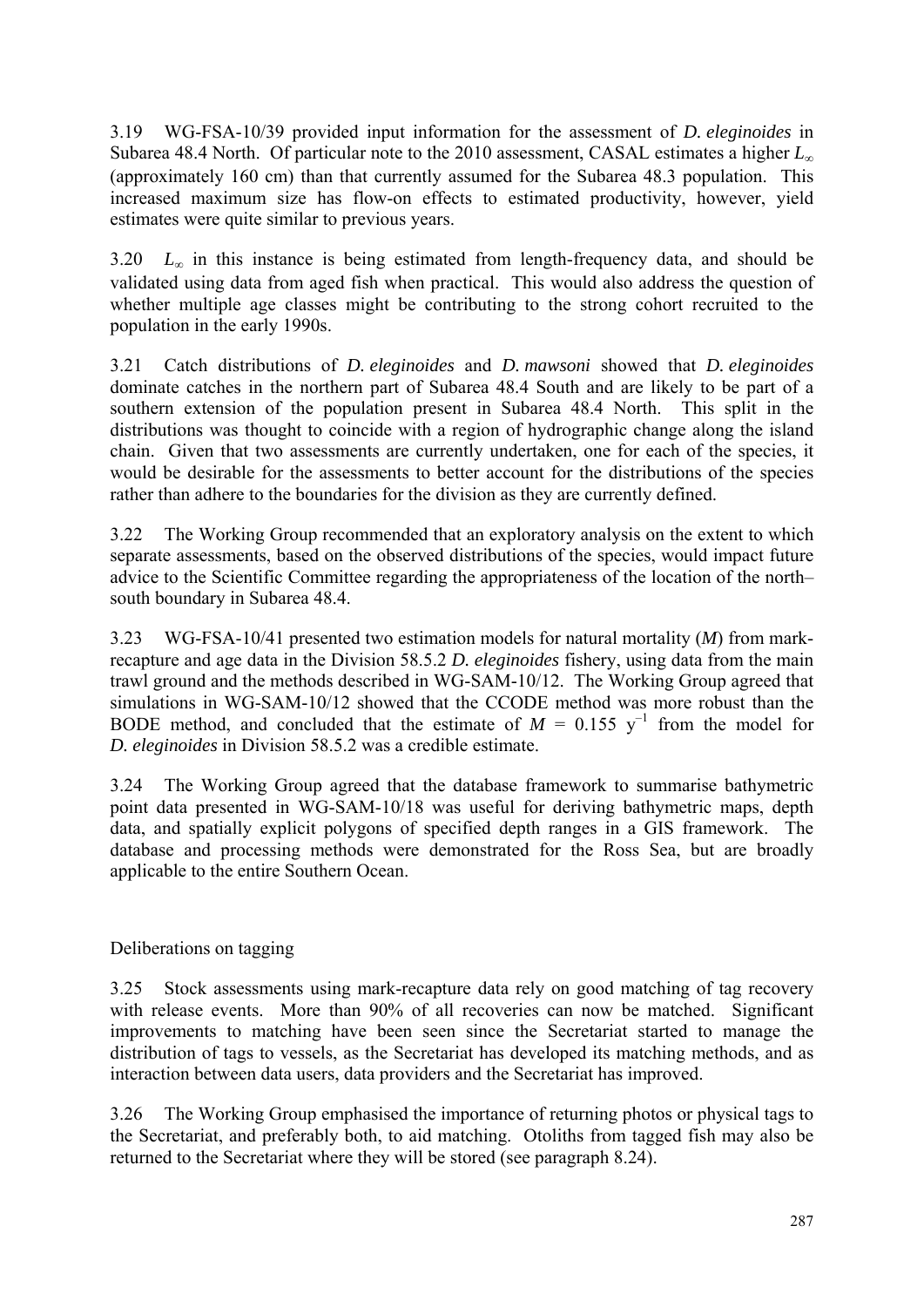3.19 WG-FSA-10/39 provided input information for the assessment of *D. eleginoides* in Subarea 48.4 North. Of particular note to the 2010 assessment, CASAL estimates a higher $L_\infty$ (approximately 160 cm) than that currently assumed for the Subarea 48.3 population. This increased maximum size has flow-on effects to estimated productivity, however, yield estimates were quite similar to previous years.

3.20 $L_\infty$ in this instance is being estimated from length-frequency data, and should be validated using data from aged fish when practical. This would also address the question of whether multiple age classes might be contributing to the strong cohort recruited to the population in the early 1990s.

3.21 Catch distributions of *D. eleginoides* and *D. mawsoni* showed that *D. eleginoides* dominate catches in the northern part of Subarea 48.4 South and are likely to be part of a southern extension of the population present in Subarea 48.4 North. This split in the distributions was thought to coincide with a region of hydrographic change along the island chain. Given that two assessments are currently undertaken, one for each of the species, it would be desirable for the assessments to better account for the distributions of the species rather than adhere to the boundaries for the division as they are currently defined.

3.22 The Working Group recommended that an exploratory analysis on the extent to which separate assessments, based on the observed distributions of the species, would impact future advice to the Scientific Committee regarding the appropriateness of the location of the north–south boundary in Subarea 48.4.

3.23 WG-FSA-10/41 presented two estimation models for natural mortality (*M*) from mark-recapture and age data in the Division 58.5.2 *D. eleginoides* fishery, using data from the main trawl ground and the methods described in WG-SAM-10/12. The Working Group agreed that simulations in WG-SAM-10/12 showed that the CCODE method was more robust than the BODE method, and concluded that the estimate of $M = 0.155\ y^{-1}$ from the model for *D. eleginoides* in Division 58.5.2 was a credible estimate.

3.24 The Working Group agreed that the database framework to summarise bathymetric point data presented in WG-SAM-10/18 was useful for deriving bathymetric maps, depth data, and spatially explicit polygons of specified depth ranges in a GIS framework. The database and processing methods were demonstrated for the Ross Sea, but are broadly applicable to the entire Southern Ocean.

### Deliberations on tagging

3.25 Stock assessments using mark-recapture data rely on good matching of tag recovery with release events. More than 90% of all recoveries can now be matched. Significant improvements to matching have been seen since the Secretariat started to manage the distribution of tags to vessels, as the Secretariat has developed its matching methods, and as interaction between data users, data providers and the Secretariat has improved.

3.26 The Working Group emphasised the importance of returning photos or physical tags to the Secretariat, and preferably both, to aid matching. Otoliths from tagged fish may also be returned to the Secretariat where they will be stored (see paragraph 8.24).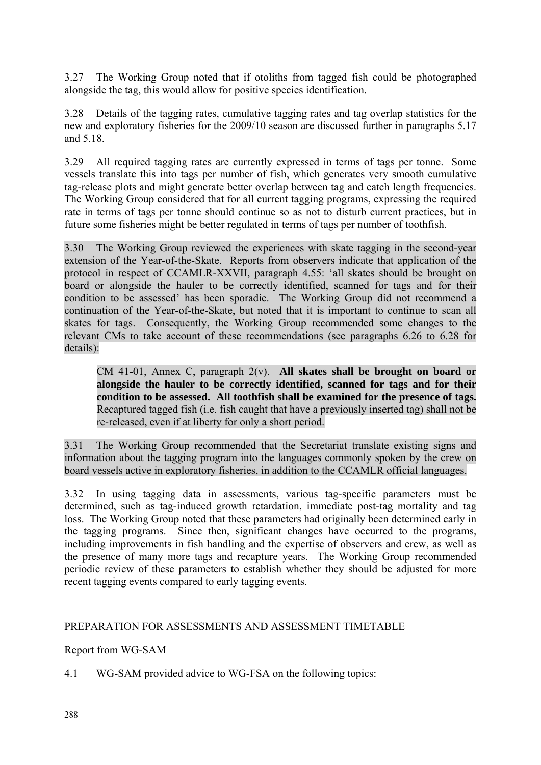3.27 The Working Group noted that if otoliths from tagged fish could be photographed alongside the tag, this would allow for positive species identification.

3.28 Details of the tagging rates, cumulative tagging rates and tag overlap statistics for the new and exploratory fisheries for the 2009/10 season are discussed further in paragraphs 5.17 and 5.18.

3.29 All required tagging rates are currently expressed in terms of tags per tonne. Some vessels translate this into tags per number of fish, which generates very smooth cumulative tag-release plots and might generate better overlap between tag and catch length frequencies. The Working Group considered that for all current tagging programs, expressing the required rate in terms of tags per tonne should continue so as not to disturb current practices, but in future some fisheries might be better regulated in terms of tags per number of toothfish.

3.30 The Working Group reviewed the experiences with skate tagging in the second-year extension of the Year-of-the-Skate. Reports from observers indicate that application of the protocol in respect of CCAMLR-XXVII, paragraph 4.55: 'all skates should be brought on board or alongside the hauler to be correctly identified, scanned for tags and for their condition to be assessed' has been sporadic. The Working Group did not recommend a continuation of the Year-of-the-Skate, but noted that it is important to continue to scan all skates for tags. Consequently, the Working Group recommended some changes to the relevant CMs to take account of these recommendations (see paragraphs 6.26 to 6.28 for details):

> CM 41-01, Annex C, paragraph 2(v). **All skates shall be brought on board or alongside the hauler to be correctly identified, scanned for tags and for their condition to be assessed. All toothfish shall be examined for the presence of tags.** Recaptured tagged fish (i.e. fish caught that have a previously inserted tag) shall not be re-released, even if at liberty for only a short period.

3.31 The Working Group recommended that the Secretariat translate existing signs and information about the tagging program into the languages commonly spoken by the crew on board vessels active in exploratory fisheries, in addition to the CCAMLR official languages.

3.32 In using tagging data in assessments, various tag-specific parameters must be determined, such as tag-induced growth retardation, immediate post-tag mortality and tag loss. The Working Group noted that these parameters had originally been determined early in the tagging programs. Since then, significant changes have occurred to the programs, including improvements in fish handling and the expertise of observers and crew, as well as the presence of many more tags and recapture years. The Working Group recommended periodic review of these parameters to establish whether they should be adjusted for more recent tagging events compared to early tagging events.

## PREPARATION FOR ASSESSMENTS AND ASSESSMENT TIMETABLE

### Report from WG-SAM

4.1 WG-SAM provided advice to WG-FSA on the following topics: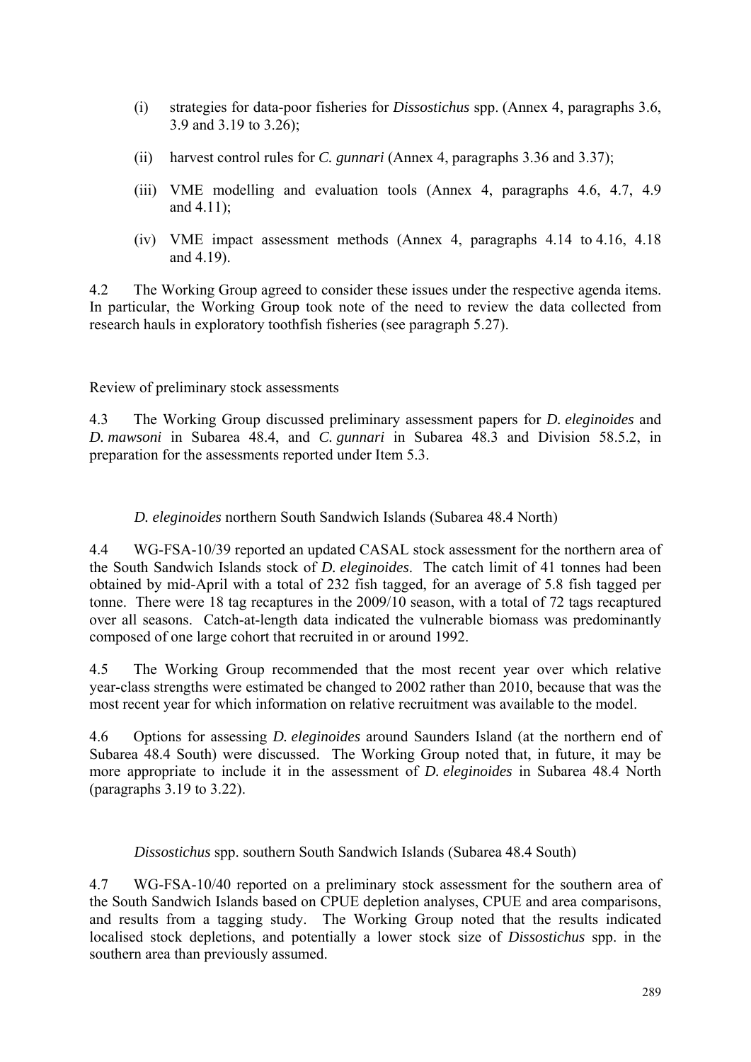(i) strategies for data-poor fisheries for *Dissostichus* spp. (Annex 4, paragraphs 3.6, 3.9 and 3.19 to 3.26);

(ii) harvest control rules for *C. gunnari* (Annex 4, paragraphs 3.36 and 3.37);

(iii) VME modelling and evaluation tools (Annex 4, paragraphs 4.6, 4.7, 4.9 and 4.11);

(iv) VME impact assessment methods (Annex 4, paragraphs 4.14 to 4.16, 4.18 and 4.19).

4.2 The Working Group agreed to consider these issues under the respective agenda items. In particular, the Working Group took note of the need to review the data collected from research hauls in exploratory toothfish fisheries (see paragraph 5.27).

## Review of preliminary stock assessments

4.3 The Working Group discussed preliminary assessment papers for *D. eleginoides* and *D. mawsoni* in Subarea 48.4, and *C. gunnari* in Subarea 48.3 and Division 58.5.2, in preparation for the assessments reported under Item 5.3.

### *D. eleginoides* northern South Sandwich Islands (Subarea 48.4 North)

4.4 WG-FSA-10/39 reported an updated CASAL stock assessment for the northern area of the South Sandwich Islands stock of *D. eleginoides*. The catch limit of 41 tonnes had been obtained by mid-April with a total of 232 fish tagged, for an average of 5.8 fish tagged per tonne. There were 18 tag recaptures in the 2009/10 season, with a total of 72 tags recaptured over all seasons. Catch-at-length data indicated the vulnerable biomass was predominantly composed of one large cohort that recruited in or around 1992.

4.5 The Working Group recommended that the most recent year over which relative year-class strengths were estimated be changed to 2002 rather than 2010, because that was the most recent year for which information on relative recruitment was available to the model.

4.6 Options for assessing *D. eleginoides* around Saunders Island (at the northern end of Subarea 48.4 South) were discussed. The Working Group noted that, in future, it may be more appropriate to include it in the assessment of *D. eleginoides* in Subarea 48.4 North (paragraphs 3.19 to 3.22).

### *Dissostichus* spp. southern South Sandwich Islands (Subarea 48.4 South)

4.7 WG-FSA-10/40 reported on a preliminary stock assessment for the southern area of the South Sandwich Islands based on CPUE depletion analyses, CPUE and area comparisons, and results from a tagging study. The Working Group noted that the results indicated localised stock depletions, and potentially a lower stock size of *Dissostichus* spp. in the southern area than previously assumed.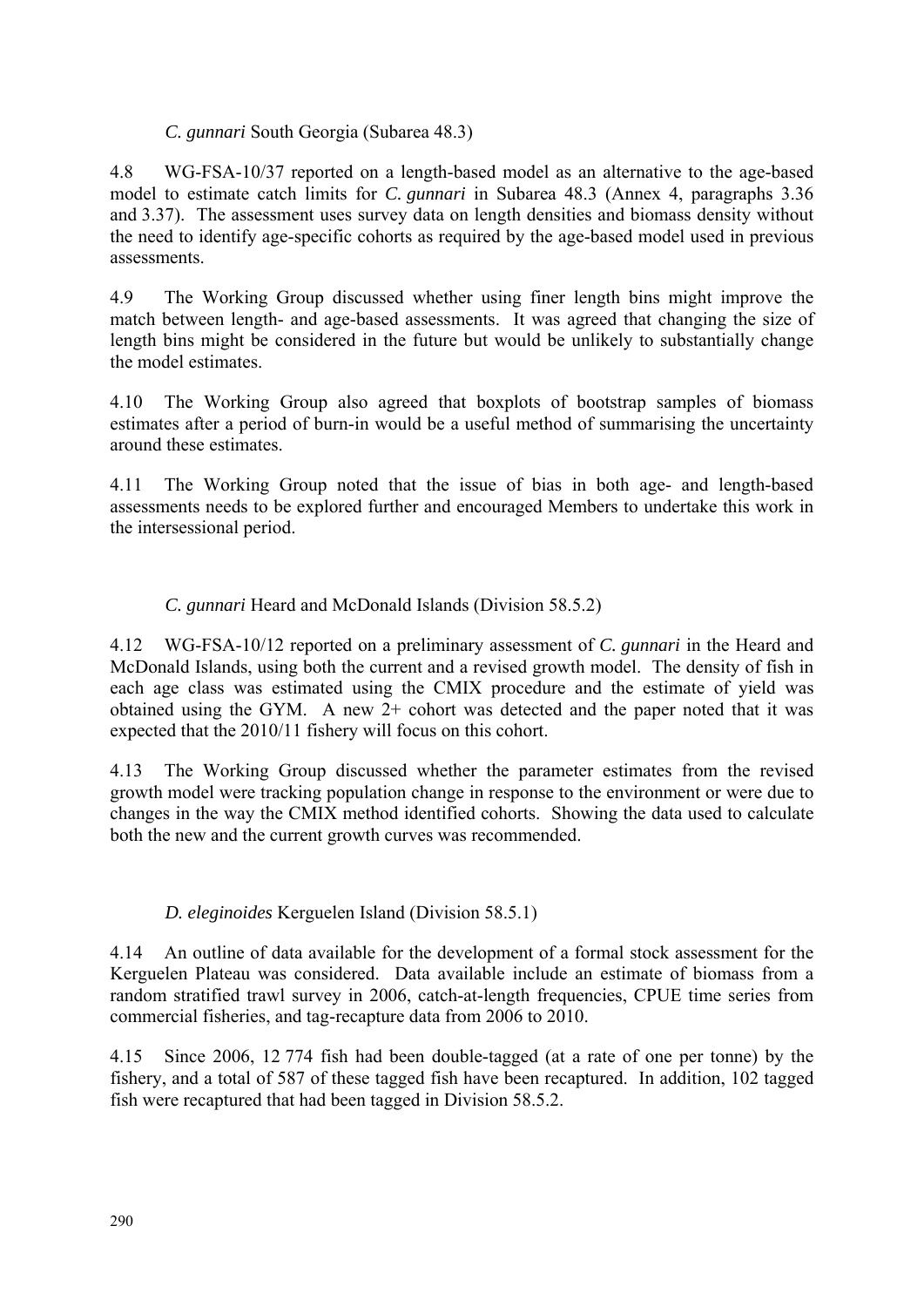### *C. gunnari* South Georgia (Subarea 48.3)

4.8 WG-FSA-10/37 reported on a length-based model as an alternative to the age-based model to estimate catch limits for *C. gunnari* in Subarea 48.3 (Annex 4, paragraphs 3.36 and 3.37). The assessment uses survey data on length densities and biomass density without the need to identify age-specific cohorts as required by the age-based model used in previous assessments.

4.9 The Working Group discussed whether using finer length bins might improve the match between length- and age-based assessments. It was agreed that changing the size of length bins might be considered in the future but would be unlikely to substantially change the model estimates.

4.10 The Working Group also agreed that boxplots of bootstrap samples of biomass estimates after a period of burn-in would be a useful method of summarising the uncertainty around these estimates.

4.11 The Working Group noted that the issue of bias in both age- and length-based assessments needs to be explored further and encouraged Members to undertake this work in the intersessional period.

### *C. gunnari* Heard and McDonald Islands (Division 58.5.2)

4.12 WG-FSA-10/12 reported on a preliminary assessment of *C. gunnari* in the Heard and McDonald Islands, using both the current and a revised growth model. The density of fish in each age class was estimated using the CMIX procedure and the estimate of yield was obtained using the GYM. A new 2+ cohort was detected and the paper noted that it was expected that the 2010/11 fishery will focus on this cohort.

4.13 The Working Group discussed whether the parameter estimates from the revised growth model were tracking population change in response to the environment or were due to changes in the way the CMIX method identified cohorts. Showing the data used to calculate both the new and the current growth curves was recommended.

### *D. eleginoides* Kerguelen Island (Division 58.5.1)

4.14 An outline of data available for the development of a formal stock assessment for the Kerguelen Plateau was considered. Data available include an estimate of biomass from a random stratified trawl survey in 2006, catch-at-length frequencies, CPUE time series from commercial fisheries, and tag-recapture data from 2006 to 2010.

4.15 Since 2006, 12 774 fish had been double-tagged (at a rate of one per tonne) by the fishery, and a total of 587 of these tagged fish have been recaptured. In addition, 102 tagged fish were recaptured that had been tagged in Division 58.5.2.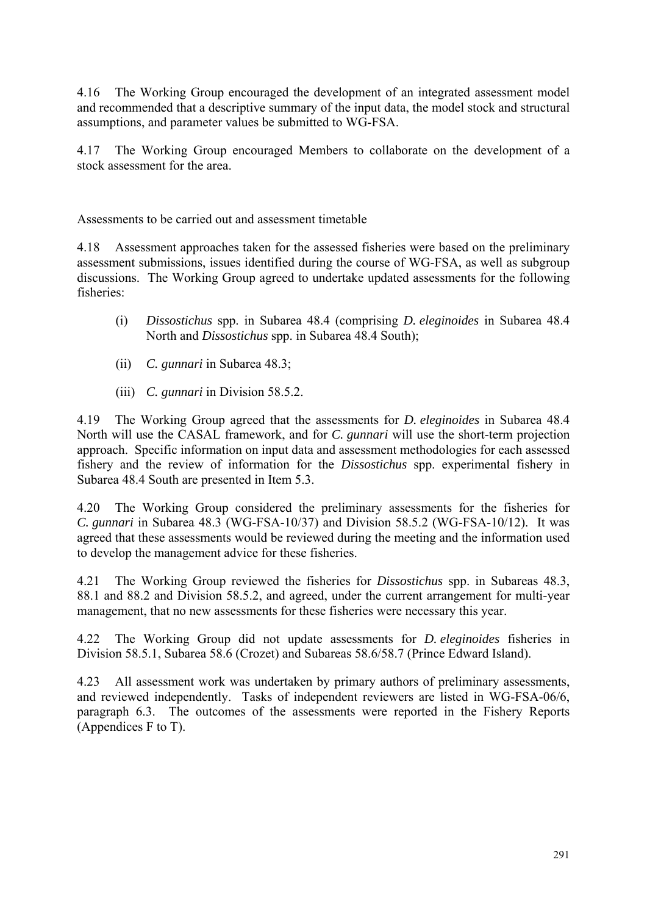4.16 The Working Group encouraged the development of an integrated assessment model and recommended that a descriptive summary of the input data, the model stock and structural assumptions, and parameter values be submitted to WG-FSA.

4.17 The Working Group encouraged Members to collaborate on the development of a stock assessment for the area.

Assessments to be carried out and assessment timetable

4.18 Assessment approaches taken for the assessed fisheries were based on the preliminary assessment submissions, issues identified during the course of WG-FSA, as well as subgroup discussions. The Working Group agreed to undertake updated assessments for the following fisheries:

(i) *Dissostichus* spp. in Subarea 48.4 (comprising *D. eleginoides* in Subarea 48.4 North and *Dissostichus* spp. in Subarea 48.4 South);

(ii) *C. gunnari* in Subarea 48.3;

(iii) *C. gunnari* in Division 58.5.2.

4.19 The Working Group agreed that the assessments for *D. eleginoides* in Subarea 48.4 North will use the CASAL framework, and for *C. gunnari* will use the short-term projection approach. Specific information on input data and assessment methodologies for each assessed fishery and the review of information for the *Dissostichus* spp. experimental fishery in Subarea 48.4 South are presented in Item 5.3.

4.20 The Working Group considered the preliminary assessments for the fisheries for *C. gunnari* in Subarea 48.3 (WG-FSA-10/37) and Division 58.5.2 (WG-FSA-10/12). It was agreed that these assessments would be reviewed during the meeting and the information used to develop the management advice for these fisheries.

4.21 The Working Group reviewed the fisheries for *Dissostichus* spp. in Subareas 48.3, 88.1 and 88.2 and Division 58.5.2, and agreed, under the current arrangement for multi-year management, that no new assessments for these fisheries were necessary this year.

4.22 The Working Group did not update assessments for *D. eleginoides* fisheries in Division 58.5.1, Subarea 58.6 (Crozet) and Subareas 58.6/58.7 (Prince Edward Island).

4.23 All assessment work was undertaken by primary authors of preliminary assessments, and reviewed independently. Tasks of independent reviewers are listed in WG-FSA-06/6, paragraph 6.3. The outcomes of the assessments were reported in the Fishery Reports (Appendices F to T).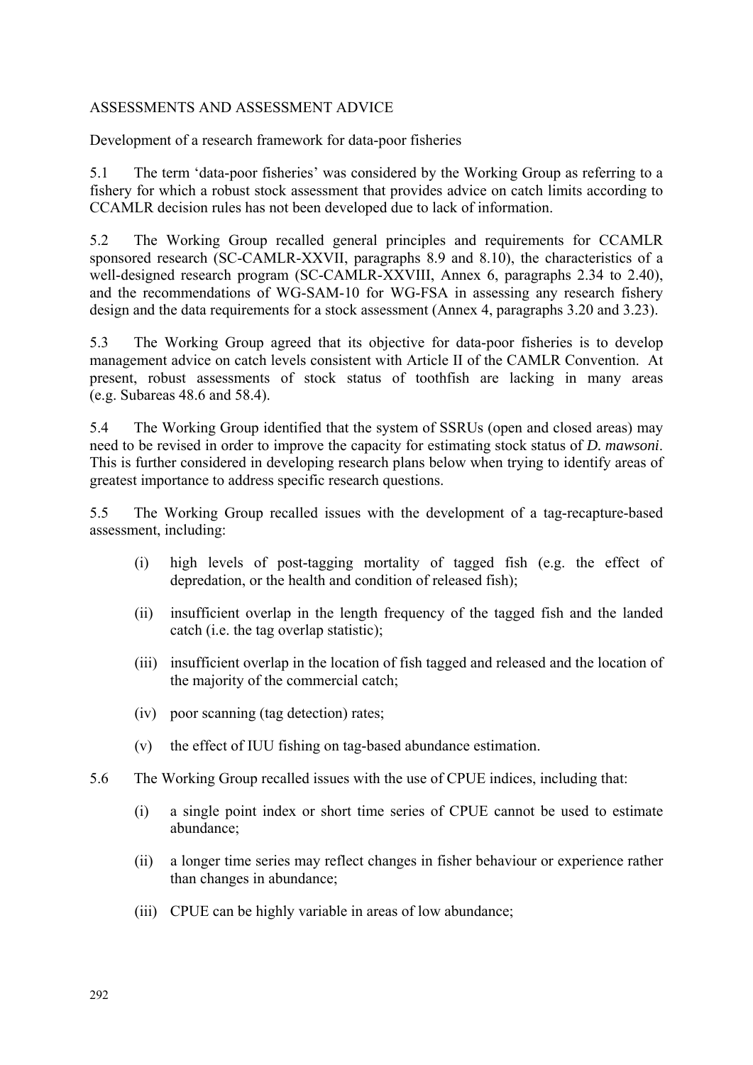## ASSESSMENTS AND ASSESSMENT ADVICE

### Development of a research framework for data-poor fisheries

5.1 The term 'data-poor fisheries' was considered by the Working Group as referring to a fishery for which a robust stock assessment that provides advice on catch limits according to CCAMLR decision rules has not been developed due to lack of information.

5.2 The Working Group recalled general principles and requirements for CCAMLR sponsored research (SC-CAMLR-XXVII, paragraphs 8.9 and 8.10), the characteristics of a well-designed research program (SC-CAMLR-XXVIII, Annex 6, paragraphs 2.34 to 2.40), and the recommendations of WG-SAM-10 for WG-FSA in assessing any research fishery design and the data requirements for a stock assessment (Annex 4, paragraphs 3.20 and 3.23).

5.3 The Working Group agreed that its objective for data-poor fisheries is to develop management advice on catch levels consistent with Article II of the CAMLR Convention. At present, robust assessments of stock status of toothfish are lacking in many areas (e.g. Subareas 48.6 and 58.4).

5.4 The Working Group identified that the system of SSRUs (open and closed areas) may need to be revised in order to improve the capacity for estimating stock status of *D. mawsoni*. This is further considered in developing research plans below when trying to identify areas of greatest importance to address specific research questions.

5.5 The Working Group recalled issues with the development of a tag-recapture-based assessment, including:

(i) high levels of post-tagging mortality of tagged fish (e.g. the effect of depredation, or the health and condition of released fish);

(ii) insufficient overlap in the length frequency of the tagged fish and the landed catch (i.e. the tag overlap statistic);

(iii) insufficient overlap in the location of fish tagged and released and the location of the majority of the commercial catch;

(iv) poor scanning (tag detection) rates;

(v) the effect of IUU fishing on tag-based abundance estimation.

5.6 The Working Group recalled issues with the use of CPUE indices, including that:

(i) a single point index or short time series of CPUE cannot be used to estimate abundance;

(ii) a longer time series may reflect changes in fisher behaviour or experience rather than changes in abundance;

(iii) CPUE can be highly variable in areas of low abundance;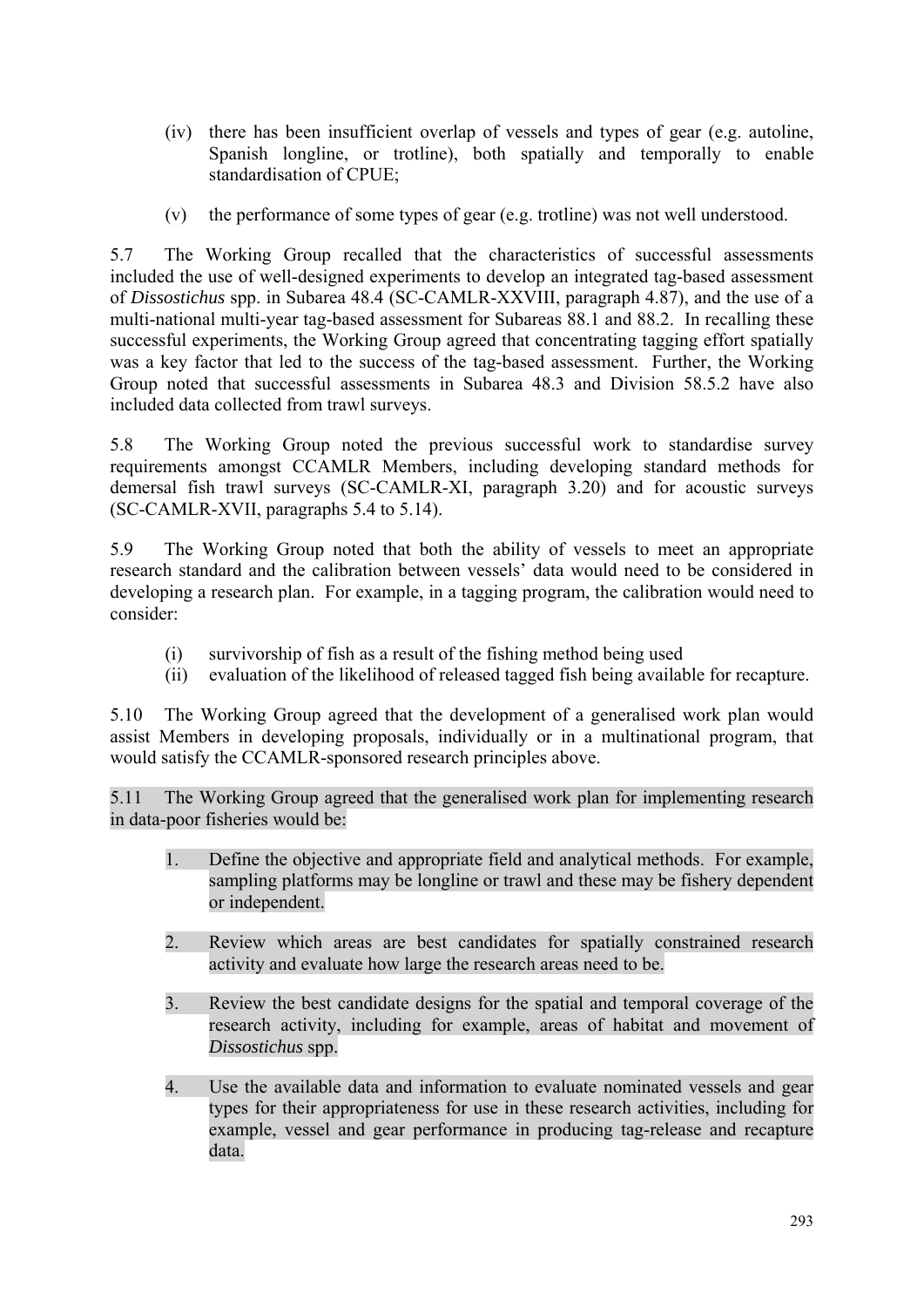(iv) there has been insufficient overlap of vessels and types of gear (e.g. autoline, Spanish longline, or trotline), both spatially and temporally to enable standardisation of CPUE;

(v) the performance of some types of gear (e.g. trotline) was not well understood.

5.7 The Working Group recalled that the characteristics of successful assessments included the use of well-designed experiments to develop an integrated tag-based assessment of *Dissostichus* spp. in Subarea 48.4 (SC-CAMLR-XXVIII, paragraph 4.87), and the use of a multi-national multi-year tag-based assessment for Subareas 88.1 and 88.2. In recalling these successful experiments, the Working Group agreed that concentrating tagging effort spatially was a key factor that led to the success of the tag-based assessment. Further, the Working Group noted that successful assessments in Subarea 48.3 and Division 58.5.2 have also included data collected from trawl surveys.

5.8 The Working Group noted the previous successful work to standardise survey requirements amongst CCAMLR Members, including developing standard methods for demersal fish trawl surveys (SC-CAMLR-XI, paragraph 3.20) and for acoustic surveys (SC-CAMLR-XVII, paragraphs 5.4 to 5.14).

5.9 The Working Group noted that both the ability of vessels to meet an appropriate research standard and the calibration between vessels' data would need to be considered in developing a research plan. For example, in a tagging program, the calibration would need to consider:

(i) survivorship of fish as a result of the fishing method being used
(ii) evaluation of the likelihood of released tagged fish being available for recapture.

5.10 The Working Group agreed that the development of a generalised work plan would assist Members in developing proposals, individually or in a multinational program, that would satisfy the CCAMLR-sponsored research principles above.

5.11 The Working Group agreed that the generalised work plan for implementing research in data-poor fisheries would be:

1. Define the objective and appropriate field and analytical methods. For example, sampling platforms may be longline or trawl and these may be fishery dependent or independent.

2. Review which areas are best candidates for spatially constrained research activity and evaluate how large the research areas need to be.

3. Review the best candidate designs for the spatial and temporal coverage of the research activity, including for example, areas of habitat and movement of *Dissostichus* spp.

4. Use the available data and information to evaluate nominated vessels and gear types for their appropriateness for use in these research activities, including for example, vessel and gear performance in producing tag-release and recapture data.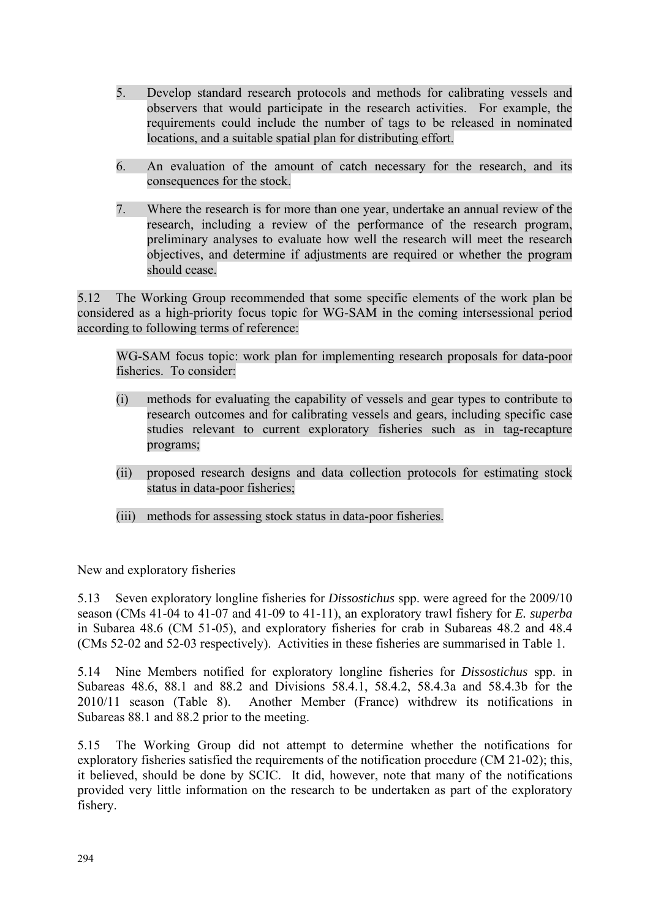5. Develop standard research protocols and methods for calibrating vessels and observers that would participate in the research activities. For example, the requirements could include the number of tags to be released in nominated locations, and a suitable spatial plan for distributing effort.

6. An evaluation of the amount of catch necessary for the research, and its consequences for the stock.

7. Where the research is for more than one year, undertake an annual review of the research, including a review of the performance of the research program, preliminary analyses to evaluate how well the research will meet the research objectives, and determine if adjustments are required or whether the program should cease.

5.12 The Working Group recommended that some specific elements of the work plan be considered as a high-priority focus topic for WG-SAM in the coming intersessional period according to following terms of reference:

WG-SAM focus topic: work plan for implementing research proposals for data-poor fisheries. To consider:

(i) methods for evaluating the capability of vessels and gear types to contribute to research outcomes and for calibrating vessels and gears, including specific case studies relevant to current exploratory fisheries such as in tag-recapture programs;

(ii) proposed research designs and data collection protocols for estimating stock status in data-poor fisheries;

(iii) methods for assessing stock status in data-poor fisheries.

New and exploratory fisheries

5.13 Seven exploratory longline fisheries for *Dissostichus* spp. were agreed for the 2009/10 season (CMs 41-04 to 41-07 and 41-09 to 41-11), an exploratory trawl fishery for *E. superba* in Subarea 48.6 (CM 51-05), and exploratory fisheries for crab in Subareas 48.2 and 48.4 (CMs 52-02 and 52-03 respectively). Activities in these fisheries are summarised in Table 1.

5.14 Nine Members notified for exploratory longline fisheries for *Dissostichus* spp. in Subareas 48.6, 88.1 and 88.2 and Divisions 58.4.1, 58.4.2, 58.4.3a and 58.4.3b for the 2010/11 season (Table 8). Another Member (France) withdrew its notifications in Subareas 88.1 and 88.2 prior to the meeting.

5.15 The Working Group did not attempt to determine whether the notifications for exploratory fisheries satisfied the requirements of the notification procedure (CM 21-02); this, it believed, should be done by SCIC. It did, however, note that many of the notifications provided very little information on the research to be undertaken as part of the exploratory fishery.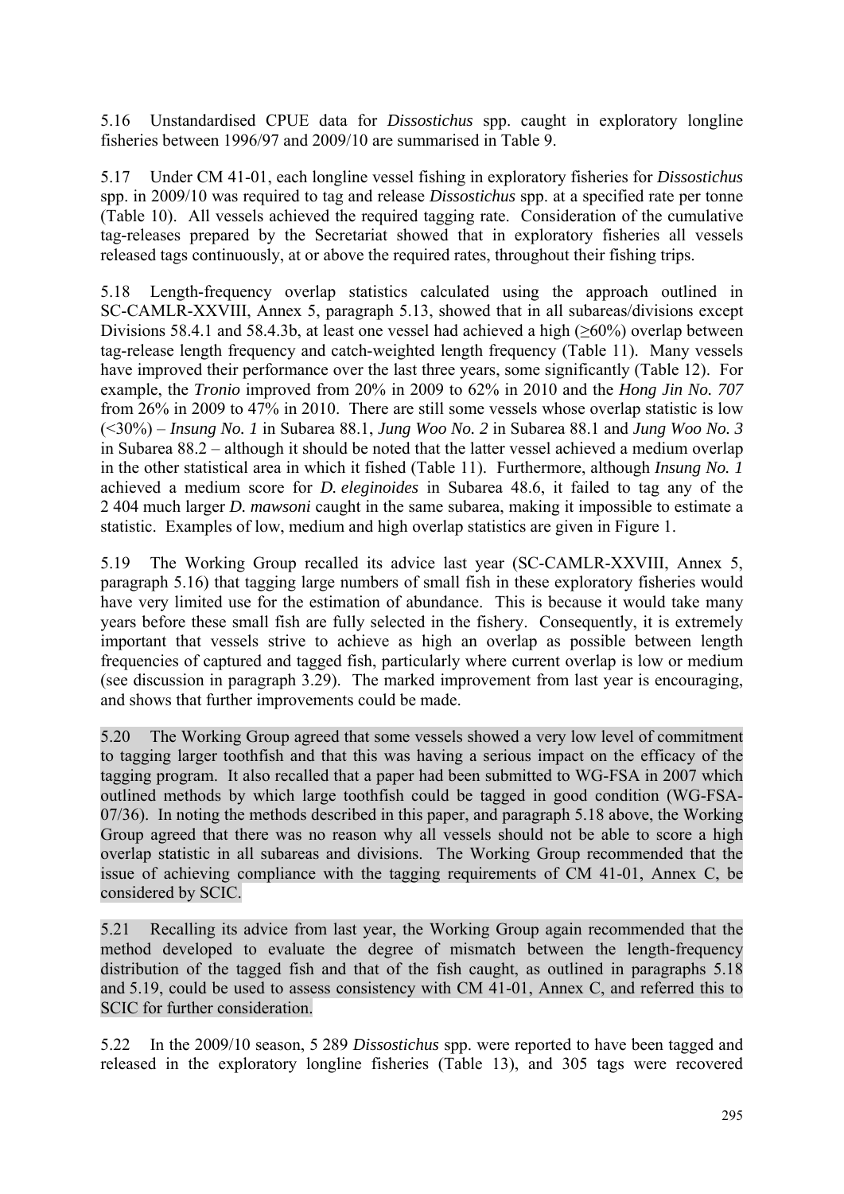5.16 Unstandardised CPUE data for *Dissostichus* spp. caught in exploratory longline fisheries between 1996/97 and 2009/10 are summarised in Table 9.

5.17 Under CM 41-01, each longline vessel fishing in exploratory fisheries for *Dissostichus* spp. in 2009/10 was required to tag and release *Dissostichus* spp. at a specified rate per tonne (Table 10). All vessels achieved the required tagging rate. Consideration of the cumulative tag-releases prepared by the Secretariat showed that in exploratory fisheries all vessels released tags continuously, at or above the required rates, throughout their fishing trips.

5.18 Length-frequency overlap statistics calculated using the approach outlined in SC-CAMLR-XXVIII, Annex 5, paragraph 5.13, showed that in all subareas/divisions except Divisions 58.4.1 and 58.4.3b, at least one vessel had achieved a high (≥60%) overlap between tag-release length frequency and catch-weighted length frequency (Table 11). Many vessels have improved their performance over the last three years, some significantly (Table 12). For example, the *Tronio* improved from 20% in 2009 to 62% in 2010 and the *Hong Jin No. 707* from 26% in 2009 to 47% in 2010. There are still some vessels whose overlap statistic is low (<30%) – *Insung No. 1* in Subarea 88.1, *Jung Woo No. 2* in Subarea 88.1 and *Jung Woo No. 3* in Subarea 88.2 – although it should be noted that the latter vessel achieved a medium overlap in the other statistical area in which it fished (Table 11). Furthermore, although *Insung No. 1* achieved a medium score for *D. eleginoides* in Subarea 48.6, it failed to tag any of the 2 404 much larger *D. mawsoni* caught in the same subarea, making it impossible to estimate a statistic. Examples of low, medium and high overlap statistics are given in Figure 1.

5.19 The Working Group recalled its advice last year (SC-CAMLR-XXVIII, Annex 5, paragraph 5.16) that tagging large numbers of small fish in these exploratory fisheries would have very limited use for the estimation of abundance. This is because it would take many years before these small fish are fully selected in the fishery. Consequently, it is extremely important that vessels strive to achieve as high an overlap as possible between length frequencies of captured and tagged fish, particularly where current overlap is low or medium (see discussion in paragraph 3.29). The marked improvement from last year is encouraging, and shows that further improvements could be made.

5.20 The Working Group agreed that some vessels showed a very low level of commitment to tagging larger toothfish and that this was having a serious impact on the efficacy of the tagging program. It also recalled that a paper had been submitted to WG-FSA in 2007 which outlined methods by which large toothfish could be tagged in good condition (WG-FSA-07/36). In noting the methods described in this paper, and paragraph 5.18 above, the Working Group agreed that there was no reason why all vessels should not be able to score a high overlap statistic in all subareas and divisions. The Working Group recommended that the issue of achieving compliance with the tagging requirements of CM 41-01, Annex C, be considered by SCIC.

5.21 Recalling its advice from last year, the Working Group again recommended that the method developed to evaluate the degree of mismatch between the length-frequency distribution of the tagged fish and that of the fish caught, as outlined in paragraphs 5.18 and 5.19, could be used to assess consistency with CM 41-01, Annex C, and referred this to SCIC for further consideration.

5.22 In the 2009/10 season, 5 289 *Dissostichus* spp. were reported to have been tagged and released in the exploratory longline fisheries (Table 13), and 305 tags were recovered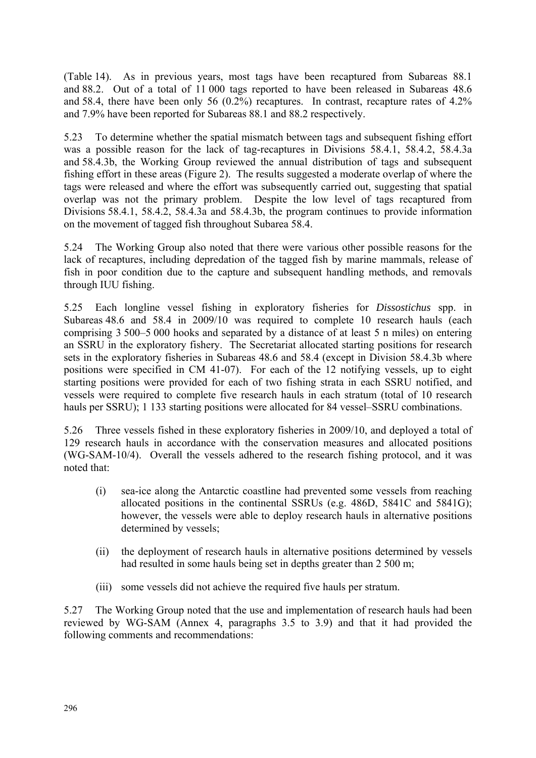(Table 14). As in previous years, most tags have been recaptured from Subareas 88.1 and 88.2. Out of a total of 11 000 tags reported to have been released in Subareas 48.6 and 58.4, there have been only 56 (0.2%) recaptures. In contrast, recapture rates of 4.2% and 7.9% have been reported for Subareas 88.1 and 88.2 respectively.

5.23 To determine whether the spatial mismatch between tags and subsequent fishing effort was a possible reason for the lack of tag-recaptures in Divisions 58.4.1, 58.4.2, 58.4.3a and 58.4.3b, the Working Group reviewed the annual distribution of tags and subsequent fishing effort in these areas (Figure 2). The results suggested a moderate overlap of where the tags were released and where the effort was subsequently carried out, suggesting that spatial overlap was not the primary problem. Despite the low level of tags recaptured from Divisions 58.4.1, 58.4.2, 58.4.3a and 58.4.3b, the program continues to provide information on the movement of tagged fish throughout Subarea 58.4.

5.24 The Working Group also noted that there were various other possible reasons for the lack of recaptures, including depredation of the tagged fish by marine mammals, release of fish in poor condition due to the capture and subsequent handling methods, and removals through IUU fishing.

5.25 Each longline vessel fishing in exploratory fisheries for *Dissostichus* spp. in Subareas 48.6 and 58.4 in 2009/10 was required to complete 10 research hauls (each comprising 3 500–5 000 hooks and separated by a distance of at least 5 n miles) on entering an SSRU in the exploratory fishery. The Secretariat allocated starting positions for research sets in the exploratory fisheries in Subareas 48.6 and 58.4 (except in Division 58.4.3b where positions were specified in CM 41-07). For each of the 12 notifying vessels, up to eight starting positions were provided for each of two fishing strata in each SSRU notified, and vessels were required to complete five research hauls in each stratum (total of 10 research hauls per SSRU); 1 133 starting positions were allocated for 84 vessel–SSRU combinations.

5.26 Three vessels fished in these exploratory fisheries in 2009/10, and deployed a total of 129 research hauls in accordance with the conservation measures and allocated positions (WG-SAM-10/4). Overall the vessels adhered to the research fishing protocol, and it was noted that:

(i) sea-ice along the Antarctic coastline had prevented some vessels from reaching allocated positions in the continental SSRUs (e.g. 486D, 5841C and 5841G); however, the vessels were able to deploy research hauls in alternative positions determined by vessels;

(ii) the deployment of research hauls in alternative positions determined by vessels had resulted in some hauls being set in depths greater than 2 500 m;

(iii) some vessels did not achieve the required five hauls per stratum.

5.27 The Working Group noted that the use and implementation of research hauls had been reviewed by WG-SAM (Annex 4, paragraphs 3.5 to 3.9) and that it had provided the following comments and recommendations: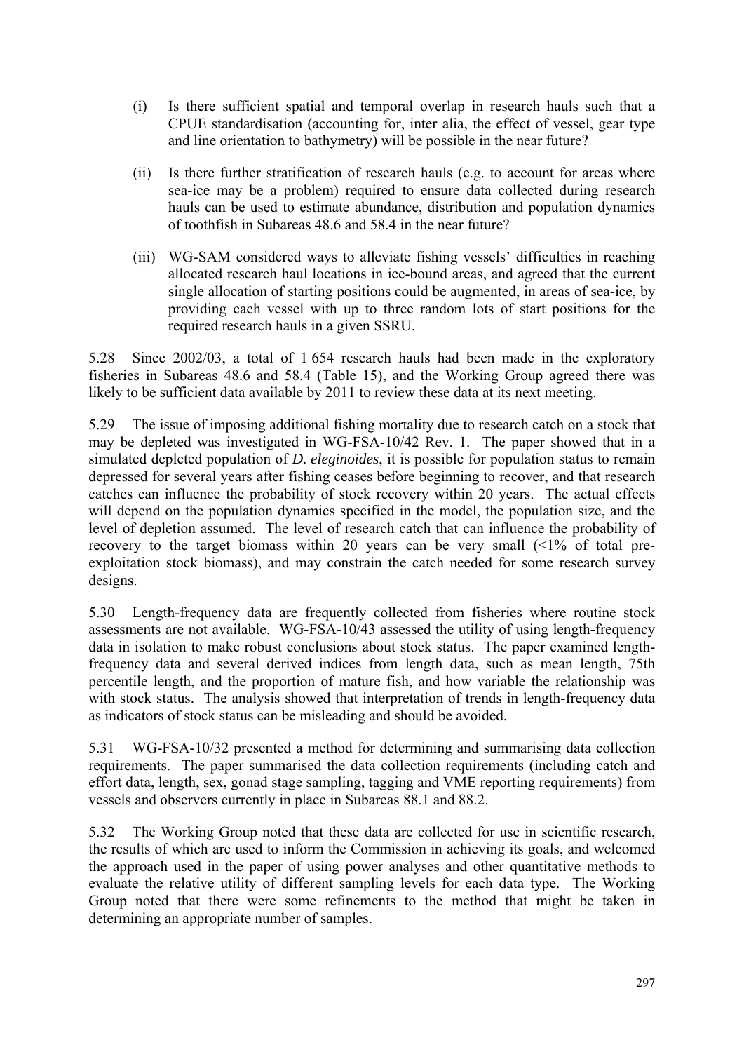(i) Is there sufficient spatial and temporal overlap in research hauls such that a CPUE standardisation (accounting for, inter alia, the effect of vessel, gear type and line orientation to bathymetry) will be possible in the near future?

(ii) Is there further stratification of research hauls (e.g. to account for areas where sea-ice may be a problem) required to ensure data collected during research hauls can be used to estimate abundance, distribution and population dynamics of toothfish in Subareas 48.6 and 58.4 in the near future?

(iii) WG-SAM considered ways to alleviate fishing vessels' difficulties in reaching allocated research haul locations in ice-bound areas, and agreed that the current single allocation of starting positions could be augmented, in areas of sea-ice, by providing each vessel with up to three random lots of start positions for the required research hauls in a given SSRU.

5.28 Since 2002/03, a total of 1 654 research hauls had been made in the exploratory fisheries in Subareas 48.6 and 58.4 (Table 15), and the Working Group agreed there was likely to be sufficient data available by 2011 to review these data at its next meeting.

5.29 The issue of imposing additional fishing mortality due to research catch on a stock that may be depleted was investigated in WG-FSA-10/42 Rev. 1. The paper showed that in a simulated depleted population of *D. eleginoides*, it is possible for population status to remain depressed for several years after fishing ceases before beginning to recover, and that research catches can influence the probability of stock recovery within 20 years. The actual effects will depend on the population dynamics specified in the model, the population size, and the level of depletion assumed. The level of research catch that can influence the probability of recovery to the target biomass within 20 years can be very small (<1% of total pre-exploitation stock biomass), and may constrain the catch needed for some research survey designs.

5.30 Length-frequency data are frequently collected from fisheries where routine stock assessments are not available. WG-FSA-10/43 assessed the utility of using length-frequency data in isolation to make robust conclusions about stock status. The paper examined length-frequency data and several derived indices from length data, such as mean length, 75th percentile length, and the proportion of mature fish, and how variable the relationship was with stock status. The analysis showed that interpretation of trends in length-frequency data as indicators of stock status can be misleading and should be avoided.

5.31 WG-FSA-10/32 presented a method for determining and summarising data collection requirements. The paper summarised the data collection requirements (including catch and effort data, length, sex, gonad stage sampling, tagging and VME reporting requirements) from vessels and observers currently in place in Subareas 88.1 and 88.2.

5.32 The Working Group noted that these data are collected for use in scientific research, the results of which are used to inform the Commission in achieving its goals, and welcomed the approach used in the paper of using power analyses and other quantitative methods to evaluate the relative utility of different sampling levels for each data type. The Working Group noted that there were some refinements to the method that might be taken in determining an appropriate number of samples.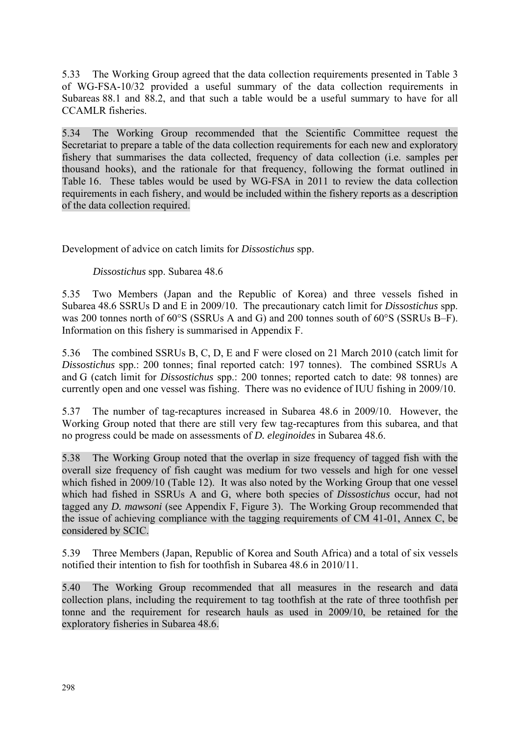5.33 The Working Group agreed that the data collection requirements presented in Table 3 of WG-FSA-10/32 provided a useful summary of the data collection requirements in Subareas 88.1 and 88.2, and that such a table would be a useful summary to have for all CCAMLR fisheries.

5.34 The Working Group recommended that the Scientific Committee request the Secretariat to prepare a table of the data collection requirements for each new and exploratory fishery that summarises the data collected, frequency of data collection (i.e. samples per thousand hooks), and the rationale for that frequency, following the format outlined in Table 16. These tables would be used by WG-FSA in 2011 to review the data collection requirements in each fishery, and would be included within the fishery reports as a description of the data collection required.

## Development of advice on catch limits for *Dissostichus* spp.

### *Dissostichus* spp. Subarea 48.6

5.35 Two Members (Japan and the Republic of Korea) and three vessels fished in Subarea 48.6 SSRUs D and E in 2009/10. The precautionary catch limit for *Dissostichus* spp. was 200 tonnes north of 60°S (SSRUs A and G) and 200 tonnes south of 60°S (SSRUs B–F). Information on this fishery is summarised in Appendix F.

5.36 The combined SSRUs B, C, D, E and F were closed on 21 March 2010 (catch limit for *Dissostichus* spp.: 200 tonnes; final reported catch: 197 tonnes). The combined SSRUs A and G (catch limit for *Dissostichus* spp.: 200 tonnes; reported catch to date: 98 tonnes) are currently open and one vessel was fishing. There was no evidence of IUU fishing in 2009/10.

5.37 The number of tag-recaptures increased in Subarea 48.6 in 2009/10. However, the Working Group noted that there are still very few tag-recaptures from this subarea, and that no progress could be made on assessments of *D. eleginoides* in Subarea 48.6.

5.38 The Working Group noted that the overlap in size frequency of tagged fish with the overall size frequency of fish caught was medium for two vessels and high for one vessel which fished in 2009/10 (Table 12). It was also noted by the Working Group that one vessel which had fished in SSRUs A and G, where both species of *Dissostichus* occur, had not tagged any *D. mawsoni* (see Appendix F, Figure 3). The Working Group recommended that the issue of achieving compliance with the tagging requirements of CM 41-01, Annex C, be considered by SCIC.

5.39 Three Members (Japan, Republic of Korea and South Africa) and a total of six vessels notified their intention to fish for toothfish in Subarea 48.6 in 2010/11.

5.40 The Working Group recommended that all measures in the research and data collection plans, including the requirement to tag toothfish at the rate of three toothfish per tonne and the requirement for research hauls as used in 2009/10, be retained for the exploratory fisheries in Subarea 48.6.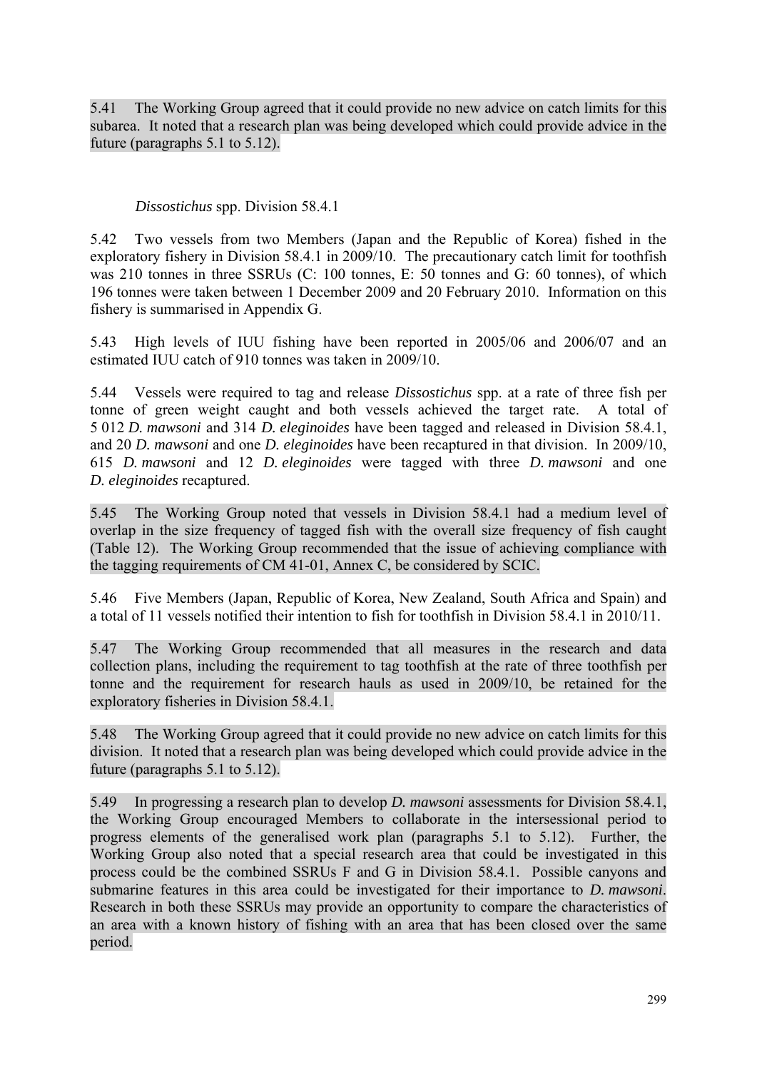5.41 The Working Group agreed that it could provide no new advice on catch limits for this subarea. It noted that a research plan was being developed which could provide advice in the future (paragraphs 5.1 to 5.12).

### *Dissostichus* spp. Division 58.4.1

5.42 Two vessels from two Members (Japan and the Republic of Korea) fished in the exploratory fishery in Division 58.4.1 in 2009/10. The precautionary catch limit for toothfish was 210 tonnes in three SSRUs (C: 100 tonnes, E: 50 tonnes and G: 60 tonnes), of which 196 tonnes were taken between 1 December 2009 and 20 February 2010. Information on this fishery is summarised in Appendix G.

5.43 High levels of IUU fishing have been reported in 2005/06 and 2006/07 and an estimated IUU catch of 910 tonnes was taken in 2009/10.

5.44 Vessels were required to tag and release *Dissostichus* spp. at a rate of three fish per tonne of green weight caught and both vessels achieved the target rate. A total of 5 012 *D. mawsoni* and 314 *D. eleginoides* have been tagged and released in Division 58.4.1, and 20 *D. mawsoni* and one *D. eleginoides* have been recaptured in that division. In 2009/10, 615 *D. mawsoni* and 12 *D. eleginoides* were tagged with three *D. mawsoni* and one *D. eleginoides* recaptured.

5.45 The Working Group noted that vessels in Division 58.4.1 had a medium level of overlap in the size frequency of tagged fish with the overall size frequency of fish caught (Table 12). The Working Group recommended that the issue of achieving compliance with the tagging requirements of CM 41-01, Annex C, be considered by SCIC.

5.46 Five Members (Japan, Republic of Korea, New Zealand, South Africa and Spain) and a total of 11 vessels notified their intention to fish for toothfish in Division 58.4.1 in 2010/11.

5.47 The Working Group recommended that all measures in the research and data collection plans, including the requirement to tag toothfish at the rate of three toothfish per tonne and the requirement for research hauls as used in 2009/10, be retained for the exploratory fisheries in Division 58.4.1.

5.48 The Working Group agreed that it could provide no new advice on catch limits for this division. It noted that a research plan was being developed which could provide advice in the future (paragraphs 5.1 to 5.12).

5.49 In progressing a research plan to develop *D. mawsoni* assessments for Division 58.4.1, the Working Group encouraged Members to collaborate in the intersessional period to progress elements of the generalised work plan (paragraphs 5.1 to 5.12). Further, the Working Group also noted that a special research area that could be investigated in this process could be the combined SSRUs F and G in Division 58.4.1. Possible canyons and submarine features in this area could be investigated for their importance to *D. mawsoni*. Research in both these SSRUs may provide an opportunity to compare the characteristics of an area with a known history of fishing with an area that has been closed over the same period.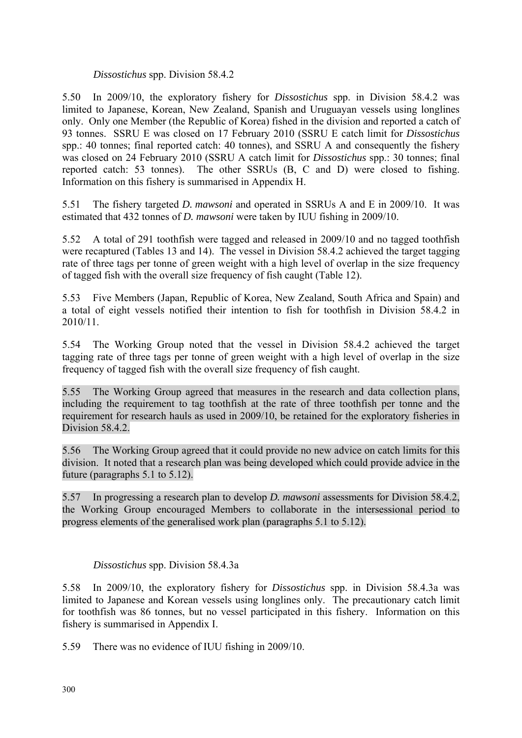### *Dissostichus* spp. Division 58.4.2

5.50 In 2009/10, the exploratory fishery for *Dissostichus* spp. in Division 58.4.2 was limited to Japanese, Korean, New Zealand, Spanish and Uruguayan vessels using longlines only. Only one Member (the Republic of Korea) fished in the division and reported a catch of 93 tonnes. SSRU E was closed on 17 February 2010 (SSRU E catch limit for *Dissostichus* spp.: 40 tonnes; final reported catch: 40 tonnes), and SSRU A and consequently the fishery was closed on 24 February 2010 (SSRU A catch limit for *Dissostichus* spp.: 30 tonnes; final reported catch: 53 tonnes). The other SSRUs (B, C and D) were closed to fishing. Information on this fishery is summarised in Appendix H.

5.51 The fishery targeted *D. mawsoni* and operated in SSRUs A and E in 2009/10. It was estimated that 432 tonnes of *D. mawsoni* were taken by IUU fishing in 2009/10.

5.52 A total of 291 toothfish were tagged and released in 2009/10 and no tagged toothfish were recaptured (Tables 13 and 14). The vessel in Division 58.4.2 achieved the target tagging rate of three tags per tonne of green weight with a high level of overlap in the size frequency of tagged fish with the overall size frequency of fish caught (Table 12).

5.53 Five Members (Japan, Republic of Korea, New Zealand, South Africa and Spain) and a total of eight vessels notified their intention to fish for toothfish in Division 58.4.2 in 2010/11.

5.54 The Working Group noted that the vessel in Division 58.4.2 achieved the target tagging rate of three tags per tonne of green weight with a high level of overlap in the size frequency of tagged fish with the overall size frequency of fish caught.

5.55 The Working Group agreed that measures in the research and data collection plans, including the requirement to tag toothfish at the rate of three toothfish per tonne and the requirement for research hauls as used in 2009/10, be retained for the exploratory fisheries in Division 58.4.2.

5.56 The Working Group agreed that it could provide no new advice on catch limits for this division. It noted that a research plan was being developed which could provide advice in the future (paragraphs 5.1 to 5.12).

5.57 In progressing a research plan to develop *D. mawsoni* assessments for Division 58.4.2, the Working Group encouraged Members to collaborate in the intersessional period to progress elements of the generalised work plan (paragraphs 5.1 to 5.12).

### *Dissostichus* spp. Division 58.4.3a

5.58 In 2009/10, the exploratory fishery for *Dissostichus* spp. in Division 58.4.3a was limited to Japanese and Korean vessels using longlines only. The precautionary catch limit for toothfish was 86 tonnes, but no vessel participated in this fishery. Information on this fishery is summarised in Appendix I.

5.59 There was no evidence of IUU fishing in 2009/10.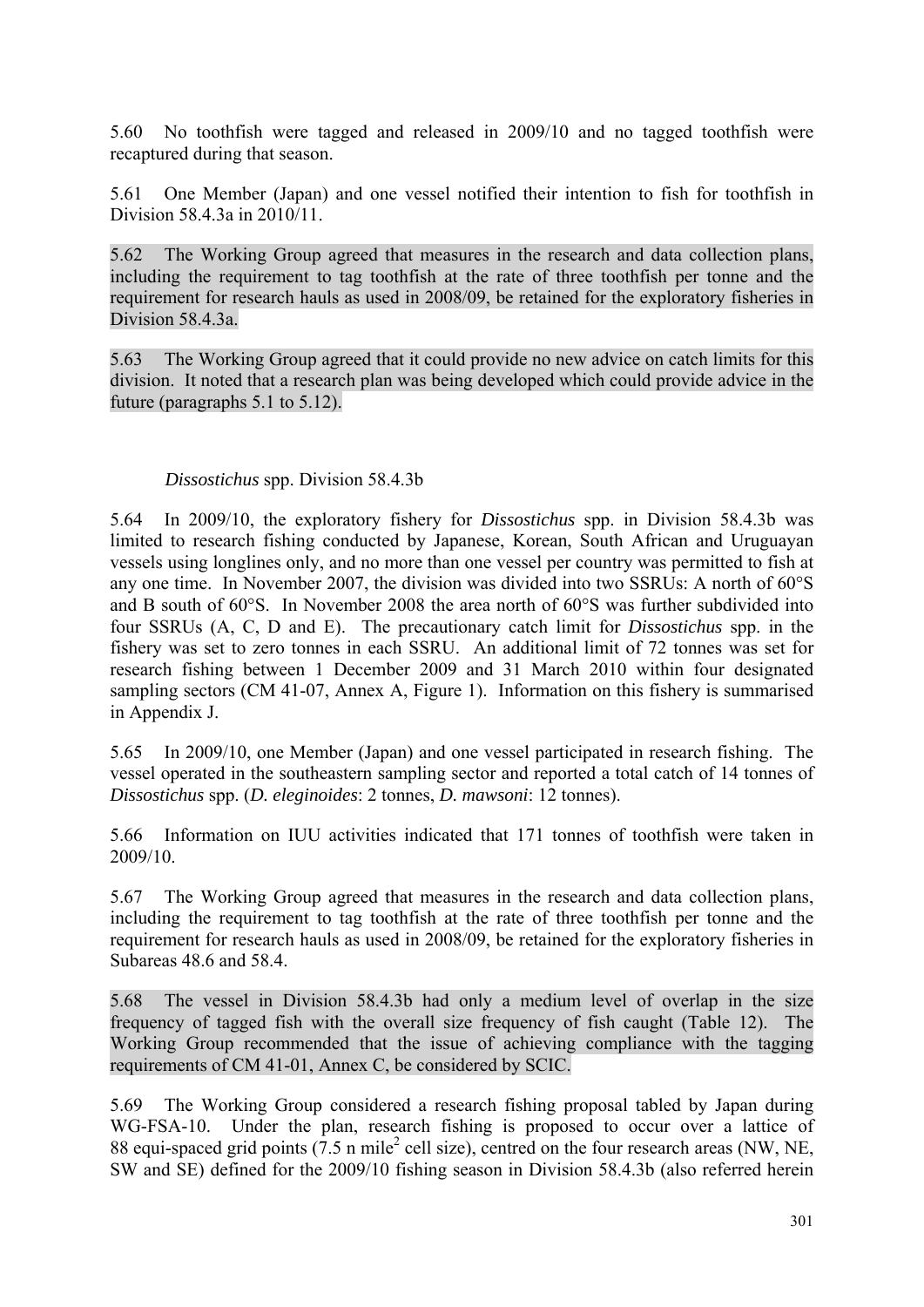5.60 No toothfish were tagged and released in 2009/10 and no tagged toothfish were recaptured during that season.

5.61 One Member (Japan) and one vessel notified their intention to fish for toothfish in Division 58.4.3a in 2010/11.

5.62 The Working Group agreed that measures in the research and data collection plans, including the requirement to tag toothfish at the rate of three toothfish per tonne and the requirement for research hauls as used in 2008/09, be retained for the exploratory fisheries in Division 58.4.3a.

5.63 The Working Group agreed that it could provide no new advice on catch limits for this division. It noted that a research plan was being developed which could provide advice in the future (paragraphs 5.1 to 5.12).

### *Dissostichus* spp. Division 58.4.3b

5.64 In 2009/10, the exploratory fishery for *Dissostichus* spp. in Division 58.4.3b was limited to research fishing conducted by Japanese, Korean, South African and Uruguayan vessels using longlines only, and no more than one vessel per country was permitted to fish at any one time. In November 2007, the division was divided into two SSRUs: A north of 60°S and B south of 60°S. In November 2008 the area north of 60°S was further subdivided into four SSRUs (A, C, D and E). The precautionary catch limit for *Dissostichus* spp. in the fishery was set to zero tonnes in each SSRU. An additional limit of 72 tonnes was set for research fishing between 1 December 2009 and 31 March 2010 within four designated sampling sectors (CM 41-07, Annex A, Figure 1). Information on this fishery is summarised in Appendix J.

5.65 In 2009/10, one Member (Japan) and one vessel participated in research fishing. The vessel operated in the southeastern sampling sector and reported a total catch of 14 tonnes of *Dissostichus* spp. (*D. eleginoides*: 2 tonnes, *D. mawsoni*: 12 tonnes).

5.66 Information on IUU activities indicated that 171 tonnes of toothfish were taken in 2009/10.

5.67 The Working Group agreed that measures in the research and data collection plans, including the requirement to tag toothfish at the rate of three toothfish per tonne and the requirement for research hauls as used in 2008/09, be retained for the exploratory fisheries in Subareas 48.6 and 58.4.

5.68 The vessel in Division 58.4.3b had only a medium level of overlap in the size frequency of tagged fish with the overall size frequency of fish caught (Table 12). The Working Group recommended that the issue of achieving compliance with the tagging requirements of CM 41-01, Annex C, be considered by SCIC.

5.69 The Working Group considered a research fishing proposal tabled by Japan during WG-FSA-10. Under the plan, research fishing is proposed to occur over a lattice of 88 equi-spaced grid points (7.5 n mile$^2$ cell size), centred on the four research areas (NW, NE, SW and SE) defined for the 2009/10 fishing season in Division 58.4.3b (also referred herein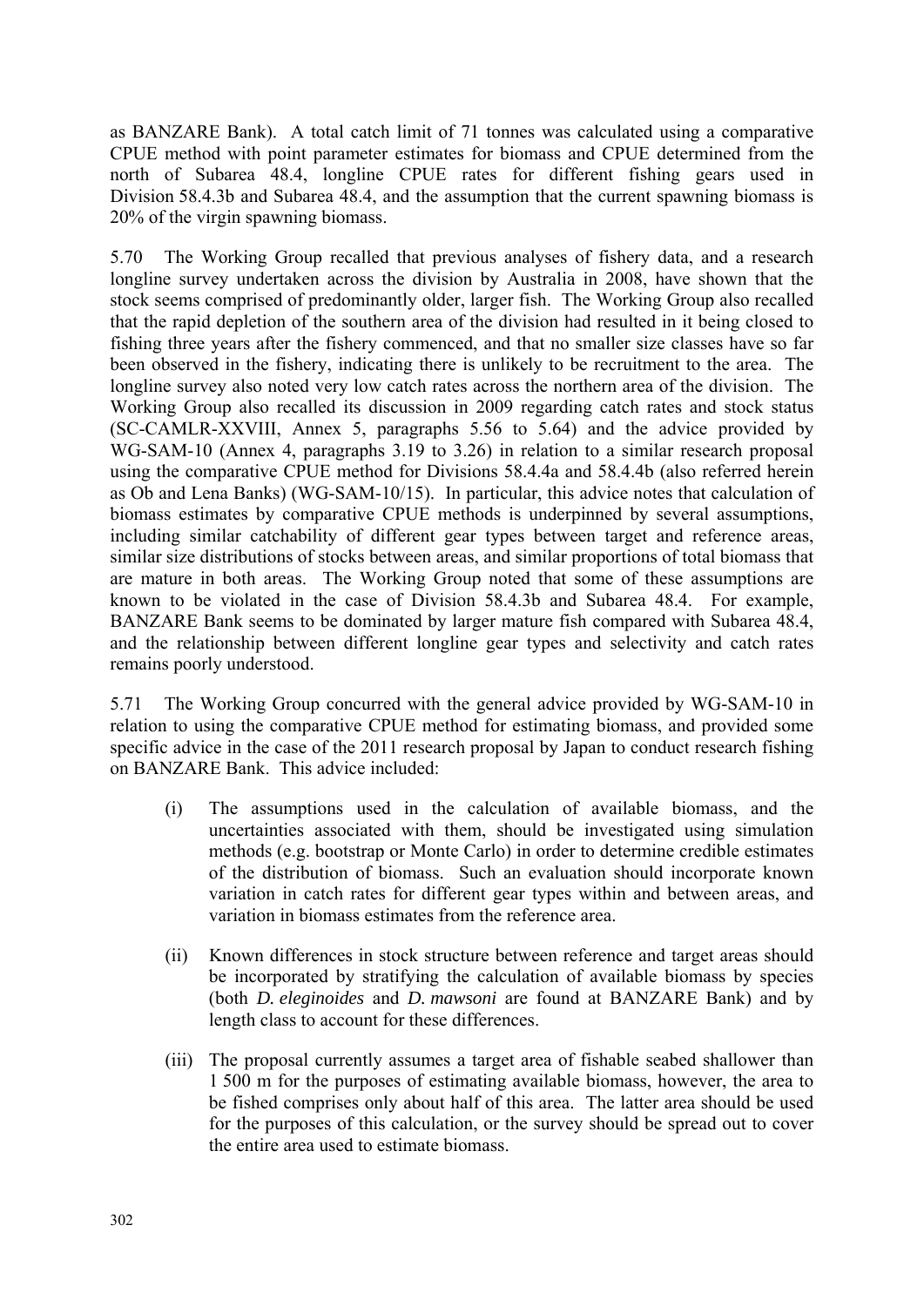as BANZARE Bank). A total catch limit of 71 tonnes was calculated using a comparative CPUE method with point parameter estimates for biomass and CPUE determined from the north of Subarea 48.4, longline CPUE rates for different fishing gears used in Division 58.4.3b and Subarea 48.4, and the assumption that the current spawning biomass is 20% of the virgin spawning biomass.

5.70 The Working Group recalled that previous analyses of fishery data, and a research longline survey undertaken across the division by Australia in 2008, have shown that the stock seems comprised of predominantly older, larger fish. The Working Group also recalled that the rapid depletion of the southern area of the division had resulted in it being closed to fishing three years after the fishery commenced, and that no smaller size classes have so far been observed in the fishery, indicating there is unlikely to be recruitment to the area. The longline survey also noted very low catch rates across the northern area of the division. The Working Group also recalled its discussion in 2009 regarding catch rates and stock status (SC-CAMLR-XXVIII, Annex 5, paragraphs 5.56 to 5.64) and the advice provided by WG-SAM-10 (Annex 4, paragraphs 3.19 to 3.26) in relation to a similar research proposal using the comparative CPUE method for Divisions 58.4.4a and 58.4.4b (also referred herein as Ob and Lena Banks) (WG-SAM-10/15). In particular, this advice notes that calculation of biomass estimates by comparative CPUE methods is underpinned by several assumptions, including similar catchability of different gear types between target and reference areas, similar size distributions of stocks between areas, and similar proportions of total biomass that are mature in both areas. The Working Group noted that some of these assumptions are known to be violated in the case of Division 58.4.3b and Subarea 48.4. For example, BANZARE Bank seems to be dominated by larger mature fish compared with Subarea 48.4, and the relationship between different longline gear types and selectivity and catch rates remains poorly understood.

5.71 The Working Group concurred with the general advice provided by WG-SAM-10 in relation to using the comparative CPUE method for estimating biomass, and provided some specific advice in the case of the 2011 research proposal by Japan to conduct research fishing on BANZARE Bank. This advice included:

(i) The assumptions used in the calculation of available biomass, and the uncertainties associated with them, should be investigated using simulation methods (e.g. bootstrap or Monte Carlo) in order to determine credible estimates of the distribution of biomass. Such an evaluation should incorporate known variation in catch rates for different gear types within and between areas, and variation in biomass estimates from the reference area.

(ii) Known differences in stock structure between reference and target areas should be incorporated by stratifying the calculation of available biomass by species (both *D. eleginoides* and *D. mawsoni* are found at BANZARE Bank) and by length class to account for these differences.

(iii) The proposal currently assumes a target area of fishable seabed shallower than 1 500 m for the purposes of estimating available biomass, however, the area to be fished comprises only about half of this area. The latter area should be used for the purposes of this calculation, or the survey should be spread out to cover the entire area used to estimate biomass.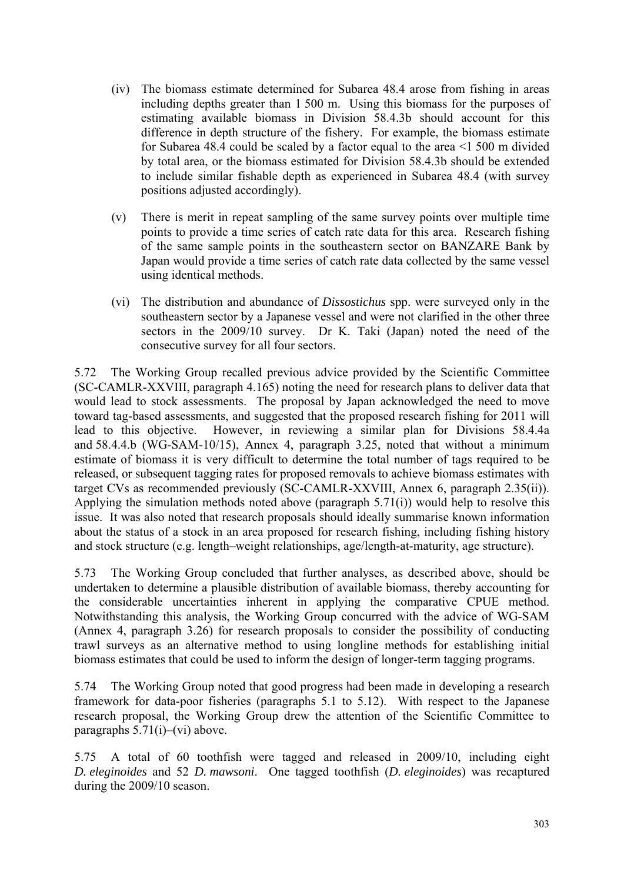(iv) The biomass estimate determined for Subarea 48.4 arose from fishing in areas including depths greater than 1 500 m. Using this biomass for the purposes of estimating available biomass in Division 58.4.3b should account for this difference in depth structure of the fishery. For example, the biomass estimate for Subarea 48.4 could be scaled by a factor equal to the area <1 500 m divided by total area, or the biomass estimated for Division 58.4.3b should be extended to include similar fishable depth as experienced in Subarea 48.4 (with survey positions adjusted accordingly).

(v) There is merit in repeat sampling of the same survey points over multiple time points to provide a time series of catch rate data for this area. Research fishing of the same sample points in the southeastern sector on BANZARE Bank by Japan would provide a time series of catch rate data collected by the same vessel using identical methods.

(vi) The distribution and abundance of *Dissostichus* spp. were surveyed only in the southeastern sector by a Japanese vessel and were not clarified in the other three sectors in the 2009/10 survey. Dr K. Taki (Japan) noted the need of the consecutive survey for all four sectors.

5.72 The Working Group recalled previous advice provided by the Scientific Committee (SC-CAMLR-XXVIII, paragraph 4.165) noting the need for research plans to deliver data that would lead to stock assessments. The proposal by Japan acknowledged the need to move toward tag-based assessments, and suggested that the proposed research fishing for 2011 will lead to this objective. However, in reviewing a similar plan for Divisions 58.4.4a and 58.4.4.b (WG-SAM-10/15), Annex 4, paragraph 3.25, noted that without a minimum estimate of biomass it is very difficult to determine the total number of tags required to be released, or subsequent tagging rates for proposed removals to achieve biomass estimates with target CVs as recommended previously (SC-CAMLR-XXVIII, Annex 6, paragraph 2.35(ii)). Applying the simulation methods noted above (paragraph 5.71(i)) would help to resolve this issue. It was also noted that research proposals should ideally summarise known information about the status of a stock in an area proposed for research fishing, including fishing history and stock structure (e.g. length–weight relationships, age/length-at-maturity, age structure).

5.73 The Working Group concluded that further analyses, as described above, should be undertaken to determine a plausible distribution of available biomass, thereby accounting for the considerable uncertainties inherent in applying the comparative CPUE method. Notwithstanding this analysis, the Working Group concurred with the advice of WG-SAM (Annex 4, paragraph 3.26) for research proposals to consider the possibility of conducting trawl surveys as an alternative method to using longline methods for establishing initial biomass estimates that could be used to inform the design of longer-term tagging programs.

5.74 The Working Group noted that good progress had been made in developing a research framework for data-poor fisheries (paragraphs 5.1 to 5.12). With respect to the Japanese research proposal, the Working Group drew the attention of the Scientific Committee to paragraphs 5.71(i)–(vi) above.

5.75 A total of 60 toothfish were tagged and released in 2009/10, including eight *D. eleginoides* and 52 *D. mawsoni*. One tagged toothfish (*D. eleginoides*) was recaptured during the 2009/10 season.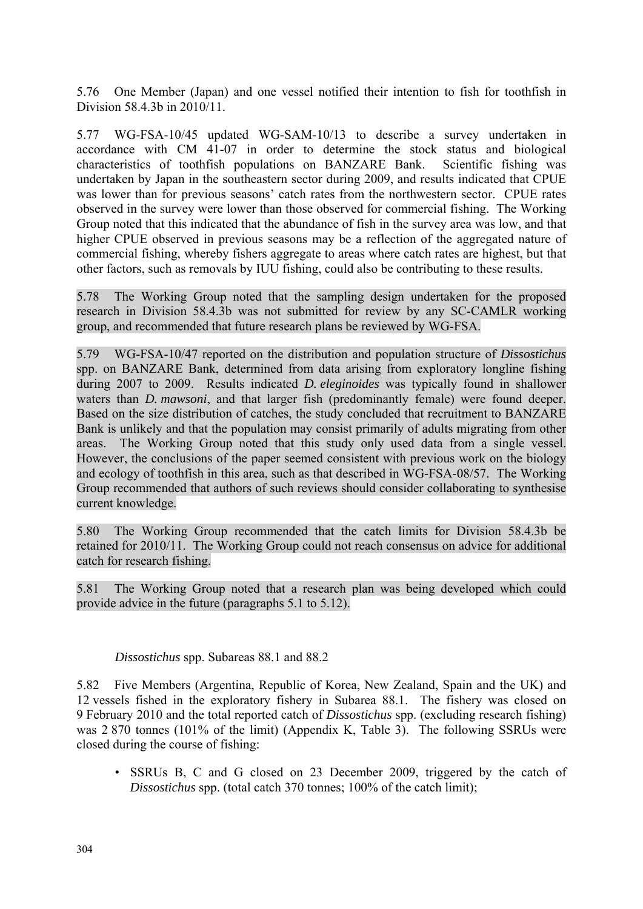5.76 One Member (Japan) and one vessel notified their intention to fish for toothfish in Division 58.4.3b in 2010/11.

5.77 WG-FSA-10/45 updated WG-SAM-10/13 to describe a survey undertaken in accordance with CM 41-07 in order to determine the stock status and biological characteristics of toothfish populations on BANZARE Bank. Scientific fishing was undertaken by Japan in the southeastern sector during 2009, and results indicated that CPUE was lower than for previous seasons' catch rates from the northwestern sector. CPUE rates observed in the survey were lower than those observed for commercial fishing. The Working Group noted that this indicated that the abundance of fish in the survey area was low, and that higher CPUE observed in previous seasons may be a reflection of the aggregated nature of commercial fishing, whereby fishers aggregate to areas where catch rates are highest, but that other factors, such as removals by IUU fishing, could also be contributing to these results.

5.78 The Working Group noted that the sampling design undertaken for the proposed research in Division 58.4.3b was not submitted for review by any SC-CAMLR working group, and recommended that future research plans be reviewed by WG-FSA.

5.79 WG-FSA-10/47 reported on the distribution and population structure of *Dissostichus* spp. on BANZARE Bank, determined from data arising from exploratory longline fishing during 2007 to 2009. Results indicated *D. eleginoides* was typically found in shallower waters than *D. mawsoni*, and that larger fish (predominantly female) were found deeper. Based on the size distribution of catches, the study concluded that recruitment to BANZARE Bank is unlikely and that the population may consist primarily of adults migrating from other areas. The Working Group noted that this study only used data from a single vessel. However, the conclusions of the paper seemed consistent with previous work on the biology and ecology of toothfish in this area, such as that described in WG-FSA-08/57. The Working Group recommended that authors of such reviews should consider collaborating to synthesise current knowledge.

5.80 The Working Group recommended that the catch limits for Division 58.4.3b be retained for 2010/11. The Working Group could not reach consensus on advice for additional catch for research fishing.

5.81 The Working Group noted that a research plan was being developed which could provide advice in the future (paragraphs 5.1 to 5.12).

### *Dissostichus* spp. Subareas 88.1 and 88.2

5.82 Five Members (Argentina, Republic of Korea, New Zealand, Spain and the UK) and 12 vessels fished in the exploratory fishery in Subarea 88.1. The fishery was closed on 9 February 2010 and the total reported catch of *Dissostichus* spp. (excluding research fishing) was 2 870 tonnes (101% of the limit) (Appendix K, Table 3). The following SSRUs were closed during the course of fishing:

- SSRUs B, C and G closed on 23 December 2009, triggered by the catch of *Dissostichus* spp. (total catch 370 tonnes; 100% of the catch limit);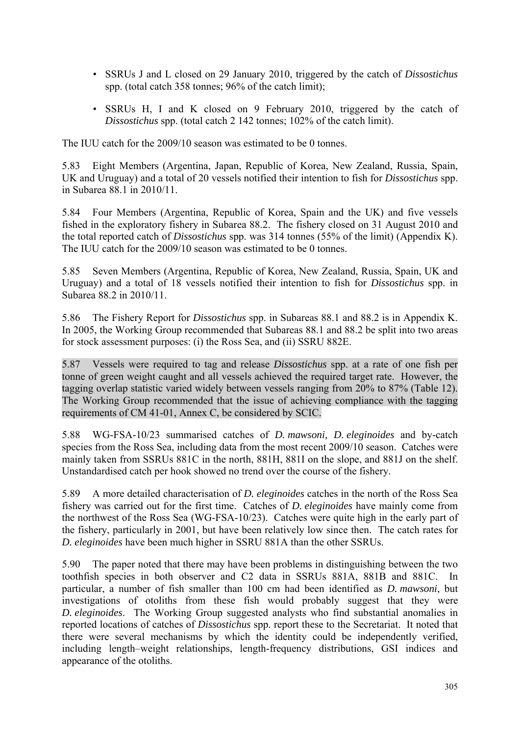- SSRUs J and L closed on 29 January 2010, triggered by the catch of *Dissostichus* spp. (total catch 358 tonnes; 96% of the catch limit);
- SSRUs H, I and K closed on 9 February 2010, triggered by the catch of *Dissostichus* spp. (total catch 2 142 tonnes; 102% of the catch limit).

The IUU catch for the 2009/10 season was estimated to be 0 tonnes.

5.83 Eight Members (Argentina, Japan, Republic of Korea, New Zealand, Russia, Spain, UK and Uruguay) and a total of 20 vessels notified their intention to fish for *Dissostichus* spp. in Subarea 88.1 in 2010/11.

5.84 Four Members (Argentina, Republic of Korea, Spain and the UK) and five vessels fished in the exploratory fishery in Subarea 88.2. The fishery closed on 31 August 2010 and the total reported catch of *Dissostichus* spp. was 314 tonnes (55% of the limit) (Appendix K). The IUU catch for the 2009/10 season was estimated to be 0 tonnes.

5.85 Seven Members (Argentina, Republic of Korea, New Zealand, Russia, Spain, UK and Uruguay) and a total of 18 vessels notified their intention to fish for *Dissostichus* spp. in Subarea 88.2 in 2010/11.

5.86 The Fishery Report for *Dissostichus* spp. in Subareas 88.1 and 88.2 is in Appendix K. In 2005, the Working Group recommended that Subareas 88.1 and 88.2 be split into two areas for stock assessment purposes: (i) the Ross Sea, and (ii) SSRU 882E.

5.87 Vessels were required to tag and release *Dissostichus* spp. at a rate of one fish per tonne of green weight caught and all vessels achieved the required target rate. However, the tagging overlap statistic varied widely between vessels ranging from 20% to 87% (Table 12). The Working Group recommended that the issue of achieving compliance with the tagging requirements of CM 41-01, Annex C, be considered by SCIC.

5.88 WG-FSA-10/23 summarised catches of *D. mawsoni, D. eleginoides* and by-catch species from the Ross Sea, including data from the most recent 2009/10 season. Catches were mainly taken from SSRUs 881C in the north, 881H, 881I on the slope, and 881J on the shelf. Unstandardised catch per hook showed no trend over the course of the fishery.

5.89 A more detailed characterisation of *D. eleginoides* catches in the north of the Ross Sea fishery was carried out for the first time. Catches of *D. eleginoides* have mainly come from the northwest of the Ross Sea (WG-FSA-10/23). Catches were quite high in the early part of the fishery, particularly in 2001, but have been relatively low since then. The catch rates for *D. eleginoides* have been much higher in SSRU 881A than the other SSRUs.

5.90 The paper noted that there may have been problems in distinguishing between the two toothfish species in both observer and C2 data in SSRUs 881A, 881B and 881C. In particular, a number of fish smaller than 100 cm had been identified as *D. mawsoni*, but investigations of otoliths from these fish would probably suggest that they were *D. eleginoides*. The Working Group suggested analysts who find substantial anomalies in reported locations of catches of *Dissostichus* spp. report these to the Secretariat. It noted that there were several mechanisms by which the identity could be independently verified, including length–weight relationships, length-frequency distributions, GSI indices and appearance of the otoliths.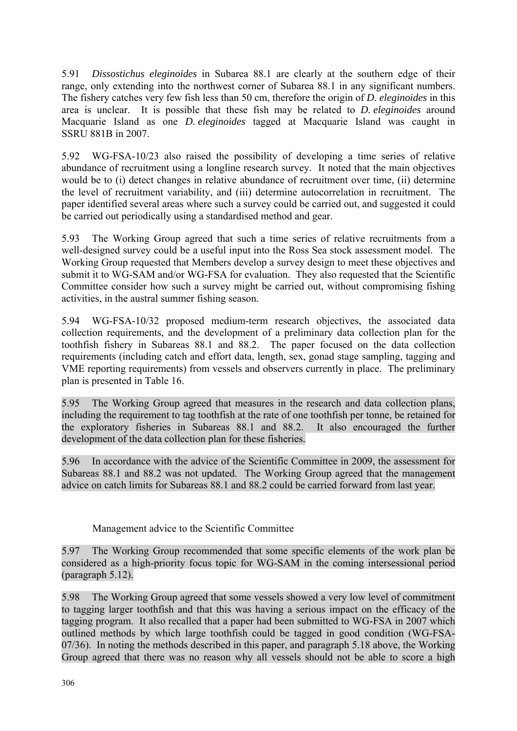5.91 *Dissostichus eleginoides* in Subarea 88.1 are clearly at the southern edge of their range, only extending into the northwest corner of Subarea 88.1 in any significant numbers. The fishery catches very few fish less than 50 cm, therefore the origin of *D. eleginoides* in this area is unclear. It is possible that these fish may be related to *D. eleginoides* around Macquarie Island as one *D. eleginoides* tagged at Macquarie Island was caught in SSRU 881B in 2007.

5.92 WG-FSA-10/23 also raised the possibility of developing a time series of relative abundance of recruitment using a longline research survey. It noted that the main objectives would be to (i) detect changes in relative abundance of recruitment over time, (ii) determine the level of recruitment variability, and (iii) determine autocorrelation in recruitment. The paper identified several areas where such a survey could be carried out, and suggested it could be carried out periodically using a standardised method and gear.

5.93 The Working Group agreed that such a time series of relative recruitments from a well-designed survey could be a useful input into the Ross Sea stock assessment model. The Working Group requested that Members develop a survey design to meet these objectives and submit it to WG-SAM and/or WG-FSA for evaluation. They also requested that the Scientific Committee consider how such a survey might be carried out, without compromising fishing activities, in the austral summer fishing season.

5.94 WG-FSA-10/32 proposed medium-term research objectives, the associated data collection requirements, and the development of a preliminary data collection plan for the toothfish fishery in Subareas 88.1 and 88.2. The paper focused on the data collection requirements (including catch and effort data, length, sex, gonad stage sampling, tagging and VME reporting requirements) from vessels and observers currently in place. The preliminary plan is presented in Table 16.

5.95 The Working Group agreed that measures in the research and data collection plans, including the requirement to tag toothfish at the rate of one toothfish per tonne, be retained for the exploratory fisheries in Subareas 88.1 and 88.2. It also encouraged the further development of the data collection plan for these fisheries.

5.96 In accordance with the advice of the Scientific Committee in 2009, the assessment for Subareas 88.1 and 88.2 was not updated. The Working Group agreed that the management advice on catch limits for Subareas 88.1 and 88.2 could be carried forward from last year.

### Management advice to the Scientific Committee

5.97 The Working Group recommended that some specific elements of the work plan be considered as a high-priority focus topic for WG-SAM in the coming intersessional period (paragraph 5.12).

5.98 The Working Group agreed that some vessels showed a very low level of commitment to tagging larger toothfish and that this was having a serious impact on the efficacy of the tagging program. It also recalled that a paper had been submitted to WG-FSA in 2007 which outlined methods by which large toothfish could be tagged in good condition (WG-FSA-07/36). In noting the methods described in this paper, and paragraph 5.18 above, the Working Group agreed that there was no reason why all vessels should not be able to score a high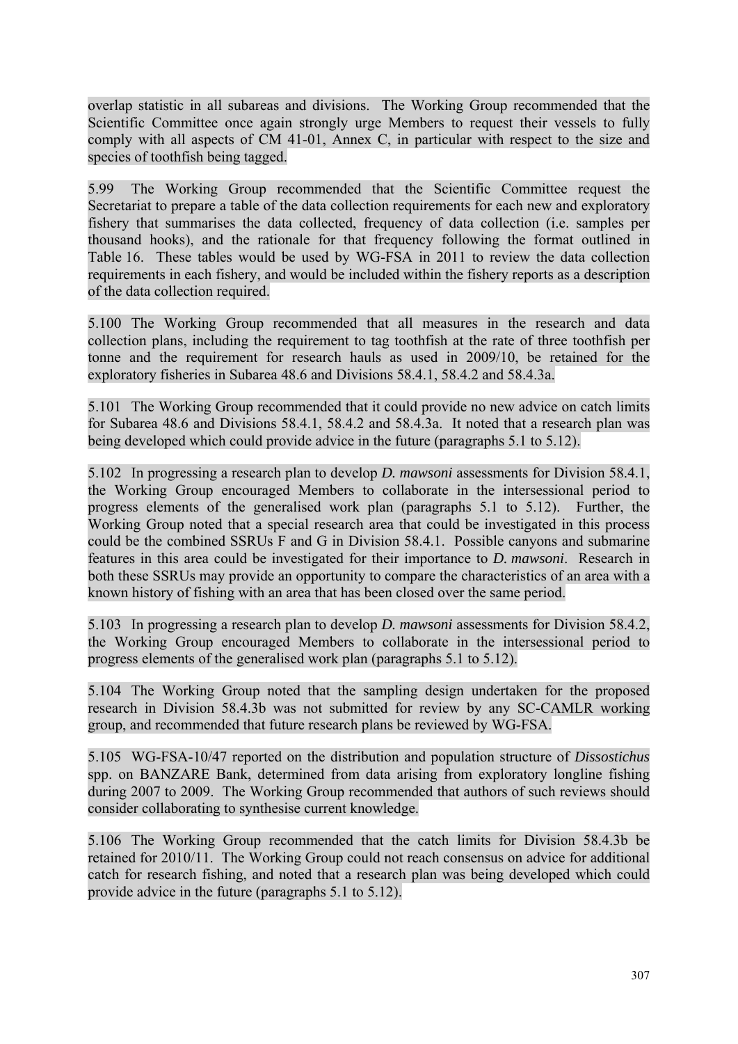overlap statistic in all subareas and divisions. The Working Group recommended that the Scientific Committee once again strongly urge Members to request their vessels to fully comply with all aspects of CM 41-01, Annex C, in particular with respect to the size and species of toothfish being tagged.

5.99 The Working Group recommended that the Scientific Committee request the Secretariat to prepare a table of the data collection requirements for each new and exploratory fishery that summarises the data collected, frequency of data collection (i.e. samples per thousand hooks), and the rationale for that frequency following the format outlined in Table 16. These tables would be used by WG-FSA in 2011 to review the data collection requirements in each fishery, and would be included within the fishery reports as a description of the data collection required.

5.100 The Working Group recommended that all measures in the research and data collection plans, including the requirement to tag toothfish at the rate of three toothfish per tonne and the requirement for research hauls as used in 2009/10, be retained for the exploratory fisheries in Subarea 48.6 and Divisions 58.4.1, 58.4.2 and 58.4.3a.

5.101 The Working Group recommended that it could provide no new advice on catch limits for Subarea 48.6 and Divisions 58.4.1, 58.4.2 and 58.4.3a. It noted that a research plan was being developed which could provide advice in the future (paragraphs 5.1 to 5.12).

5.102 In progressing a research plan to develop *D. mawsoni* assessments for Division 58.4.1, the Working Group encouraged Members to collaborate in the intersessional period to progress elements of the generalised work plan (paragraphs 5.1 to 5.12). Further, the Working Group noted that a special research area that could be investigated in this process could be the combined SSRUs F and G in Division 58.4.1. Possible canyons and submarine features in this area could be investigated for their importance to *D. mawsoni*. Research in both these SSRUs may provide an opportunity to compare the characteristics of an area with a known history of fishing with an area that has been closed over the same period.

5.103 In progressing a research plan to develop *D. mawsoni* assessments for Division 58.4.2, the Working Group encouraged Members to collaborate in the intersessional period to progress elements of the generalised work plan (paragraphs 5.1 to 5.12).

5.104 The Working Group noted that the sampling design undertaken for the proposed research in Division 58.4.3b was not submitted for review by any SC-CAMLR working group, and recommended that future research plans be reviewed by WG-FSA.

5.105 WG-FSA-10/47 reported on the distribution and population structure of *Dissostichus* spp. on BANZARE Bank, determined from data arising from exploratory longline fishing during 2007 to 2009. The Working Group recommended that authors of such reviews should consider collaborating to synthesise current knowledge.

5.106 The Working Group recommended that the catch limits for Division 58.4.3b be retained for 2010/11. The Working Group could not reach consensus on advice for additional catch for research fishing, and noted that a research plan was being developed which could provide advice in the future (paragraphs 5.1 to 5.12).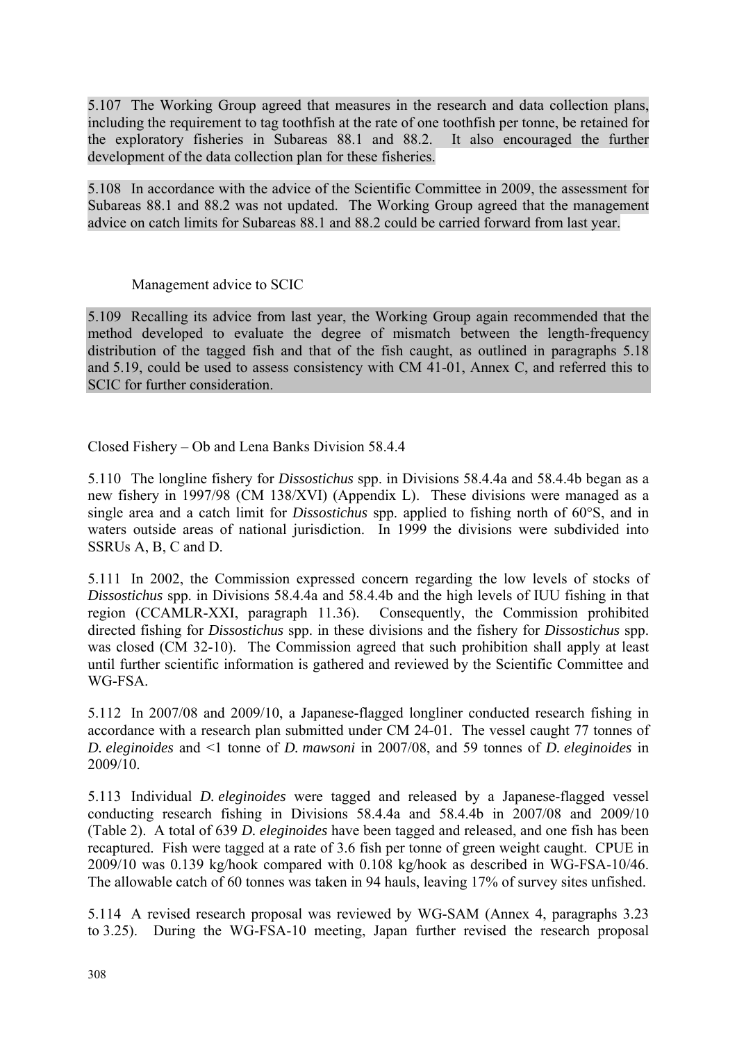5.107 The Working Group agreed that measures in the research and data collection plans, including the requirement to tag toothfish at the rate of one toothfish per tonne, be retained for the exploratory fisheries in Subareas 88.1 and 88.2. It also encouraged the further development of the data collection plan for these fisheries.

5.108 In accordance with the advice of the Scientific Committee in 2009, the assessment for Subareas 88.1 and 88.2 was not updated. The Working Group agreed that the management advice on catch limits for Subareas 88.1 and 88.2 could be carried forward from last year.

### Management advice to SCIC

5.109 Recalling its advice from last year, the Working Group again recommended that the method developed to evaluate the degree of mismatch between the length-frequency distribution of the tagged fish and that of the fish caught, as outlined in paragraphs 5.18 and 5.19, could be used to assess consistency with CM 41-01, Annex C, and referred this to SCIC for further consideration.

## Closed Fishery – Ob and Lena Banks Division 58.4.4

5.110 The longline fishery for *Dissostichus* spp. in Divisions 58.4.4a and 58.4.4b began as a new fishery in 1997/98 (CM 138/XVI) (Appendix L). These divisions were managed as a single area and a catch limit for *Dissostichus* spp. applied to fishing north of 60°S, and in waters outside areas of national jurisdiction. In 1999 the divisions were subdivided into SSRUs A, B, C and D.

5.111 In 2002, the Commission expressed concern regarding the low levels of stocks of *Dissostichus* spp. in Divisions 58.4.4a and 58.4.4b and the high levels of IUU fishing in that region (CCAMLR-XXI, paragraph 11.36). Consequently, the Commission prohibited directed fishing for *Dissostichus* spp. in these divisions and the fishery for *Dissostichus* spp. was closed (CM 32-10). The Commission agreed that such prohibition shall apply at least until further scientific information is gathered and reviewed by the Scientific Committee and WG-FSA.

5.112 In 2007/08 and 2009/10, a Japanese-flagged longliner conducted research fishing in accordance with a research plan submitted under CM 24-01. The vessel caught 77 tonnes of *D. eleginoides* and <1 tonne of *D. mawsoni* in 2007/08, and 59 tonnes of *D. eleginoides* in 2009/10.

5.113 Individual *D. eleginoides* were tagged and released by a Japanese-flagged vessel conducting research fishing in Divisions 58.4.4a and 58.4.4b in 2007/08 and 2009/10 (Table 2). A total of 639 *D. eleginoides* have been tagged and released, and one fish has been recaptured. Fish were tagged at a rate of 3.6 fish per tonne of green weight caught. CPUE in 2009/10 was 0.139 kg/hook compared with 0.108 kg/hook as described in WG-FSA-10/46. The allowable catch of 60 tonnes was taken in 94 hauls, leaving 17% of survey sites unfished.

5.114 A revised research proposal was reviewed by WG-SAM (Annex 4, paragraphs 3.23 to 3.25). During the WG-FSA-10 meeting, Japan further revised the research proposal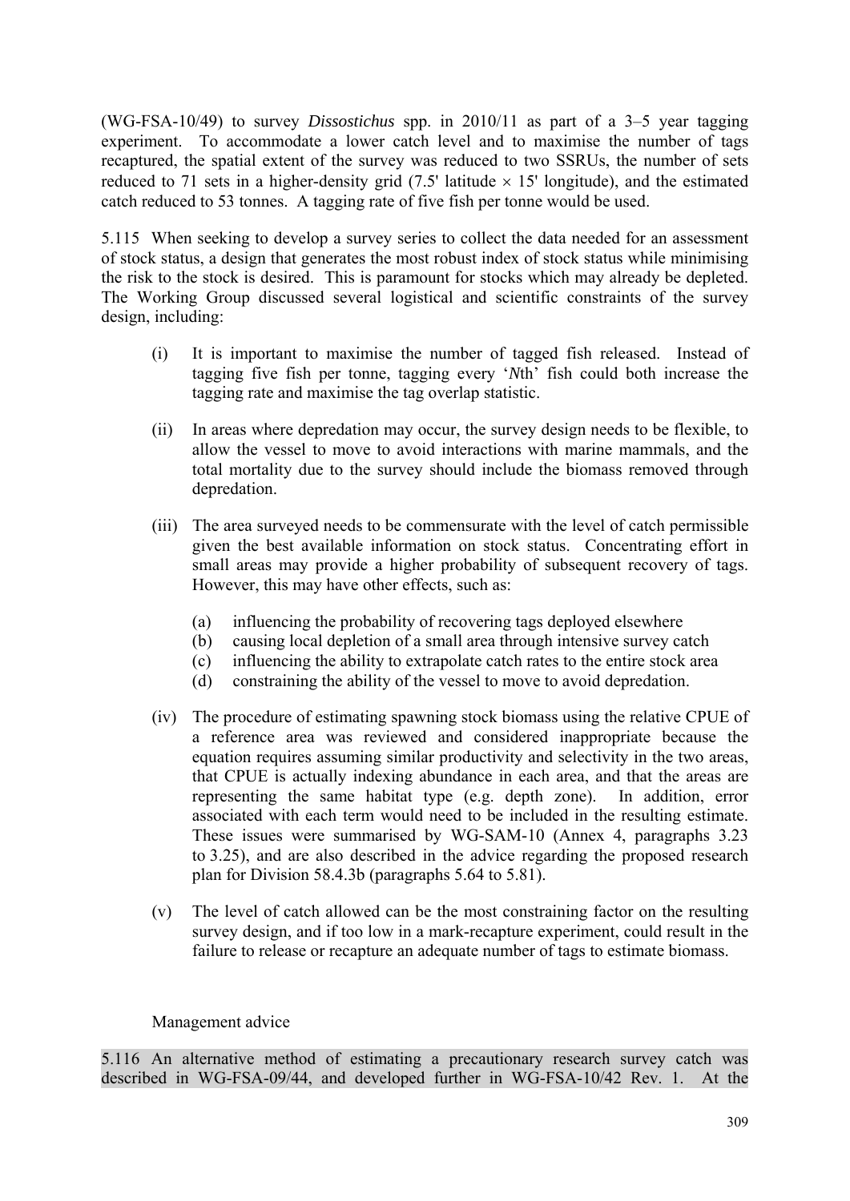(WG-FSA-10/49) to survey *Dissostichus* spp. in 2010/11 as part of a 3–5 year tagging experiment. To accommodate a lower catch level and to maximise the number of tags recaptured, the spatial extent of the survey was reduced to two SSRUs, the number of sets reduced to 71 sets in a higher-density grid (7.5' latitude × 15' longitude), and the estimated catch reduced to 53 tonnes. A tagging rate of five fish per tonne would be used.

5.115 When seeking to develop a survey series to collect the data needed for an assessment of stock status, a design that generates the most robust index of stock status while minimising the risk to the stock is desired. This is paramount for stocks which may already be depleted. The Working Group discussed several logistical and scientific constraints of the survey design, including:

(i) It is important to maximise the number of tagged fish released. Instead of tagging five fish per tonne, tagging every '*N*th' fish could both increase the tagging rate and maximise the tag overlap statistic.

(ii) In areas where depredation may occur, the survey design needs to be flexible, to allow the vessel to move to avoid interactions with marine mammals, and the total mortality due to the survey should include the biomass removed through depredation.

(iii) The area surveyed needs to be commensurate with the level of catch permissible given the best available information on stock status. Concentrating effort in small areas may provide a higher probability of subsequent recovery of tags. However, this may have other effects, such as:

  (a) influencing the probability of recovering tags deployed elsewhere
  (b) causing local depletion of a small area through intensive survey catch
  (c) influencing the ability to extrapolate catch rates to the entire stock area
  (d) constraining the ability of the vessel to move to avoid depredation.

(iv) The procedure of estimating spawning stock biomass using the relative CPUE of a reference area was reviewed and considered inappropriate because the equation requires assuming similar productivity and selectivity in the two areas, that CPUE is actually indexing abundance in each area, and that the areas are representing the same habitat type (e.g. depth zone). In addition, error associated with each term would need to be included in the resulting estimate. These issues were summarised by WG-SAM-10 (Annex 4, paragraphs 3.23 to 3.25), and are also described in the advice regarding the proposed research plan for Division 58.4.3b (paragraphs 5.64 to 5.81).

(v) The level of catch allowed can be the most constraining factor on the resulting survey design, and if too low in a mark-recapture experiment, could result in the failure to release or recapture an adequate number of tags to estimate biomass.

Management advice

5.116 An alternative method of estimating a precautionary research survey catch was described in WG-FSA-09/44, and developed further in WG-FSA-10/42 Rev. 1. At the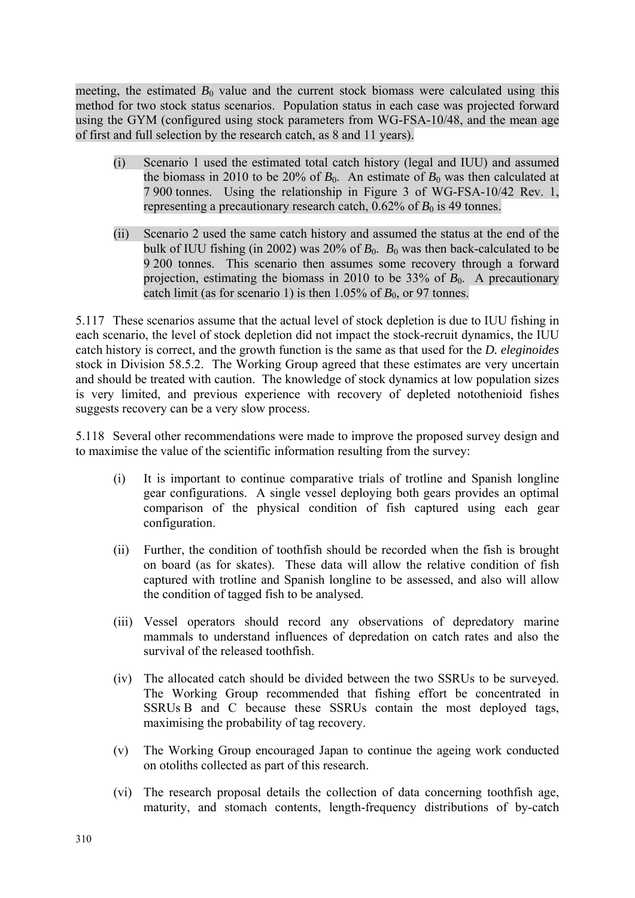meeting, the estimated $B_0$ value and the current stock biomass were calculated using this method for two stock status scenarios. Population status in each case was projected forward using the GYM (configured using stock parameters from WG-FSA-10/48, and the mean age of first and full selection by the research catch, as 8 and 11 years).

(i) Scenario 1 used the estimated total catch history (legal and IUU) and assumed the biomass in 2010 to be 20% of $B_0$. An estimate of $B_0$ was then calculated at 7 900 tonnes. Using the relationship in Figure 3 of WG-FSA-10/42 Rev. 1, representing a precautionary research catch, 0.62% of $B_0$ is 49 tonnes.

(ii) Scenario 2 used the same catch history and assumed the status at the end of the bulk of IUU fishing (in 2002) was 20% of $B_0$. $B_0$ was then back-calculated to be 9 200 tonnes. This scenario then assumes some recovery through a forward projection, estimating the biomass in 2010 to be 33% of $B_0$. A precautionary catch limit (as for scenario 1) is then 1.05% of $B_0$, or 97 tonnes.

5.117 These scenarios assume that the actual level of stock depletion is due to IUU fishing in each scenario, the level of stock depletion did not impact the stock-recruit dynamics, the IUU catch history is correct, and the growth function is the same as that used for the *D. eleginoides* stock in Division 58.5.2. The Working Group agreed that these estimates are very uncertain and should be treated with caution. The knowledge of stock dynamics at low population sizes is very limited, and previous experience with recovery of depleted notothenioid fishes suggests recovery can be a very slow process.

5.118 Several other recommendations were made to improve the proposed survey design and to maximise the value of the scientific information resulting from the survey:

(i) It is important to continue comparative trials of trotline and Spanish longline gear configurations. A single vessel deploying both gears provides an optimal comparison of the physical condition of fish captured using each gear configuration.

(ii) Further, the condition of toothfish should be recorded when the fish is brought on board (as for skates). These data will allow the relative condition of fish captured with trotline and Spanish longline to be assessed, and also will allow the condition of tagged fish to be analysed.

(iii) Vessel operators should record any observations of depredatory marine mammals to understand influences of depredation on catch rates and also the survival of the released toothfish.

(iv) The allocated catch should be divided between the two SSRUs to be surveyed. The Working Group recommended that fishing effort be concentrated in SSRUs B and C because these SSRUs contain the most deployed tags, maximising the probability of tag recovery.

(v) The Working Group encouraged Japan to continue the ageing work conducted on otoliths collected as part of this research.

(vi) The research proposal details the collection of data concerning toothfish age, maturity, and stomach contents, length-frequency distributions of by-catch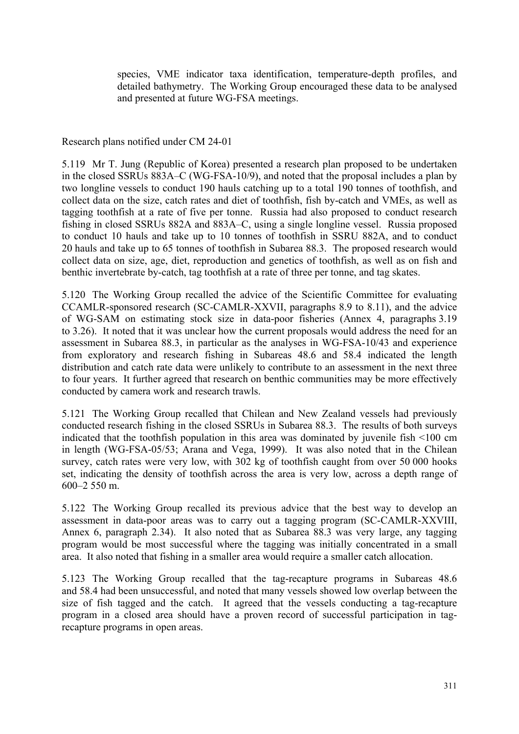species, VME indicator taxa identification, temperature-depth profiles, and detailed bathymetry. The Working Group encouraged these data to be analysed and presented at future WG-FSA meetings.

Research plans notified under CM 24-01

5.119 Mr T. Jung (Republic of Korea) presented a research plan proposed to be undertaken in the closed SSRUs 883A–C (WG-FSA-10/9), and noted that the proposal includes a plan by two longline vessels to conduct 190 hauls catching up to a total 190 tonnes of toothfish, and collect data on the size, catch rates and diet of toothfish, fish by-catch and VMEs, as well as tagging toothfish at a rate of five per tonne. Russia had also proposed to conduct research fishing in closed SSRUs 882A and 883A–C, using a single longline vessel. Russia proposed to conduct 10 hauls and take up to 10 tonnes of toothfish in SSRU 882A, and to conduct 20 hauls and take up to 65 tonnes of toothfish in Subarea 88.3. The proposed research would collect data on size, age, diet, reproduction and genetics of toothfish, as well as on fish and benthic invertebrate by-catch, tag toothfish at a rate of three per tonne, and tag skates.

5.120 The Working Group recalled the advice of the Scientific Committee for evaluating CCAMLR-sponsored research (SC-CAMLR-XXVII, paragraphs 8.9 to 8.11), and the advice of WG-SAM on estimating stock size in data-poor fisheries (Annex 4, paragraphs 3.19 to 3.26). It noted that it was unclear how the current proposals would address the need for an assessment in Subarea 88.3, in particular as the analyses in WG-FSA-10/43 and experience from exploratory and research fishing in Subareas 48.6 and 58.4 indicated the length distribution and catch rate data were unlikely to contribute to an assessment in the next three to four years. It further agreed that research on benthic communities may be more effectively conducted by camera work and research trawls.

5.121 The Working Group recalled that Chilean and New Zealand vessels had previously conducted research fishing in the closed SSRUs in Subarea 88.3. The results of both surveys indicated that the toothfish population in this area was dominated by juvenile fish <100 cm in length (WG-FSA-05/53; Arana and Vega, 1999). It was also noted that in the Chilean survey, catch rates were very low, with 302 kg of toothfish caught from over 50 000 hooks set, indicating the density of toothfish across the area is very low, across a depth range of 600–2 550 m.

5.122 The Working Group recalled its previous advice that the best way to develop an assessment in data-poor areas was to carry out a tagging program (SC-CAMLR-XXVIII, Annex 6, paragraph 2.34). It also noted that as Subarea 88.3 was very large, any tagging program would be most successful where the tagging was initially concentrated in a small area. It also noted that fishing in a smaller area would require a smaller catch allocation.

5.123 The Working Group recalled that the tag-recapture programs in Subareas 48.6 and 58.4 had been unsuccessful, and noted that many vessels showed low overlap between the size of fish tagged and the catch. It agreed that the vessels conducting a tag-recapture program in a closed area should have a proven record of successful participation in tag-recapture programs in open areas.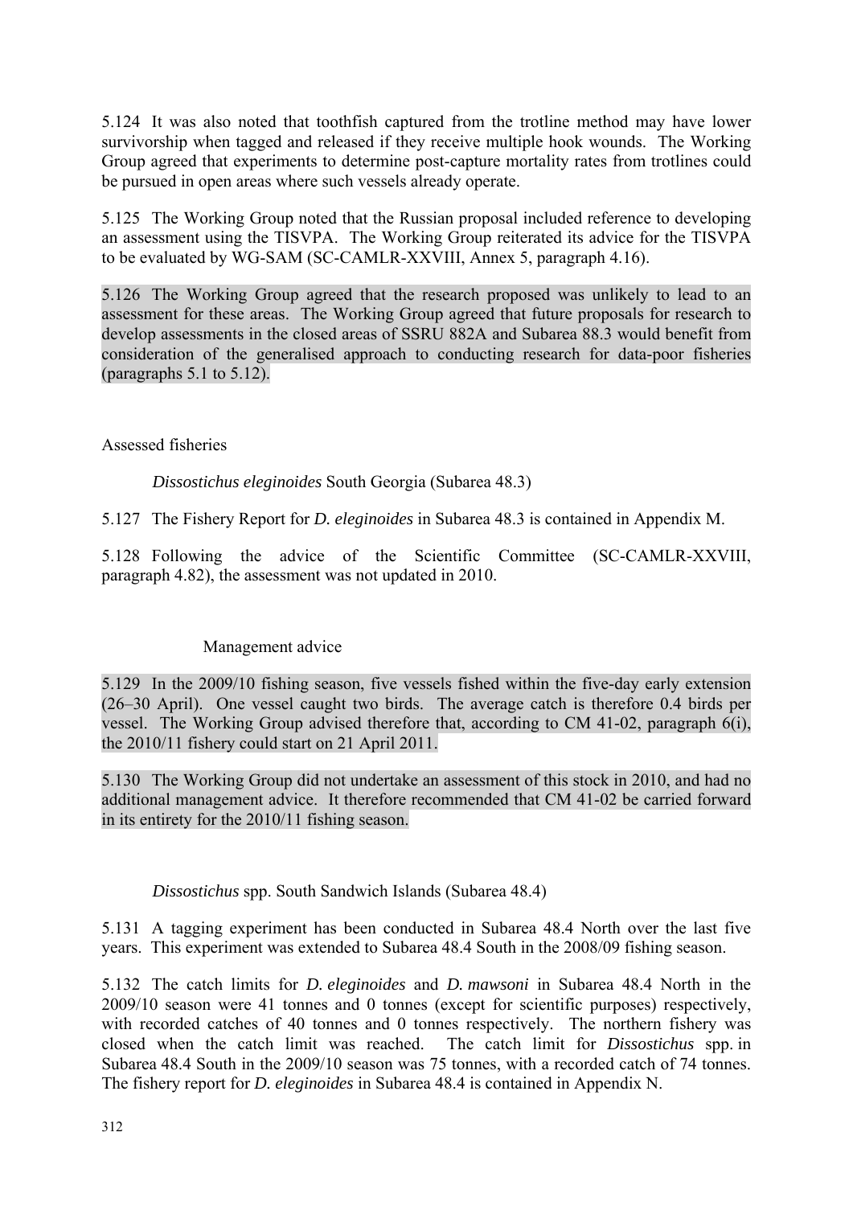5.124 It was also noted that toothfish captured from the trotline method may have lower survivorship when tagged and released if they receive multiple hook wounds. The Working Group agreed that experiments to determine post-capture mortality rates from trotlines could be pursued in open areas where such vessels already operate.

5.125 The Working Group noted that the Russian proposal included reference to developing an assessment using the TISVPA. The Working Group reiterated its advice for the TISVPA to be evaluated by WG-SAM (SC-CAMLR-XXVIII, Annex 5, paragraph 4.16).

5.126 The Working Group agreed that the research proposed was unlikely to lead to an assessment for these areas. The Working Group agreed that future proposals for research to develop assessments in the closed areas of SSRU 882A and Subarea 88.3 would benefit from consideration of the generalised approach to conducting research for data-poor fisheries (paragraphs 5.1 to 5.12).

## Assessed fisheries

### *Dissostichus eleginoides* South Georgia (Subarea 48.3)

5.127 The Fishery Report for *D. eleginoides* in Subarea 48.3 is contained in Appendix M.

5.128 Following the advice of the Scientific Committee (SC-CAMLR-XXVIII, paragraph 4.82), the assessment was not updated in 2010.

#### Management advice

5.129 In the 2009/10 fishing season, five vessels fished within the five-day early extension (26–30 April). One vessel caught two birds. The average catch is therefore 0.4 birds per vessel. The Working Group advised therefore that, according to CM 41-02, paragraph 6(i), the 2010/11 fishery could start on 21 April 2011.

5.130 The Working Group did not undertake an assessment of this stock in 2010, and had no additional management advice. It therefore recommended that CM 41-02 be carried forward in its entirety for the 2010/11 fishing season.

### *Dissostichus* spp. South Sandwich Islands (Subarea 48.4)

5.131 A tagging experiment has been conducted in Subarea 48.4 North over the last five years. This experiment was extended to Subarea 48.4 South in the 2008/09 fishing season.

5.132 The catch limits for *D. eleginoides* and *D. mawsoni* in Subarea 48.4 North in the 2009/10 season were 41 tonnes and 0 tonnes (except for scientific purposes) respectively, with recorded catches of 40 tonnes and 0 tonnes respectively. The northern fishery was closed when the catch limit was reached. The catch limit for *Dissostichus* spp. in Subarea 48.4 South in the 2009/10 season was 75 tonnes, with a recorded catch of 74 tonnes. The fishery report for *D. eleginoides* in Subarea 48.4 is contained in Appendix N.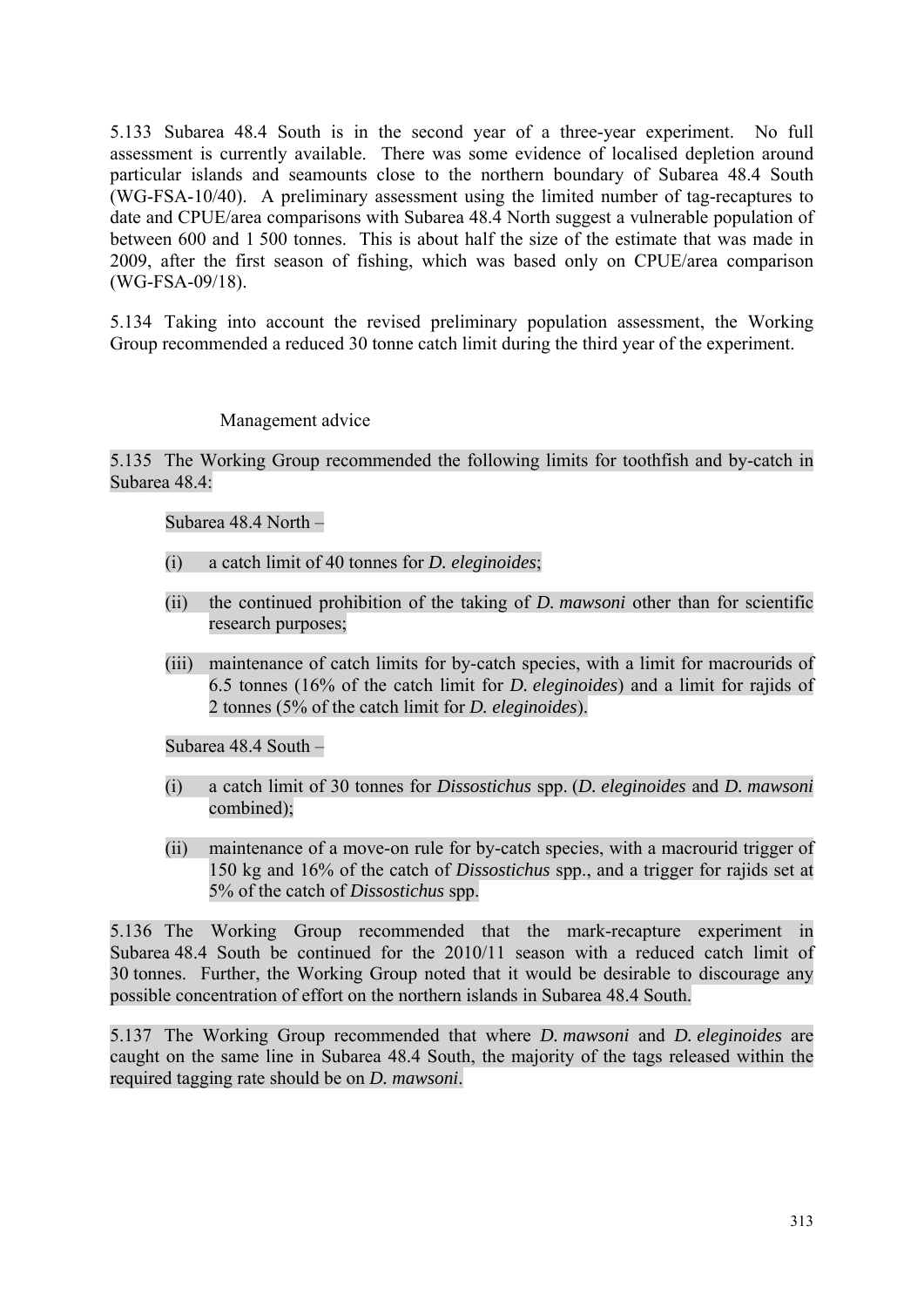5.133 Subarea 48.4 South is in the second year of a three-year experiment. No full assessment is currently available. There was some evidence of localised depletion around particular islands and seamounts close to the northern boundary of Subarea 48.4 South (WG-FSA-10/40). A preliminary assessment using the limited number of tag-recaptures to date and CPUE/area comparisons with Subarea 48.4 North suggest a vulnerable population of between 600 and 1 500 tonnes. This is about half the size of the estimate that was made in 2009, after the first season of fishing, which was based only on CPUE/area comparison (WG-FSA-09/18).

5.134 Taking into account the revised preliminary population assessment, the Working Group recommended a reduced 30 tonne catch limit during the third year of the experiment.

### Management advice

5.135 The Working Group recommended the following limits for toothfish and by-catch in Subarea 48.4:

Subarea 48.4 North –

(i) a catch limit of 40 tonnes for *D. eleginoides*;

(ii) the continued prohibition of the taking of *D. mawsoni* other than for scientific research purposes;

(iii) maintenance of catch limits for by-catch species, with a limit for macrourids of 6.5 tonnes (16% of the catch limit for *D. eleginoides*) and a limit for rajids of 2 tonnes (5% of the catch limit for *D. eleginoides*).

Subarea 48.4 South –

(i) a catch limit of 30 tonnes for *Dissostichus* spp. (*D. eleginoides* and *D. mawsoni* combined);

(ii) maintenance of a move-on rule for by-catch species, with a macrourid trigger of 150 kg and 16% of the catch of *Dissostichus* spp., and a trigger for rajids set at 5% of the catch of *Dissostichus* spp.

5.136 The Working Group recommended that the mark-recapture experiment in Subarea 48.4 South be continued for the 2010/11 season with a reduced catch limit of 30 tonnes. Further, the Working Group noted that it would be desirable to discourage any possible concentration of effort on the northern islands in Subarea 48.4 South.

5.137 The Working Group recommended that where *D. mawsoni* and *D. eleginoides* are caught on the same line in Subarea 48.4 South, the majority of the tags released within the required tagging rate should be on *D. mawsoni*.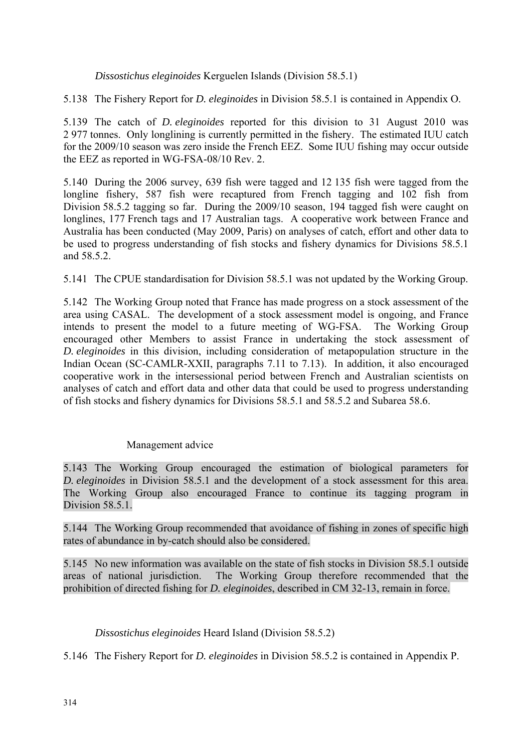*Dissostichus eleginoides* Kerguelen Islands (Division 58.5.1)

5.138 The Fishery Report for *D. eleginoides* in Division 58.5.1 is contained in Appendix O.

5.139 The catch of *D. eleginoides* reported for this division to 31 August 2010 was 2 977 tonnes. Only longlining is currently permitted in the fishery. The estimated IUU catch for the 2009/10 season was zero inside the French EEZ. Some IUU fishing may occur outside the EEZ as reported in WG-FSA-08/10 Rev. 2.

5.140 During the 2006 survey, 639 fish were tagged and 12 135 fish were tagged from the longline fishery, 587 fish were recaptured from French tagging and 102 fish from Division 58.5.2 tagging so far. During the 2009/10 season, 194 tagged fish were caught on longlines, 177 French tags and 17 Australian tags. A cooperative work between France and Australia has been conducted (May 2009, Paris) on analyses of catch, effort and other data to be used to progress understanding of fish stocks and fishery dynamics for Divisions 58.5.1 and 58.5.2.

5.141 The CPUE standardisation for Division 58.5.1 was not updated by the Working Group.

5.142 The Working Group noted that France has made progress on a stock assessment of the area using CASAL. The development of a stock assessment model is ongoing, and France intends to present the model to a future meeting of WG-FSA. The Working Group encouraged other Members to assist France in undertaking the stock assessment of *D. eleginoides* in this division, including consideration of metapopulation structure in the Indian Ocean (SC-CAMLR-XXII, paragraphs 7.11 to 7.13). In addition, it also encouraged cooperative work in the intersessional period between French and Australian scientists on analyses of catch and effort data and other data that could be used to progress understanding of fish stocks and fishery dynamics for Divisions 58.5.1 and 58.5.2 and Subarea 58.6.

Management advice

5.143 The Working Group encouraged the estimation of biological parameters for *D. eleginoides* in Division 58.5.1 and the development of a stock assessment for this area. The Working Group also encouraged France to continue its tagging program in Division 58.5.1.

5.144 The Working Group recommended that avoidance of fishing in zones of specific high rates of abundance in by-catch should also be considered.

5.145 No new information was available on the state of fish stocks in Division 58.5.1 outside areas of national jurisdiction. The Working Group therefore recommended that the prohibition of directed fishing for *D. eleginoides*, described in CM 32-13, remain in force.

*Dissostichus eleginoides* Heard Island (Division 58.5.2)

5.146 The Fishery Report for *D. eleginoides* in Division 58.5.2 is contained in Appendix P.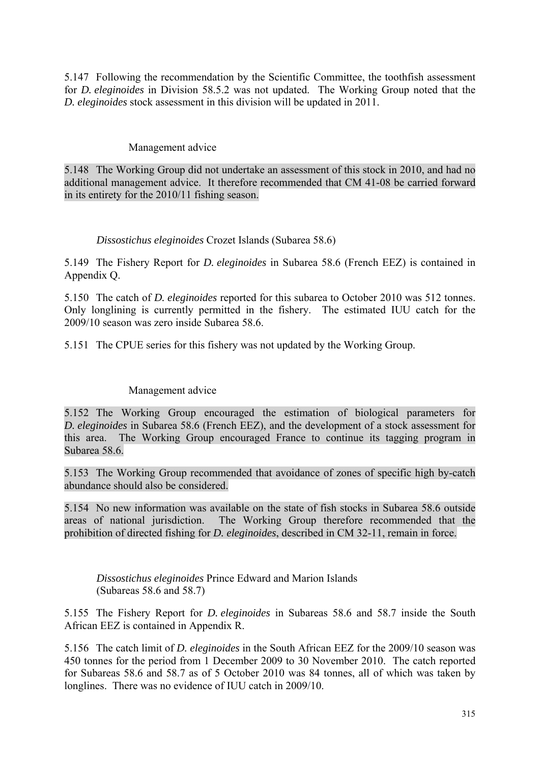5.147 Following the recommendation by the Scientific Committee, the toothfish assessment for *D. eleginoides* in Division 58.5.2 was not updated. The Working Group noted that the *D. eleginoides* stock assessment in this division will be updated in 2011.

#### Management advice

5.148 The Working Group did not undertake an assessment of this stock in 2010, and had no additional management advice. It therefore recommended that CM 41-08 be carried forward in its entirety for the 2010/11 fishing season.

### *Dissostichus eleginoides* Crozet Islands (Subarea 58.6)

5.149 The Fishery Report for *D. eleginoides* in Subarea 58.6 (French EEZ) is contained in Appendix Q.

5.150 The catch of *D. eleginoides* reported for this subarea to October 2010 was 512 tonnes. Only longlining is currently permitted in the fishery. The estimated IUU catch for the 2009/10 season was zero inside Subarea 58.6.

5.151 The CPUE series for this fishery was not updated by the Working Group.

#### Management advice

5.152 The Working Group encouraged the estimation of biological parameters for *D. eleginoides* in Subarea 58.6 (French EEZ), and the development of a stock assessment for this area. The Working Group encouraged France to continue its tagging program in Subarea 58.6.

5.153 The Working Group recommended that avoidance of zones of specific high by-catch abundance should also be considered.

5.154 No new information was available on the state of fish stocks in Subarea 58.6 outside areas of national jurisdiction. The Working Group therefore recommended that the prohibition of directed fishing for *D. eleginoides*, described in CM 32-11, remain in force.

### *Dissostichus eleginoides* Prince Edward and Marion Islands (Subareas 58.6 and 58.7)

5.155 The Fishery Report for *D. eleginoides* in Subareas 58.6 and 58.7 inside the South African EEZ is contained in Appendix R.

5.156 The catch limit of *D. eleginoides* in the South African EEZ for the 2009/10 season was 450 tonnes for the period from 1 December 2009 to 30 November 2010. The catch reported for Subareas 58.6 and 58.7 as of 5 October 2010 was 84 tonnes, all of which was taken by longlines. There was no evidence of IUU catch in 2009/10.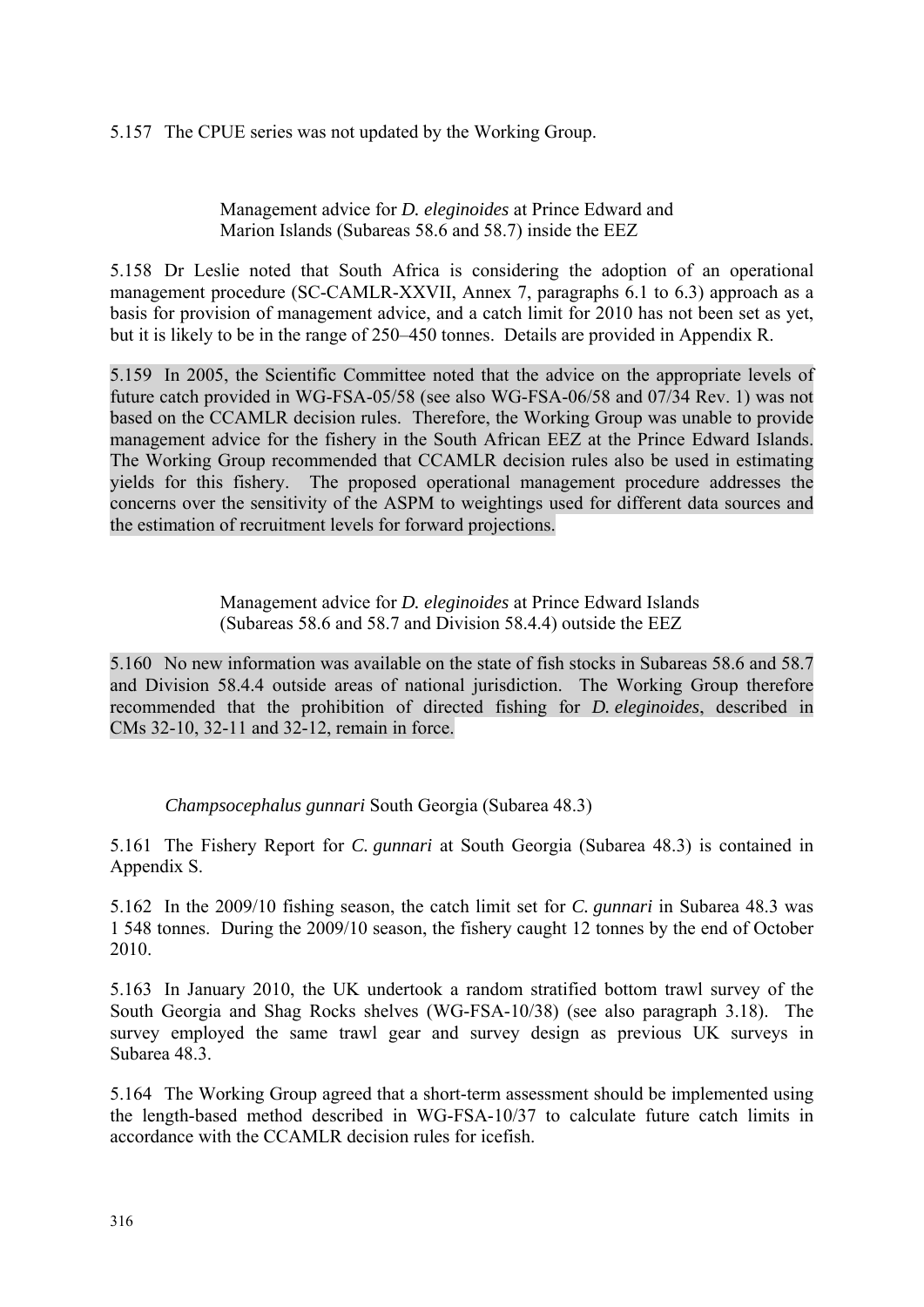5.157 The CPUE series was not updated by the Working Group.

### Management advice for *D. eleginoides* at Prince Edward and Marion Islands (Subareas 58.6 and 58.7) inside the EEZ

5.158 Dr Leslie noted that South Africa is considering the adoption of an operational management procedure (SC-CAMLR-XXVII, Annex 7, paragraphs 6.1 to 6.3) approach as a basis for provision of management advice, and a catch limit for 2010 has not been set as yet, but it is likely to be in the range of 250–450 tonnes. Details are provided in Appendix R.

5.159 In 2005, the Scientific Committee noted that the advice on the appropriate levels of future catch provided in WG-FSA-05/58 (see also WG-FSA-06/58 and 07/34 Rev. 1) was not based on the CCAMLR decision rules. Therefore, the Working Group was unable to provide management advice for the fishery in the South African EEZ at the Prince Edward Islands. The Working Group recommended that CCAMLR decision rules also be used in estimating yields for this fishery. The proposed operational management procedure addresses the concerns over the sensitivity of the ASPM to weightings used for different data sources and the estimation of recruitment levels for forward projections.

### Management advice for *D. eleginoides* at Prince Edward Islands (Subareas 58.6 and 58.7 and Division 58.4.4) outside the EEZ

5.160 No new information was available on the state of fish stocks in Subareas 58.6 and 58.7 and Division 58.4.4 outside areas of national jurisdiction. The Working Group therefore recommended that the prohibition of directed fishing for *D. eleginoides*, described in CMs 32-10, 32-11 and 32-12, remain in force.

## *Champsocephalus gunnari* South Georgia (Subarea 48.3)

5.161 The Fishery Report for *C. gunnari* at South Georgia (Subarea 48.3) is contained in Appendix S.

5.162 In the 2009/10 fishing season, the catch limit set for *C. gunnari* in Subarea 48.3 was 1 548 tonnes. During the 2009/10 season, the fishery caught 12 tonnes by the end of October 2010.

5.163 In January 2010, the UK undertook a random stratified bottom trawl survey of the South Georgia and Shag Rocks shelves (WG-FSA-10/38) (see also paragraph 3.18). The survey employed the same trawl gear and survey design as previous UK surveys in Subarea 48.3.

5.164 The Working Group agreed that a short-term assessment should be implemented using the length-based method described in WG-FSA-10/37 to calculate future catch limits in accordance with the CCAMLR decision rules for icefish.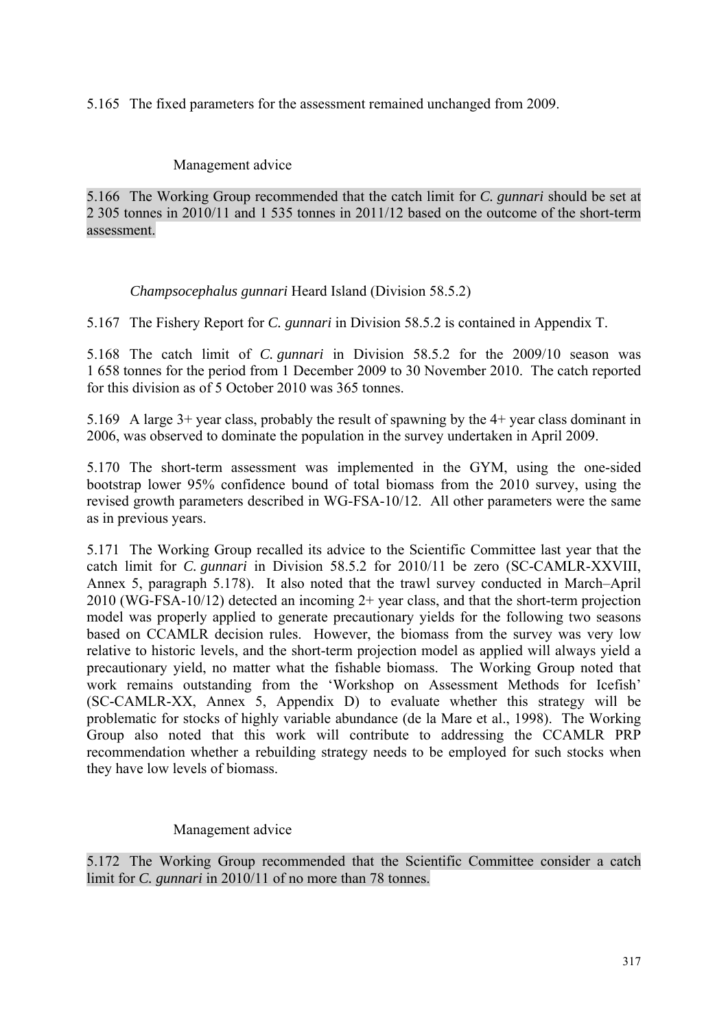5.165 The fixed parameters for the assessment remained unchanged from 2009.

#### Management advice

5.166 The Working Group recommended that the catch limit for *C. gunnari* should be set at 2 305 tonnes in 2010/11 and 1 535 tonnes in 2011/12 based on the outcome of the short-term assessment.

### *Champsocephalus gunnari* Heard Island (Division 58.5.2)

5.167 The Fishery Report for *C. gunnari* in Division 58.5.2 is contained in Appendix T.

5.168 The catch limit of *C. gunnari* in Division 58.5.2 for the 2009/10 season was 1 658 tonnes for the period from 1 December 2009 to 30 November 2010. The catch reported for this division as of 5 October 2010 was 365 tonnes.

5.169 A large 3+ year class, probably the result of spawning by the 4+ year class dominant in 2006, was observed to dominate the population in the survey undertaken in April 2009.

5.170 The short-term assessment was implemented in the GYM, using the one-sided bootstrap lower 95% confidence bound of total biomass from the 2010 survey, using the revised growth parameters described in WG-FSA-10/12. All other parameters were the same as in previous years.

5.171 The Working Group recalled its advice to the Scientific Committee last year that the catch limit for *C. gunnari* in Division 58.5.2 for 2010/11 be zero (SC-CAMLR-XXVIII, Annex 5, paragraph 5.178). It also noted that the trawl survey conducted in March–April 2010 (WG-FSA-10/12) detected an incoming 2+ year class, and that the short-term projection model was properly applied to generate precautionary yields for the following two seasons based on CCAMLR decision rules. However, the biomass from the survey was very low relative to historic levels, and the short-term projection model as applied will always yield a precautionary yield, no matter what the fishable biomass. The Working Group noted that work remains outstanding from the 'Workshop on Assessment Methods for Icefish' (SC-CAMLR-XX, Annex 5, Appendix D) to evaluate whether this strategy will be problematic for stocks of highly variable abundance (de la Mare et al., 1998). The Working Group also noted that this work will contribute to addressing the CCAMLR PRP recommendation whether a rebuilding strategy needs to be employed for such stocks when they have low levels of biomass.

#### Management advice

5.172 The Working Group recommended that the Scientific Committee consider a catch limit for *C. gunnari* in 2010/11 of no more than 78 tonnes.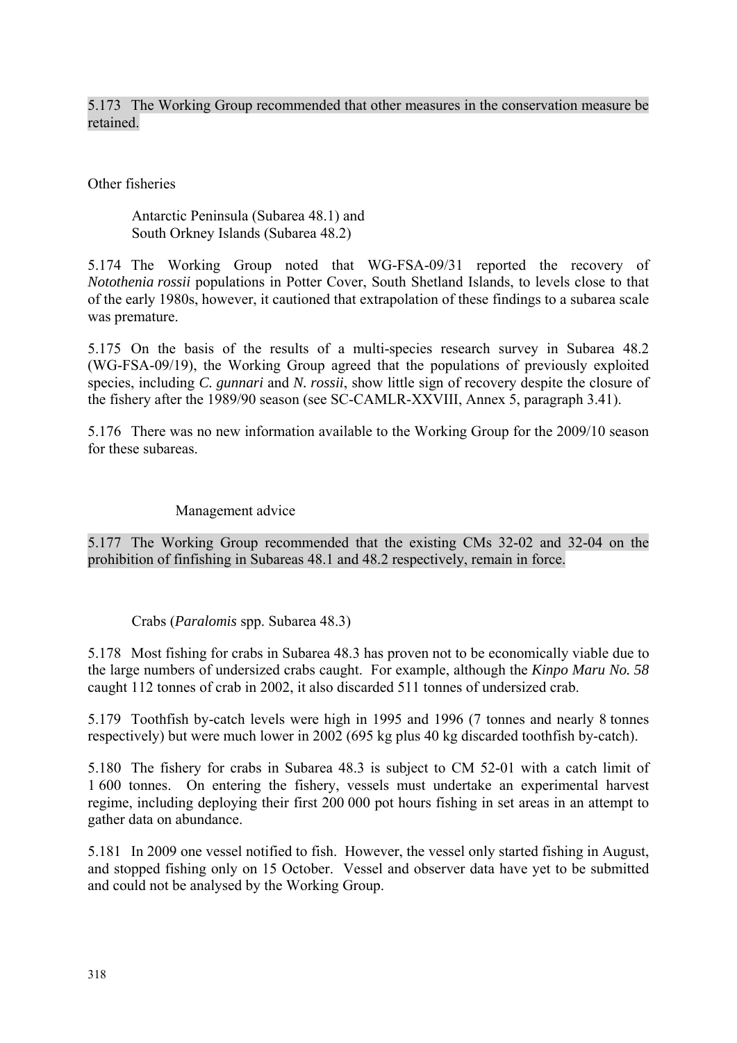5.173 The Working Group recommended that other measures in the conservation measure be retained.

## Other fisheries

### Antarctic Peninsula (Subarea 48.1) and South Orkney Islands (Subarea 48.2)

5.174 The Working Group noted that WG-FSA-09/31 reported the recovery of *Notothenia rossii* populations in Potter Cover, South Shetland Islands, to levels close to that of the early 1980s, however, it cautioned that extrapolation of these findings to a subarea scale was premature.

5.175 On the basis of the results of a multi-species research survey in Subarea 48.2 (WG-FSA-09/19), the Working Group agreed that the populations of previously exploited species, including *C. gunnari* and *N. rossii*, show little sign of recovery despite the closure of the fishery after the 1989/90 season (see SC-CAMLR-XXVIII, Annex 5, paragraph 3.41).

5.176 There was no new information available to the Working Group for the 2009/10 season for these subareas.

#### Management advice

5.177 The Working Group recommended that the existing CMs 32-02 and 32-04 on the prohibition of finfishing in Subareas 48.1 and 48.2 respectively, remain in force.

### Crabs (*Paralomis* spp. Subarea 48.3)

5.178 Most fishing for crabs in Subarea 48.3 has proven not to be economically viable due to the large numbers of undersized crabs caught. For example, although the *Kinpo Maru No. 58* caught 112 tonnes of crab in 2002, it also discarded 511 tonnes of undersized crab.

5.179 Toothfish by-catch levels were high in 1995 and 1996 (7 tonnes and nearly 8 tonnes respectively) but were much lower in 2002 (695 kg plus 40 kg discarded toothfish by-catch).

5.180 The fishery for crabs in Subarea 48.3 is subject to CM 52-01 with a catch limit of 1 600 tonnes. On entering the fishery, vessels must undertake an experimental harvest regime, including deploying their first 200 000 pot hours fishing in set areas in an attempt to gather data on abundance.

5.181 In 2009 one vessel notified to fish. However, the vessel only started fishing in August, and stopped fishing only on 15 October. Vessel and observer data have yet to be submitted and could not be analysed by the Working Group.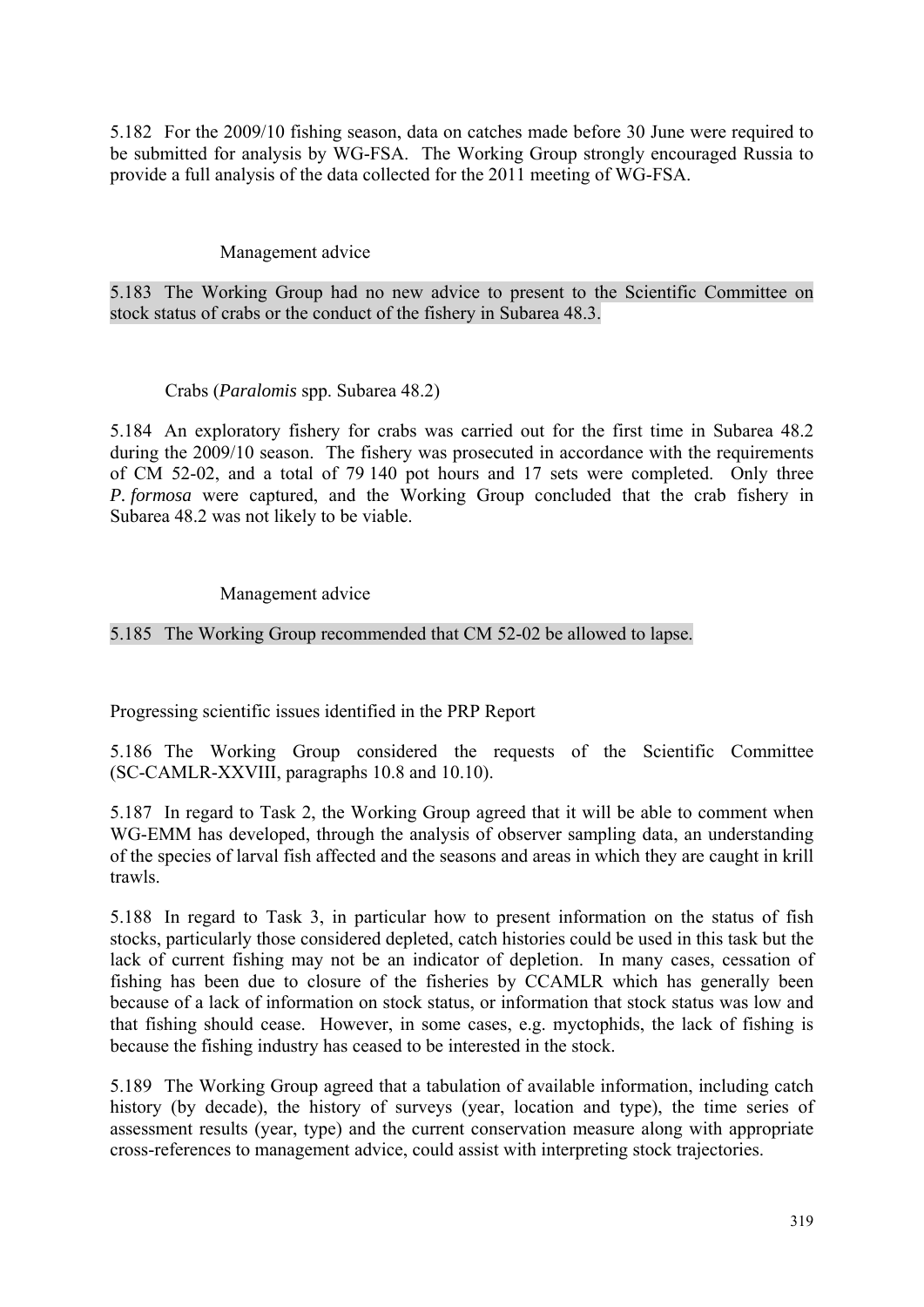5.182 For the 2009/10 fishing season, data on catches made before 30 June were required to be submitted for analysis by WG-FSA. The Working Group strongly encouraged Russia to provide a full analysis of the data collected for the 2011 meeting of WG-FSA.

#### Management advice

5.183 The Working Group had no new advice to present to the Scientific Committee on stock status of crabs or the conduct of the fishery in Subarea 48.3.

### Crabs (*Paralomis* spp. Subarea 48.2)

5.184 An exploratory fishery for crabs was carried out for the first time in Subarea 48.2 during the 2009/10 season. The fishery was prosecuted in accordance with the requirements of CM 52-02, and a total of 79 140 pot hours and 17 sets were completed. Only three *P. formosa* were captured, and the Working Group concluded that the crab fishery in Subarea 48.2 was not likely to be viable.

#### Management advice

5.185 The Working Group recommended that CM 52-02 be allowed to lapse.

## Progressing scientific issues identified in the PRP Report

5.186 The Working Group considered the requests of the Scientific Committee (SC-CAMLR-XXVIII, paragraphs 10.8 and 10.10).

5.187 In regard to Task 2, the Working Group agreed that it will be able to comment when WG-EMM has developed, through the analysis of observer sampling data, an understanding of the species of larval fish affected and the seasons and areas in which they are caught in krill trawls.

5.188 In regard to Task 3, in particular how to present information on the status of fish stocks, particularly those considered depleted, catch histories could be used in this task but the lack of current fishing may not be an indicator of depletion. In many cases, cessation of fishing has been due to closure of the fisheries by CCAMLR which has generally been because of a lack of information on stock status, or information that stock status was low and that fishing should cease. However, in some cases, e.g. myctophids, the lack of fishing is because the fishing industry has ceased to be interested in the stock.

5.189 The Working Group agreed that a tabulation of available information, including catch history (by decade), the history of surveys (year, location and type), the time series of assessment results (year, type) and the current conservation measure along with appropriate cross-references to management advice, could assist with interpreting stock trajectories.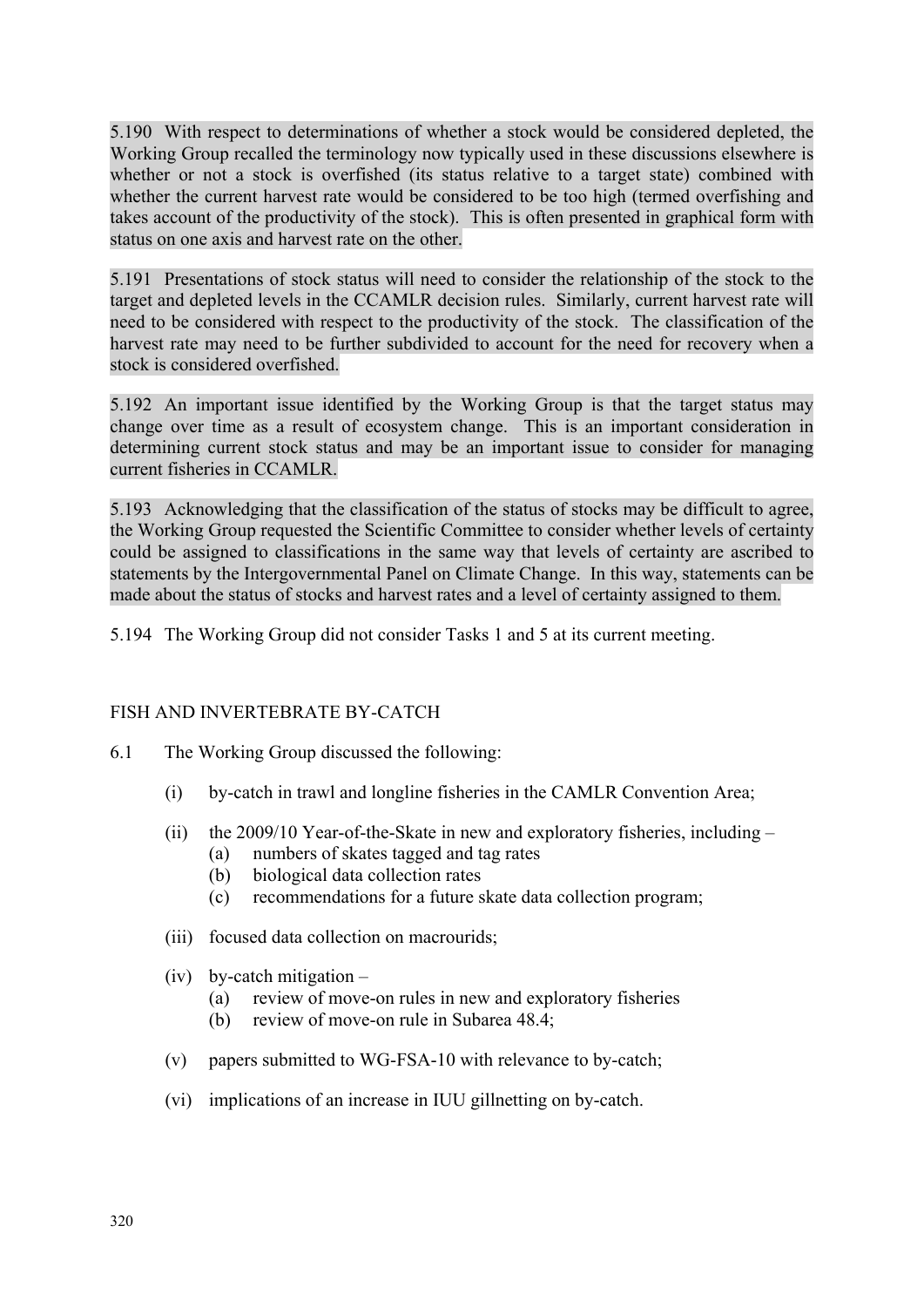5.190 With respect to determinations of whether a stock would be considered depleted, the Working Group recalled the terminology now typically used in these discussions elsewhere is whether or not a stock is overfished (its status relative to a target state) combined with whether the current harvest rate would be considered to be too high (termed overfishing and takes account of the productivity of the stock). This is often presented in graphical form with status on one axis and harvest rate on the other.

5.191 Presentations of stock status will need to consider the relationship of the stock to the target and depleted levels in the CCAMLR decision rules. Similarly, current harvest rate will need to be considered with respect to the productivity of the stock. The classification of the harvest rate may need to be further subdivided to account for the need for recovery when a stock is considered overfished.

5.192 An important issue identified by the Working Group is that the target status may change over time as a result of ecosystem change. This is an important consideration in determining current stock status and may be an important issue to consider for managing current fisheries in CCAMLR.

5.193 Acknowledging that the classification of the status of stocks may be difficult to agree, the Working Group requested the Scientific Committee to consider whether levels of certainty could be assigned to classifications in the same way that levels of certainty are ascribed to statements by the Intergovernmental Panel on Climate Change. In this way, statements can be made about the status of stocks and harvest rates and a level of certainty assigned to them.

5.194 The Working Group did not consider Tasks 1 and 5 at its current meeting.

## FISH AND INVERTEBRATE BY-CATCH

6.1 The Working Group discussed the following:

(i) by-catch in trawl and longline fisheries in the CAMLR Convention Area;

(ii) the 2009/10 Year-of-the-Skate in new and exploratory fisheries, including –
  (a) numbers of skates tagged and tag rates
  (b) biological data collection rates
  (c) recommendations for a future skate data collection program;

(iii) focused data collection on macrourids;

(iv) by-catch mitigation –
  (a) review of move-on rules in new and exploratory fisheries
  (b) review of move-on rule in Subarea 48.4;

(v) papers submitted to WG-FSA-10 with relevance to by-catch;

(vi) implications of an increase in IUU gillnetting on by-catch.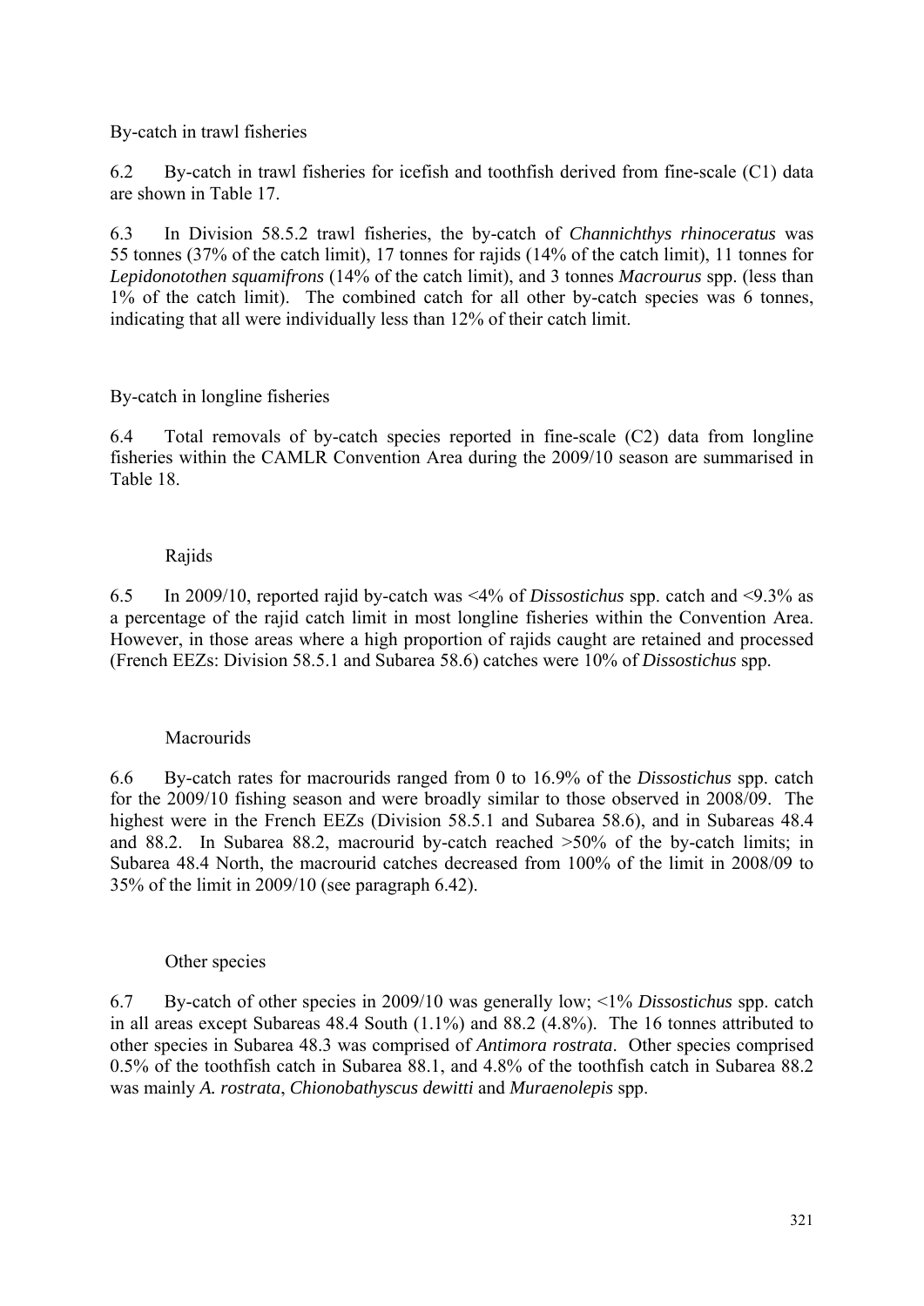By-catch in trawl fisheries

6.2 By-catch in trawl fisheries for icefish and toothfish derived from fine-scale (C1) data are shown in Table 17.

6.3 In Division 58.5.2 trawl fisheries, the by-catch of *Channichthys rhinoceratus* was 55 tonnes (37% of the catch limit), 17 tonnes for rajids (14% of the catch limit), 11 tonnes for *Lepidonotothen squamifrons* (14% of the catch limit), and 3 tonnes *Macrourus* spp. (less than 1% of the catch limit). The combined catch for all other by-catch species was 6 tonnes, indicating that all were individually less than 12% of their catch limit.

By-catch in longline fisheries

6.4 Total removals of by-catch species reported in fine-scale (C2) data from longline fisheries within the CAMLR Convention Area during the 2009/10 season are summarised in Table 18.

Rajids

6.5 In 2009/10, reported rajid by-catch was <4% of *Dissostichus* spp. catch and <9.3% as a percentage of the rajid catch limit in most longline fisheries within the Convention Area. However, in those areas where a high proportion of rajids caught are retained and processed (French EEZs: Division 58.5.1 and Subarea 58.6) catches were 10% of *Dissostichus* spp.

Macrourids

6.6 By-catch rates for macrourids ranged from 0 to 16.9% of the *Dissostichus* spp. catch for the 2009/10 fishing season and were broadly similar to those observed in 2008/09. The highest were in the French EEZs (Division 58.5.1 and Subarea 58.6), and in Subareas 48.4 and 88.2. In Subarea 88.2, macrourid by-catch reached >50% of the by-catch limits; in Subarea 48.4 North, the macrourid catches decreased from 100% of the limit in 2008/09 to 35% of the limit in 2009/10 (see paragraph 6.42).

Other species

6.7 By-catch of other species in 2009/10 was generally low; <1% *Dissostichus* spp. catch in all areas except Subareas 48.4 South (1.1%) and 88.2 (4.8%). The 16 tonnes attributed to other species in Subarea 48.3 was comprised of *Antimora rostrata*. Other species comprised 0.5% of the toothfish catch in Subarea 88.1, and 4.8% of the toothfish catch in Subarea 88.2 was mainly *A. rostrata*, *Chionobathyscus dewitti* and *Muraenolepis* spp.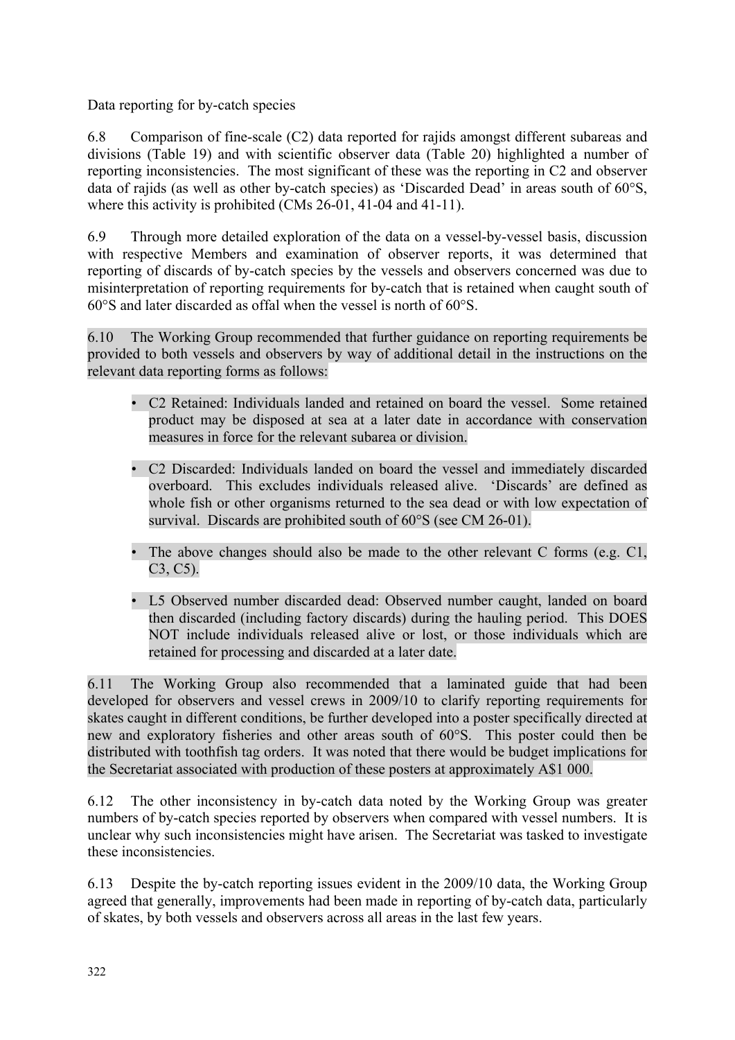Data reporting for by-catch species

6.8 Comparison of fine-scale (C2) data reported for rajids amongst different subareas and divisions (Table 19) and with scientific observer data (Table 20) highlighted a number of reporting inconsistencies. The most significant of these was the reporting in C2 and observer data of rajids (as well as other by-catch species) as 'Discarded Dead' in areas south of 60°S, where this activity is prohibited (CMs 26-01, 41-04 and 41-11).

6.9 Through more detailed exploration of the data on a vessel-by-vessel basis, discussion with respective Members and examination of observer reports, it was determined that reporting of discards of by-catch species by the vessels and observers concerned was due to misinterpretation of reporting requirements for by-catch that is retained when caught south of 60°S and later discarded as offal when the vessel is north of 60°S.

6.10 The Working Group recommended that further guidance on reporting requirements be provided to both vessels and observers by way of additional detail in the instructions on the relevant data reporting forms as follows:

- C2 Retained: Individuals landed and retained on board the vessel. Some retained product may be disposed at sea at a later date in accordance with conservation measures in force for the relevant subarea or division.
- C2 Discarded: Individuals landed on board the vessel and immediately discarded overboard. This excludes individuals released alive. 'Discards' are defined as whole fish or other organisms returned to the sea dead or with low expectation of survival. Discards are prohibited south of 60°S (see CM 26-01).
- The above changes should also be made to the other relevant C forms (e.g. C1, C3, C5).
- L5 Observed number discarded dead: Observed number caught, landed on board then discarded (including factory discards) during the hauling period. This DOES NOT include individuals released alive or lost, or those individuals which are retained for processing and discarded at a later date.

6.11 The Working Group also recommended that a laminated guide that had been developed for observers and vessel crews in 2009/10 to clarify reporting requirements for skates caught in different conditions, be further developed into a poster specifically directed at new and exploratory fisheries and other areas south of 60°S. This poster could then be distributed with toothfish tag orders. It was noted that there would be budget implications for the Secretariat associated with production of these posters at approximately A$1 000.

6.12 The other inconsistency in by-catch data noted by the Working Group was greater numbers of by-catch species reported by observers when compared with vessel numbers. It is unclear why such inconsistencies might have arisen. The Secretariat was tasked to investigate these inconsistencies.

6.13 Despite the by-catch reporting issues evident in the 2009/10 data, the Working Group agreed that generally, improvements had been made in reporting of by-catch data, particularly of skates, by both vessels and observers across all areas in the last few years.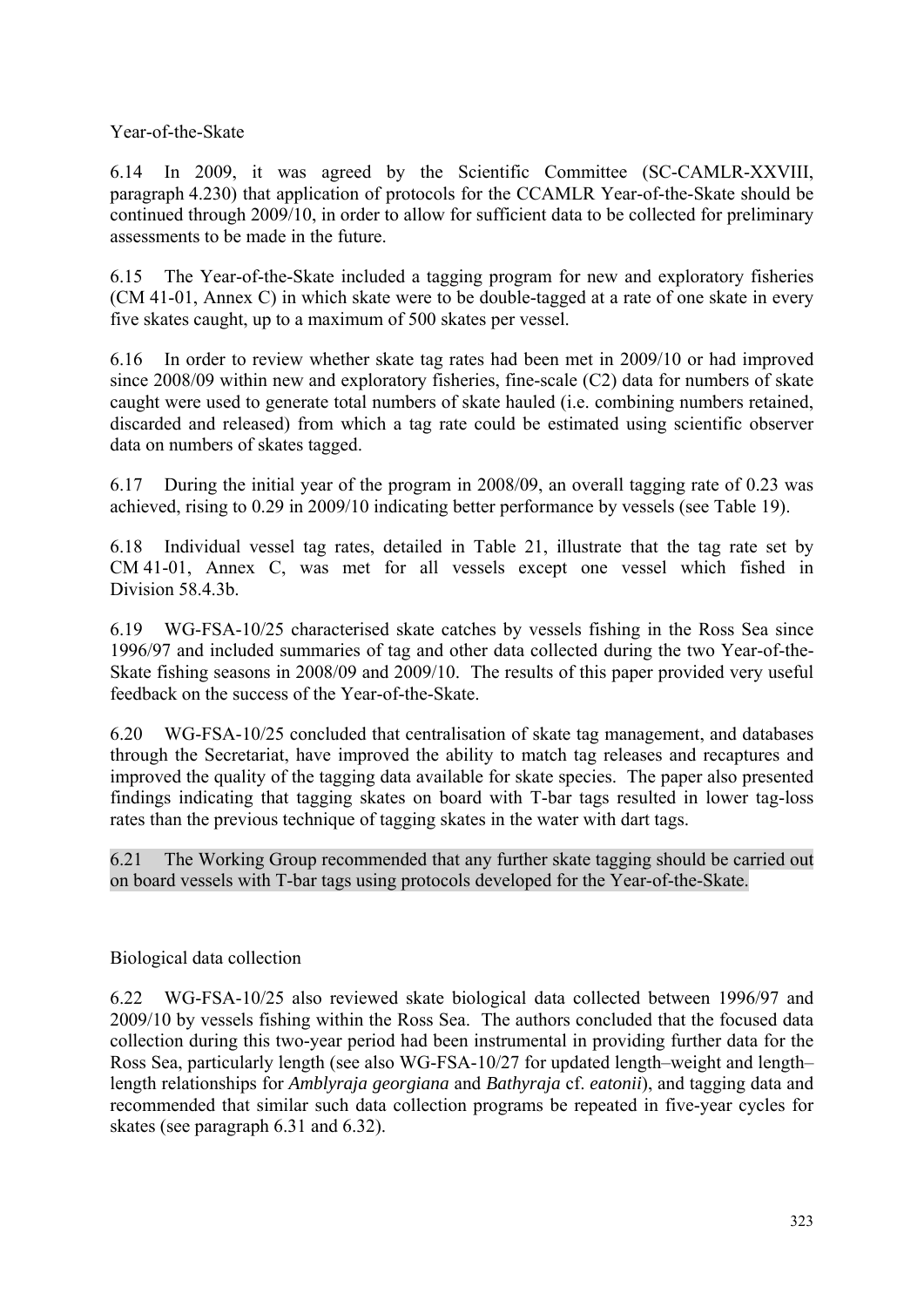### Year-of-the-Skate

6.14 In 2009, it was agreed by the Scientific Committee (SC-CAMLR-XXVIII, paragraph 4.230) that application of protocols for the CCAMLR Year-of-the-Skate should be continued through 2009/10, in order to allow for sufficient data to be collected for preliminary assessments to be made in the future.

6.15 The Year-of-the-Skate included a tagging program for new and exploratory fisheries (CM 41-01, Annex C) in which skate were to be double-tagged at a rate of one skate in every five skates caught, up to a maximum of 500 skates per vessel.

6.16 In order to review whether skate tag rates had been met in 2009/10 or had improved since 2008/09 within new and exploratory fisheries, fine-scale (C2) data for numbers of skate caught were used to generate total numbers of skate hauled (i.e. combining numbers retained, discarded and released) from which a tag rate could be estimated using scientific observer data on numbers of skates tagged.

6.17 During the initial year of the program in 2008/09, an overall tagging rate of 0.23 was achieved, rising to 0.29 in 2009/10 indicating better performance by vessels (see Table 19).

6.18 Individual vessel tag rates, detailed in Table 21, illustrate that the tag rate set by CM 41-01, Annex C, was met for all vessels except one vessel which fished in Division 58.4.3b.

6.19 WG-FSA-10/25 characterised skate catches by vessels fishing in the Ross Sea since 1996/97 and included summaries of tag and other data collected during the two Year-of-the-Skate fishing seasons in 2008/09 and 2009/10. The results of this paper provided very useful feedback on the success of the Year-of-the-Skate.

6.20 WG-FSA-10/25 concluded that centralisation of skate tag management, and databases through the Secretariat, have improved the ability to match tag releases and recaptures and improved the quality of the tagging data available for skate species. The paper also presented findings indicating that tagging skates on board with T-bar tags resulted in lower tag-loss rates than the previous technique of tagging skates in the water with dart tags.

6.21 The Working Group recommended that any further skate tagging should be carried out on board vessels with T-bar tags using protocols developed for the Year-of-the-Skate.

### Biological data collection

6.22 WG-FSA-10/25 also reviewed skate biological data collected between 1996/97 and 2009/10 by vessels fishing within the Ross Sea. The authors concluded that the focused data collection during this two-year period had been instrumental in providing further data for the Ross Sea, particularly length (see also WG-FSA-10/27 for updated length–weight and length–length relationships for *Amblyraja georgiana* and *Bathyraja* cf. *eatonii*), and tagging data and recommended that similar such data collection programs be repeated in five-year cycles for skates (see paragraph 6.31 and 6.32).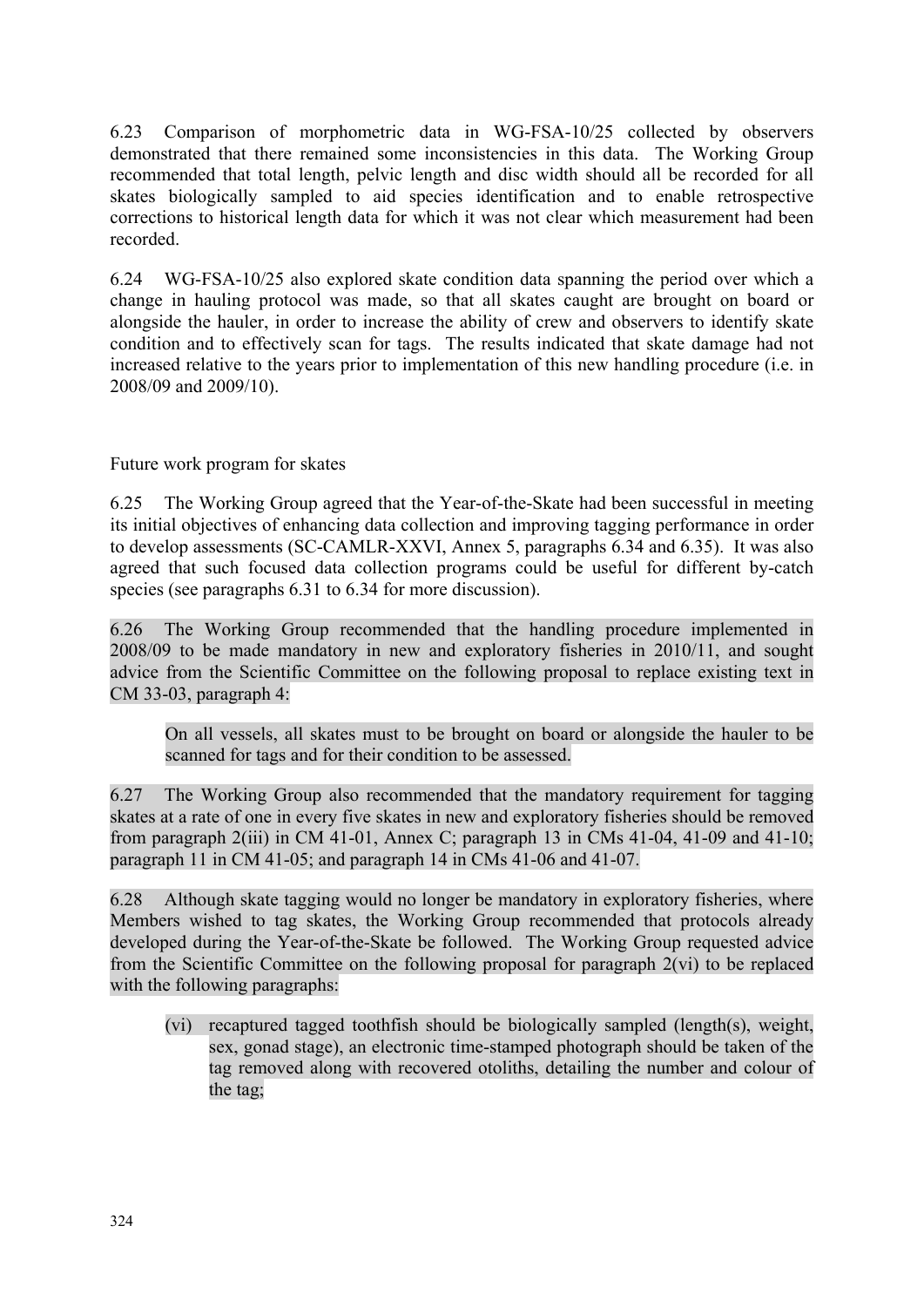6.23 Comparison of morphometric data in WG-FSA-10/25 collected by observers demonstrated that there remained some inconsistencies in this data. The Working Group recommended that total length, pelvic length and disc width should all be recorded for all skates biologically sampled to aid species identification and to enable retrospective corrections to historical length data for which it was not clear which measurement had been recorded.

6.24 WG-FSA-10/25 also explored skate condition data spanning the period over which a change in hauling protocol was made, so that all skates caught are brought on board or alongside the hauler, in order to increase the ability of crew and observers to identify skate condition and to effectively scan for tags. The results indicated that skate damage had not increased relative to the years prior to implementation of this new handling procedure (i.e. in 2008/09 and 2009/10).

### Future work program for skates

6.25 The Working Group agreed that the Year-of-the-Skate had been successful in meeting its initial objectives of enhancing data collection and improving tagging performance in order to develop assessments (SC-CAMLR-XXVI, Annex 5, paragraphs 6.34 and 6.35). It was also agreed that such focused data collection programs could be useful for different by-catch species (see paragraphs 6.31 to 6.34 for more discussion).

6.26 The Working Group recommended that the handling procedure implemented in 2008/09 to be made mandatory in new and exploratory fisheries in 2010/11, and sought advice from the Scientific Committee on the following proposal to replace existing text in CM 33-03, paragraph 4:

> On all vessels, all skates must to be brought on board or alongside the hauler to be scanned for tags and for their condition to be assessed.

6.27 The Working Group also recommended that the mandatory requirement for tagging skates at a rate of one in every five skates in new and exploratory fisheries should be removed from paragraph 2(iii) in CM 41-01, Annex C; paragraph 13 in CMs 41-04, 41-09 and 41-10; paragraph 11 in CM 41-05; and paragraph 14 in CMs 41-06 and 41-07.

6.28 Although skate tagging would no longer be mandatory in exploratory fisheries, where Members wished to tag skates, the Working Group recommended that protocols already developed during the Year-of-the-Skate be followed. The Working Group requested advice from the Scientific Committee on the following proposal for paragraph 2(vi) to be replaced with the following paragraphs:

> (vi) recaptured tagged toothfish should be biologically sampled (length(s), weight, sex, gonad stage), an electronic time-stamped photograph should be taken of the tag removed along with recovered otoliths, detailing the number and colour of the tag;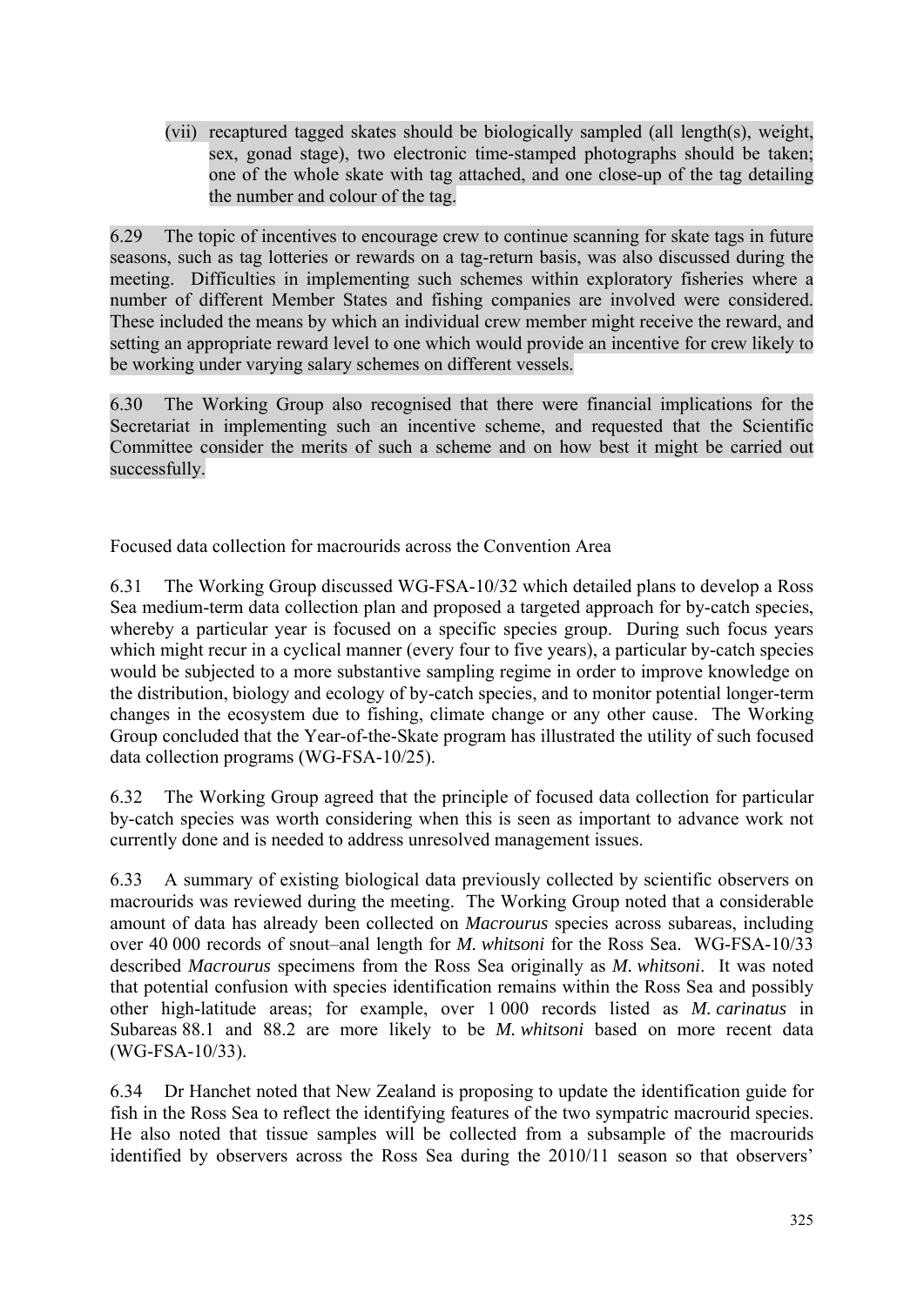(vii) recaptured tagged skates should be biologically sampled (all length(s), weight, sex, gonad stage), two electronic time-stamped photographs should be taken; one of the whole skate with tag attached, and one close-up of the tag detailing the number and colour of the tag.

6.29 The topic of incentives to encourage crew to continue scanning for skate tags in future seasons, such as tag lotteries or rewards on a tag-return basis, was also discussed during the meeting. Difficulties in implementing such schemes within exploratory fisheries where a number of different Member States and fishing companies are involved were considered. These included the means by which an individual crew member might receive the reward, and setting an appropriate reward level to one which would provide an incentive for crew likely to be working under varying salary schemes on different vessels.

6.30 The Working Group also recognised that there were financial implications for the Secretariat in implementing such an incentive scheme, and requested that the Scientific Committee consider the merits of such a scheme and on how best it might be carried out successfully.

Focused data collection for macrourids across the Convention Area

6.31 The Working Group discussed WG-FSA-10/32 which detailed plans to develop a Ross Sea medium-term data collection plan and proposed a targeted approach for by-catch species, whereby a particular year is focused on a specific species group. During such focus years which might recur in a cyclical manner (every four to five years), a particular by-catch species would be subjected to a more substantive sampling regime in order to improve knowledge on the distribution, biology and ecology of by-catch species, and to monitor potential longer-term changes in the ecosystem due to fishing, climate change or any other cause. The Working Group concluded that the Year-of-the-Skate program has illustrated the utility of such focused data collection programs (WG-FSA-10/25).

6.32 The Working Group agreed that the principle of focused data collection for particular by-catch species was worth considering when this is seen as important to advance work not currently done and is needed to address unresolved management issues.

6.33 A summary of existing biological data previously collected by scientific observers on macrourids was reviewed during the meeting. The Working Group noted that a considerable amount of data has already been collected on *Macrourus* species across subareas, including over 40 000 records of snout–anal length for *M. whitsoni* for the Ross Sea. WG-FSA-10/33 described *Macrourus* specimens from the Ross Sea originally as *M. whitsoni*. It was noted that potential confusion with species identification remains within the Ross Sea and possibly other high-latitude areas; for example, over 1 000 records listed as *M. carinatus* in Subareas 88.1 and 88.2 are more likely to be *M. whitsoni* based on more recent data (WG-FSA-10/33).

6.34 Dr Hanchet noted that New Zealand is proposing to update the identification guide for fish in the Ross Sea to reflect the identifying features of the two sympatric macrourid species. He also noted that tissue samples will be collected from a subsample of the macrourids identified by observers across the Ross Sea during the 2010/11 season so that observers'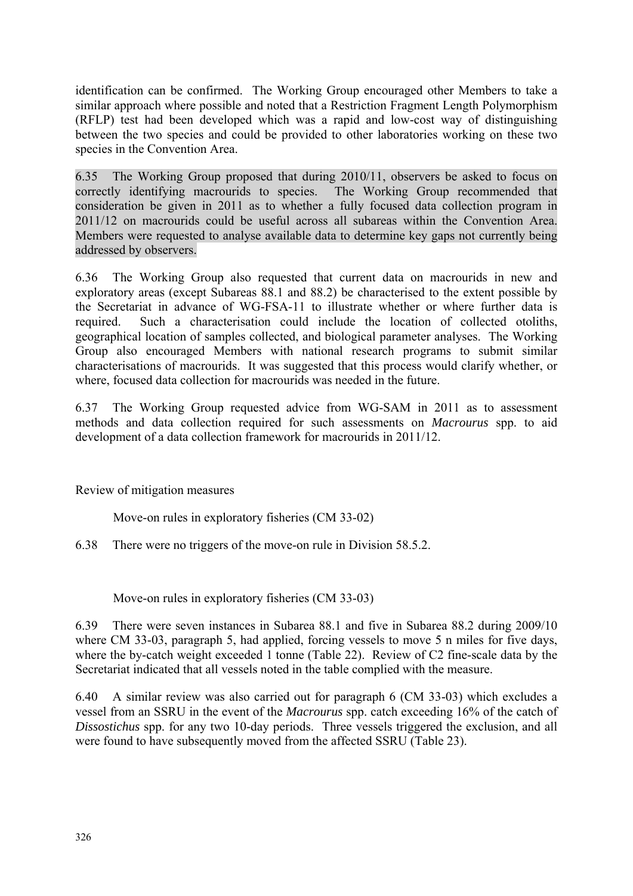identification can be confirmed. The Working Group encouraged other Members to take a similar approach where possible and noted that a Restriction Fragment Length Polymorphism (RFLP) test had been developed which was a rapid and low-cost way of distinguishing between the two species and could be provided to other laboratories working on these two species in the Convention Area.

6.35 The Working Group proposed that during 2010/11, observers be asked to focus on correctly identifying macrourids to species. The Working Group recommended that consideration be given in 2011 as to whether a fully focused data collection program in 2011/12 on macrourids could be useful across all subareas within the Convention Area. Members were requested to analyse available data to determine key gaps not currently being addressed by observers.

6.36 The Working Group also requested that current data on macrourids in new and exploratory areas (except Subareas 88.1 and 88.2) be characterised to the extent possible by the Secretariat in advance of WG-FSA-11 to illustrate whether or where further data is required. Such a characterisation could include the location of collected otoliths, geographical location of samples collected, and biological parameter analyses. The Working Group also encouraged Members with national research programs to submit similar characterisations of macrourids. It was suggested that this process would clarify whether, or where, focused data collection for macrourids was needed in the future.

6.37 The Working Group requested advice from WG-SAM in 2011 as to assessment methods and data collection required for such assessments on *Macrourus* spp. to aid development of a data collection framework for macrourids in 2011/12.

## Review of mitigation measures

### Move-on rules in exploratory fisheries (CM 33-02)

6.38 There were no triggers of the move-on rule in Division 58.5.2.

### Move-on rules in exploratory fisheries (CM 33-03)

6.39 There were seven instances in Subarea 88.1 and five in Subarea 88.2 during 2009/10 where CM 33-03, paragraph 5, had applied, forcing vessels to move 5 n miles for five days, where the by-catch weight exceeded 1 tonne (Table 22). Review of C2 fine-scale data by the Secretariat indicated that all vessels noted in the table complied with the measure.

6.40 A similar review was also carried out for paragraph 6 (CM 33-03) which excludes a vessel from an SSRU in the event of the *Macrourus* spp. catch exceeding 16% of the catch of *Dissostichus* spp. for any two 10-day periods. Three vessels triggered the exclusion, and all were found to have subsequently moved from the affected SSRU (Table 23).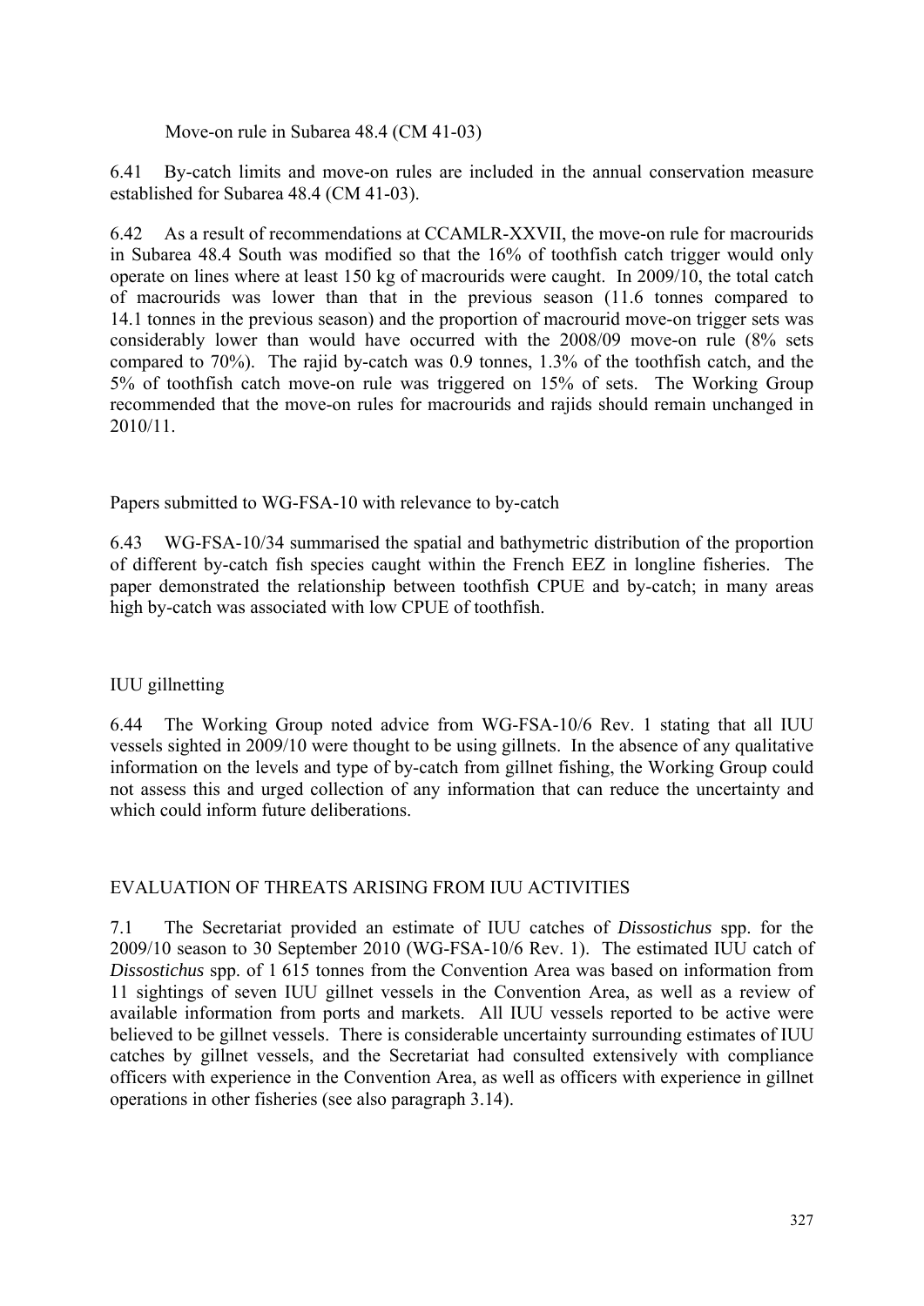Move-on rule in Subarea 48.4 (CM 41-03)

6.41 By-catch limits and move-on rules are included in the annual conservation measure established for Subarea 48.4 (CM 41-03).

6.42 As a result of recommendations at CCAMLR-XXVII, the move-on rule for macrourids in Subarea 48.4 South was modified so that the 16% of toothfish catch trigger would only operate on lines where at least 150 kg of macrourids were caught. In 2009/10, the total catch of macrourids was lower than that in the previous season (11.6 tonnes compared to 14.1 tonnes in the previous season) and the proportion of macrourid move-on trigger sets was considerably lower than would have occurred with the 2008/09 move-on rule (8% sets compared to 70%). The rajid by-catch was 0.9 tonnes, 1.3% of the toothfish catch, and the 5% of toothfish catch move-on rule was triggered on 15% of sets. The Working Group recommended that the move-on rules for macrourids and rajids should remain unchanged in 2010/11.

Papers submitted to WG-FSA-10 with relevance to by-catch

6.43 WG-FSA-10/34 summarised the spatial and bathymetric distribution of the proportion of different by-catch fish species caught within the French EEZ in longline fisheries. The paper demonstrated the relationship between toothfish CPUE and by-catch; in many areas high by-catch was associated with low CPUE of toothfish.

IUU gillnetting

6.44 The Working Group noted advice from WG-FSA-10/6 Rev. 1 stating that all IUU vessels sighted in 2009/10 were thought to be using gillnets. In the absence of any qualitative information on the levels and type of by-catch from gillnet fishing, the Working Group could not assess this and urged collection of any information that can reduce the uncertainty and which could inform future deliberations.

## EVALUATION OF THREATS ARISING FROM IUU ACTIVITIES

7.1 The Secretariat provided an estimate of IUU catches of *Dissostichus* spp. for the 2009/10 season to 30 September 2010 (WG-FSA-10/6 Rev. 1). The estimated IUU catch of *Dissostichus* spp. of 1 615 tonnes from the Convention Area was based on information from 11 sightings of seven IUU gillnet vessels in the Convention Area, as well as a review of available information from ports and markets. All IUU vessels reported to be active were believed to be gillnet vessels. There is considerable uncertainty surrounding estimates of IUU catches by gillnet vessels, and the Secretariat had consulted extensively with compliance officers with experience in the Convention Area, as well as officers with experience in gillnet operations in other fisheries (see also paragraph 3.14).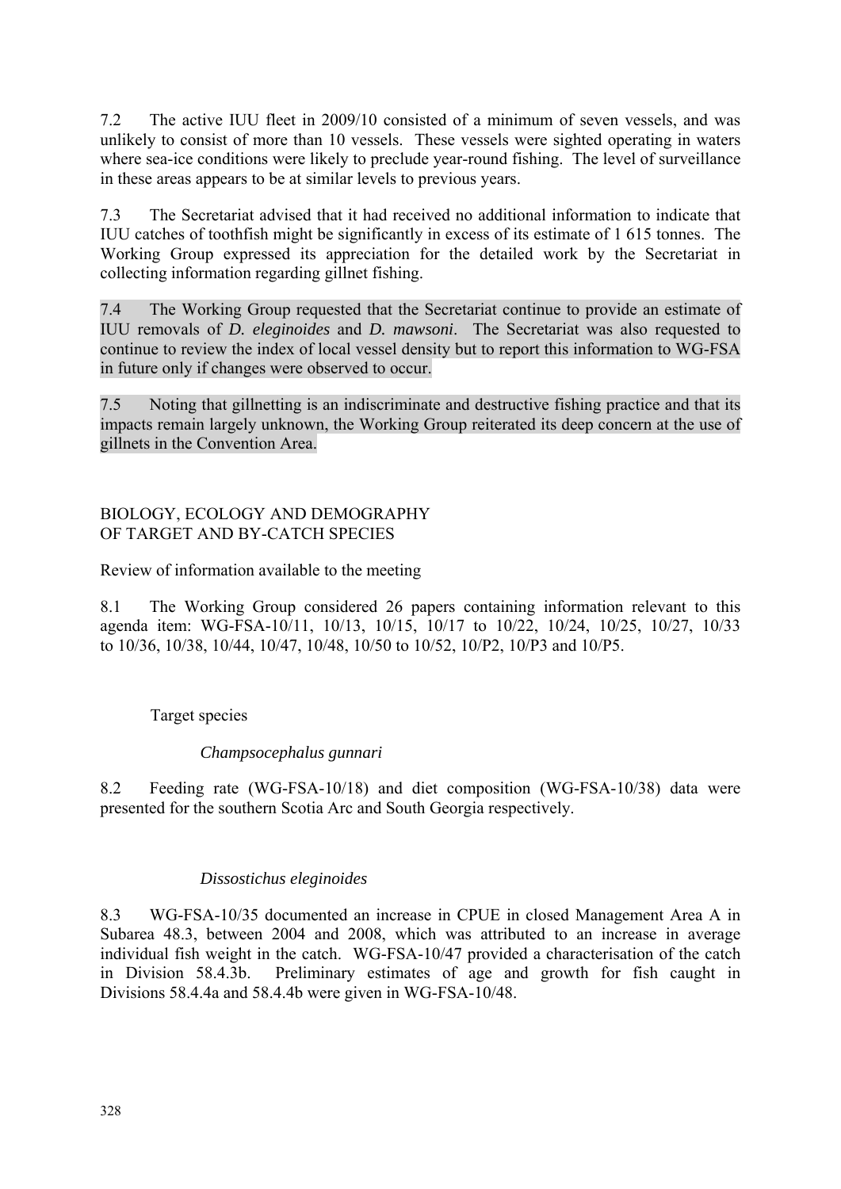7.2 The active IUU fleet in 2009/10 consisted of a minimum of seven vessels, and was unlikely to consist of more than 10 vessels. These vessels were sighted operating in waters where sea-ice conditions were likely to preclude year-round fishing. The level of surveillance in these areas appears to be at similar levels to previous years.

7.3 The Secretariat advised that it had received no additional information to indicate that IUU catches of toothfish might be significantly in excess of its estimate of 1 615 tonnes. The Working Group expressed its appreciation for the detailed work by the Secretariat in collecting information regarding gillnet fishing.

7.4 The Working Group requested that the Secretariat continue to provide an estimate of IUU removals of *D. eleginoides* and *D. mawsoni*. The Secretariat was also requested to continue to review the index of local vessel density but to report this information to WG-FSA in future only if changes were observed to occur.

7.5 Noting that gillnetting is an indiscriminate and destructive fishing practice and that its impacts remain largely unknown, the Working Group reiterated its deep concern at the use of gillnets in the Convention Area.

## BIOLOGY, ECOLOGY AND DEMOGRAPHY OF TARGET AND BY-CATCH SPECIES

### Review of information available to the meeting

8.1 The Working Group considered 26 papers containing information relevant to this agenda item: WG-FSA-10/11, 10/13, 10/15, 10/17 to 10/22, 10/24, 10/25, 10/27, 10/33 to 10/36, 10/38, 10/44, 10/47, 10/48, 10/50 to 10/52, 10/P2, 10/P3 and 10/P5.

#### Target species

##### *Champsocephalus gunnari*

8.2 Feeding rate (WG-FSA-10/18) and diet composition (WG-FSA-10/38) data were presented for the southern Scotia Arc and South Georgia respectively.

##### *Dissostichus eleginoides*

8.3 WG-FSA-10/35 documented an increase in CPUE in closed Management Area A in Subarea 48.3, between 2004 and 2008, which was attributed to an increase in average individual fish weight in the catch. WG-FSA-10/47 provided a characterisation of the catch in Division 58.4.3b. Preliminary estimates of age and growth for fish caught in Divisions 58.4.4a and 58.4.4b were given in WG-FSA-10/48.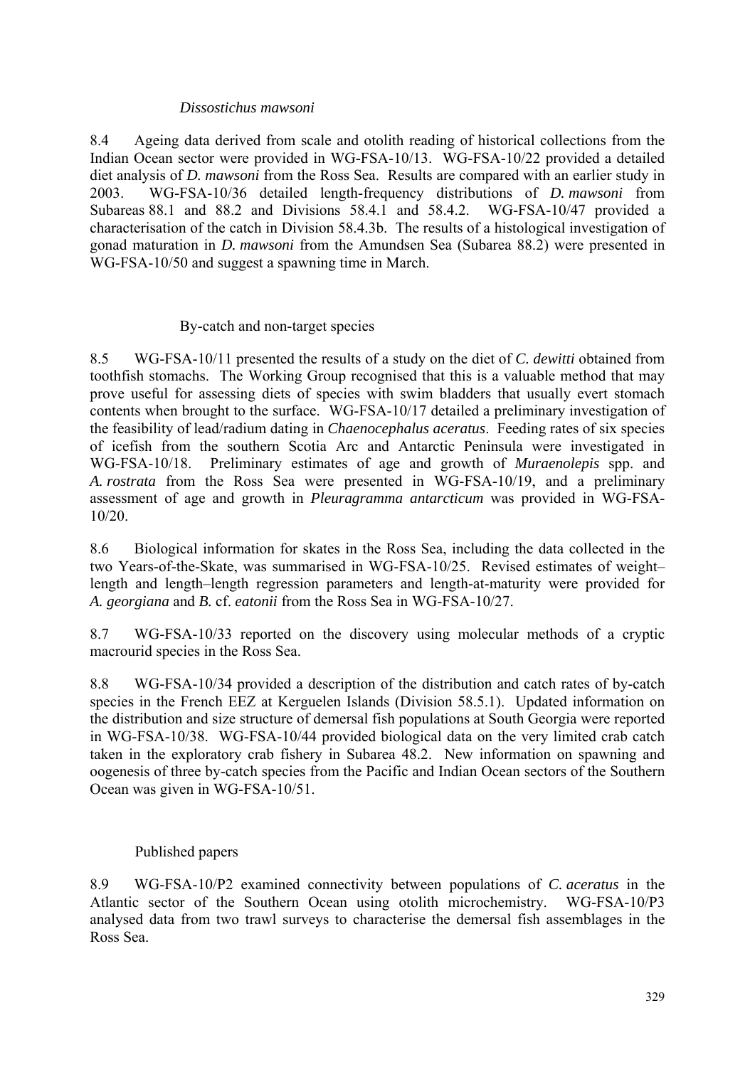### *Dissostichus mawsoni*

8.4 Ageing data derived from scale and otolith reading of historical collections from the Indian Ocean sector were provided in WG-FSA-10/13. WG-FSA-10/22 provided a detailed diet analysis of *D. mawsoni* from the Ross Sea. Results are compared with an earlier study in 2003. WG-FSA-10/36 detailed length-frequency distributions of *D. mawsoni* from Subareas 88.1 and 88.2 and Divisions 58.4.1 and 58.4.2. WG-FSA-10/47 provided a characterisation of the catch in Division 58.4.3b. The results of a histological investigation of gonad maturation in *D. mawsoni* from the Amundsen Sea (Subarea 88.2) were presented in WG-FSA-10/50 and suggest a spawning time in March.

### By-catch and non-target species

8.5 WG-FSA-10/11 presented the results of a study on the diet of *C. dewitti* obtained from toothfish stomachs. The Working Group recognised that this is a valuable method that may prove useful for assessing diets of species with swim bladders that usually evert stomach contents when brought to the surface. WG-FSA-10/17 detailed a preliminary investigation of the feasibility of lead/radium dating in *Chaenocephalus aceratus*. Feeding rates of six species of icefish from the southern Scotia Arc and Antarctic Peninsula were investigated in WG-FSA-10/18. Preliminary estimates of age and growth of *Muraenolepis* spp. and *A. rostrata* from the Ross Sea were presented in WG-FSA-10/19, and a preliminary assessment of age and growth in *Pleuragramma antarcticum* was provided in WG-FSA-10/20.

8.6 Biological information for skates in the Ross Sea, including the data collected in the two Years-of-the-Skate, was summarised in WG-FSA-10/25. Revised estimates of weight–length and length–length regression parameters and length-at-maturity were provided for *A. georgiana* and *B.* cf. *eatonii* from the Ross Sea in WG-FSA-10/27.

8.7 WG-FSA-10/33 reported on the discovery using molecular methods of a cryptic macrourid species in the Ross Sea.

8.8 WG-FSA-10/34 provided a description of the distribution and catch rates of by-catch species in the French EEZ at Kerguelen Islands (Division 58.5.1). Updated information on the distribution and size structure of demersal fish populations at South Georgia were reported in WG-FSA-10/38. WG-FSA-10/44 provided biological data on the very limited crab catch taken in the exploratory crab fishery in Subarea 48.2. New information on spawning and oogenesis of three by-catch species from the Pacific and Indian Ocean sectors of the Southern Ocean was given in WG-FSA-10/51.

### Published papers

8.9 WG-FSA-10/P2 examined connectivity between populations of *C. aceratus* in the Atlantic sector of the Southern Ocean using otolith microchemistry. WG-FSA-10/P3 analysed data from two trawl surveys to characterise the demersal fish assemblages in the Ross Sea.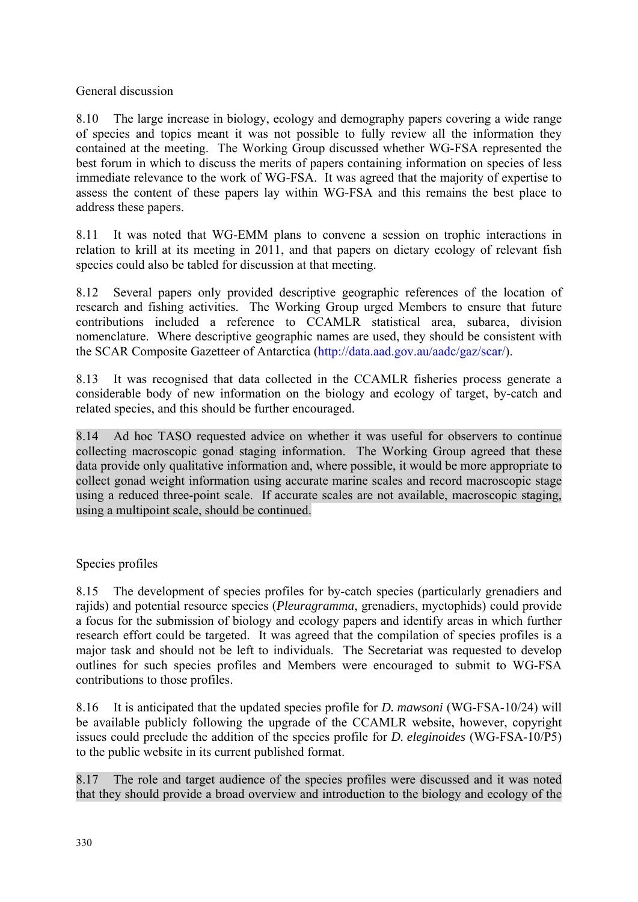### General discussion

8.10 The large increase in biology, ecology and demography papers covering a wide range of species and topics meant it was not possible to fully review all the information they contained at the meeting. The Working Group discussed whether WG-FSA represented the best forum in which to discuss the merits of papers containing information on species of less immediate relevance to the work of WG-FSA. It was agreed that the majority of expertise to assess the content of these papers lay within WG-FSA and this remains the best place to address these papers.

8.11 It was noted that WG-EMM plans to convene a session on trophic interactions in relation to krill at its meeting in 2011, and that papers on dietary ecology of relevant fish species could also be tabled for discussion at that meeting.

8.12 Several papers only provided descriptive geographic references of the location of research and fishing activities. The Working Group urged Members to ensure that future contributions included a reference to CCAMLR statistical area, subarea, division nomenclature. Where descriptive geographic names are used, they should be consistent with the SCAR Composite Gazetteer of Antarctica (http://data.aad.gov.au/aadc/gaz/scar/).

8.13 It was recognised that data collected in the CCAMLR fisheries process generate a considerable body of new information on the biology and ecology of target, by-catch and related species, and this should be further encouraged.

8.14 Ad hoc TASO requested advice on whether it was useful for observers to continue collecting macroscopic gonad staging information. The Working Group agreed that these data provide only qualitative information and, where possible, it would be more appropriate to collect gonad weight information using accurate marine scales and record macroscopic stage using a reduced three-point scale. If accurate scales are not available, macroscopic staging, using a multipoint scale, should be continued.

### Species profiles

8.15 The development of species profiles for by-catch species (particularly grenadiers and rajids) and potential resource species (*Pleuragramma*, grenadiers, myctophids) could provide a focus for the submission of biology and ecology papers and identify areas in which further research effort could be targeted. It was agreed that the compilation of species profiles is a major task and should not be left to individuals. The Secretariat was requested to develop outlines for such species profiles and Members were encouraged to submit to WG-FSA contributions to those profiles.

8.16 It is anticipated that the updated species profile for *D. mawsoni* (WG-FSA-10/24) will be available publicly following the upgrade of the CCAMLR website, however, copyright issues could preclude the addition of the species profile for *D. eleginoides* (WG-FSA-10/P5) to the public website in its current published format.

8.17 The role and target audience of the species profiles were discussed and it was noted that they should provide a broad overview and introduction to the biology and ecology of the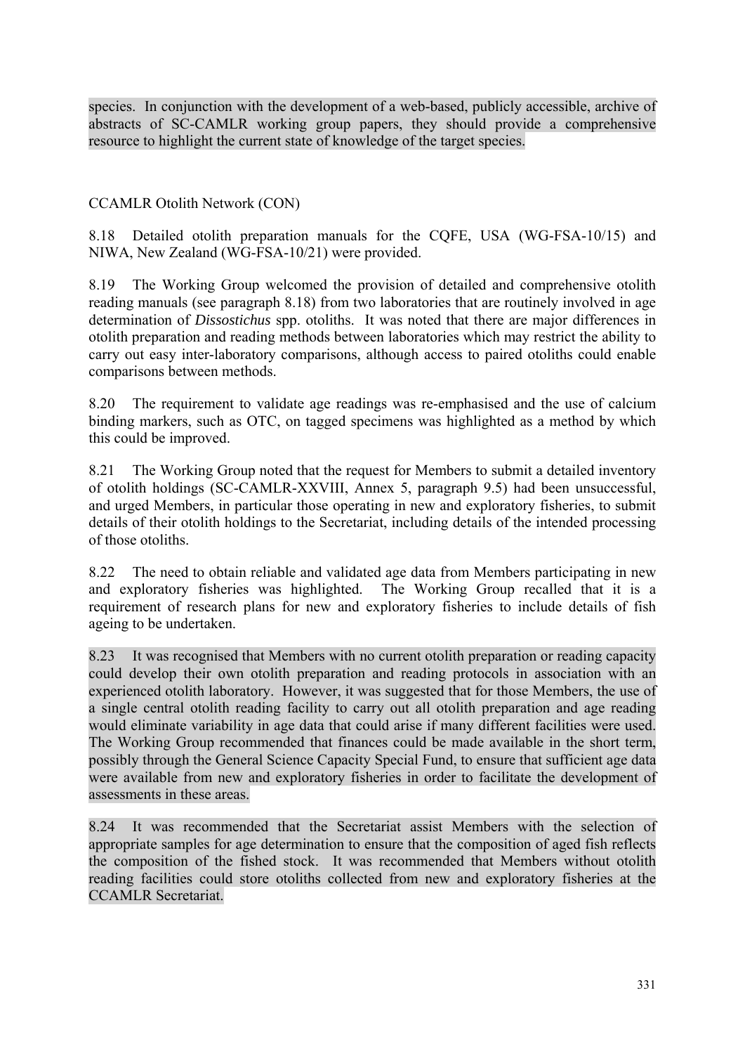species. In conjunction with the development of a web-based, publicly accessible, archive of abstracts of SC-CAMLR working group papers, they should provide a comprehensive resource to highlight the current state of knowledge of the target species.

CCAMLR Otolith Network (CON)

8.18 Detailed otolith preparation manuals for the CQFE, USA (WG-FSA-10/15) and NIWA, New Zealand (WG-FSA-10/21) were provided.

8.19 The Working Group welcomed the provision of detailed and comprehensive otolith reading manuals (see paragraph 8.18) from two laboratories that are routinely involved in age determination of *Dissostichus* spp. otoliths. It was noted that there are major differences in otolith preparation and reading methods between laboratories which may restrict the ability to carry out easy inter-laboratory comparisons, although access to paired otoliths could enable comparisons between methods.

8.20 The requirement to validate age readings was re-emphasised and the use of calcium binding markers, such as OTC, on tagged specimens was highlighted as a method by which this could be improved.

8.21 The Working Group noted that the request for Members to submit a detailed inventory of otolith holdings (SC-CAMLR-XXVIII, Annex 5, paragraph 9.5) had been unsuccessful, and urged Members, in particular those operating in new and exploratory fisheries, to submit details of their otolith holdings to the Secretariat, including details of the intended processing of those otoliths.

8.22 The need to obtain reliable and validated age data from Members participating in new and exploratory fisheries was highlighted. The Working Group recalled that it is a requirement of research plans for new and exploratory fisheries to include details of fish ageing to be undertaken.

8.23 It was recognised that Members with no current otolith preparation or reading capacity could develop their own otolith preparation and reading protocols in association with an experienced otolith laboratory. However, it was suggested that for those Members, the use of a single central otolith reading facility to carry out all otolith preparation and age reading would eliminate variability in age data that could arise if many different facilities were used. The Working Group recommended that finances could be made available in the short term, possibly through the General Science Capacity Special Fund, to ensure that sufficient age data were available from new and exploratory fisheries in order to facilitate the development of assessments in these areas.

8.24 It was recommended that the Secretariat assist Members with the selection of appropriate samples for age determination to ensure that the composition of aged fish reflects the composition of the fished stock. It was recommended that Members without otolith reading facilities could store otoliths collected from new and exploratory fisheries at the CCAMLR Secretariat.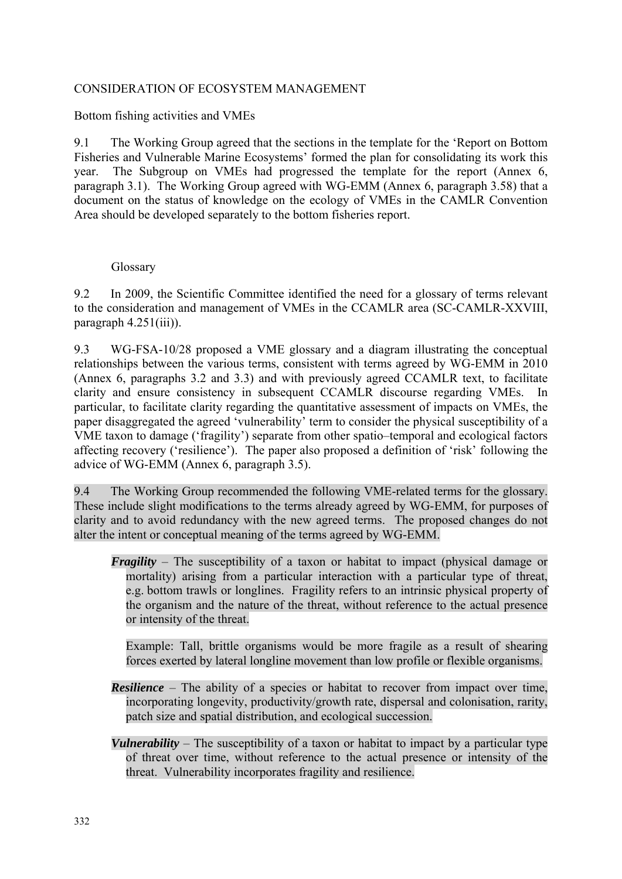## CONSIDERATION OF ECOSYSTEM MANAGEMENT

### Bottom fishing activities and VMEs

9.1 The Working Group agreed that the sections in the template for the 'Report on Bottom Fisheries and Vulnerable Marine Ecosystems' formed the plan for consolidating its work this year. The Subgroup on VMEs had progressed the template for the report (Annex 6, paragraph 3.1). The Working Group agreed with WG-EMM (Annex 6, paragraph 3.58) that a document on the status of knowledge on the ecology of VMEs in the CAMLR Convention Area should be developed separately to the bottom fisheries report.

#### Glossary

9.2 In 2009, the Scientific Committee identified the need for a glossary of terms relevant to the consideration and management of VMEs in the CCAMLR area (SC-CAMLR-XXVIII, paragraph 4.251(iii)).

9.3 WG-FSA-10/28 proposed a VME glossary and a diagram illustrating the conceptual relationships between the various terms, consistent with terms agreed by WG-EMM in 2010 (Annex 6, paragraphs 3.2 and 3.3) and with previously agreed CCAMLR text, to facilitate clarity and ensure consistency in subsequent CCAMLR discourse regarding VMEs. In particular, to facilitate clarity regarding the quantitative assessment of impacts on VMEs, the paper disaggregated the agreed 'vulnerability' term to consider the physical susceptibility of a VME taxon to damage ('fragility') separate from other spatio–temporal and ecological factors affecting recovery ('resilience'). The paper also proposed a definition of 'risk' following the advice of WG-EMM (Annex 6, paragraph 3.5).

9.4 The Working Group recommended the following VME-related terms for the glossary. These include slight modifications to the terms already agreed by WG-EMM, for purposes of clarity and to avoid redundancy with the new agreed terms. The proposed changes do not alter the intent or conceptual meaning of the terms agreed by WG-EMM.

***Fragility*** – The susceptibility of a taxon or habitat to impact (physical damage or mortality) arising from a particular interaction with a particular type of threat, e.g. bottom trawls or longlines. Fragility refers to an intrinsic physical property of the organism and the nature of the threat, without reference to the actual presence or intensity of the threat.

Example: Tall, brittle organisms would be more fragile as a result of shearing forces exerted by lateral longline movement than low profile or flexible organisms.

***Resilience*** – The ability of a species or habitat to recover from impact over time, incorporating longevity, productivity/growth rate, dispersal and colonisation, rarity, patch size and spatial distribution, and ecological succession.

***Vulnerability*** – The susceptibility of a taxon or habitat to impact by a particular type of threat over time, without reference to the actual presence or intensity of the threat. Vulnerability incorporates fragility and resilience.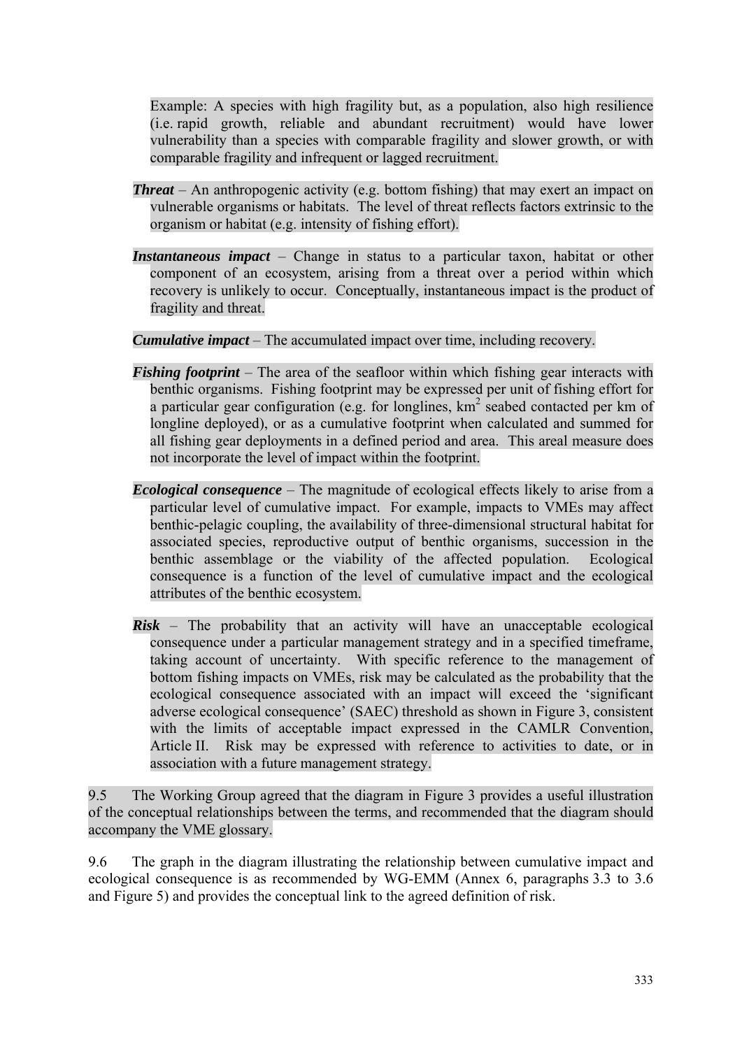Example: A species with high fragility but, as a population, also high resilience (i.e. rapid growth, reliable and abundant recruitment) would have lower vulnerability than a species with comparable fragility and slower growth, or with comparable fragility and infrequent or lagged recruitment.

***Threat*** – An anthropogenic activity (e.g. bottom fishing) that may exert an impact on vulnerable organisms or habitats. The level of threat reflects factors extrinsic to the organism or habitat (e.g. intensity of fishing effort).

***Instantaneous impact*** – Change in status to a particular taxon, habitat or other component of an ecosystem, arising from a threat over a period within which recovery is unlikely to occur. Conceptually, instantaneous impact is the product of fragility and threat.

***Cumulative impact*** – The accumulated impact over time, including recovery.

***Fishing footprint*** – The area of the seafloor within which fishing gear interacts with benthic organisms. Fishing footprint may be expressed per unit of fishing effort for a particular gear configuration (e.g. for longlines, $km^2$ seabed contacted per km of longline deployed), or as a cumulative footprint when calculated and summed for all fishing gear deployments in a defined period and area. This areal measure does not incorporate the level of impact within the footprint.

***Ecological consequence*** – The magnitude of ecological effects likely to arise from a particular level of cumulative impact. For example, impacts to VMEs may affect benthic-pelagic coupling, the availability of three-dimensional structural habitat for associated species, reproductive output of benthic organisms, succession in the benthic assemblage or the viability of the affected population. Ecological consequence is a function of the level of cumulative impact and the ecological attributes of the benthic ecosystem.

***Risk*** – The probability that an activity will have an unacceptable ecological consequence under a particular management strategy and in a specified timeframe, taking account of uncertainty. With specific reference to the management of bottom fishing impacts on VMEs, risk may be calculated as the probability that the ecological consequence associated with an impact will exceed the 'significant adverse ecological consequence' (SAEC) threshold as shown in Figure 3, consistent with the limits of acceptable impact expressed in the CAMLR Convention, Article II. Risk may be expressed with reference to activities to date, or in association with a future management strategy.

9.5 The Working Group agreed that the diagram in Figure 3 provides a useful illustration of the conceptual relationships between the terms, and recommended that the diagram should accompany the VME glossary.

9.6 The graph in the diagram illustrating the relationship between cumulative impact and ecological consequence is as recommended by WG-EMM (Annex 6, paragraphs 3.3 to 3.6 and Figure 5) and provides the conceptual link to the agreed definition of risk.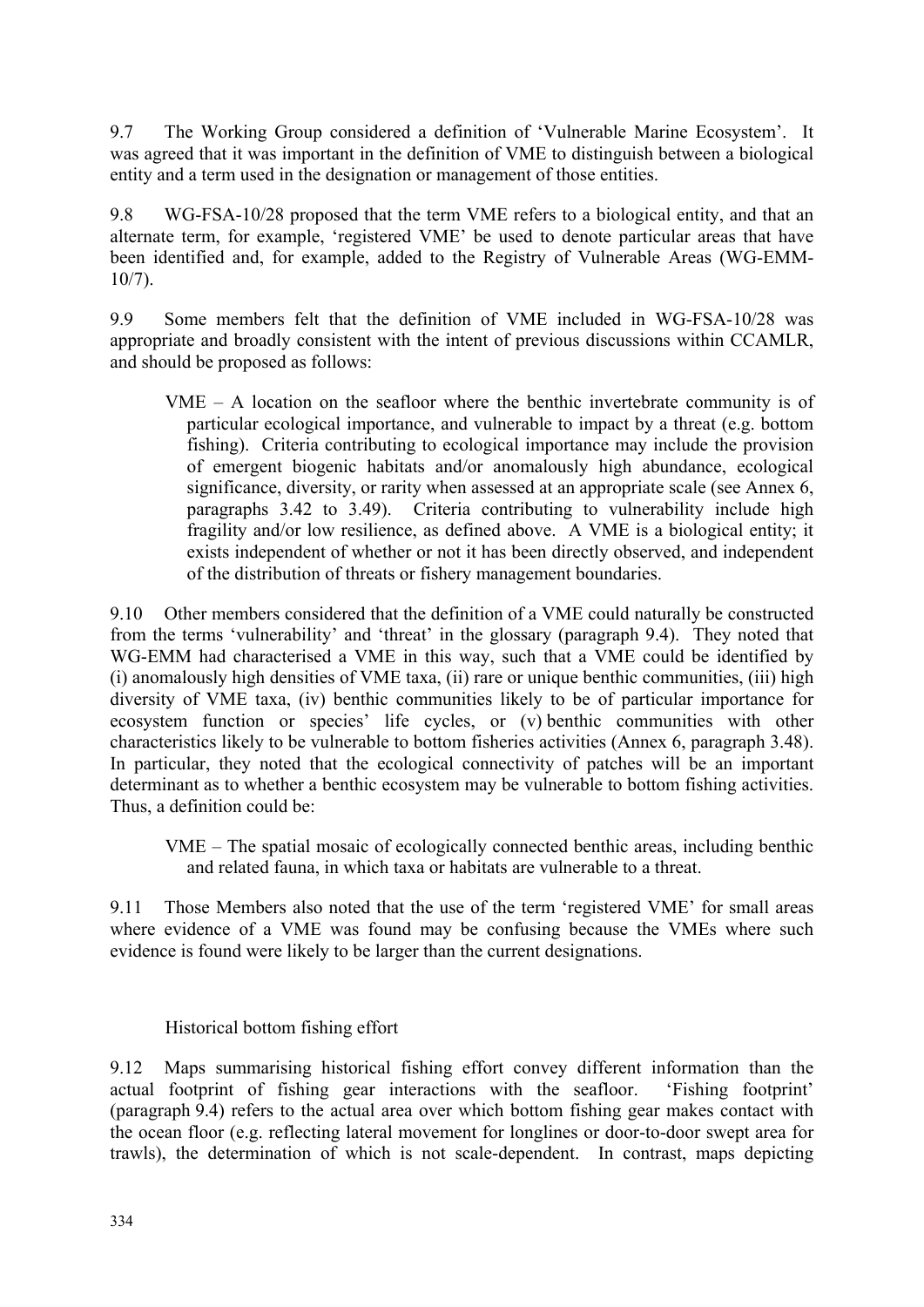9.7 The Working Group considered a definition of 'Vulnerable Marine Ecosystem'. It was agreed that it was important in the definition of VME to distinguish between a biological entity and a term used in the designation or management of those entities.

9.8 WG-FSA-10/28 proposed that the term VME refers to a biological entity, and that an alternate term, for example, 'registered VME' be used to denote particular areas that have been identified and, for example, added to the Registry of Vulnerable Areas (WG-EMM-10/7).

9.9 Some members felt that the definition of VME included in WG-FSA-10/28 was appropriate and broadly consistent with the intent of previous discussions within CCAMLR, and should be proposed as follows:

> VME – A location on the seafloor where the benthic invertebrate community is of particular ecological importance, and vulnerable to impact by a threat (e.g. bottom fishing). Criteria contributing to ecological importance may include the provision of emergent biogenic habitats and/or anomalously high abundance, ecological significance, diversity, or rarity when assessed at an appropriate scale (see Annex 6, paragraphs 3.42 to 3.49). Criteria contributing to vulnerability include high fragility and/or low resilience, as defined above. A VME is a biological entity; it exists independent of whether or not it has been directly observed, and independent of the distribution of threats or fishery management boundaries.

9.10 Other members considered that the definition of a VME could naturally be constructed from the terms 'vulnerability' and 'threat' in the glossary (paragraph 9.4). They noted that WG-EMM had characterised a VME in this way, such that a VME could be identified by (i) anomalously high densities of VME taxa, (ii) rare or unique benthic communities, (iii) high diversity of VME taxa, (iv) benthic communities likely to be of particular importance for ecosystem function or species' life cycles, or (v) benthic communities with other characteristics likely to be vulnerable to bottom fisheries activities (Annex 6, paragraph 3.48). In particular, they noted that the ecological connectivity of patches will be an important determinant as to whether a benthic ecosystem may be vulnerable to bottom fishing activities. Thus, a definition could be:

> VME – The spatial mosaic of ecologically connected benthic areas, including benthic and related fauna, in which taxa or habitats are vulnerable to a threat.

9.11 Those Members also noted that the use of the term 'registered VME' for small areas where evidence of a VME was found may be confusing because the VMEs where such evidence is found were likely to be larger than the current designations.

### Historical bottom fishing effort

9.12 Maps summarising historical fishing effort convey different information than the actual footprint of fishing gear interactions with the seafloor. 'Fishing footprint' (paragraph 9.4) refers to the actual area over which bottom fishing gear makes contact with the ocean floor (e.g. reflecting lateral movement for longlines or door-to-door swept area for trawls), the determination of which is not scale-dependent. In contrast, maps depicting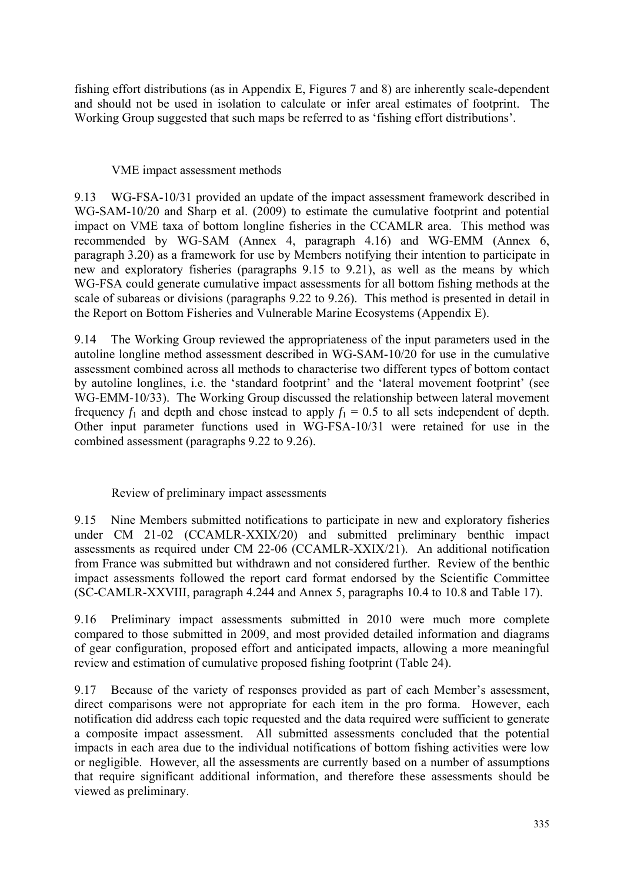fishing effort distributions (as in Appendix E, Figures 7 and 8) are inherently scale-dependent and should not be used in isolation to calculate or infer areal estimates of footprint. The Working Group suggested that such maps be referred to as 'fishing effort distributions'.

### VME impact assessment methods

9.13 WG-FSA-10/31 provided an update of the impact assessment framework described in WG-SAM-10/20 and Sharp et al. (2009) to estimate the cumulative footprint and potential impact on VME taxa of bottom longline fisheries in the CCAMLR area. This method was recommended by WG-SAM (Annex 4, paragraph 4.16) and WG-EMM (Annex 6, paragraph 3.20) as a framework for use by Members notifying their intention to participate in new and exploratory fisheries (paragraphs 9.15 to 9.21), as well as the means by which WG-FSA could generate cumulative impact assessments for all bottom fishing methods at the scale of subareas or divisions (paragraphs 9.22 to 9.26). This method is presented in detail in the Report on Bottom Fisheries and Vulnerable Marine Ecosystems (Appendix E).

9.14 The Working Group reviewed the appropriateness of the input parameters used in the autoline longline method assessment described in WG-SAM-10/20 for use in the cumulative assessment combined across all methods to characterise two different types of bottom contact by autoline longlines, i.e. the 'standard footprint' and the 'lateral movement footprint' (see WG-EMM-10/33). The Working Group discussed the relationship between lateral movement frequency $f_1$ and depth and chose instead to apply $f_1 = 0.5$ to all sets independent of depth. Other input parameter functions used in WG-FSA-10/31 were retained for use in the combined assessment (paragraphs 9.22 to 9.26).

### Review of preliminary impact assessments

9.15 Nine Members submitted notifications to participate in new and exploratory fisheries under CM 21-02 (CCAMLR-XXIX/20) and submitted preliminary benthic impact assessments as required under CM 22-06 (CCAMLR-XXIX/21). An additional notification from France was submitted but withdrawn and not considered further. Review of the benthic impact assessments followed the report card format endorsed by the Scientific Committee (SC-CAMLR-XXVIII, paragraph 4.244 and Annex 5, paragraphs 10.4 to 10.8 and Table 17).

9.16 Preliminary impact assessments submitted in 2010 were much more complete compared to those submitted in 2009, and most provided detailed information and diagrams of gear configuration, proposed effort and anticipated impacts, allowing a more meaningful review and estimation of cumulative proposed fishing footprint (Table 24).

9.17 Because of the variety of responses provided as part of each Member's assessment, direct comparisons were not appropriate for each item in the pro forma. However, each notification did address each topic requested and the data required were sufficient to generate a composite impact assessment. All submitted assessments concluded that the potential impacts in each area due to the individual notifications of bottom fishing activities were low or negligible. However, all the assessments are currently based on a number of assumptions that require significant additional information, and therefore these assessments should be viewed as preliminary.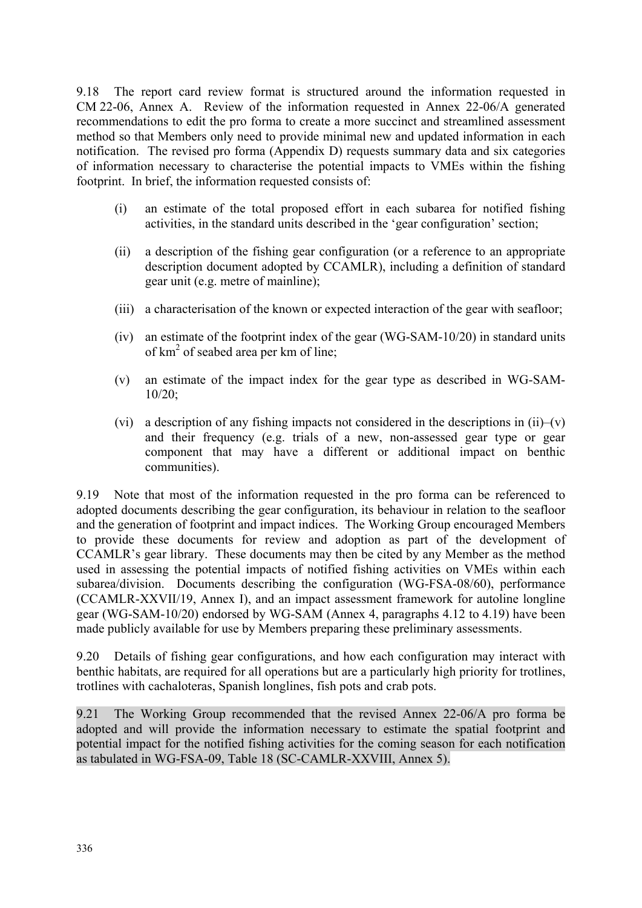9.18 The report card review format is structured around the information requested in CM 22-06, Annex A. Review of the information requested in Annex 22-06/A generated recommendations to edit the pro forma to create a more succinct and streamlined assessment method so that Members only need to provide minimal new and updated information in each notification. The revised pro forma (Appendix D) requests summary data and six categories of information necessary to characterise the potential impacts to VMEs within the fishing footprint. In brief, the information requested consists of:

(i) an estimate of the total proposed effort in each subarea for notified fishing activities, in the standard units described in the 'gear configuration' section;

(ii) a description of the fishing gear configuration (or a reference to an appropriate description document adopted by CCAMLR), including a definition of standard gear unit (e.g. metre of mainline);

(iii) a characterisation of the known or expected interaction of the gear with seafloor;

(iv) an estimate of the footprint index of the gear (WG-SAM-10/20) in standard units of $km^2$ of seabed area per km of line;

(v) an estimate of the impact index for the gear type as described in WG-SAM-10/20;

(vi) a description of any fishing impacts not considered in the descriptions in (ii)–(v) and their frequency (e.g. trials of a new, non-assessed gear type or gear component that may have a different or additional impact on benthic communities).

9.19 Note that most of the information requested in the pro forma can be referenced to adopted documents describing the gear configuration, its behaviour in relation to the seafloor and the generation of footprint and impact indices. The Working Group encouraged Members to provide these documents for review and adoption as part of the development of CCAMLR's gear library. These documents may then be cited by any Member as the method used in assessing the potential impacts of notified fishing activities on VMEs within each subarea/division. Documents describing the configuration (WG-FSA-08/60), performance (CCAMLR-XXVII/19, Annex I), and an impact assessment framework for autoline longline gear (WG-SAM-10/20) endorsed by WG-SAM (Annex 4, paragraphs 4.12 to 4.19) have been made publicly available for use by Members preparing these preliminary assessments.

9.20 Details of fishing gear configurations, and how each configuration may interact with benthic habitats, are required for all operations but are a particularly high priority for trotlines, trotlines with cachaloteras, Spanish longlines, fish pots and crab pots.

9.21 The Working Group recommended that the revised Annex 22-06/A pro forma be adopted and will provide the information necessary to estimate the spatial footprint and potential impact for the notified fishing activities for the coming season for each notification as tabulated in WG-FSA-09, Table 18 (SC-CAMLR-XXVIII, Annex 5).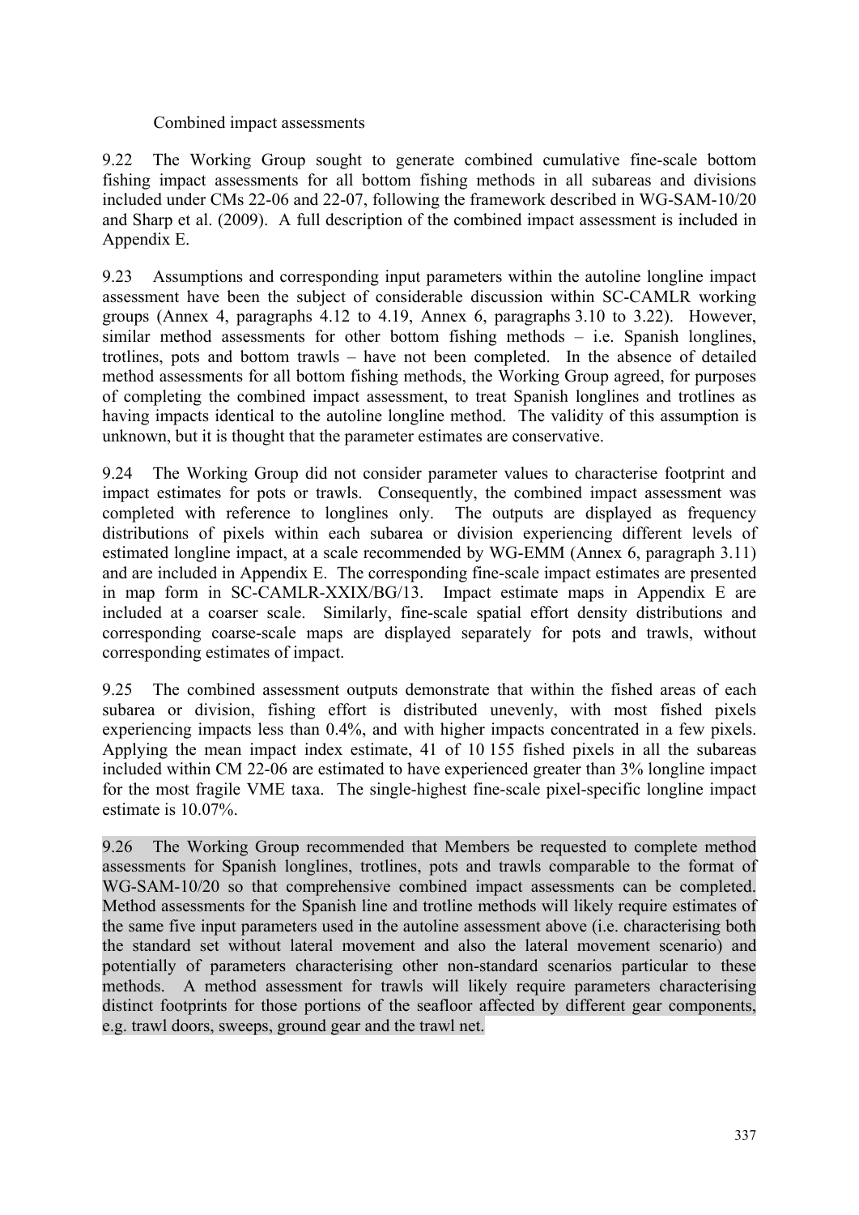### Combined impact assessments

9.22 The Working Group sought to generate combined cumulative fine-scale bottom fishing impact assessments for all bottom fishing methods in all subareas and divisions included under CMs 22-06 and 22-07, following the framework described in WG-SAM-10/20 and Sharp et al. (2009). A full description of the combined impact assessment is included in Appendix E.

9.23 Assumptions and corresponding input parameters within the autoline longline impact assessment have been the subject of considerable discussion within SC-CAMLR working groups (Annex 4, paragraphs 4.12 to 4.19, Annex 6, paragraphs 3.10 to 3.22). However, similar method assessments for other bottom fishing methods – i.e. Spanish longlines, trotlines, pots and bottom trawls – have not been completed. In the absence of detailed method assessments for all bottom fishing methods, the Working Group agreed, for purposes of completing the combined impact assessment, to treat Spanish longlines and trotlines as having impacts identical to the autoline longline method. The validity of this assumption is unknown, but it is thought that the parameter estimates are conservative.

9.24 The Working Group did not consider parameter values to characterise footprint and impact estimates for pots or trawls. Consequently, the combined impact assessment was completed with reference to longlines only. The outputs are displayed as frequency distributions of pixels within each subarea or division experiencing different levels of estimated longline impact, at a scale recommended by WG-EMM (Annex 6, paragraph 3.11) and are included in Appendix E. The corresponding fine-scale impact estimates are presented in map form in SC-CAMLR-XXIX/BG/13. Impact estimate maps in Appendix E are included at a coarser scale. Similarly, fine-scale spatial effort density distributions and corresponding coarse-scale maps are displayed separately for pots and trawls, without corresponding estimates of impact.

9.25 The combined assessment outputs demonstrate that within the fished areas of each subarea or division, fishing effort is distributed unevenly, with most fished pixels experiencing impacts less than 0.4%, and with higher impacts concentrated in a few pixels. Applying the mean impact index estimate, 41 of 10 155 fished pixels in all the subareas included within CM 22-06 are estimated to have experienced greater than 3% longline impact for the most fragile VME taxa. The single-highest fine-scale pixel-specific longline impact estimate is 10.07%.

9.26 The Working Group recommended that Members be requested to complete method assessments for Spanish longlines, trotlines, pots and trawls comparable to the format of WG-SAM-10/20 so that comprehensive combined impact assessments can be completed. Method assessments for the Spanish line and trotline methods will likely require estimates of the same five input parameters used in the autoline assessment above (i.e. characterising both the standard set without lateral movement and also the lateral movement scenario) and potentially of parameters characterising other non-standard scenarios particular to these methods. A method assessment for trawls will likely require parameters characterising distinct footprints for those portions of the seafloor affected by different gear components, e.g. trawl doors, sweeps, ground gear and the trawl net.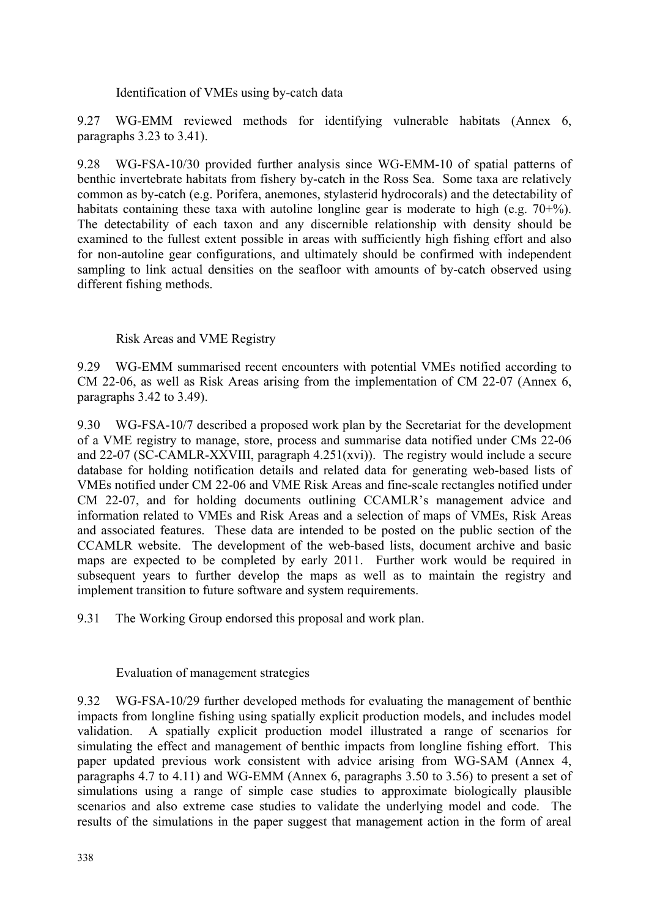### Identification of VMEs using by-catch data

9.27 WG-EMM reviewed methods for identifying vulnerable habitats (Annex 6, paragraphs 3.23 to 3.41).

9.28 WG-FSA-10/30 provided further analysis since WG-EMM-10 of spatial patterns of benthic invertebrate habitats from fishery by-catch in the Ross Sea. Some taxa are relatively common as by-catch (e.g. Porifera, anemones, stylasterid hydrocorals) and the detectability of habitats containing these taxa with autoline longline gear is moderate to high (e.g. 70+%). The detectability of each taxon and any discernible relationship with density should be examined to the fullest extent possible in areas with sufficiently high fishing effort and also for non-autoline gear configurations, and ultimately should be confirmed with independent sampling to link actual densities on the seafloor with amounts of by-catch observed using different fishing methods.

### Risk Areas and VME Registry

9.29 WG-EMM summarised recent encounters with potential VMEs notified according to CM 22-06, as well as Risk Areas arising from the implementation of CM 22-07 (Annex 6, paragraphs 3.42 to 3.49).

9.30 WG-FSA-10/7 described a proposed work plan by the Secretariat for the development of a VME registry to manage, store, process and summarise data notified under CMs 22-06 and 22-07 (SC-CAMLR-XXVIII, paragraph 4.251(xvi)). The registry would include a secure database for holding notification details and related data for generating web-based lists of VMEs notified under CM 22-06 and VME Risk Areas and fine-scale rectangles notified under CM 22-07, and for holding documents outlining CCAMLR's management advice and information related to VMEs and Risk Areas and a selection of maps of VMEs, Risk Areas and associated features. These data are intended to be posted on the public section of the CCAMLR website. The development of the web-based lists, document archive and basic maps are expected to be completed by early 2011. Further work would be required in subsequent years to further develop the maps as well as to maintain the registry and implement transition to future software and system requirements.

9.31 The Working Group endorsed this proposal and work plan.

### Evaluation of management strategies

9.32 WG-FSA-10/29 further developed methods for evaluating the management of benthic impacts from longline fishing using spatially explicit production models, and includes model validation. A spatially explicit production model illustrated a range of scenarios for simulating the effect and management of benthic impacts from longline fishing effort. This paper updated previous work consistent with advice arising from WG-SAM (Annex 4, paragraphs 4.7 to 4.11) and WG-EMM (Annex 6, paragraphs 3.50 to 3.56) to present a set of simulations using a range of simple case studies to approximate biologically plausible scenarios and also extreme case studies to validate the underlying model and code. The results of the simulations in the paper suggest that management action in the form of areal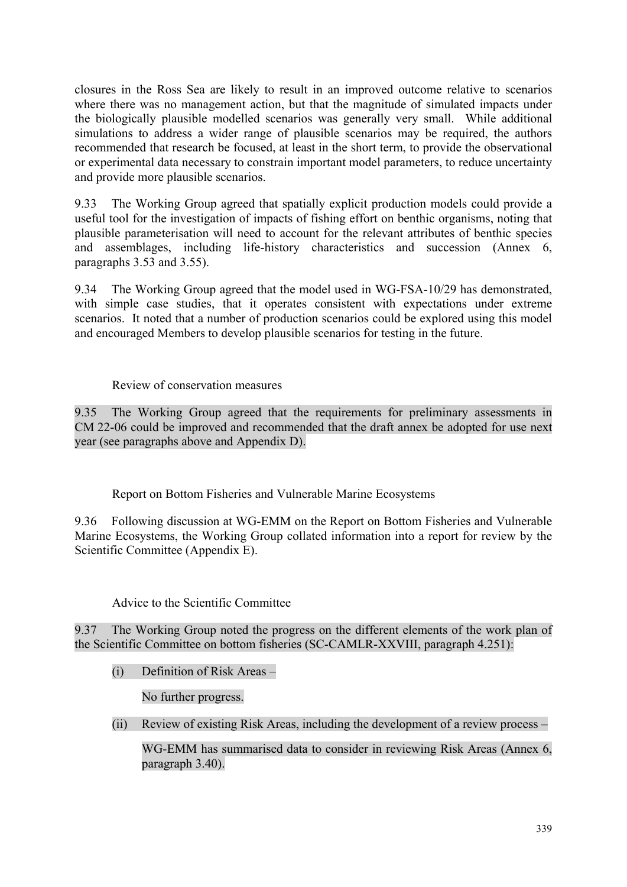closures in the Ross Sea are likely to result in an improved outcome relative to scenarios where there was no management action, but that the magnitude of simulated impacts under the biologically plausible modelled scenarios was generally very small. While additional simulations to address a wider range of plausible scenarios may be required, the authors recommended that research be focused, at least in the short term, to provide the observational or experimental data necessary to constrain important model parameters, to reduce uncertainty and provide more plausible scenarios.

9.33 The Working Group agreed that spatially explicit production models could provide a useful tool for the investigation of impacts of fishing effort on benthic organisms, noting that plausible parameterisation will need to account for the relevant attributes of benthic species and assemblages, including life-history characteristics and succession (Annex 6, paragraphs 3.53 and 3.55).

9.34 The Working Group agreed that the model used in WG-FSA-10/29 has demonstrated, with simple case studies, that it operates consistent with expectations under extreme scenarios. It noted that a number of production scenarios could be explored using this model and encouraged Members to develop plausible scenarios for testing in the future.

### Review of conservation measures

9.35 The Working Group agreed that the requirements for preliminary assessments in CM 22-06 could be improved and recommended that the draft annex be adopted for use next year (see paragraphs above and Appendix D).

### Report on Bottom Fisheries and Vulnerable Marine Ecosystems

9.36 Following discussion at WG-EMM on the Report on Bottom Fisheries and Vulnerable Marine Ecosystems, the Working Group collated information into a report for review by the Scientific Committee (Appendix E).

### Advice to the Scientific Committee

9.37 The Working Group noted the progress on the different elements of the work plan of the Scientific Committee on bottom fisheries (SC-CAMLR-XXVIII, paragraph 4.251):

(i) Definition of Risk Areas –

No further progress.

(ii) Review of existing Risk Areas, including the development of a review process –

WG-EMM has summarised data to consider in reviewing Risk Areas (Annex 6, paragraph 3.40).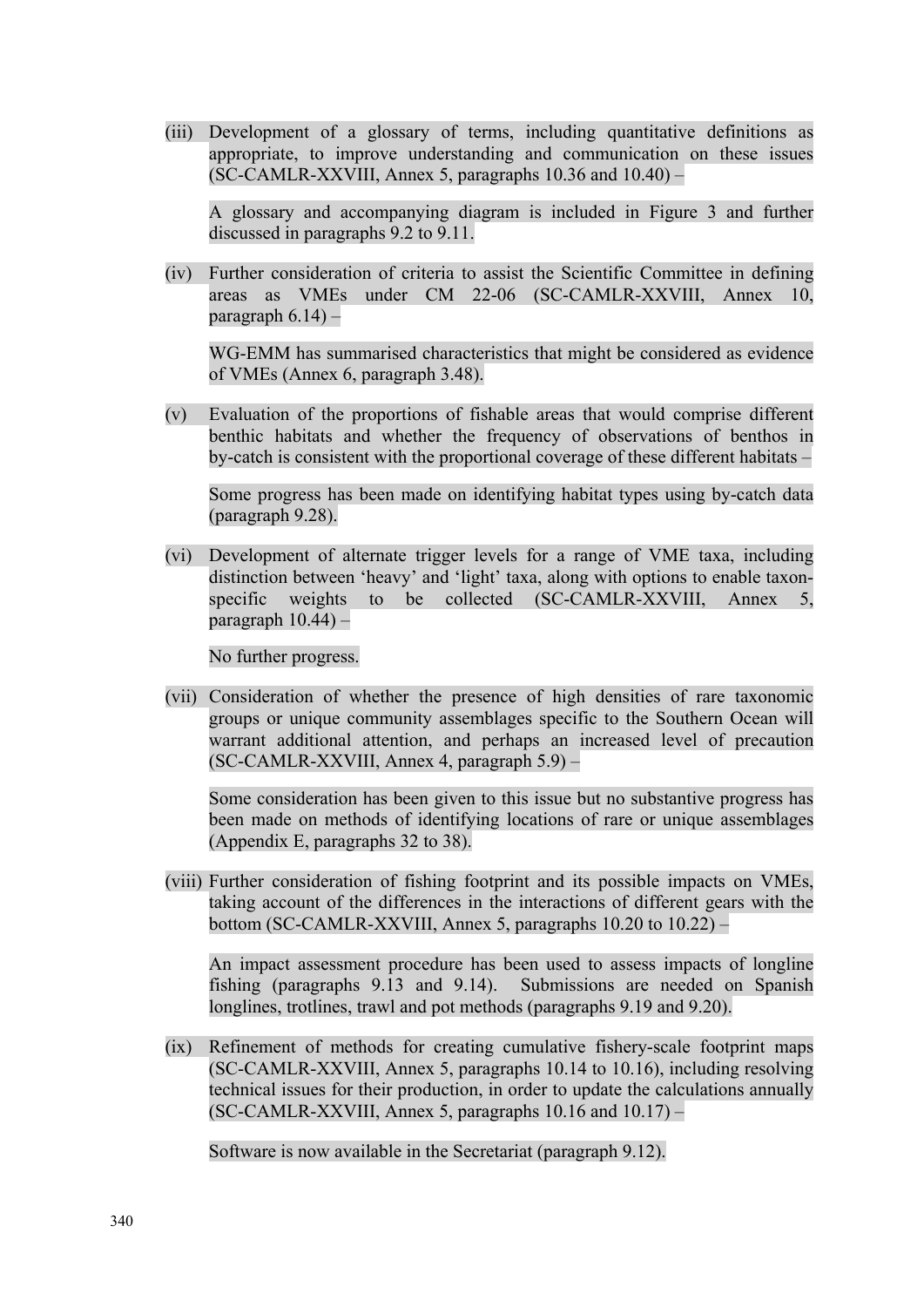(iii) Development of a glossary of terms, including quantitative definitions as appropriate, to improve understanding and communication on these issues (SC-CAMLR-XXVIII, Annex 5, paragraphs 10.36 and 10.40) –

A glossary and accompanying diagram is included in Figure 3 and further discussed in paragraphs 9.2 to 9.11.

(iv) Further consideration of criteria to assist the Scientific Committee in defining areas as VMEs under CM 22-06 (SC-CAMLR-XXVIII, Annex 10, paragraph 6.14) –

WG-EMM has summarised characteristics that might be considered as evidence of VMEs (Annex 6, paragraph 3.48).

(v) Evaluation of the proportions of fishable areas that would comprise different benthic habitats and whether the frequency of observations of benthos in by-catch is consistent with the proportional coverage of these different habitats –

Some progress has been made on identifying habitat types using by-catch data (paragraph 9.28).

(vi) Development of alternate trigger levels for a range of VME taxa, including distinction between 'heavy' and 'light' taxa, along with options to enable taxon-specific weights to be collected (SC-CAMLR-XXVIII, Annex 5, paragraph 10.44) –

No further progress.

(vii) Consideration of whether the presence of high densities of rare taxonomic groups or unique community assemblages specific to the Southern Ocean will warrant additional attention, and perhaps an increased level of precaution (SC-CAMLR-XXVIII, Annex 4, paragraph 5.9) –

Some consideration has been given to this issue but no substantive progress has been made on methods of identifying locations of rare or unique assemblages (Appendix E, paragraphs 32 to 38).

(viii) Further consideration of fishing footprint and its possible impacts on VMEs, taking account of the differences in the interactions of different gears with the bottom (SC-CAMLR-XXVIII, Annex 5, paragraphs 10.20 to 10.22) –

An impact assessment procedure has been used to assess impacts of longline fishing (paragraphs 9.13 and 9.14). Submissions are needed on Spanish longlines, trotlines, trawl and pot methods (paragraphs 9.19 and 9.20).

(ix) Refinement of methods for creating cumulative fishery-scale footprint maps (SC-CAMLR-XXVIII, Annex 5, paragraphs 10.14 to 10.16), including resolving technical issues for their production, in order to update the calculations annually (SC-CAMLR-XXVIII, Annex 5, paragraphs 10.16 and 10.17) –

Software is now available in the Secretariat (paragraph 9.12).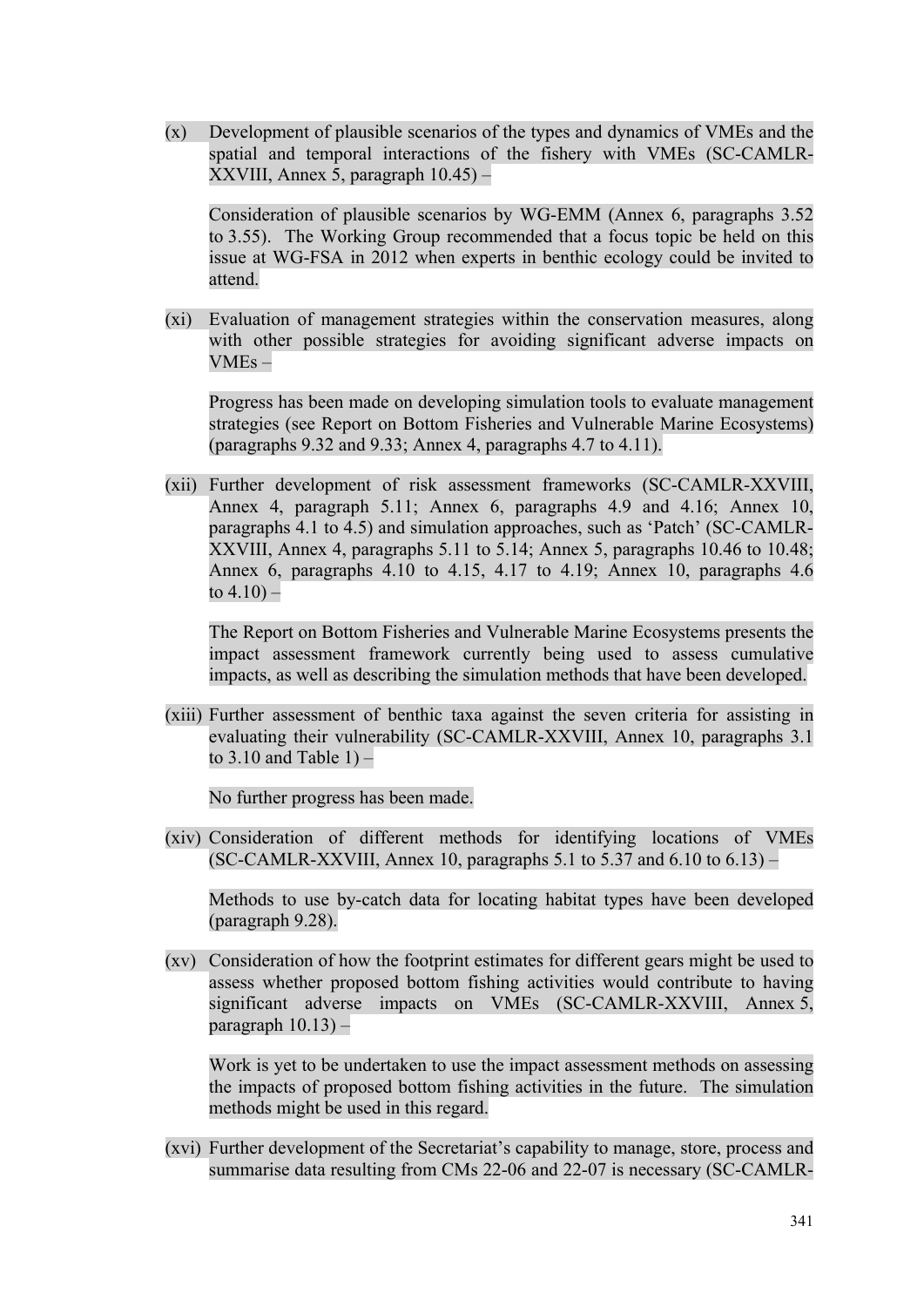(x) Development of plausible scenarios of the types and dynamics of VMEs and the spatial and temporal interactions of the fishery with VMEs (SC-CAMLR-XXVIII, Annex 5, paragraph 10.45) –

 Consideration of plausible scenarios by WG-EMM (Annex 6, paragraphs 3.52 to 3.55). The Working Group recommended that a focus topic be held on this issue at WG-FSA in 2012 when experts in benthic ecology could be invited to attend.

(xi) Evaluation of management strategies within the conservation measures, along with other possible strategies for avoiding significant adverse impacts on VMEs –

 Progress has been made on developing simulation tools to evaluate management strategies (see Report on Bottom Fisheries and Vulnerable Marine Ecosystems) (paragraphs 9.32 and 9.33; Annex 4, paragraphs 4.7 to 4.11).

(xii) Further development of risk assessment frameworks (SC-CAMLR-XXVIII, Annex 4, paragraph 5.11; Annex 6, paragraphs 4.9 and 4.16; Annex 10, paragraphs 4.1 to 4.5) and simulation approaches, such as 'Patch' (SC-CAMLR-XXVIII, Annex 4, paragraphs 5.11 to 5.14; Annex 5, paragraphs 10.46 to 10.48; Annex 6, paragraphs 4.10 to 4.15, 4.17 to 4.19; Annex 10, paragraphs 4.6 to 4.10) –

 The Report on Bottom Fisheries and Vulnerable Marine Ecosystems presents the impact assessment framework currently being used to assess cumulative impacts, as well as describing the simulation methods that have been developed.

(xiii) Further assessment of benthic taxa against the seven criteria for assisting in evaluating their vulnerability (SC-CAMLR-XXVIII, Annex 10, paragraphs 3.1 to 3.10 and Table 1) –

 No further progress has been made.

(xiv) Consideration of different methods for identifying locations of VMEs (SC-CAMLR-XXVIII, Annex 10, paragraphs 5.1 to 5.37 and 6.10 to 6.13) –

 Methods to use by-catch data for locating habitat types have been developed (paragraph 9.28).

(xv) Consideration of how the footprint estimates for different gears might be used to assess whether proposed bottom fishing activities would contribute to having significant adverse impacts on VMEs (SC-CAMLR-XXVIII, Annex 5, paragraph 10.13) –

 Work is yet to be undertaken to use the impact assessment methods on assessing the impacts of proposed bottom fishing activities in the future. The simulation methods might be used in this regard.

(xvi) Further development of the Secretariat's capability to manage, store, process and summarise data resulting from CMs 22-06 and 22-07 is necessary (SC-CAMLR-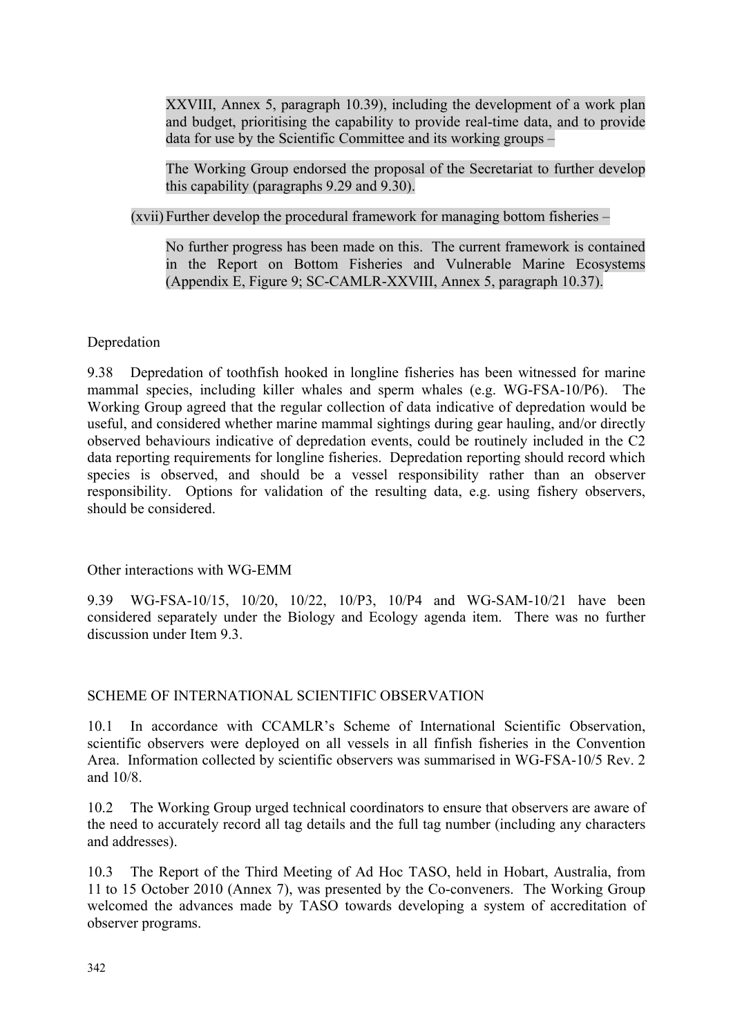XXVIII, Annex 5, paragraph 10.39), including the development of a work plan and budget, prioritising the capability to provide real-time data, and to provide data for use by the Scientific Committee and its working groups –

The Working Group endorsed the proposal of the Secretariat to further develop this capability (paragraphs 9.29 and 9.30).

(xvii) Further develop the procedural framework for managing bottom fisheries –

No further progress has been made on this. The current framework is contained in the Report on Bottom Fisheries and Vulnerable Marine Ecosystems (Appendix E, Figure 9; SC-CAMLR-XXVIII, Annex 5, paragraph 10.37).

Depredation

9.38 Depredation of toothfish hooked in longline fisheries has been witnessed for marine mammal species, including killer whales and sperm whales (e.g. WG-FSA-10/P6). The Working Group agreed that the regular collection of data indicative of depredation would be useful, and considered whether marine mammal sightings during gear hauling, and/or directly observed behaviours indicative of depredation events, could be routinely included in the C2 data reporting requirements for longline fisheries. Depredation reporting should record which species is observed, and should be a vessel responsibility rather than an observer responsibility. Options for validation of the resulting data, e.g. using fishery observers, should be considered.

Other interactions with WG-EMM

9.39 WG-FSA-10/15, 10/20, 10/22, 10/P3, 10/P4 and WG-SAM-10/21 have been considered separately under the Biology and Ecology agenda item. There was no further discussion under Item 9.3.

## SCHEME OF INTERNATIONAL SCIENTIFIC OBSERVATION

10.1 In accordance with CCAMLR's Scheme of International Scientific Observation, scientific observers were deployed on all vessels in all finfish fisheries in the Convention Area. Information collected by scientific observers was summarised in WG-FSA-10/5 Rev. 2 and 10/8.

10.2 The Working Group urged technical coordinators to ensure that observers are aware of the need to accurately record all tag details and the full tag number (including any characters and addresses).

10.3 The Report of the Third Meeting of Ad Hoc TASO, held in Hobart, Australia, from 11 to 15 October 2010 (Annex 7), was presented by the Co-conveners. The Working Group welcomed the advances made by TASO towards developing a system of accreditation of observer programs.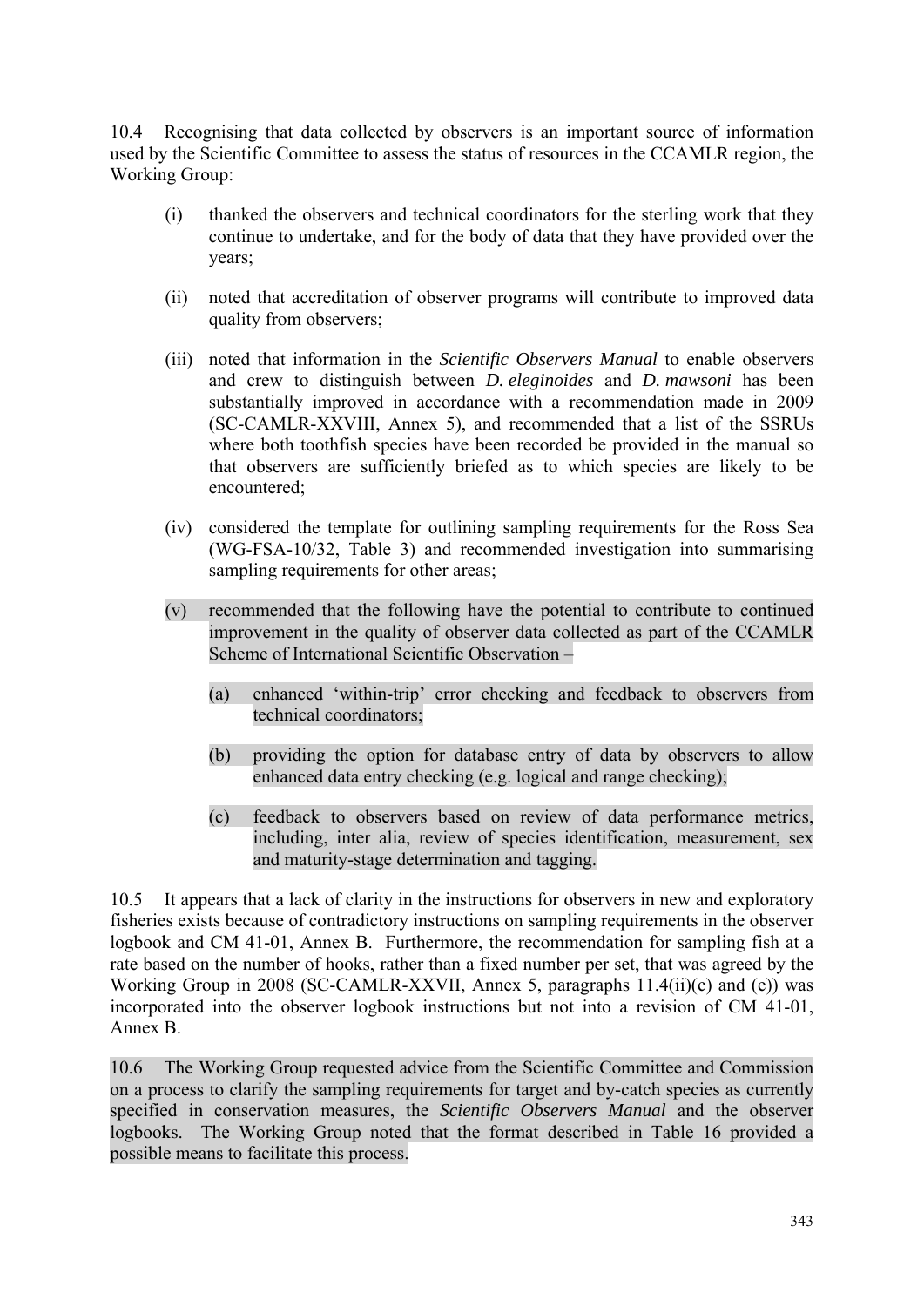10.4 Recognising that data collected by observers is an important source of information used by the Scientific Committee to assess the status of resources in the CCAMLR region, the Working Group:

(i) thanked the observers and technical coordinators for the sterling work that they continue to undertake, and for the body of data that they have provided over the years;

(ii) noted that accreditation of observer programs will contribute to improved data quality from observers;

(iii) noted that information in the *Scientific Observers Manual* to enable observers and crew to distinguish between *D. eleginoides* and *D. mawsoni* has been substantially improved in accordance with a recommendation made in 2009 (SC-CAMLR-XXVIII, Annex 5), and recommended that a list of the SSRUs where both toothfish species have been recorded be provided in the manual so that observers are sufficiently briefed as to which species are likely to be encountered;

(iv) considered the template for outlining sampling requirements for the Ross Sea (WG-FSA-10/32, Table 3) and recommended investigation into summarising sampling requirements for other areas;

(v) recommended that the following have the potential to contribute to continued improvement in the quality of observer data collected as part of the CCAMLR Scheme of International Scientific Observation –

(a) enhanced 'within-trip' error checking and feedback to observers from technical coordinators;

(b) providing the option for database entry of data by observers to allow enhanced data entry checking (e.g. logical and range checking);

(c) feedback to observers based on review of data performance metrics, including, inter alia, review of species identification, measurement, sex and maturity-stage determination and tagging.

10.5 It appears that a lack of clarity in the instructions for observers in new and exploratory fisheries exists because of contradictory instructions on sampling requirements in the observer logbook and CM 41-01, Annex B. Furthermore, the recommendation for sampling fish at a rate based on the number of hooks, rather than a fixed number per set, that was agreed by the Working Group in 2008 (SC-CAMLR-XXVII, Annex 5, paragraphs 11.4(ii)(c) and (e)) was incorporated into the observer logbook instructions but not into a revision of CM 41-01, Annex B.

10.6 The Working Group requested advice from the Scientific Committee and Commission on a process to clarify the sampling requirements for target and by-catch species as currently specified in conservation measures, the *Scientific Observers Manual* and the observer logbooks. The Working Group noted that the format described in Table 16 provided a possible means to facilitate this process.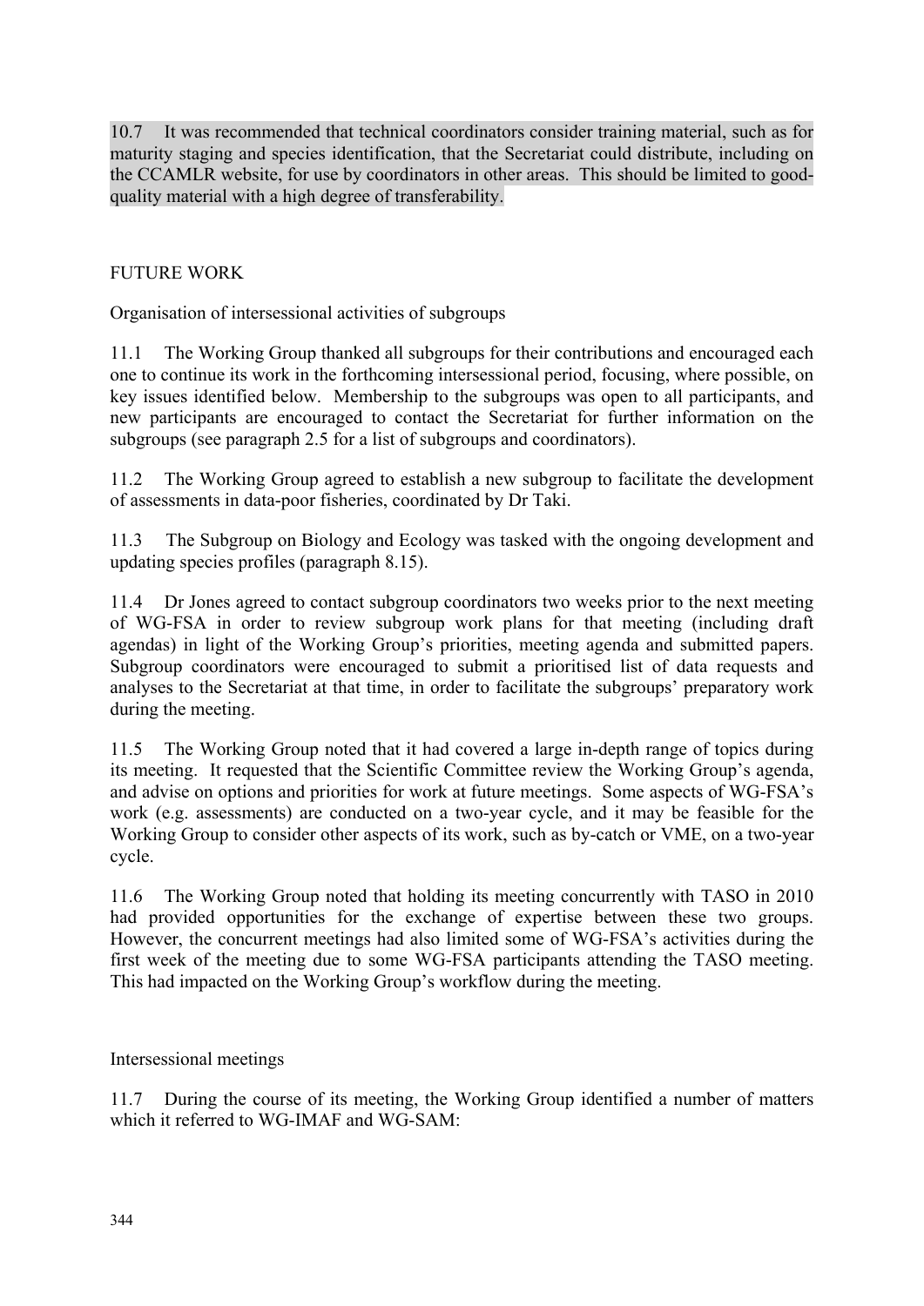10.7 It was recommended that technical coordinators consider training material, such as for maturity staging and species identification, that the Secretariat could distribute, including on the CCAMLR website, for use by coordinators in other areas. This should be limited to good-quality material with a high degree of transferability.

## FUTURE WORK

### Organisation of intersessional activities of subgroups

11.1 The Working Group thanked all subgroups for their contributions and encouraged each one to continue its work in the forthcoming intersessional period, focusing, where possible, on key issues identified below. Membership to the subgroups was open to all participants, and new participants are encouraged to contact the Secretariat for further information on the subgroups (see paragraph 2.5 for a list of subgroups and coordinators).

11.2 The Working Group agreed to establish a new subgroup to facilitate the development of assessments in data-poor fisheries, coordinated by Dr Taki.

11.3 The Subgroup on Biology and Ecology was tasked with the ongoing development and updating species profiles (paragraph 8.15).

11.4 Dr Jones agreed to contact subgroup coordinators two weeks prior to the next meeting of WG-FSA in order to review subgroup work plans for that meeting (including draft agendas) in light of the Working Group's priorities, meeting agenda and submitted papers. Subgroup coordinators were encouraged to submit a prioritised list of data requests and analyses to the Secretariat at that time, in order to facilitate the subgroups' preparatory work during the meeting.

11.5 The Working Group noted that it had covered a large in-depth range of topics during its meeting. It requested that the Scientific Committee review the Working Group's agenda, and advise on options and priorities for work at future meetings. Some aspects of WG-FSA's work (e.g. assessments) are conducted on a two-year cycle, and it may be feasible for the Working Group to consider other aspects of its work, such as by-catch or VME, on a two-year cycle.

11.6 The Working Group noted that holding its meeting concurrently with TASO in 2010 had provided opportunities for the exchange of expertise between these two groups. However, the concurrent meetings had also limited some of WG-FSA's activities during the first week of the meeting due to some WG-FSA participants attending the TASO meeting. This had impacted on the Working Group's workflow during the meeting.

### Intersessional meetings

11.7 During the course of its meeting, the Working Group identified a number of matters which it referred to WG-IMAF and WG-SAM: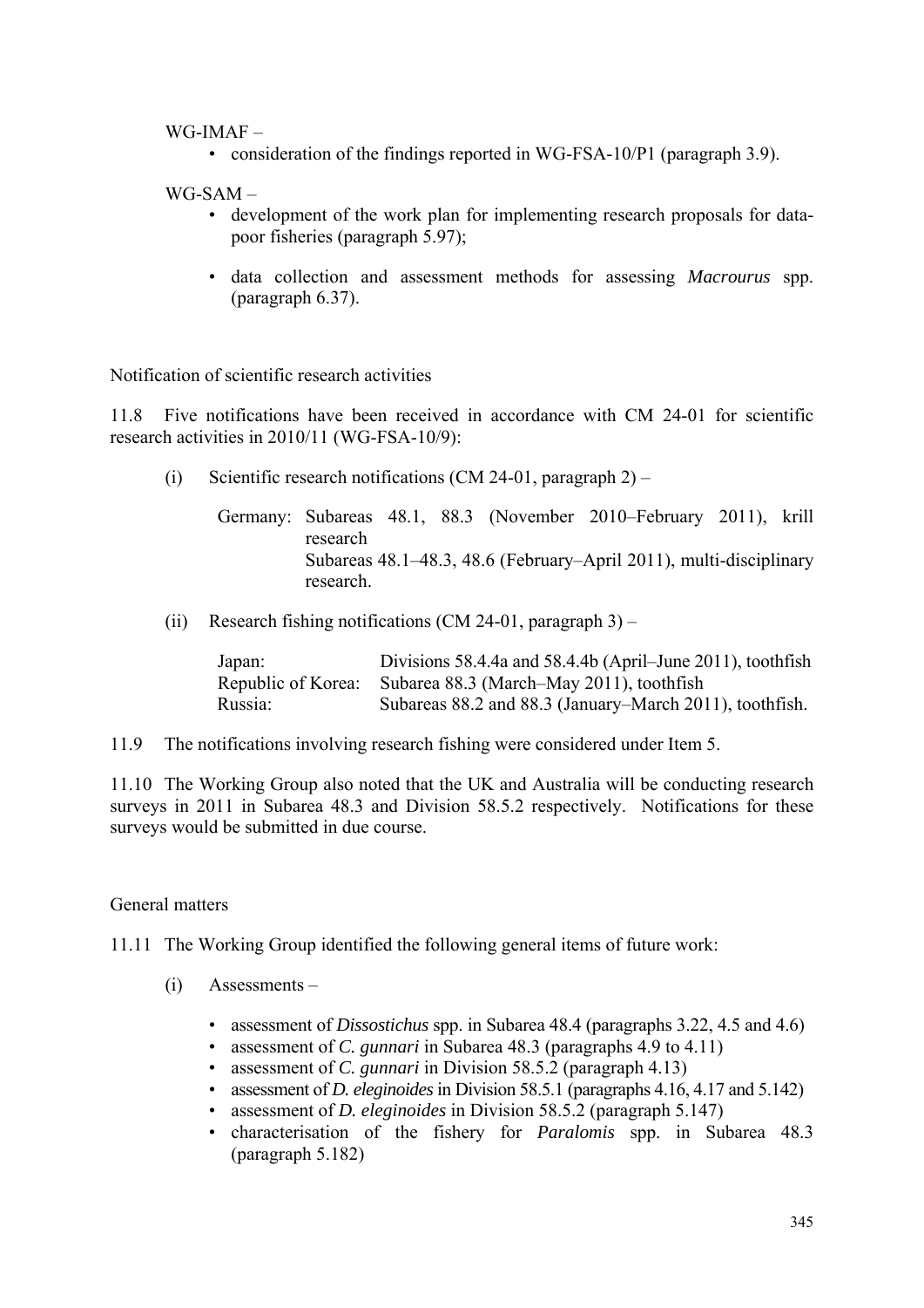WG-IMAF –

- consideration of the findings reported in WG-FSA-10/P1 (paragraph 3.9).

WG-SAM –

- development of the work plan for implementing research proposals for data-poor fisheries (paragraph 5.97);
- data collection and assessment methods for assessing *Macrourus* spp. (paragraph 6.37).

Notification of scientific research activities

11.8 Five notifications have been received in accordance with CM 24-01 for scientific research activities in 2010/11 (WG-FSA-10/9):

(i) Scientific research notifications (CM 24-01, paragraph 2) –

| | |
|---|---|
| Germany: | Subareas 48.1, 88.3 (November 2010–February 2011), krill research |
| | Subareas 48.1–48.3, 48.6 (February–April 2011), multi-disciplinary research. |

(ii) Research fishing notifications (CM 24-01, paragraph 3) –

| | |
|---|---|
| Japan: | Divisions 58.4.4a and 58.4.4b (April–June 2011), toothfish |
| Republic of Korea: | Subarea 88.3 (March–May 2011), toothfish |
| Russia: | Subareas 88.2 and 88.3 (January–March 2011), toothfish. |

11.9 The notifications involving research fishing were considered under Item 5.

11.10 The Working Group also noted that the UK and Australia will be conducting research surveys in 2011 in Subarea 48.3 and Division 58.5.2 respectively. Notifications for these surveys would be submitted in due course.

General matters

11.11 The Working Group identified the following general items of future work:

(i) Assessments –

- assessment of *Dissostichus* spp. in Subarea 48.4 (paragraphs 3.22, 4.5 and 4.6)
- assessment of *C. gunnari* in Subarea 48.3 (paragraphs 4.9 to 4.11)
- assessment of *C. gunnari* in Division 58.5.2 (paragraph 4.13)
- assessment of *D. eleginoides* in Division 58.5.1 (paragraphs 4.16, 4.17 and 5.142)
- assessment of *D. eleginoides* in Division 58.5.2 (paragraph 5.147)
- characterisation of the fishery for *Paralomis* spp. in Subarea 48.3 (paragraph 5.182)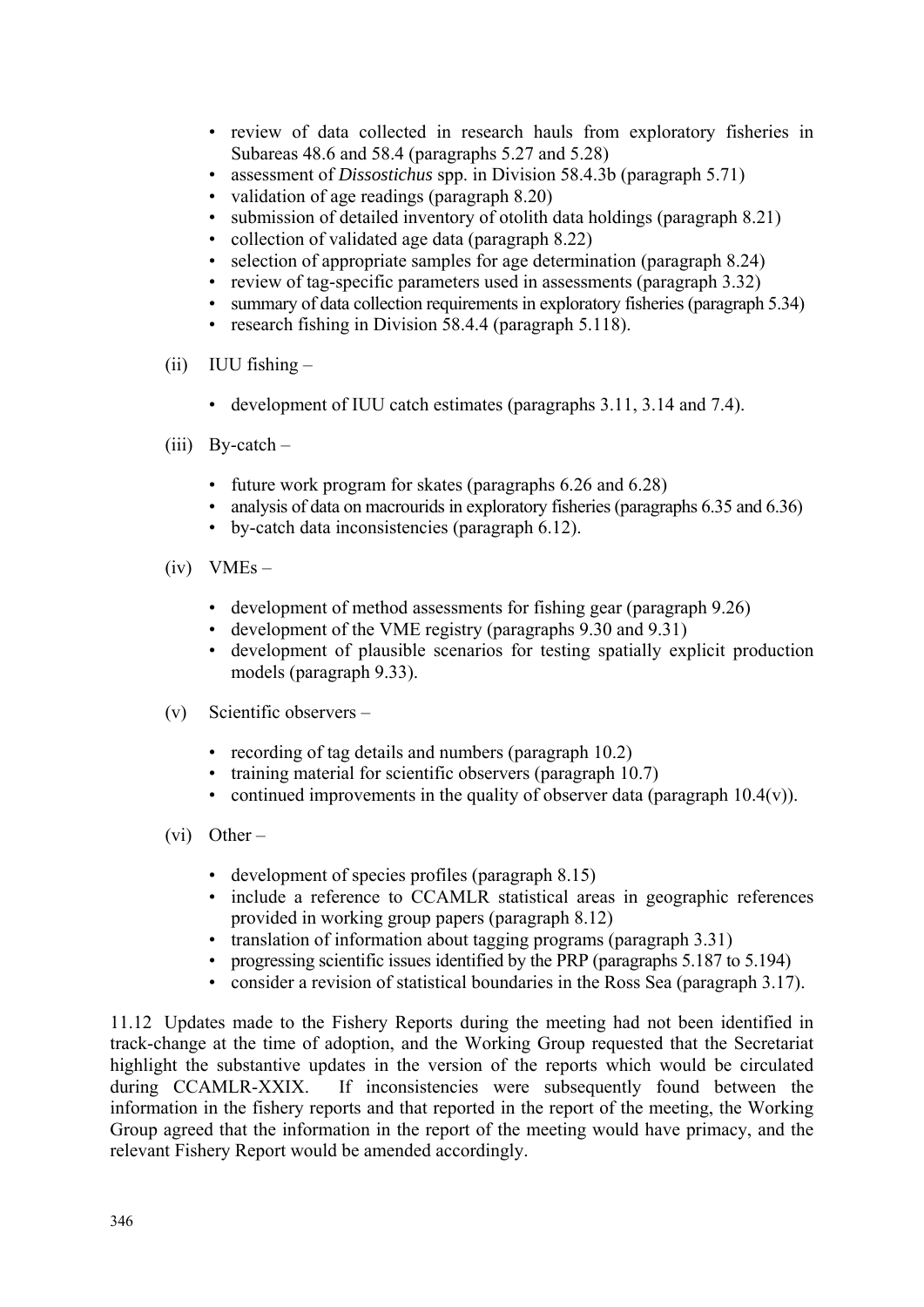- review of data collected in research hauls from exploratory fisheries in Subareas 48.6 and 58.4 (paragraphs 5.27 and 5.28)
- assessment of *Dissostichus* spp. in Division 58.4.3b (paragraph 5.71)
- validation of age readings (paragraph 8.20)
- submission of detailed inventory of otolith data holdings (paragraph 8.21)
- collection of validated age data (paragraph 8.22)
- selection of appropriate samples for age determination (paragraph 8.24)
- review of tag-specific parameters used in assessments (paragraph 3.32)
- summary of data collection requirements in exploratory fisheries (paragraph 5.34)
- research fishing in Division 58.4.4 (paragraph 5.118).

(ii) IUU fishing –

- development of IUU catch estimates (paragraphs 3.11, 3.14 and 7.4).

(iii) By-catch –

- future work program for skates (paragraphs 6.26 and 6.28)
- analysis of data on macrourids in exploratory fisheries (paragraphs 6.35 and 6.36)
- by-catch data inconsistencies (paragraph 6.12).

(iv) VMEs –

- development of method assessments for fishing gear (paragraph 9.26)
- development of the VME registry (paragraphs 9.30 and 9.31)
- development of plausible scenarios for testing spatially explicit production models (paragraph 9.33).

(v) Scientific observers –

- recording of tag details and numbers (paragraph 10.2)
- training material for scientific observers (paragraph 10.7)
- continued improvements in the quality of observer data (paragraph 10.4(v)).

(vi) Other –

- development of species profiles (paragraph 8.15)
- include a reference to CCAMLR statistical areas in geographic references provided in working group papers (paragraph 8.12)
- translation of information about tagging programs (paragraph 3.31)
- progressing scientific issues identified by the PRP (paragraphs 5.187 to 5.194)
- consider a revision of statistical boundaries in the Ross Sea (paragraph 3.17).

11.12 Updates made to the Fishery Reports during the meeting had not been identified in track-change at the time of adoption, and the Working Group requested that the Secretariat highlight the substantive updates in the version of the reports which would be circulated during CCAMLR-XXIX. If inconsistencies were subsequently found between the information in the fishery reports and that reported in the report of the meeting, the Working Group agreed that the information in the report of the meeting would have primacy, and the relevant Fishery Report would be amended accordingly.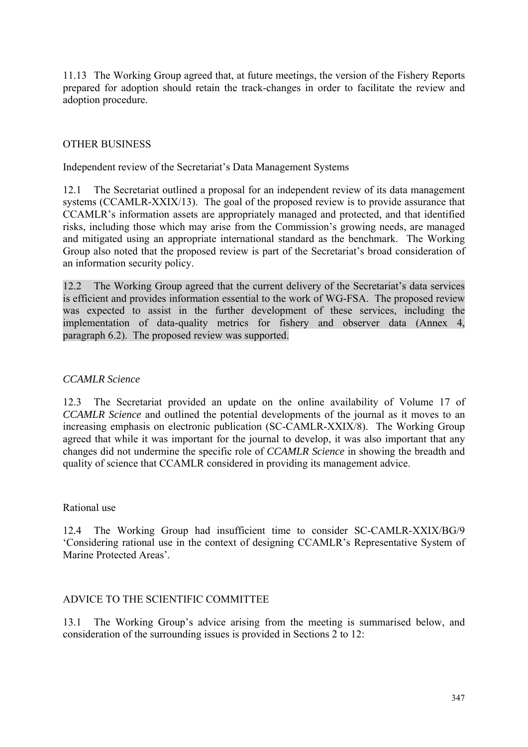11.13 The Working Group agreed that, at future meetings, the version of the Fishery Reports prepared for adoption should retain the track-changes in order to facilitate the review and adoption procedure.

## OTHER BUSINESS

### Independent review of the Secretariat's Data Management Systems

12.1 The Secretariat outlined a proposal for an independent review of its data management systems (CCAMLR-XXIX/13). The goal of the proposed review is to provide assurance that CCAMLR's information assets are appropriately managed and protected, and that identified risks, including those which may arise from the Commission's growing needs, are managed and mitigated using an appropriate international standard as the benchmark. The Working Group also noted that the proposed review is part of the Secretariat's broad consideration of an information security policy.

12.2 The Working Group agreed that the current delivery of the Secretariat's data services is efficient and provides information essential to the work of WG-FSA. The proposed review was expected to assist in the further development of these services, including the implementation of data-quality metrics for fishery and observer data (Annex 4, paragraph 6.2). The proposed review was supported.

### *CCAMLR Science*

12.3 The Secretariat provided an update on the online availability of Volume 17 of *CCAMLR Science* and outlined the potential developments of the journal as it moves to an increasing emphasis on electronic publication (SC-CAMLR-XXIX/8). The Working Group agreed that while it was important for the journal to develop, it was also important that any changes did not undermine the specific role of *CCAMLR Science* in showing the breadth and quality of science that CCAMLR considered in providing its management advice.

### Rational use

12.4 The Working Group had insufficient time to consider SC-CAMLR-XXIX/BG/9 'Considering rational use in the context of designing CCAMLR's Representative System of Marine Protected Areas'.

## ADVICE TO THE SCIENTIFIC COMMITTEE

13.1 The Working Group's advice arising from the meeting is summarised below, and consideration of the surrounding issues is provided in Sections 2 to 12: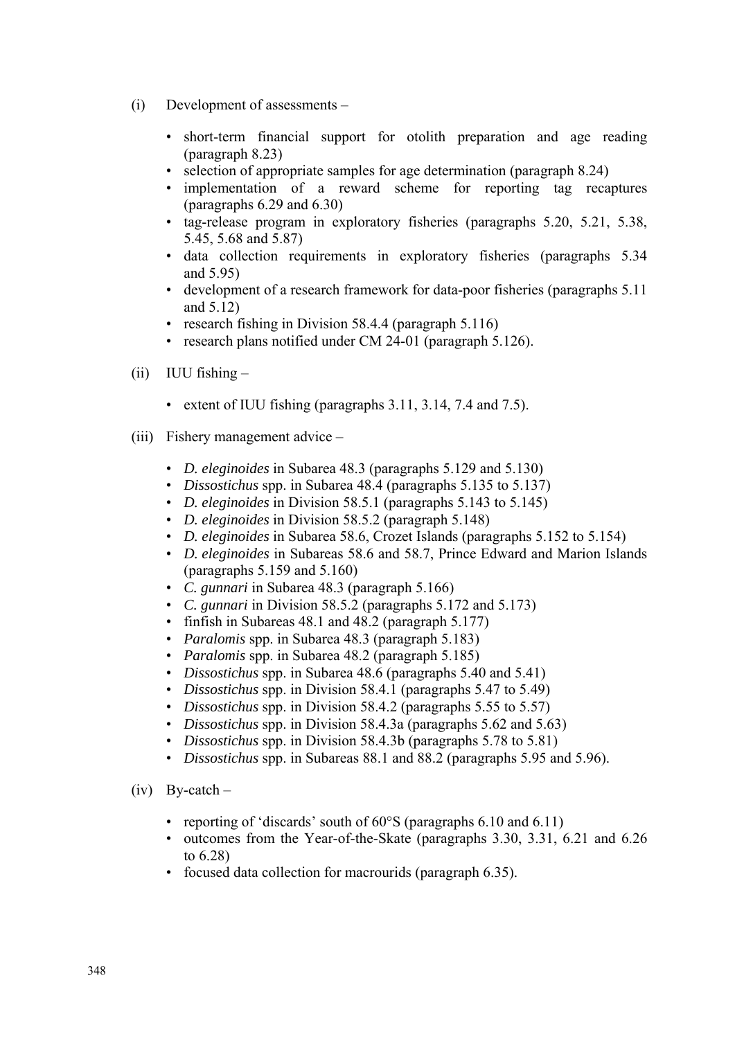(i) Development of assessments –

- short-term financial support for otolith preparation and age reading (paragraph 8.23)
- selection of appropriate samples for age determination (paragraph 8.24)
- implementation of a reward scheme for reporting tag recaptures (paragraphs 6.29 and 6.30)
- tag-release program in exploratory fisheries (paragraphs 5.20, 5.21, 5.38, 5.45, 5.68 and 5.87)
- data collection requirements in exploratory fisheries (paragraphs 5.34 and 5.95)
- development of a research framework for data-poor fisheries (paragraphs 5.11 and 5.12)
- research fishing in Division 58.4.4 (paragraph 5.116)
- research plans notified under CM 24-01 (paragraph 5.126).

(ii) IUU fishing –

- extent of IUU fishing (paragraphs 3.11, 3.14, 7.4 and 7.5).

(iii) Fishery management advice –

- *D. eleginoides* in Subarea 48.3 (paragraphs 5.129 and 5.130)
- *Dissostichus* spp. in Subarea 48.4 (paragraphs 5.135 to 5.137)
- *D. eleginoides* in Division 58.5.1 (paragraphs 5.143 to 5.145)
- *D. eleginoides* in Division 58.5.2 (paragraph 5.148)
- *D. eleginoides* in Subarea 58.6, Crozet Islands (paragraphs 5.152 to 5.154)
- *D. eleginoides* in Subareas 58.6 and 58.7, Prince Edward and Marion Islands (paragraphs 5.159 and 5.160)
- *C. gunnari* in Subarea 48.3 (paragraph 5.166)
- *C. gunnari* in Division 58.5.2 (paragraphs 5.172 and 5.173)
- finfish in Subareas 48.1 and 48.2 (paragraph 5.177)
- *Paralomis* spp. in Subarea 48.3 (paragraph 5.183)
- *Paralomis* spp. in Subarea 48.2 (paragraph 5.185)
- *Dissostichus* spp. in Subarea 48.6 (paragraphs 5.40 and 5.41)
- *Dissostichus* spp. in Division 58.4.1 (paragraphs 5.47 to 5.49)
- *Dissostichus* spp. in Division 58.4.2 (paragraphs 5.55 to 5.57)
- *Dissostichus* spp. in Division 58.4.3a (paragraphs 5.62 and 5.63)
- *Dissostichus* spp. in Division 58.4.3b (paragraphs 5.78 to 5.81)
- *Dissostichus* spp. in Subareas 88.1 and 88.2 (paragraphs 5.95 and 5.96).

(iv) By-catch –

- reporting of 'discards' south of 60°S (paragraphs 6.10 and 6.11)
- outcomes from the Year-of-the-Skate (paragraphs 3.30, 3.31, 6.21 and 6.26 to 6.28)
- focused data collection for macrourids (paragraph 6.35).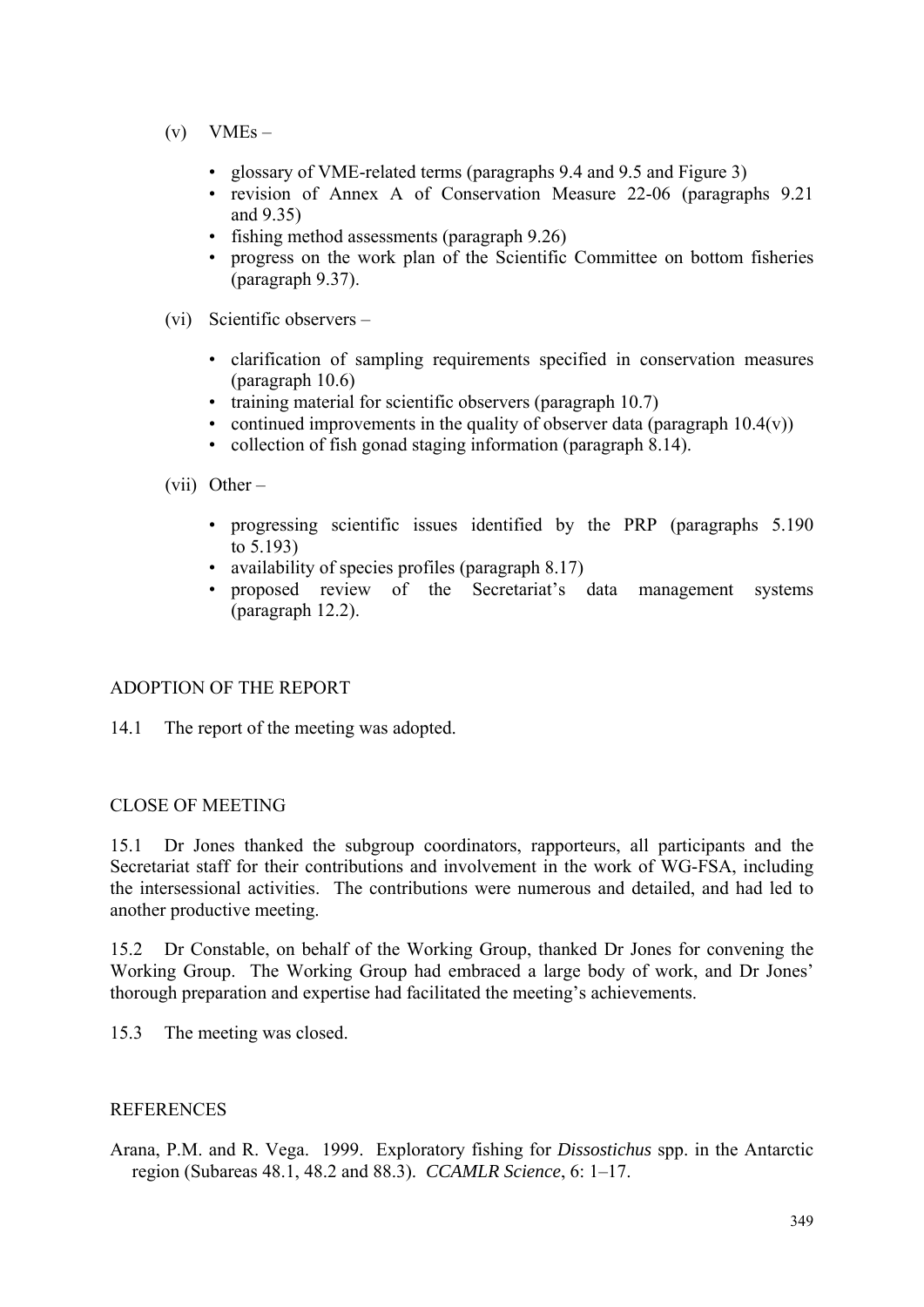(v) VMEs –

- glossary of VME-related terms (paragraphs 9.4 and 9.5 and Figure 3)
- revision of Annex A of Conservation Measure 22-06 (paragraphs 9.21 and 9.35)
- fishing method assessments (paragraph 9.26)
- progress on the work plan of the Scientific Committee on bottom fisheries (paragraph 9.37).

(vi) Scientific observers –

- clarification of sampling requirements specified in conservation measures (paragraph 10.6)
- training material for scientific observers (paragraph 10.7)
- continued improvements in the quality of observer data (paragraph 10.4(v))
- collection of fish gonad staging information (paragraph 8.14).

(vii) Other –

- progressing scientific issues identified by the PRP (paragraphs 5.190 to 5.193)
- availability of species profiles (paragraph 8.17)
- proposed review of the Secretariat's data management systems (paragraph 12.2).

## ADOPTION OF THE REPORT

14.1 The report of the meeting was adopted.

## CLOSE OF MEETING

15.1 Dr Jones thanked the subgroup coordinators, rapporteurs, all participants and the Secretariat staff for their contributions and involvement in the work of WG-FSA, including the intersessional activities. The contributions were numerous and detailed, and had led to another productive meeting.

15.2 Dr Constable, on behalf of the Working Group, thanked Dr Jones for convening the Working Group. The Working Group had embraced a large body of work, and Dr Jones' thorough preparation and expertise had facilitated the meeting's achievements.

15.3 The meeting was closed.

## REFERENCES

Arana, P.M. and R. Vega. 1999. Exploratory fishing for *Dissostichus* spp. in the Antarctic region (Subareas 48.1, 48.2 and 88.3). *CCAMLR Science*, 6: 1–17.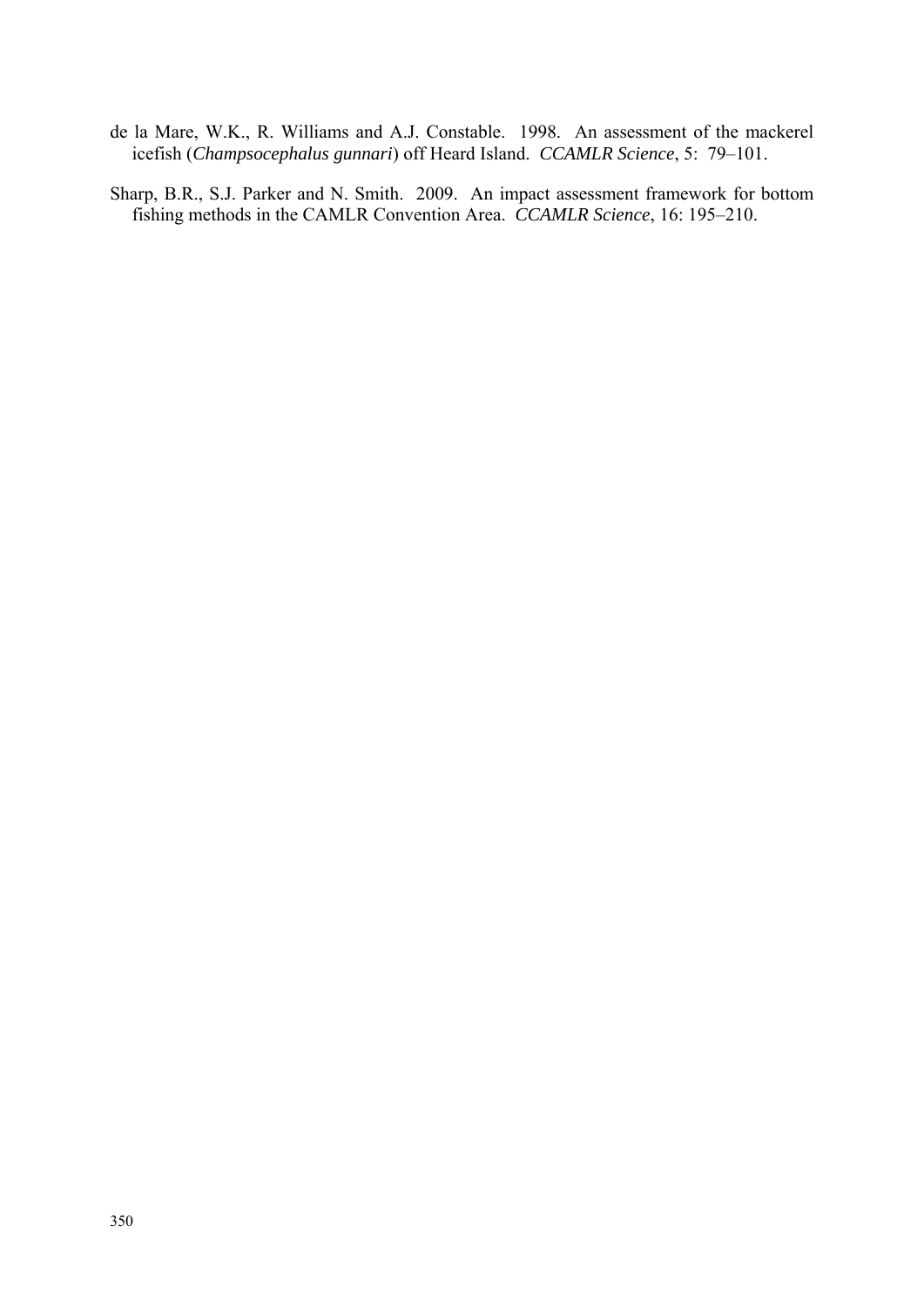de la Mare, W.K., R. Williams and A.J. Constable. 1998. An assessment of the mackerel icefish (*Champsocephalus gunnari*) off Heard Island. *CCAMLR Science*, 5: 79–101.

Sharp, B.R., S.J. Parker and N. Smith. 2009. An impact assessment framework for bottom fishing methods in the CAMLR Convention Area. *CCAMLR Science*, 16: 195–210.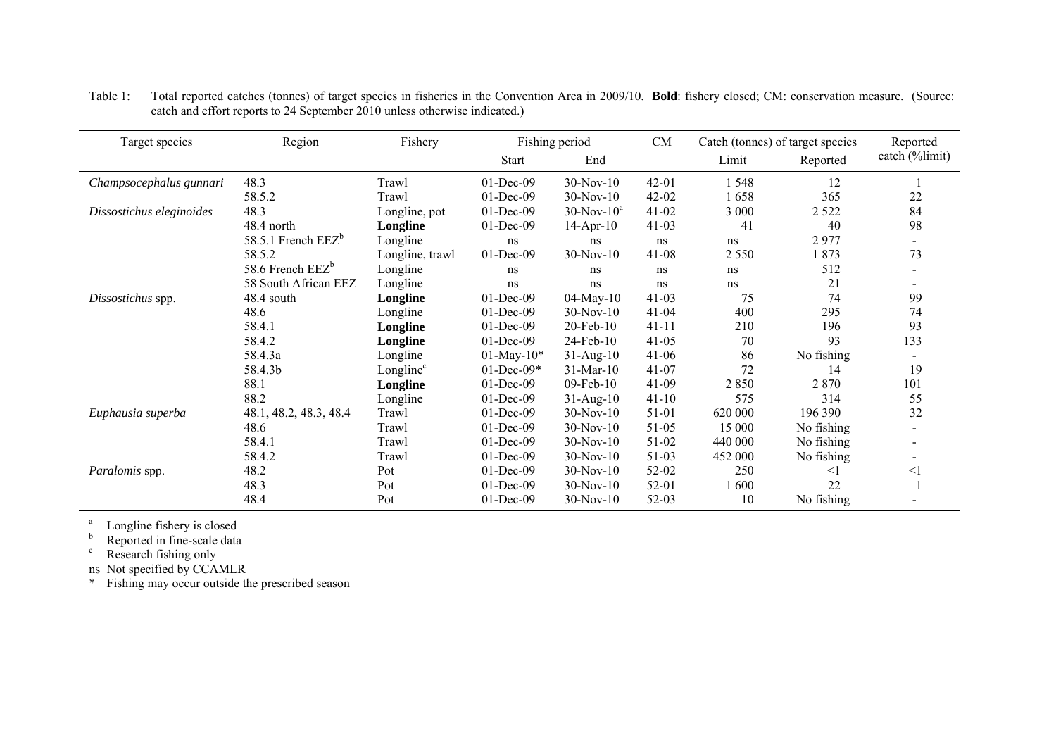Table 1: Total reported catches (tonnes) of target species in fisheries in the Convention Area in 2009/10. **Bold**: fishery closed; CM: conservation measure. (Source: catch and effort reports to 24 September 2010 unless otherwise indicated.)

| Target species | Region | Fishery | Fishing period | | CM | Catch (tonnes) of target species | | Reported catch (%limit) |
|---|---|---|---|---|---|---|---|---|
| | | | Start | End | | Limit | Reported | |
| *Champsocephalus gunnari* | 48.3 | Trawl | 01-Dec-09 | 30-Nov-10 | 42-01 | 1 548 | 12 | 1 |
| | 58.5.2 | Trawl | 01-Dec-09 | 30-Nov-10 | 42-02 | 1 658 | 365 | 22 |
| *Dissostichus eleginoides* | 48.3 | Longline, pot | 01-Dec-09 | 30-Nov-10[a] | 41-02 | 3 000 | 2 522 | 84 |
| | 48.4 north | **Longline** | 01-Dec-09 | 14-Apr-10 | 41-03 | 41 | 40 | 98 |
| | 58.5.1 French EEZ[b] | Longline | ns | ns | ns | ns | 2 977 | - |
| | 58.5.2 | Longline, trawl | 01-Dec-09 | 30-Nov-10 | 41-08 | 2 550 | 1 873 | 73 |
| | 58.6 French EEZ[b] | Longline | ns | ns | ns | ns | 512 | - |
| | 58 South African EEZ | Longline | ns | ns | ns | ns | 21 | - |
| *Dissostichus* spp. | 48.4 south | **Longline** | 01-Dec-09 | 04-May-10 | 41-03 | 75 | 74 | 99 |
| | 48.6 | Longline | 01-Dec-09 | 30-Nov-10 | 41-04 | 400 | 295 | 74 |
| | 58.4.1 | **Longline** | 01-Dec-09 | 20-Feb-10 | 41-11 | 210 | 196 | 93 |
| | 58.4.2 | **Longline** | 01-Dec-09 | 24-Feb-10 | 41-05 | 70 | 93 | 133 |
| | 58.4.3a | Longline | 01-May-10* | 31-Aug-10 | 41-06 | 86 | No fishing | - |
| | 58.4.3b | Longline[c] | 01-Dec-09* | 31-Mar-10 | 41-07 | 72 | 14 | 19 |
| | 88.1 | **Longline** | 01-Dec-09 | 09-Feb-10 | 41-09 | 2 850 | 2 870 | 101 |
| | 88.2 | Longline | 01-Dec-09 | 31-Aug-10 | 41-10 | 575 | 314 | 55 |
| *Euphausia superba* | 48.1, 48.2, 48.3, 48.4 | Trawl | 01-Dec-09 | 30-Nov-10 | 51-01 | 620 000 | 196 390 | 32 |
| | 48.6 | Trawl | 01-Dec-09 | 30-Nov-10 | 51-05 | 15 000 | No fishing | - |
| | 58.4.1 | Trawl | 01-Dec-09 | 30-Nov-10 | 51-02 | 440 000 | No fishing | - |
| | 58.4.2 | Trawl | 01-Dec-09 | 30-Nov-10 | 51-03 | 452 000 | No fishing | - |
| *Paralomis* spp. | 48.2 | Pot | 01-Dec-09 | 30-Nov-10 | 52-02 | 250 | <1 | <1 |
| | 48.3 | Pot | 01-Dec-09 | 30-Nov-10 | 52-01 | 1 600 | 22 | 1 |
| | 48.4 | Pot | 01-Dec-09 | 30-Nov-10 | 52-03 | 10 | No fishing | - |

[a] Longline fishery is closed
[b] Reported in fine-scale data
[c] Research fishing only
ns Not specified by CCAMLR
\* Fishing may occur outside the prescribed season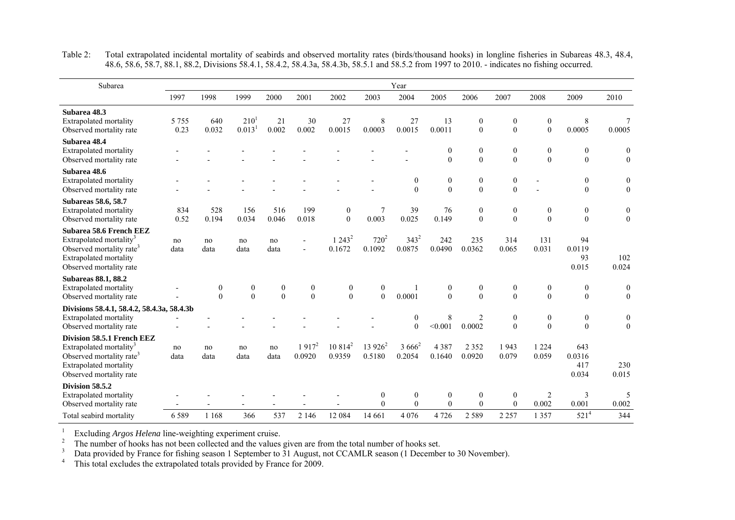Table 2: Total extrapolated incidental mortality of seabirds and observed mortality rates (birds/thousand hooks) in longline fisheries in Subareas 48.3, 48.4, 48.6, 58.6, 58.7, 88.1, 88.2, Divisions 58.4.1, 58.4.2, 58.4.3a, 58.4.3b, 58.5.1 and 58.5.2 from 1997 to 2010. - indicates no fishing occurred.

| Subarea | Year | | | | | | | | | | | | | |
|---|---|---|---|---|---|---|---|---|---|---|---|---|---|---|
| | 1997 | 1998 | 1999 | 2000 | 2001 | 2002 | 2003 | 2004 | 2005 | 2006 | 2007 | 2008 | 2009 | 2010 |
| **Subarea 48.3** | | | | | | | | | | | | | | |
| Extrapolated mortality | 5 755 | 640 | 210[1] | 21 | 30 | 27 | 8 | 27 | 13 | 0 | 0 | 0 | 8 | 7 |
| Observed mortality rate | 0.23 | 0.032 | 0.013[1] | 0.002 | 0.002 | 0.0015 | 0.0003 | 0.0015 | 0.0011 | 0 | 0 | 0 | 0.0005 | 0.0005 |
| **Subarea 48.4** | | | | | | | | | | | | | | |
| Extrapolated mortality | - | - | - | - | - | - | - | - | 0 | 0 | 0 | 0 | 0 | 0 |
| Observed mortality rate | - | - | - | - | - | - | - | - | 0 | 0 | 0 | 0 | 0 | 0 |
| **Subarea 48.6** | | | | | | | | | | | | | | |
| Extrapolated mortality | - | - | - | - | - | - | - | 0 | 0 | 0 | 0 | - | 0 | 0 |
| Observed mortality rate | - | - | - | - | - | - | - | 0 | 0 | 0 | 0 | - | 0 | 0 |
| **Subareas 58.6, 58.7** | | | | | | | | | | | | | | |
| Extrapolated mortality | 834 | 528 | 156 | 516 | 199 | 0 | 7 | 39 | 76 | 0 | 0 | 0 | 0 | 0 |
| Observed mortality rate | 0.52 | 0.194 | 0.034 | 0.046 | 0.018 | 0 | 0.003 | 0.025 | 0.149 | 0 | 0 | 0 | 0 | 0 |
| **Subarea 58.6 French EEZ** | | | | | | | | | | | | | | |
| Extrapolated mortality[3] | no | no | no | no | - | 1 243[2] | 720[2] | 343[2] | 242 | 235 | 314 | 131 | 94 | |
| Observed mortality rate[3] | data | data | data | data | - | 0.1672 | 0.1092 | 0.0875 | 0.0490 | 0.0362 | 0.065 | 0.031 | 0.0119 | |
| Extrapolated mortality | | | | | | | | | | | | | 93 | 102 |
| Observed mortality rate | | | | | | | | | | | | | 0.015 | 0.024 |
| **Subareas 88.1, 88.2** | | | | | | | | | | | | | | |
| Extrapolated mortality | - | 0 | 0 | 0 | 0 | 0 | 0 | 1 | 0 | 0 | 0 | 0 | 0 | 0 |
| Observed mortality rate | - | 0 | 0 | 0 | 0 | 0 | 0 | 0.0001 | 0 | 0 | 0 | 0 | 0 | 0 |
| **Divisions 58.4.1, 58.4.2, 58.4.3a, 58.4.3b** | | | | | | | | | | | | | | |
| Extrapolated mortality | - | - | - | - | - | - | - | 0 | 8 | 2 | 0 | 0 | 0 | 0 |
| Observed mortality rate | - | - | - | - | - | - | - | 0 | <0.001 | 0.0002 | 0 | 0 | 0 | 0 |
| **Division 58.5.1 French EEZ** | | | | | | | | | | | | | | |
| Extrapolated mortality[3] | no | no | no | no | 1 917[2] | 10 814[2] | 13 926[2] | 3 666[2] | 4 387 | 2 352 | 1 943 | 1 224 | 643 | |
| Observed mortality rate[3] | data | data | data | data | 0.0920 | 0.9359 | 0.5180 | 0.2054 | 0.1640 | 0.0920 | 0.079 | 0.059 | 0.0316 | |
| Extrapolated mortality | | | | | | | | | | | | | 417 | 230 |
| Observed mortality rate | | | | | | | | | | | | | 0.034 | 0.015 |
| **Division 58.5.2** | | | | | | | | | | | | | | |
| Extrapolated mortality | - | - | - | - | - | - | 0 | 0 | 0 | 0 | 0 | 2 | 3 | 5 |
| Observed mortality rate | - | - | - | - | - | - | 0 | 0 | 0 | 0 | 0 | 0.002 | 0.001 | 0.002 |
| Total seabird mortality | 6 589 | 1 168 | 366 | 537 | 2 146 | 12 084 | 14 661 | 4 076 | 4 726 | 2 589 | 2 257 | 1 357 | 521[4] | 344 |

[1] Excluding *Argos Helena* line-weighting experiment cruise.
[2] The number of hooks has not been collected and the values given are from the total number of hooks set.
[3] Data provided by France for fishing season 1 September to 31 August, not CCAMLR season (1 December to 30 November).
[4] This total excludes the extrapolated totals provided by France for 2009.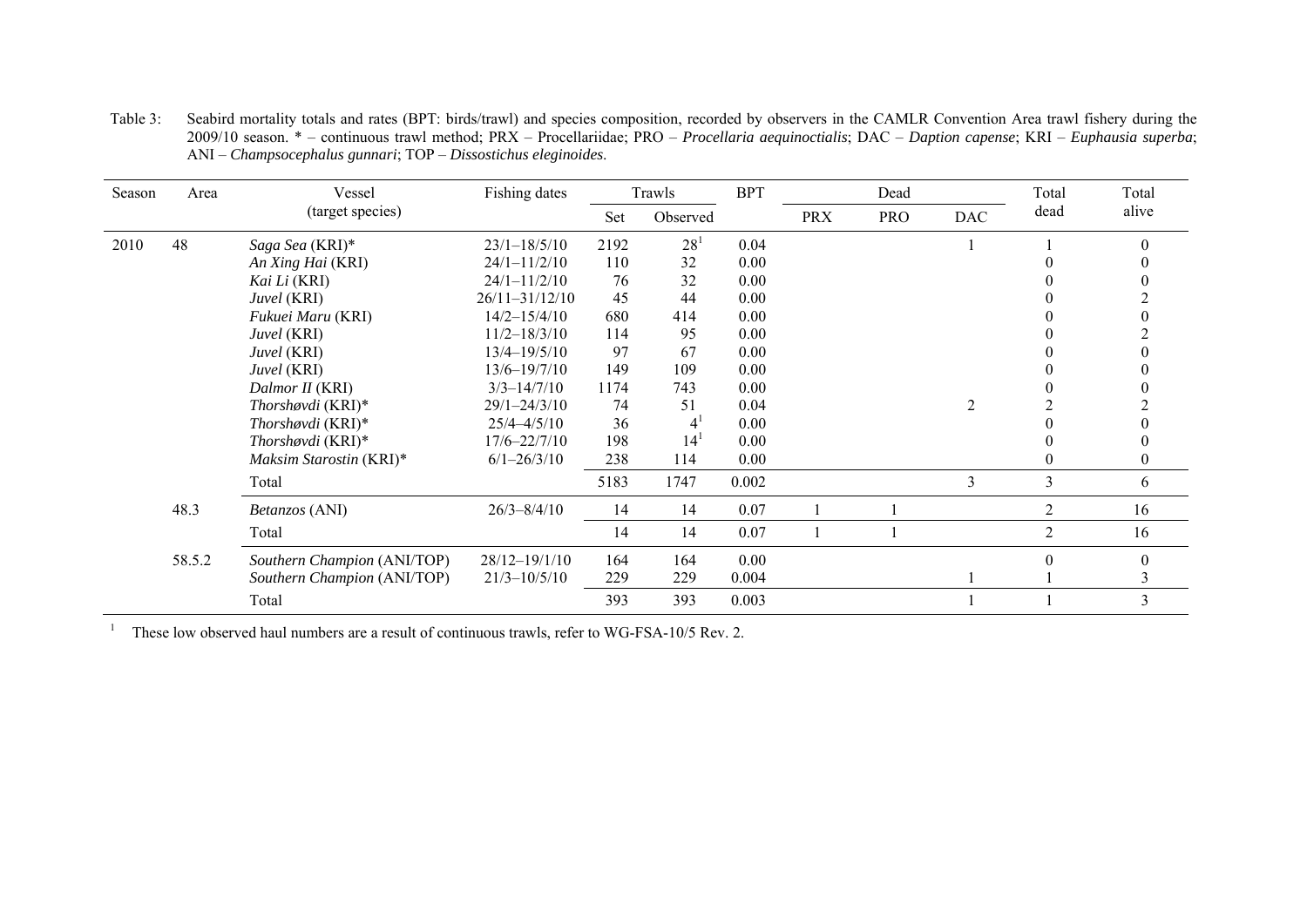Table 3: Seabird mortality totals and rates (BPT: birds/trawl) and species composition, recorded by observers in the CAMLR Convention Area trawl fishery during the 2009/10 season. * – continuous trawl method; PRX – Procellariidae; PRO – *Procellaria aequinoctialis*; DAC – *Daption capense*; KRI – *Euphausia superba*; ANI – *Champsocephalus gunnari*; TOP – *Dissostichus eleginoides*.

| Season | Area | Vessel (target species) | Fishing dates | Trawls | | BPT | Dead | | | Total dead | Total alive |
|---|---|---|---|---|---|---|---|---|---|---|---|
| | | | | Set | Observed | | PRX | PRO | DAC | | |
| 2010 | 48 | *Saga Sea* (KRI)* | 23/1–18/5/10 | 2192 | 28[1] | 0.04 | | | 1 | 1 | 0 |
| | | *An Xing Hai* (KRI) | 24/1–11/2/10 | 110 | 32 | 0.00 | | | | 0 | 0 |
| | | *Kai Li* (KRI) | 24/1–11/2/10 | 76 | 32 | 0.00 | | | | 0 | 0 |
| | | *Juvel* (KRI) | 26/11–31/12/10 | 45 | 44 | 0.00 | | | | 0 | 2 |
| | | *Fukuei Maru* (KRI) | 14/2–15/4/10 | 680 | 414 | 0.00 | | | | 0 | 0 |
| | | *Juvel* (KRI) | 11/2–18/3/10 | 114 | 95 | 0.00 | | | | 0 | 2 |
| | | *Juvel* (KRI) | 13/4–19/5/10 | 97 | 67 | 0.00 | | | | 0 | 0 |
| | | *Juvel* (KRI) | 13/6–19/7/10 | 149 | 109 | 0.00 | | | | 0 | 0 |
| | | *Dalmor II* (KRI) | 3/3–14/7/10 | 1174 | 743 | 0.00 | | | | 0 | 0 |
| | | *Thorshøvdi* (KRI)* | 29/1–24/3/10 | 74 | 51 | 0.04 | | | 2 | 2 | 2 |
| | | *Thorshøvdi* (KRI)* | 25/4–4/5/10 | 36 | 4[1] | 0.00 | | | | 0 | 0 |
| | | *Thorshøvdi* (KRI)* | 17/6–22/7/10 | 198 | 14[1] | 0.00 | | | | 0 | 0 |
| | | *Maksim Starostin* (KRI)* | 6/1–26/3/10 | 238 | 114 | 0.00 | | | | 0 | 0 |
| | | Total | | 5183 | 1747 | 0.002 | | | 3 | 3 | 6 |
| | 48.3 | *Betanzos* (ANI) | 26/3–8/4/10 | 14 | 14 | 0.07 | 1 | 1 | | 2 | 16 |
| | | Total | | 14 | 14 | 0.07 | 1 | 1 | | 2 | 16 |
| | 58.5.2 | *Southern Champion* (ANI/TOP) | 28/12–19/1/10 | 164 | 164 | 0.00 | | | | 0 | 0 |
| | | *Southern Champion* (ANI/TOP) | 21/3–10/5/10 | 229 | 229 | 0.004 | | | 1 | 1 | 3 |
| | | Total | | 393 | 393 | 0.003 | | | 1 | 1 | 3 |

[1] These low observed haul numbers are a result of continuous trawls, refer to WG-FSA-10/5 Rev. 2.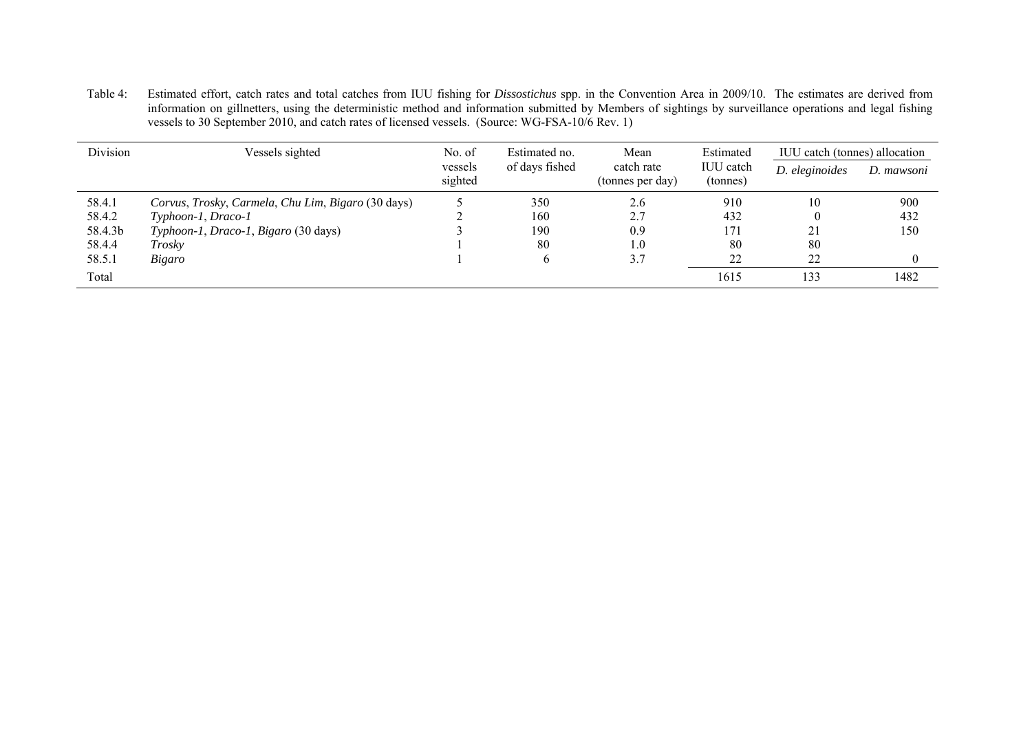Table 4: Estimated effort, catch rates and total catches from IUU fishing for *Dissostichus* spp. in the Convention Area in 2009/10. The estimates are derived from information on gillnetters, using the deterministic method and information submitted by Members of sightings by surveillance operations and legal fishing vessels to 30 September 2010, and catch rates of licensed vessels. (Source: WG-FSA-10/6 Rev. 1)

| Division | Vessels sighted | No. of vessels sighted | Estimated no. of days fished | Mean catch rate (tonnes per day) | Estimated IUU catch (tonnes) | IUU catch (tonnes) allocation | |
|---|---|---|---|---|---|---|---|
| | | | | | | *D. eleginoides* | *D. mawsoni* |
| 58.4.1 | *Corvus*, *Trosky*, *Carmela*, *Chu Lim*, *Bigaro* (30 days) | 5 | 350 | 2.6 | 910 | 10 | 900 |
| 58.4.2 | *Typhoon-1*, *Draco-1* | 2 | 160 | 2.7 | 432 | 0 | 432 |
| 58.4.3b | *Typhoon-1*, *Draco-1*, *Bigaro* (30 days) | 3 | 190 | 0.9 | 171 | 21 | 150 |
| 58.4.4 | *Trosky* | 1 | 80 | 1.0 | 80 | 80 | |
| 58.5.1 | *Bigaro* | 1 | 6 | 3.7 | 22 | 22 | 0 |
| Total | | | | | 1615 | 133 | 1482 |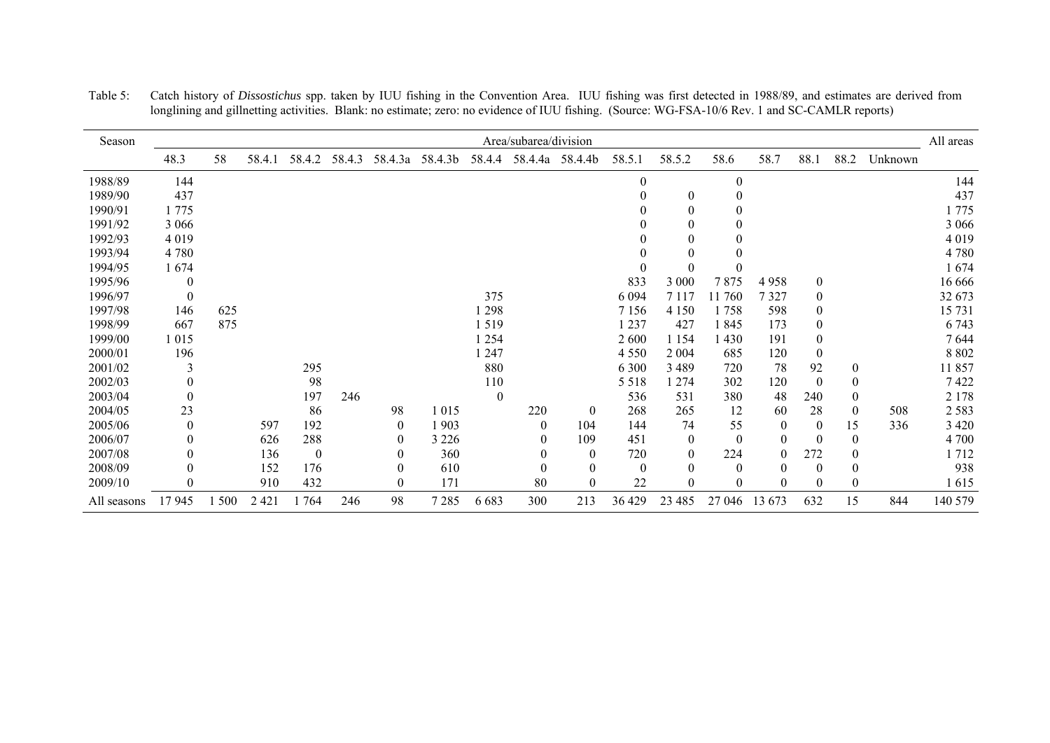Table 5: Catch history of *Dissostichus* spp. taken by IUU fishing in the Convention Area. IUU fishing was first detected in 1988/89, and estimates are derived from longlining and gillnetting activities. Blank: no estimate; zero: no evidence of IUU fishing. (Source: WG-FSA-10/6 Rev. 1 and SC-CAMLR reports)

| Season | Area/subarea/division | | | | | | | | | | | | | | | | | All areas |
|---|---|---|---|---|---|---|---|---|---|---|---|---|---|---|---|---|---|---|
| | 48.3 | 58 | 58.4.1 | 58.4.2 | 58.4.3 | 58.4.3a | 58.4.3b | 58.4.4 | 58.4.4a | 58.4.4b | 58.5.1 | 58.5.2 | 58.6 | 58.7 | 88.1 | 88.2 | Unknown | |
| 1988/89 | 144 | | | | | | | | | | 0 | | 0 | | | | | 144 |
| 1989/90 | 437 | | | | | | | | | | 0 | 0 | 0 | | | | | 437 |
| 1990/91 | 1 775 | | | | | | | | | | 0 | 0 | 0 | | | | | 1 775 |
| 1991/92 | 3 066 | | | | | | | | | | 0 | 0 | 0 | | | | | 3 066 |
| 1992/93 | 4 019 | | | | | | | | | | 0 | 0 | 0 | | | | | 4 019 |
| 1993/94 | 4 780 | | | | | | | | | | 0 | 0 | 0 | | | | | 4 780 |
| 1994/95 | 1 674 | | | | | | | | | | 0 | 0 | 0 | | | | | 1 674 |
| 1995/96 | 0 | | | | | | | | | | 833 | 3 000 | 7 875 | 4 958 | 0 | | | 16 666 |
| 1996/97 | 0 | | | | | | | 375 | | | 6 094 | 7 117 | 11 760 | 7 327 | 0 | | | 32 673 |
| 1997/98 | 146 | 625 | | | | | | 1 298 | | | 7 156 | 4 150 | 1 758 | 598 | 0 | | | 15 731 |
| 1998/99 | 667 | 875 | | | | | | 1 519 | | | 1 237 | 427 | 1 845 | 173 | 0 | | | 6 743 |
| 1999/00 | 1 015 | | | | | | | 1 254 | | | 2 600 | 1 154 | 1 430 | 191 | 0 | | | 7 644 |
| 2000/01 | 196 | | | | | | | 1 247 | | | 4 550 | 2 004 | 685 | 120 | 0 | | | 8 802 |
| 2001/02 | 3 | | | 295 | | | | 880 | | | 6 300 | 3 489 | 720 | 78 | 92 | 0 | | 11 857 |
| 2002/03 | 0 | | | 98 | | | | 110 | | | 5 518 | 1 274 | 302 | 120 | 0 | 0 | | 7 422 |
| 2003/04 | 0 | | | 197 | 246 | | | 0 | | | 536 | 531 | 380 | 48 | 240 | 0 | | 2 178 |
| 2004/05 | 23 | | | 86 | | 98 | 1 015 | | 220 | 0 | 268 | 265 | 12 | 60 | 28 | 0 | 508 | 2 583 |
| 2005/06 | 0 | | 597 | 192 | | 0 | 1 903 | | 0 | 104 | 144 | 74 | 55 | 0 | 0 | 15 | 336 | 3 420 |
| 2006/07 | 0 | | 626 | 288 | | 0 | 3 226 | | 0 | 109 | 451 | 0 | 0 | 0 | 0 | 0 | | 4 700 |
| 2007/08 | 0 | | 136 | 0 | | 0 | 360 | | 0 | 0 | 720 | 0 | 224 | 0 | 272 | 0 | | 1 712 |
| 2008/09 | 0 | | 152 | 176 | | 0 | 610 | | 0 | 0 | 0 | 0 | 0 | 0 | 0 | 0 | | 938 |
| 2009/10 | 0 | | 910 | 432 | | 0 | 171 | | 80 | 0 | 22 | 0 | 0 | 0 | 0 | 0 | | 1 615 |
| All seasons | 17 945 | 1 500 | 2 421 | 1 764 | 246 | 98 | 7 285 | 6 683 | 300 | 213 | 36 429 | 23 485 | 27 046 | 13 673 | 632 | 15 | 844 | 140 579 |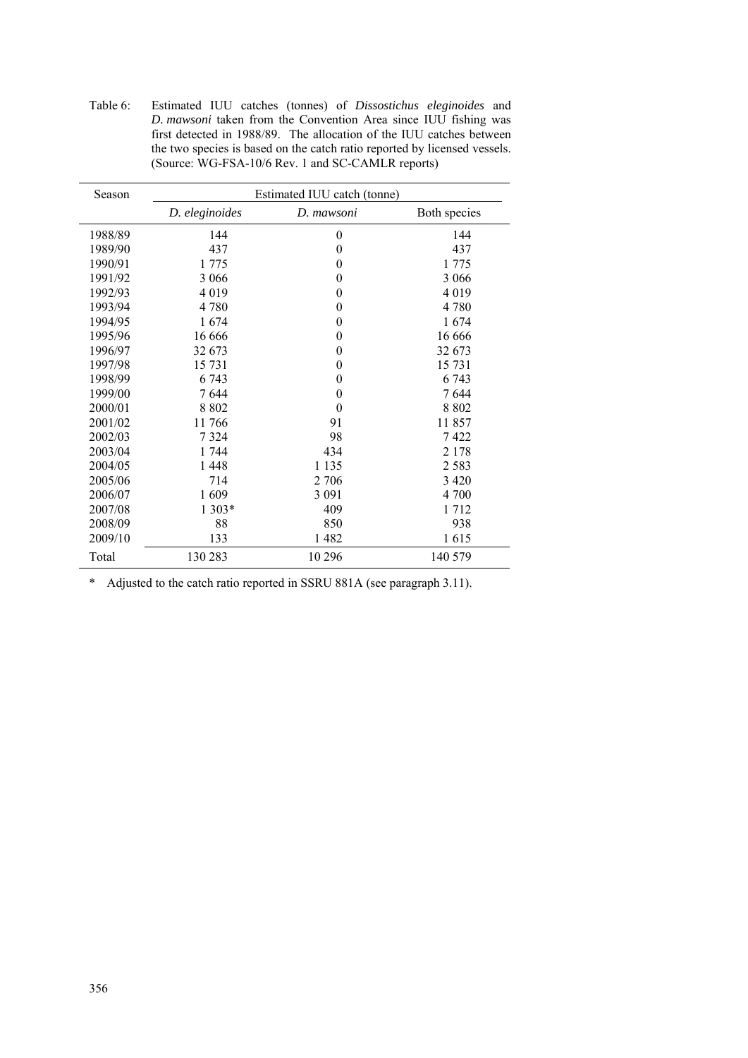Table 6: Estimated IUU catches (tonnes) of *Dissostichus eleginoides* and *D. mawsoni* taken from the Convention Area since IUU fishing was first detected in 1988/89. The allocation of the IUU catches between the two species is based on the catch ratio reported by licensed vessels. (Source: WG-FSA-10/6 Rev. 1 and SC-CAMLR reports)

| Season | Estimated IUU catch (tonne) | | |
|---|---|---|---|
| | *D. eleginoides* | *D. mawsoni* | Both species |
| 1988/89 | 144 | 0 | 144 |
| 1989/90 | 437 | 0 | 437 |
| 1990/91 | 1 775 | 0 | 1 775 |
| 1991/92 | 3 066 | 0 | 3 066 |
| 1992/93 | 4 019 | 0 | 4 019 |
| 1993/94 | 4 780 | 0 | 4 780 |
| 1994/95 | 1 674 | 0 | 1 674 |
| 1995/96 | 16 666 | 0 | 16 666 |
| 1996/97 | 32 673 | 0 | 32 673 |
| 1997/98 | 15 731 | 0 | 15 731 |
| 1998/99 | 6 743 | 0 | 6 743 |
| 1999/00 | 7 644 | 0 | 7 644 |
| 2000/01 | 8 802 | 0 | 8 802 |
| 2001/02 | 11 766 | 91 | 11 857 |
| 2002/03 | 7 324 | 98 | 7 422 |
| 2003/04 | 1 744 | 434 | 2 178 |
| 2004/05 | 1 448 | 1 135 | 2 583 |
| 2005/06 | 714 | 2 706 | 3 420 |
| 2006/07 | 1 609 | 3 091 | 4 700 |
| 2007/08 | 1 303* | 409 | 1 712 |
| 2008/09 | 88 | 850 | 938 |
| 2009/10 | 133 | 1 482 | 1 615 |
| Total | 130 283 | 10 296 | 140 579 |

\* Adjusted to the catch ratio reported in SSRU 881A (see paragraph 3.11).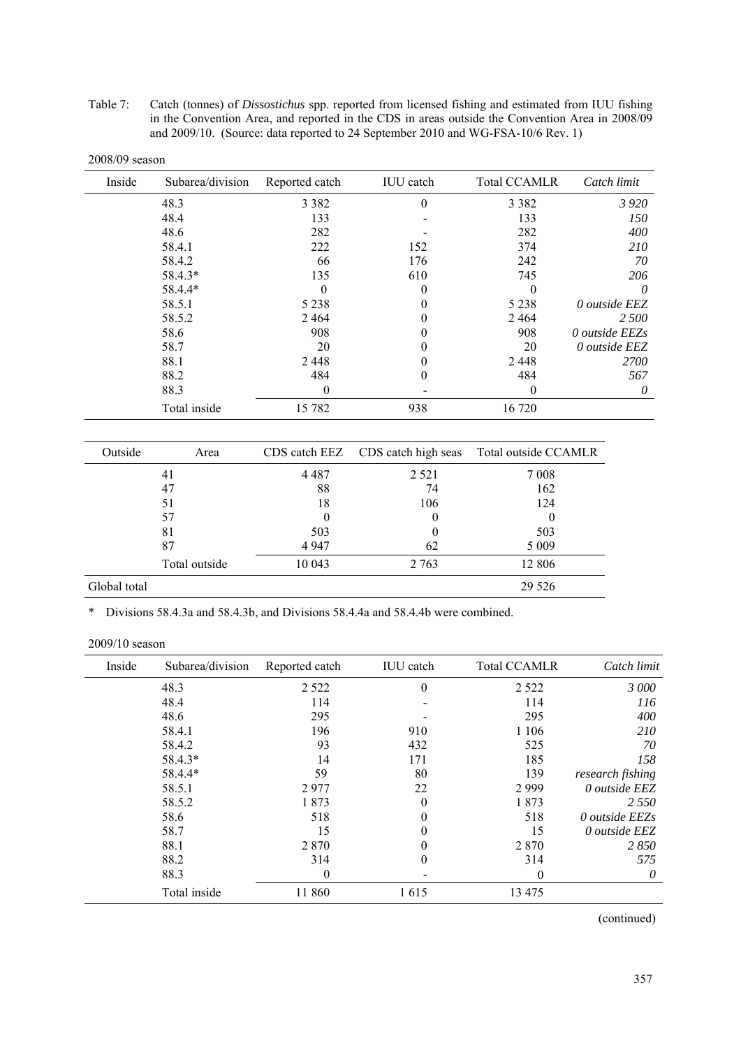Table 7: Catch (tonnes) of *Dissostichus* spp. reported from licensed fishing and estimated from IUU fishing in the Convention Area, and reported in the CDS in areas outside the Convention Area in 2008/09 and 2009/10. (Source: data reported to 24 September 2010 and WG-FSA-10/6 Rev. 1)

2008/09 season

| Inside | Subarea/division | Reported catch | IUU catch | Total CCAMLR | *Catch limit* |
|---|---|---|---|---|---|
| | 48.3 | 3 382 | 0 | 3 382 | *3 920* |
| | 48.4 | 133 | - | 133 | *150* |
| | 48.6 | 282 | - | 282 | *400* |
| | 58.4.1 | 222 | 152 | 374 | *210* |
| | 58.4.2 | 66 | 176 | 242 | *70* |
| | 58.4.3* | 135 | 610 | 745 | *206* |
| | 58.4.4* | 0 | 0 | 0 | *0* |
| | 58.5.1 | 5 238 | 0 | 5 238 | *0 outside EEZ* |
| | 58.5.2 | 2 464 | 0 | 2 464 | *2 500* |
| | 58.6 | 908 | 0 | 908 | *0 outside EEZs* |
| | 58.7 | 20 | 0 | 20 | *0 outside EEZ* |
| | 88.1 | 2 448 | 0 | 2 448 | *2700* |
| | 88.2 | 484 | 0 | 484 | *567* |
| | 88.3 | 0 | - | 0 | *0* |
| | Total inside | 15 782 | 938 | 16 720 | |

| Outside | Area | CDS catch EEZ | CDS catch high seas | Total outside CCAMLR |
|---|---|---|---|---|
| | 41 | 4 487 | 2 521 | 7 008 |
| | 47 | 88 | 74 | 162 |
| | 51 | 18 | 106 | 124 |
| | 57 | 0 | 0 | 0 |
| | 81 | 503 | 0 | 503 |
| | 87 | 4 947 | 62 | 5 009 |
| | Total outside | 10 043 | 2 763 | 12 806 |
| Global total | | | | 29 526 |

\* Divisions 58.4.3a and 58.4.3b, and Divisions 58.4.4a and 58.4.4b were combined.

2009/10 season

| Inside | Subarea/division | Reported catch | IUU catch | Total CCAMLR | *Catch limit* |
|---|---|---|---|---|---|
| | 48.3 | 2 522 | 0 | 2 522 | *3 000* |
| | 48.4 | 114 | - | 114 | *116* |
| | 48.6 | 295 | - | 295 | *400* |
| | 58.4.1 | 196 | 910 | 1 106 | *210* |
| | 58.4.2 | 93 | 432 | 525 | *70* |
| | 58.4.3* | 14 | 171 | 185 | *158* |
| | 58.4.4* | 59 | 80 | 139 | *research fishing* |
| | 58.5.1 | 2 977 | 22 | 2 999 | *0 outside EEZ* |
| | 58.5.2 | 1 873 | 0 | 1 873 | *2 550* |
| | 58.6 | 518 | 0 | 518 | *0 outside EEZs* |
| | 58.7 | 15 | 0 | 15 | *0 outside EEZ* |
| | 88.1 | 2 870 | 0 | 2 870 | *2 850* |
| | 88.2 | 314 | 0 | 314 | *575* |
| | 88.3 | 0 | - | 0 | *0* |
| | Total inside | 11 860 | 1 615 | 13 475 | |

(continued)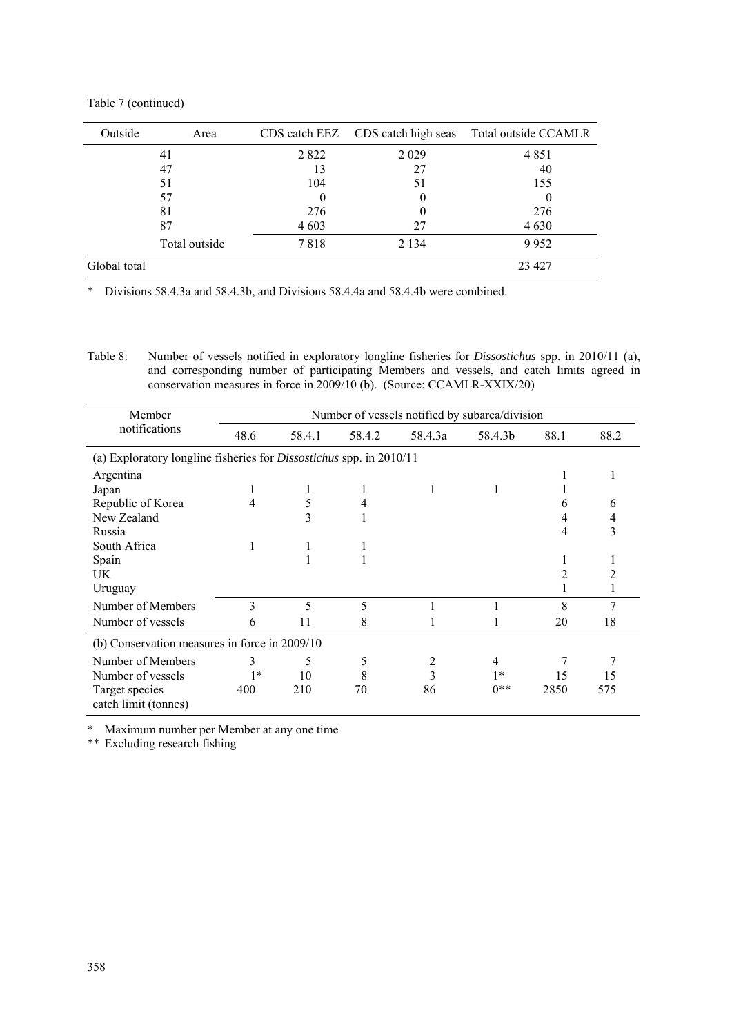Table 7 (continued)

| Outside | Area | CDS catch EEZ | CDS catch high seas | Total outside CCAMLR |
|---|---|---|---|---|
| | 41 | 2 822 | 2 029 | 4 851 |
| | 47 | 13 | 27 | 40 |
| | 51 | 104 | 51 | 155 |
| | 57 | 0 | 0 | 0 |
| | 81 | 276 | 0 | 276 |
| | 87 | 4 603 | 27 | 4 630 |
| | Total outside | 7 818 | 2 134 | 9 952 |
| Global total | | | | 23 427 |

* Divisions 58.4.3a and 58.4.3b, and Divisions 58.4.4a and 58.4.4b were combined.

Table 8: Number of vessels notified in exploratory longline fisheries for *Dissostichus* spp. in 2010/11 (a), and corresponding number of participating Members and vessels, and catch limits agreed in conservation measures in force in 2009/10 (b). (Source: CCAMLR-XXIX/20)

| Member notifications | Number of vessels notified by subarea/division | | | | | | |
|---|---|---|---|---|---|---|---|
| | 48.6 | 58.4.1 | 58.4.2 | 58.4.3a | 58.4.3b | 88.1 | 88.2 |
| (a) Exploratory longline fisheries for *Dissostichus* spp. in 2010/11 | | | | | | | |
| Argentina | | | | | | 1 | 1 |
| Japan | 1 | 1 | 1 | 1 | 1 | 1 | |
| Republic of Korea | 4 | 5 | 4 | | | 6 | 6 |
| New Zealand | | 3 | 1 | | | 4 | 4 |
| Russia | | | | | | 4 | 3 |
| South Africa | 1 | 1 | 1 | | | | |
| Spain | | 1 | 1 | | | 1 | 1 |
| UK | | | | | | 2 | 2 |
| Uruguay | | | | | | 1 | 1 |
| Number of Members | 3 | 5 | 5 | 1 | 1 | 8 | 7 |
| Number of vessels | 6 | 11 | 8 | 1 | 1 | 20 | 18 |
| (b) Conservation measures in force in 2009/10 | | | | | | | |
| Number of Members | 3 | 5 | 5 | 2 | 4 | 7 | 7 |
| Number of vessels | 1* | 10 | 8 | 3 | 1* | 15 | 15 |
| Target species catch limit (tonnes) | 400 | 210 | 70 | 86 | 0** | 2850 | 575 |

* Maximum number per Member at any one time

** Excluding research fishing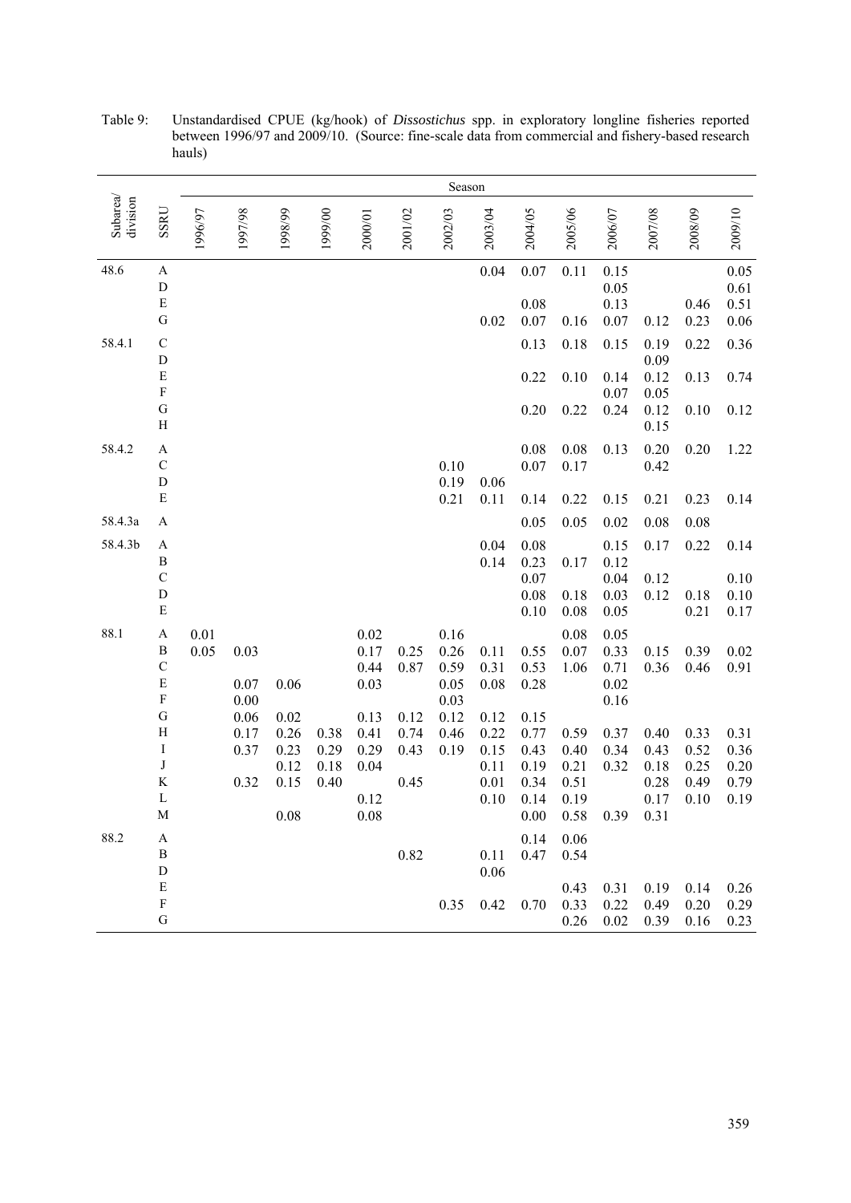Table 9: Unstandardised CPUE (kg/hook) of *Dissostichus* spp. in exploratory longline fisheries reported between 1996/97 and 2009/10. (Source: fine-scale data from commercial and fishery-based research hauls)

| Subarea/ division | SSRU | Season | | | | | | | | | | | | | |
|---|---|---|---|---|---|---|---|---|---|---|---|---|---|---|---|
| | | 1996/97 | 1997/98 | 1998/99 | 1999/00 | 2000/01 | 2001/02 | 2002/03 | 2003/04 | 2004/05 | 2005/06 | 2006/07 | 2007/08 | 2008/09 | 2009/10 |
| 48.6 | A | | | | | | | | 0.04 | 0.07 | 0.11 | 0.15 | | | 0.05 |
| | D | | | | | | | | | | | 0.05 | | | 0.61 |
| | E | | | | | | | | | 0.08 | | 0.13 | | 0.46 | 0.51 |
| | G | | | | | | | | 0.02 | 0.07 | 0.16 | 0.07 | 0.12 | 0.23 | 0.06 |
| 58.4.1 | C | | | | | | | | | 0.13 | 0.18 | 0.15 | 0.19 | 0.22 | 0.36 |
| | D | | | | | | | | | | | | 0.09 | | |
| | E | | | | | | | | | 0.22 | 0.10 | 0.14 | 0.12 | 0.13 | 0.74 |
| | F | | | | | | | | | | | 0.07 | 0.05 | | |
| | G | | | | | | | | | 0.20 | 0.22 | 0.24 | 0.12 | 0.10 | 0.12 |
| | H | | | | | | | | | | | | 0.15 | | |
| 58.4.2 | A | | | | | | | | | 0.08 | 0.08 | 0.13 | 0.20 | 0.20 | 1.22 |
| | C | | | | | | | 0.10 | | 0.07 | 0.17 | | 0.42 | | |
| | D | | | | | | | 0.19 | 0.06 | | | | | | |
| | E | | | | | | | 0.21 | 0.11 | 0.14 | 0.22 | 0.15 | 0.21 | 0.23 | 0.14 |
| 58.4.3a | A | | | | | | | | | 0.05 | 0.05 | 0.02 | 0.08 | 0.08 | |
| 58.4.3b | A | | | | | | | | 0.04 | 0.08 | | 0.15 | 0.17 | 0.22 | 0.14 |
| | B | | | | | | | | 0.14 | 0.23 | 0.17 | 0.12 | | | |
| | C | | | | | | | | | 0.07 | | 0.04 | 0.12 | | 0.10 |
| | D | | | | | | | | | 0.08 | 0.18 | 0.03 | 0.12 | 0.18 | 0.10 |
| | E | | | | | | | | | 0.10 | 0.08 | 0.05 | | 0.21 | 0.17 |
| 88.1 | A | 0.01 | | | | 0.02 | | 0.16 | | | 0.08 | 0.05 | | | |
| | B | 0.05 | 0.03 | | | 0.17 | 0.25 | 0.26 | 0.11 | 0.55 | 0.07 | 0.33 | 0.15 | 0.39 | 0.02 |
| | C | | | | | 0.44 | 0.87 | 0.59 | 0.31 | 0.53 | 1.06 | 0.71 | 0.36 | 0.46 | 0.91 |
| | E | | 0.07 | 0.06 | | 0.03 | | 0.05 | 0.08 | 0.28 | | 0.02 | | | |
| | F | | 0.00 | | | | | 0.03 | | | | 0.16 | | | |
| | G | | 0.06 | 0.02 | | 0.13 | 0.12 | 0.12 | 0.12 | 0.15 | | | | | |
| | H | | 0.17 | 0.26 | 0.38 | 0.41 | 0.74 | 0.46 | 0.22 | 0.77 | 0.59 | 0.37 | 0.40 | 0.33 | 0.31 |
| | I | | 0.37 | 0.23 | 0.29 | 0.29 | 0.43 | 0.19 | 0.15 | 0.43 | 0.40 | 0.34 | 0.43 | 0.52 | 0.36 |
| | J | | | 0.12 | 0.18 | 0.04 | | | 0.11 | 0.19 | 0.21 | 0.32 | 0.18 | 0.25 | 0.20 |
| | K | | 0.32 | 0.15 | 0.40 | | 0.45 | | 0.01 | 0.34 | 0.51 | | 0.28 | 0.49 | 0.79 |
| | L | | | | | 0.12 | | | 0.10 | 0.14 | 0.19 | | 0.17 | 0.10 | 0.19 |
| | M | | | 0.08 | | 0.08 | | | | 0.00 | 0.58 | 0.39 | 0.31 | | |
| 88.2 | A | | | | | | | | | 0.14 | 0.06 | | | | |
| | B | | | | | | 0.82 | | 0.11 | 0.47 | 0.54 | | | | |
| | D | | | | | | | | 0.06 | | | | | | |
| | E | | | | | | | | | | 0.43 | 0.31 | 0.19 | 0.14 | 0.26 |
| | F | | | | | | | 0.35 | 0.42 | 0.70 | 0.33 | 0.22 | 0.49 | 0.20 | 0.29 |
| | G | | | | | | | | | | 0.26 | 0.02 | 0.39 | 0.16 | 0.23 |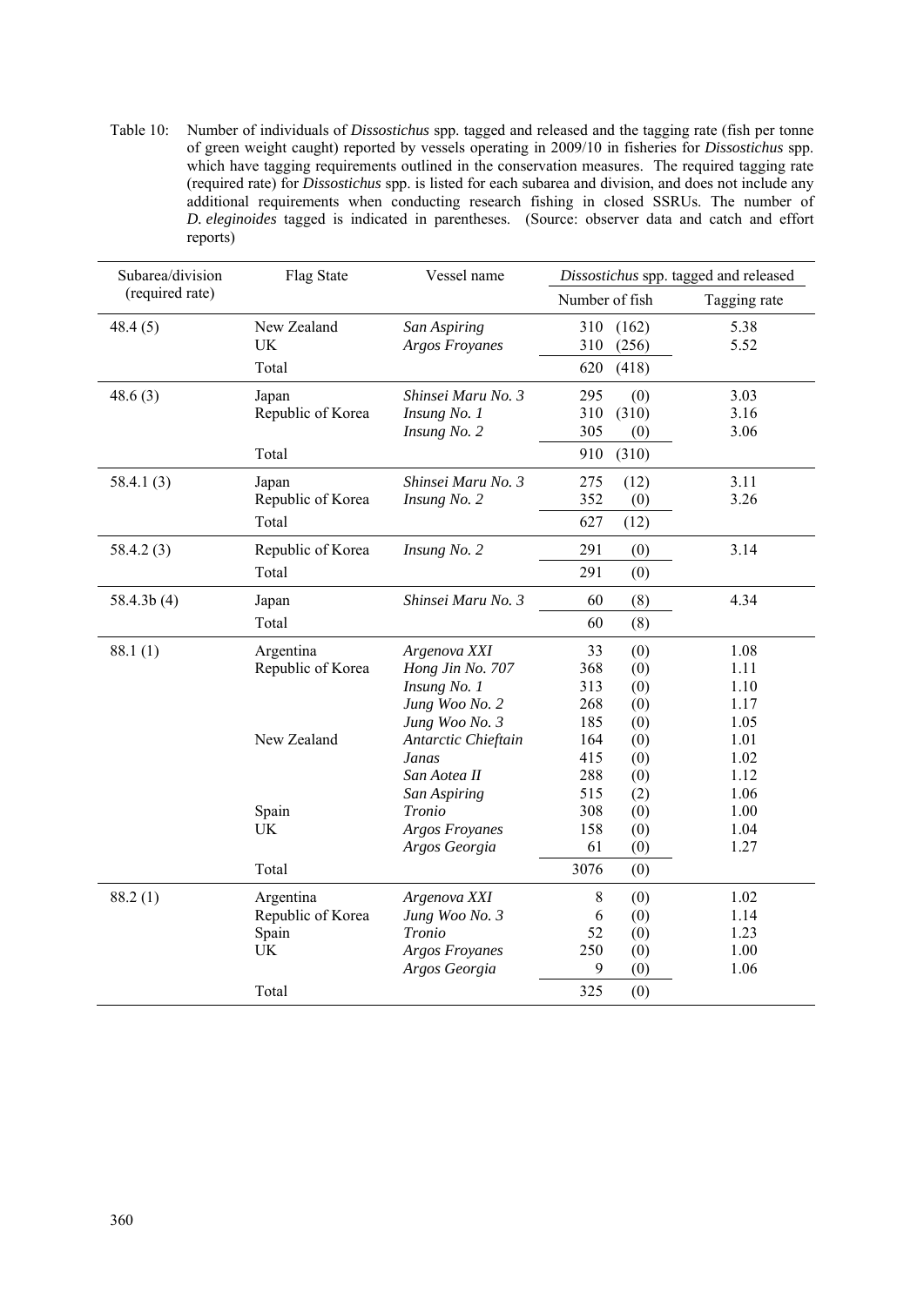Table 10: Number of individuals of *Dissostichus* spp. tagged and released and the tagging rate (fish per tonne of green weight caught) reported by vessels operating in 2009/10 in fisheries for *Dissostichus* spp. which have tagging requirements outlined in the conservation measures. The required tagging rate (required rate) for *Dissostichus* spp. is listed for each subarea and division, and does not include any additional requirements when conducting research fishing in closed SSRUs. The number of *D. eleginoides* tagged is indicated in parentheses. (Source: observer data and catch and effort reports)

| Subarea/division (required rate) | Flag State | Vessel name | *Dissostichus* spp. tagged and released | |
|---|---|---|---|---|
| | | | Number of fish | Tagging rate |
| 48.4 (5) | New Zealand | *San Aspiring* | 310 (162) | 5.38 |
| | UK | *Argos Froyanes* | 310 (256) | 5.52 |
| | Total | | 620 (418) | |
| 48.6 (3) | Japan | *Shinsei Maru No. 3* | 295 (0) | 3.03 |
| | Republic of Korea | *Insung No. 1* | 310 (310) | 3.16 |
| | | *Insung No. 2* | 305 (0) | 3.06 |
| | Total | | 910 (310) | |
| 58.4.1 (3) | Japan | *Shinsei Maru No. 3* | 275 (12) | 3.11 |
| | Republic of Korea | *Insung No. 2* | 352 (0) | 3.26 |
| | Total | | 627 (12) | |
| 58.4.2 (3) | Republic of Korea | *Insung No. 2* | 291 (0) | 3.14 |
| | Total | | 291 (0) | |
| 58.4.3b (4) | Japan | *Shinsei Maru No. 3* | 60 (8) | 4.34 |
| | Total | | 60 (8) | |
| 88.1 (1) | Argentina | *Argenova XXI* | 33 (0) | 1.08 |
| | Republic of Korea | *Hong Jin No. 707* | 368 (0) | 1.11 |
| | | *Insung No. 1* | 313 (0) | 1.10 |
| | | *Jung Woo No. 2* | 268 (0) | 1.17 |
| | | *Jung Woo No. 3* | 185 (0) | 1.05 |
| | New Zealand | *Antarctic Chieftain* | 164 (0) | 1.01 |
| | | *Janas* | 415 (0) | 1.02 |
| | | *San Aotea II* | 288 (0) | 1.12 |
| | | *San Aspiring* | 515 (2) | 1.06 |
| | Spain | *Tronio* | 308 (0) | 1.00 |
| | UK | *Argos Froyanes* | 158 (0) | 1.04 |
| | | *Argos Georgia* | 61 (0) | 1.27 |
| | Total | | 3076 (0) | |
| 88.2 (1) | Argentina | *Argenova XXI* | 8 (0) | 1.02 |
| | Republic of Korea | *Jung Woo No. 3* | 6 (0) | 1.14 |
| | Spain | *Tronio* | 52 (0) | 1.23 |
| | UK | *Argos Froyanes* | 250 (0) | 1.00 |
| | | *Argos Georgia* | 9 (0) | 1.06 |
| | Total | | 325 (0) | |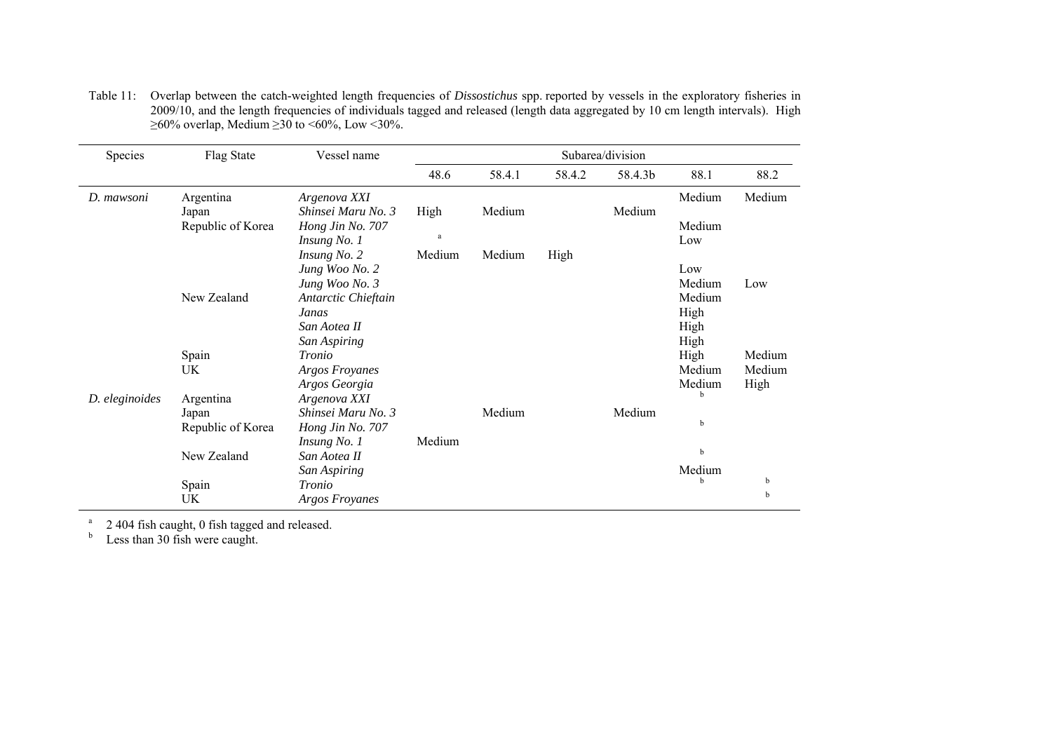Table 11: Overlap between the catch-weighted length frequencies of *Dissostichus* spp. reported by vessels in the exploratory fisheries in 2009/10, and the length frequencies of individuals tagged and released (length data aggregated by 10 cm length intervals). High ≥60% overlap, Medium ≥30 to <60%, Low <30%.

| Species | Flag State | Vessel name | Subarea/division | | | | | |
|---|---|---|---|---|---|---|---|---|
| | | | 48.6 | 58.4.1 | 58.4.2 | 58.4.3b | 88.1 | 88.2 |
| *D. mawsoni* | Argentina | *Argenova XXI* | | | | | Medium | Medium |
| | Japan | *Shinsei Maru No. 3* | High | Medium | | Medium | | |
| | Republic of Korea | *Hong Jin No. 707* | | | | | Medium | |
| | | *Insung No. 1* | [a] | | | | Low | |
| | | *Insung No. 2* | Medium | Medium | High | | | |
| | | *Jung Woo No. 2* | | | | | Low | |
| | | *Jung Woo No. 3* | | | | | Medium | Low |
| | New Zealand | *Antarctic Chieftain* | | | | | Medium | |
| | | *Janas* | | | | | High | |
| | | *San Aotea II* | | | | | High | |
| | | *San Aspiring* | | | | | High | |
| | Spain | *Tronio* | | | | | High | Medium |
| | UK | *Argos Froyanes* | | | | | Medium | Medium |
| | | *Argos Georgia* | | | | | Medium | High |
| *D. eleginoides* | Argentina | *Argenova XXI* | | | | | [b] | |
| | Japan | *Shinsei Maru No. 3* | | Medium | | Medium | | |
| | Republic of Korea | *Hong Jin No. 707* | | | | | [b] | |
| | | *Insung No. 1* | Medium | | | | | |
| | New Zealand | *San Aotea II* | | | | | [b] | |
| | | *San Aspiring* | | | | | Medium | |
| | Spain | *Tronio* | | | | | [b] | [b] |
| | UK | *Argos Froyanes* | | | | | | [b] |

[a] 2 404 fish caught, 0 fish tagged and released.
[b] Less than 30 fish were caught.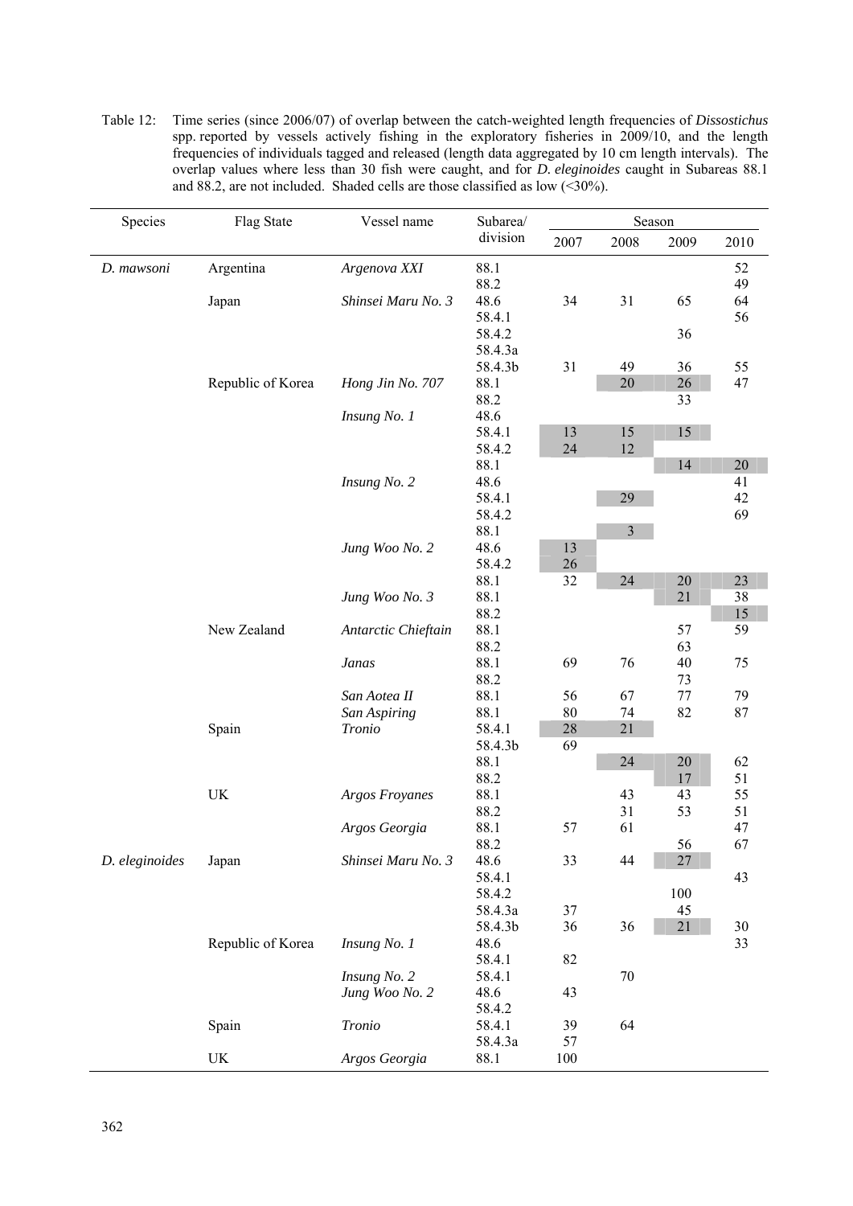Table 12: Time series (since 2006/07) of overlap between the catch-weighted length frequencies of *Dissostichus* spp. reported by vessels actively fishing in the exploratory fisheries in 2009/10, and the length frequencies of individuals tagged and released (length data aggregated by 10 cm length intervals). The overlap values where less than 30 fish were caught, and for *D. eleginoides* caught in Subareas 88.1 and 88.2, are not included. Shaded cells are those classified as low (<30%).

| Species | Flag State | Vessel name | Subarea/ division | Season | | | |
|---|---|---|---|---|---|---|---|
| | | | | 2007 | 2008 | 2009 | 2010 |
| *D. mawsoni* | Argentina | *Argenova XXI* | 88.1 | | | | 52 |
| | | | 88.2 | | | | 49 |
| | Japan | *Shinsei Maru No. 3* | 48.6 | 34 | 31 | 65 | 64 |
| | | | 58.4.1 | | | | 56 |
| | | | 58.4.2 | | | 36 | |
| | | | 58.4.3a | | | | |
| | | | 58.4.3b | 31 | 49 | 36 | 55 |
| | Republic of Korea | *Hong Jin No. 707* | 88.1 | | 20 | 26 | 47 |
| | | | 88.2 | | | 33 | |
| | | *Insung No. 1* | 48.6 | | | | |
| | | | 58.4.1 | 13 | 15 | 15 | |
| | | | 58.4.2 | 24 | 12 | | |
| | | | 88.1 | | | 14 | 20 |
| | | *Insung No. 2* | 48.6 | | | | 41 |
| | | | 58.4.1 | | 29 | | 42 |
| | | | 58.4.2 | | | | 69 |
| | | | 88.1 | | 3 | | |
| | | *Jung Woo No. 2* | 48.6 | 13 | | | |
| | | | 58.4.2 | 26 | | | |
| | | | 88.1 | 32 | 24 | 20 | 23 |
| | | *Jung Woo No. 3* | 88.1 | | | 21 | 38 |
| | | | 88.2 | | | | 15 |
| | New Zealand | *Antarctic Chieftain* | 88.1 | | | 57 | 59 |
| | | | 88.2 | | | 63 | |
| | | *Janas* | 88.1 | 69 | 76 | 40 | 75 |
| | | | 88.2 | | | 73 | |
| | | *San Aotea II* | 88.1 | 56 | 67 | 77 | 79 |
| | | *San Aspiring* | 88.1 | 80 | 74 | 82 | 87 |
| | Spain | *Tronio* | 58.4.1 | 28 | 21 | | |
| | | | 58.4.3b | 69 | | | |
| | | | 88.1 | | 24 | 20 | 62 |
| | | | 88.2 | | | 17 | 51 |
| | UK | *Argos Froyanes* | 88.1 | | 43 | 43 | 55 |
| | | | 88.2 | | 31 | 53 | 51 |
| | | *Argos Georgia* | 88.1 | 57 | 61 | | 47 |
| | | | 88.2 | | | 56 | 67 |
| *D. eleginoides* | Japan | *Shinsei Maru No. 3* | 48.6 | 33 | 44 | 27 | |
| | | | 58.4.1 | | | | 43 |
| | | | 58.4.2 | | | 100 | |
| | | | 58.4.3a | 37 | | 45 | |
| | | | 58.4.3b | 36 | 36 | 21 | 30 |
| | Republic of Korea | *Insung No. 1* | 48.6 | | | | 33 |
| | | | 58.4.1 | 82 | | | |
| | | *Insung No. 2* | 58.4.1 | | 70 | | |
| | | *Jung Woo No. 2* | 48.6 | 43 | | | |
| | | | 58.4.2 | | | | |
| | Spain | *Tronio* | 58.4.1 | 39 | 64 | | |
| | | | 58.4.3a | 57 | | | |
| | UK | *Argos Georgia* | 88.1 | 100 | | | |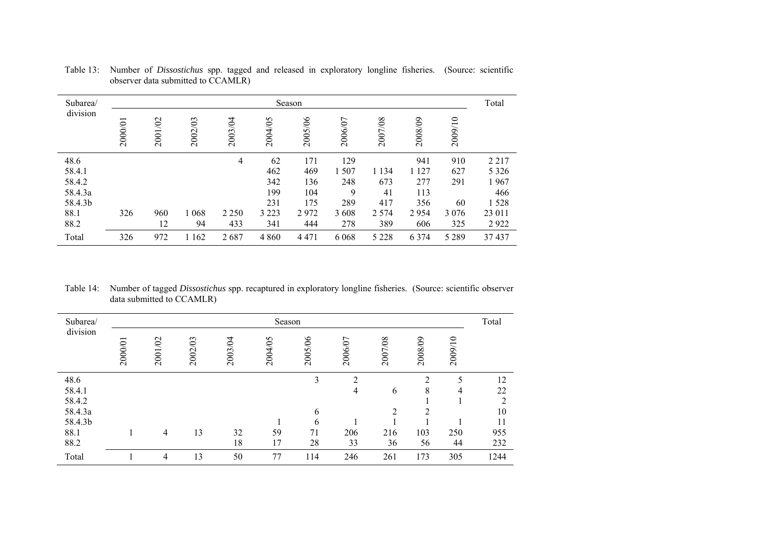Table 13: Number of *Dissostichus* spp. tagged and released in exploratory longline fisheries. (Source: scientific observer data submitted to CCAMLR)

| Subarea/ division | Season | | | | | | | | | | Total |
|---|---|---|---|---|---|---|---|---|---|---|---|
| | 2000/01 | 2001/02 | 2002/03 | 2003/04 | 2004/05 | 2005/06 | 2006/07 | 2007/08 | 2008/09 | 2009/10 | |
| 48.6 | | | | 4 | 62 | 171 | 129 | | 941 | 910 | 2 217 |
| 58.4.1 | | | | | 462 | 469 | 1 507 | 1 134 | 1 127 | 627 | 5 326 |
| 58.4.2 | | | | | 342 | 136 | 248 | 673 | 277 | 291 | 1 967 |
| 58.4.3a | | | | | 199 | 104 | 9 | 41 | 113 | | 466 |
| 58.4.3b | | | | | 231 | 175 | 289 | 417 | 356 | 60 | 1 528 |
| 88.1 | 326 | 960 | 1 068 | 2 250 | 3 223 | 2 972 | 3 608 | 2 574 | 2 954 | 3 076 | 23 011 |
| 88.2 | | 12 | 94 | 433 | 341 | 444 | 278 | 389 | 606 | 325 | 2 922 |
| Total | 326 | 972 | 1 162 | 2 687 | 4 860 | 4 471 | 6 068 | 5 228 | 6 374 | 5 289 | 37 437 |

Table 14: Number of tagged *Dissostichus* spp. recaptured in exploratory longline fisheries. (Source: scientific observer data submitted to CCAMLR)

| Subarea/ division | Season | | | | | | | | | | Total |
|---|---|---|---|---|---|---|---|---|---|---|---|
| | 2000/01 | 2001/02 | 2002/03 | 2003/04 | 2004/05 | 2005/06 | 2006/07 | 2007/08 | 2008/09 | 2009/10 | |
| 48.6 | | | | | | 3 | 2 | | 2 | 5 | 12 |
| 58.4.1 | | | | | | | 4 | 6 | 8 | 4 | 22 |
| 58.4.2 | | | | | | | | | 1 | 1 | 2 |
| 58.4.3a | | | | | | 6 | | 2 | 2 | | 10 |
| 58.4.3b | | | | | 1 | 6 | 1 | 1 | 1 | 1 | 11 |
| 88.1 | 1 | 4 | 13 | 32 | 59 | 71 | 206 | 216 | 103 | 250 | 955 |
| 88.2 | | | | 18 | 17 | 28 | 33 | 36 | 56 | 44 | 232 |
| Total | 1 | 4 | 13 | 50 | 77 | 114 | 246 | 261 | 173 | 305 | 1244 |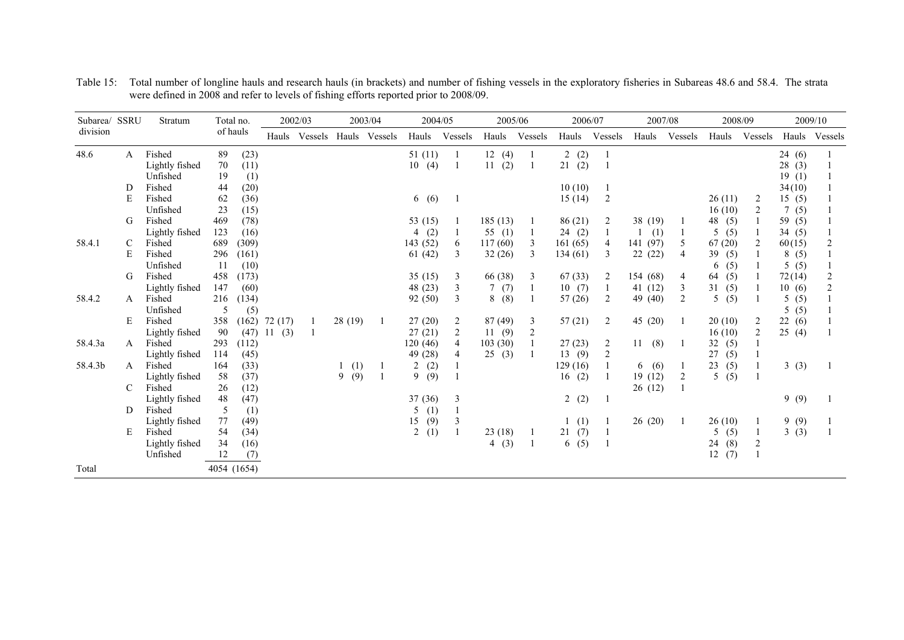Table 15: Total number of longline hauls and research hauls (in brackets) and number of fishing vessels in the exploratory fisheries in Subareas 48.6 and 58.4. The strata were defined in 2008 and refer to levels of fishing efforts reported prior to 2008/09.

| Subarea/ division | SSRU | Stratum | Total no. of hauls | 2002/03 | | 2003/04 | | 2004/05 | | 2005/06 | | 2006/07 | | 2007/08 | | 2008/09 | | 2009/10 | |
|---|---|---|---|---|---|---|---|---|---|---|---|---|---|---|---|---|---|---|---|
| | | | | Hauls | Vessels | Hauls | Vessels | Hauls | Vessels | Hauls | Vessels | Hauls | Vessels | Hauls | Vessels | Hauls | Vessels | Hauls | Vessels |
| 48.6 | A | Fished | 89 (23) | | | | | 51 (11) | 1 | 12 (4) | 1 | 2 (2) | 1 | | | | | 24 (6) | 1 |
| | | Lightly fished | 70 (11) | | | | | 10 (4) | 1 | 11 (2) | 1 | 21 (2) | 1 | | | | | 28 (3) | 1 |
| | | Unfished | 19 (1) | | | | | | | | | | | | | | | 19 (1) | 1 |
| | D | Fished | 44 (20) | | | | | | | | | 10 (10) | 1 | | | | | 34 (10) | 1 |
| | E | Fished | 62 (36) | | | | | 6 (6) | 1 | | | 15 (14) | 2 | | | 26 (11) | 2 | 15 (5) | 1 |
| | | Unfished | 23 (15) | | | | | | | | | | | | | 16 (10) | 2 | 7 (5) | 1 |
| | G | Fished | 469 (78) | | | | | 53 (15) | 1 | 185 (13) | 1 | 86 (21) | 2 | 38 (19) | 1 | 48 (5) | 1 | 59 (5) | 1 |
| | | Lightly fished | 123 (16) | | | | | 4 (2) | 1 | 55 (1) | 1 | 24 (2) | 1 | 1 (1) | 1 | 5 (5) | 1 | 34 (5) | 1 |
| 58.4.1 | C | Fished | 689 (309) | | | | | 143 (52) | 6 | 117 (60) | 3 | 161 (65) | 4 | 141 (97) | 5 | 67 (20) | 2 | 60 (15) | 2 |
| | E | Fished | 296 (161) | | | | | 61 (42) | 3 | 32 (26) | 3 | 134 (61) | 3 | 22 (22) | 4 | 39 (5) | 1 | 8 (5) | 1 |
| | | Unfished | 11 (10) | | | | | | | | | | | | | 6 (5) | 1 | 5 (5) | 1 |
| | G | Fished | 458 (173) | | | | | 35 (15) | 3 | 66 (38) | 3 | 67 (33) | 2 | 154 (68) | 4 | 64 (5) | 1 | 72 (14) | 2 |
| | | Lightly fished | 147 (60) | | | | | 48 (23) | 3 | 7 (7) | 1 | 10 (7) | 1 | 41 (12) | 3 | 31 (5) | 1 | 10 (6) | 2 |
| 58.4.2 | A | Fished | 216 (134) | | | | | 92 (50) | 3 | 8 (8) | 1 | 57 (26) | 2 | 49 (40) | 2 | 5 (5) | 1 | 5 (5) | 1 |
| | | Unfished | 5 (5) | | | | | | | | | | | | | | | 5 (5) | 1 |
| | E | Fished | 358 (162) | 72 (17) | 1 | 28 (19) | 1 | 27 (20) | 2 | 87 (49) | 3 | 57 (21) | 2 | 45 (20) | 1 | 20 (10) | 2 | 22 (6) | 1 |
| | | Lightly fished | 90 (47) | 11 (3) | 1 | | | 27 (21) | 2 | 11 (9) | 2 | | | | | 16 (10) | 2 | 25 (4) | 1 |
| 58.4.3a | A | Fished | 293 (112) | | | | | 120 (46) | 4 | 103 (30) | 1 | 27 (23) | 2 | 11 (8) | 1 | 32 (5) | 1 | | |
| | | Lightly fished | 114 (45) | | | | | 49 (28) | 4 | 25 (3) | 1 | 13 (9) | 2 | | | 27 (5) | 1 | | |
| 58.4.3b | A | Fished | 164 (33) | | | 1 (1) | 1 | 2 (2) | 1 | | | 129 (16) | 1 | 6 (6) | 1 | 23 (5) | 1 | 3 (3) | 1 |
| | | Lightly fished | 58 (37) | | | 9 (9) | 1 | 9 (9) | 1 | | | 16 (2) | 1 | 19 (12) | 2 | 5 (5) | 1 | | |
| | C | Fished | 26 (12) | | | | | | | | | | | 26 (12) | 1 | | | | |
| | | Lightly fished | 48 (47) | | | | | 37 (36) | 3 | | | 2 (2) | 1 | | | | | 9 (9) | 1 |
| | D | Fished | 5 (1) | | | | | 5 (1) | 1 | | | | | | | | | | |
| | | Lightly fished | 77 (49) | | | | | 15 (9) | 3 | | | 1 (1) | 1 | 26 (20) | 1 | 26 (10) | 1 | 9 (9) | 1 |
| | E | Fished | 54 (34) | | | | | 2 (1) | 1 | 23 (18) | 1 | 21 (7) | 1 | | | 5 (5) | 1 | 3 (3) | 1 |
| | | Lightly fished | 34 (16) | | | | | | | 4 (3) | 1 | 6 (5) | 1 | | | 24 (8) | 2 | | |
| | | Unfished | 12 (7) | | | | | | | | | | | | | 12 (7) | 1 | | |
| Total | | | 4054 (1654) | | | | | | | | | | | | | | | | |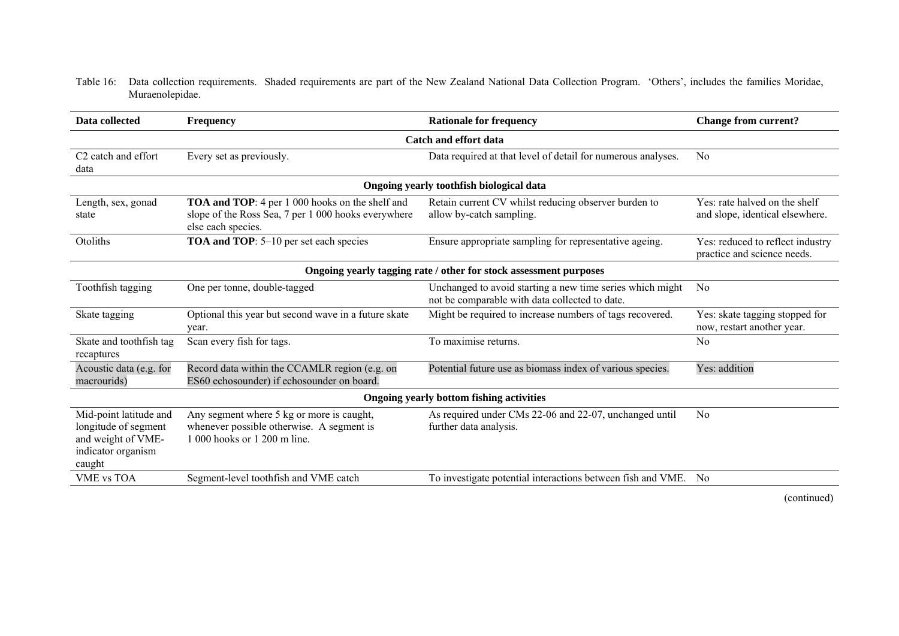Table 16: Data collection requirements. Shaded requirements are part of the New Zealand National Data Collection Program. 'Others', includes the families Moridae, Muraenolepidae.

| Data collected | Frequency | Rationale for frequency | Change from current? |
|---|---|---|---|
| **Catch and effort data** | | | |
| C2 catch and effort data | Every set as previously. | Data required at that level of detail for numerous analyses. | No |
| **Ongoing yearly toothfish biological data** | | | |
| Length, sex, gonad state | **TOA and TOP**: 4 per 1 000 hooks on the shelf and slope of the Ross Sea, 7 per 1 000 hooks everywhere else each species. | Retain current CV whilst reducing observer burden to allow by-catch sampling. | Yes: rate halved on the shelf and slope, identical elsewhere. |
| Otoliths | **TOA and TOP**: 5–10 per set each species | Ensure appropriate sampling for representative ageing. | Yes: reduced to reflect industry practice and science needs. |
| **Ongoing yearly tagging rate / other for stock assessment purposes** | | | |
| Toothfish tagging | One per tonne, double-tagged | Unchanged to avoid starting a new time series which might not be comparable with data collected to date. | No |
| Skate tagging | Optional this year but second wave in a future skate year. | Might be required to increase numbers of tags recovered. | Yes: skate tagging stopped for now, restart another year. |
| Skate and toothfish tag recaptures | Scan every fish for tags. | To maximise returns. | No |
| Acoustic data (e.g. for macrourids) | Record data within the CCAMLR region (e.g. on ES60 echosounder) if echosounder on board. | Potential future use as biomass index of various species. | Yes: addition |
| **Ongoing yearly bottom fishing activities** | | | |
| Mid-point latitude and longitude of segment and weight of VME-indicator organism caught | Any segment where 5 kg or more is caught, whenever possible otherwise. A segment is 1 000 hooks or 1 200 m line. | As required under CMs 22-06 and 22-07, unchanged until further data analysis. | No |
| VME vs TOA | Segment-level toothfish and VME catch | To investigate potential interactions between fish and VME. | No |

(continued)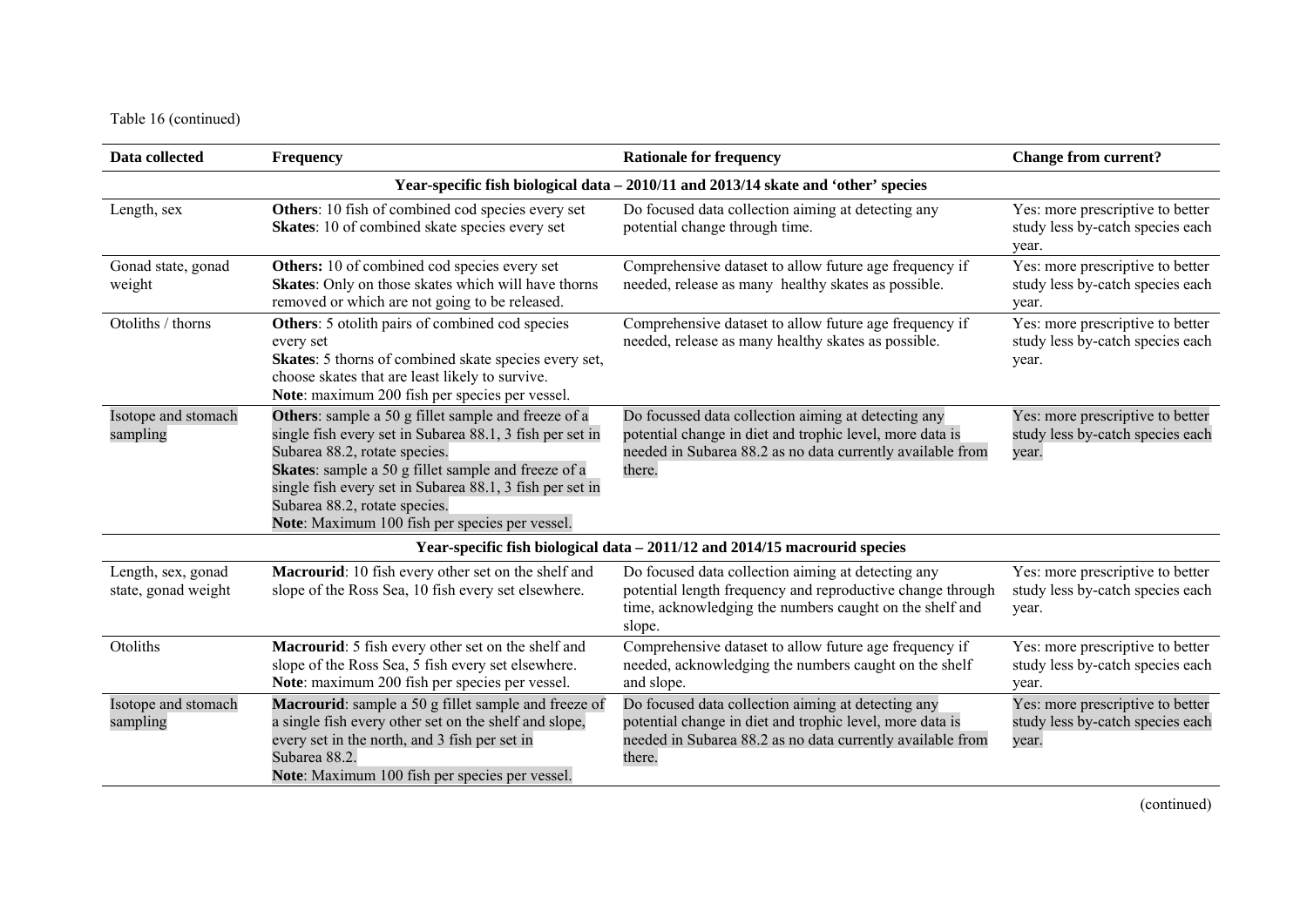Table 16 (continued)

| Data collected | Frequency | Rationale for frequency | Change from current? |
|---|---|---|---|
| **Year-specific fish biological data – 2010/11 and 2013/14 skate and 'other' species** | | | |
| Length, sex | **Others**: 10 fish of combined cod species every set<br>**Skates**: 10 of combined skate species every set | Do focused data collection aiming at detecting any potential change through time. | Yes: more prescriptive to better study less by-catch species each year. |
| Gonad state, gonad weight | **Others:** 10 of combined cod species every set<br>**Skates**: Only on those skates which will have thorns removed or which are not going to be released. | Comprehensive dataset to allow future age frequency if needed, release as many healthy skates as possible. | Yes: more prescriptive to better study less by-catch species each year. |
| Otoliths / thorns | **Others**: 5 otolith pairs of combined cod species every set<br>**Skates**: 5 thorns of combined skate species every set, choose skates that are least likely to survive.<br>**Note**: maximum 200 fish per species per vessel. | Comprehensive dataset to allow future age frequency if needed, release as many healthy skates as possible. | Yes: more prescriptive to better study less by-catch species each year. |
| Isotope and stomach sampling | **Others**: sample a 50 g fillet sample and freeze of a single fish every set in Subarea 88.1, 3 fish per set in Subarea 88.2, rotate species.<br>**Skates**: sample a 50 g fillet sample and freeze of a single fish every set in Subarea 88.1, 3 fish per set in Subarea 88.2, rotate species.<br>**Note**: Maximum 100 fish per species per vessel. | Do focussed data collection aiming at detecting any potential change in diet and trophic level, more data is needed in Subarea 88.2 as no data currently available from there. | Yes: more prescriptive to better study less by-catch species each year. |
| **Year-specific fish biological data – 2011/12 and 2014/15 macrourid species** | | | |
| Length, sex, gonad state, gonad weight | **Macrourid**: 10 fish every other set on the shelf and slope of the Ross Sea, 10 fish every set elsewhere. | Do focused data collection aiming at detecting any potential length frequency and reproductive change through time, acknowledging the numbers caught on the shelf and slope. | Yes: more prescriptive to better study less by-catch species each year. |
| Otoliths | **Macrourid**: 5 fish every other set on the shelf and slope of the Ross Sea, 5 fish every set elsewhere.<br>**Note**: maximum 200 fish per species per vessel. | Comprehensive dataset to allow future age frequency if needed, acknowledging the numbers caught on the shelf and slope. | Yes: more prescriptive to better study less by-catch species each year. |
| Isotope and stomach sampling | **Macrourid**: sample a 50 g fillet sample and freeze of a single fish every other set on the shelf and slope, every set in the north, and 3 fish per set in Subarea 88.2.<br>**Note**: Maximum 100 fish per species per vessel. | Do focused data collection aiming at detecting any potential change in diet and trophic level, more data is needed in Subarea 88.2 as no data currently available from there. | Yes: more prescriptive to better study less by-catch species each year. |

(continued)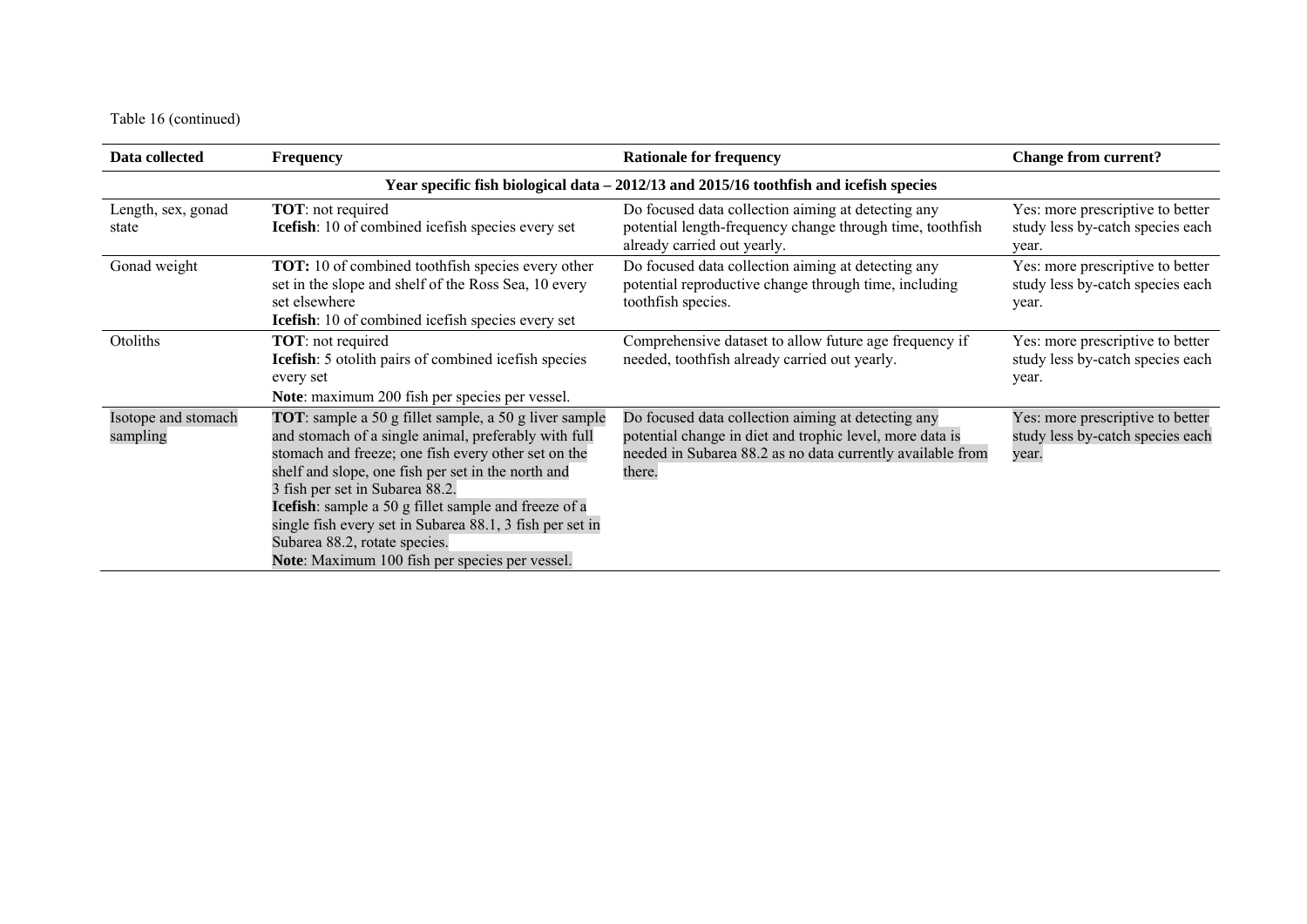Table 16 (continued)

| Data collected | Frequency | Rationale for frequency | Change from current? |
|---|---|---|---|
| **Year specific fish biological data – 2012/13 and 2015/16 toothfish and icefish species** | | | |
| Length, sex, gonad state | **TOT**: not required<br>**Icefish**: 10 of combined icefish species every set | Do focused data collection aiming at detecting any potential length-frequency change through time, toothfish already carried out yearly. | Yes: more prescriptive to better study less by-catch species each year. |
| Gonad weight | **TOT:** 10 of combined toothfish species every other set in the slope and shelf of the Ross Sea, 10 every set elsewhere<br>**Icefish**: 10 of combined icefish species every set | Do focused data collection aiming at detecting any potential reproductive change through time, including toothfish species. | Yes: more prescriptive to better study less by-catch species each year. |
| Otoliths | **TOT**: not required<br>**Icefish**: 5 otolith pairs of combined icefish species every set<br>**Note**: maximum 200 fish per species per vessel. | Comprehensive dataset to allow future age frequency if needed, toothfish already carried out yearly. | Yes: more prescriptive to better study less by-catch species each year. |
| Isotope and stomach sampling | **TOT**: sample a 50 g fillet sample, a 50 g liver sample and stomach of a single animal, preferably with full stomach and freeze; one fish every other set on the shelf and slope, one fish per set in the north and 3 fish per set in Subarea 88.2.<br>**Icefish**: sample a 50 g fillet sample and freeze of a single fish every set in Subarea 88.1, 3 fish per set in Subarea 88.2, rotate species.<br>**Note**: Maximum 100 fish per species per vessel. | Do focused data collection aiming at detecting any potential change in diet and trophic level, more data is needed in Subarea 88.2 as no data currently available from there. | Yes: more prescriptive to better study less by-catch species each year. |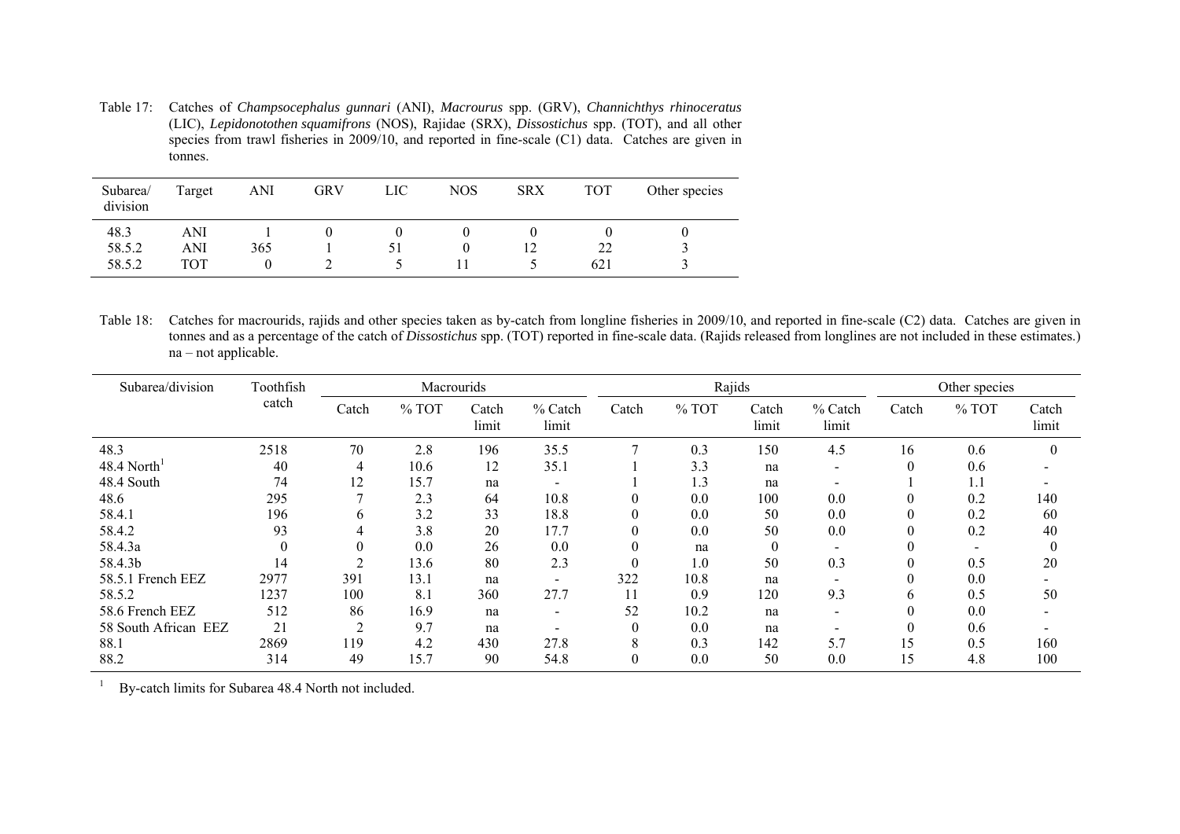Table 17: Catches of *Champsocephalus gunnari* (ANI), *Macrourus* spp. (GRV), *Channichthys rhinoceratus* (LIC), *Lepidonotothen squamifrons* (NOS), Rajidae (SRX), *Dissostichus* spp. (TOT), and all other species from trawl fisheries in 2009/10, and reported in fine-scale (C1) data. Catches are given in tonnes.

| Subarea/ division | Target | ANI | GRV | LIC | NOS | SRX | TOT | Other species |
|---|---|---|---|---|---|---|---|---|
| 48.3 | ANI | 1 | 0 | 0 | 0 | 0 | 0 | 0 |
| 58.5.2 | ANI | 365 | 1 | 51 | 0 | 12 | 22 | 3 |
| 58.5.2 | TOT | 0 | 2 | 5 | 11 | 5 | 621 | 3 |

Table 18: Catches for macrourids, rajids and other species taken as by-catch from longline fisheries in 2009/10, and reported in fine-scale (C2) data. Catches are given in tonnes and as a percentage of the catch of *Dissostichus* spp. (TOT) reported in fine-scale data. (Rajids released from longlines are not included in these estimates.) na – not applicable.

| Subarea/division | Toothfish catch | Macrourids | | | | Rajids | | | | Other species | | |
|---|---|---|---|---|---|---|---|---|---|---|---|---|
| | | Catch | % TOT | Catch limit | % Catch limit | Catch | % TOT | Catch limit | % Catch limit | Catch | % TOT | Catch limit |
| 48.3 | 2518 | 70 | 2.8 | 196 | 35.5 | 7 | 0.3 | 150 | 4.5 | 16 | 0.6 | 0 |
| 48.4 North[1] | 40 | 4 | 10.6 | 12 | 35.1 | 1 | 3.3 | na | - | 0 | 0.6 | - |
| 48.4 South | 74 | 12 | 15.7 | na | - | 1 | 1.3 | na | - | 1 | 1.1 | - |
| 48.6 | 295 | 7 | 2.3 | 64 | 10.8 | 0 | 0.0 | 100 | 0.0 | 0 | 0.2 | 140 |
| 58.4.1 | 196 | 6 | 3.2 | 33 | 18.8 | 0 | 0.0 | 50 | 0.0 | 0 | 0.2 | 60 |
| 58.4.2 | 93 | 4 | 3.8 | 20 | 17.7 | 0 | 0.0 | 50 | 0.0 | 0 | 0.2 | 40 |
| 58.4.3a | 0 | 0 | 0.0 | 26 | 0.0 | 0 | na | 0 | - | 0 | - | 0 |
| 58.4.3b | 14 | 2 | 13.6 | 80 | 2.3 | 0 | 1.0 | 50 | 0.3 | 0 | 0.5 | 20 |
| 58.5.1 French EEZ | 2977 | 391 | 13.1 | na | - | 322 | 10.8 | na | - | 0 | 0.0 | - |
| 58.5.2 | 1237 | 100 | 8.1 | 360 | 27.7 | 11 | 0.9 | 120 | 9.3 | 6 | 0.5 | 50 |
| 58.6 French EEZ | 512 | 86 | 16.9 | na | - | 52 | 10.2 | na | - | 0 | 0.0 | - |
| 58 South African EEZ | 21 | 2 | 9.7 | na | - | 0 | 0.0 | na | - | 0 | 0.6 | - |
| 88.1 | 2869 | 119 | 4.2 | 430 | 27.8 | 8 | 0.3 | 142 | 5.7 | 15 | 0.5 | 160 |
| 88.2 | 314 | 49 | 15.7 | 90 | 54.8 | 0 | 0.0 | 50 | 0.0 | 15 | 4.8 | 100 |

[1] By-catch limits for Subarea 48.4 North not included.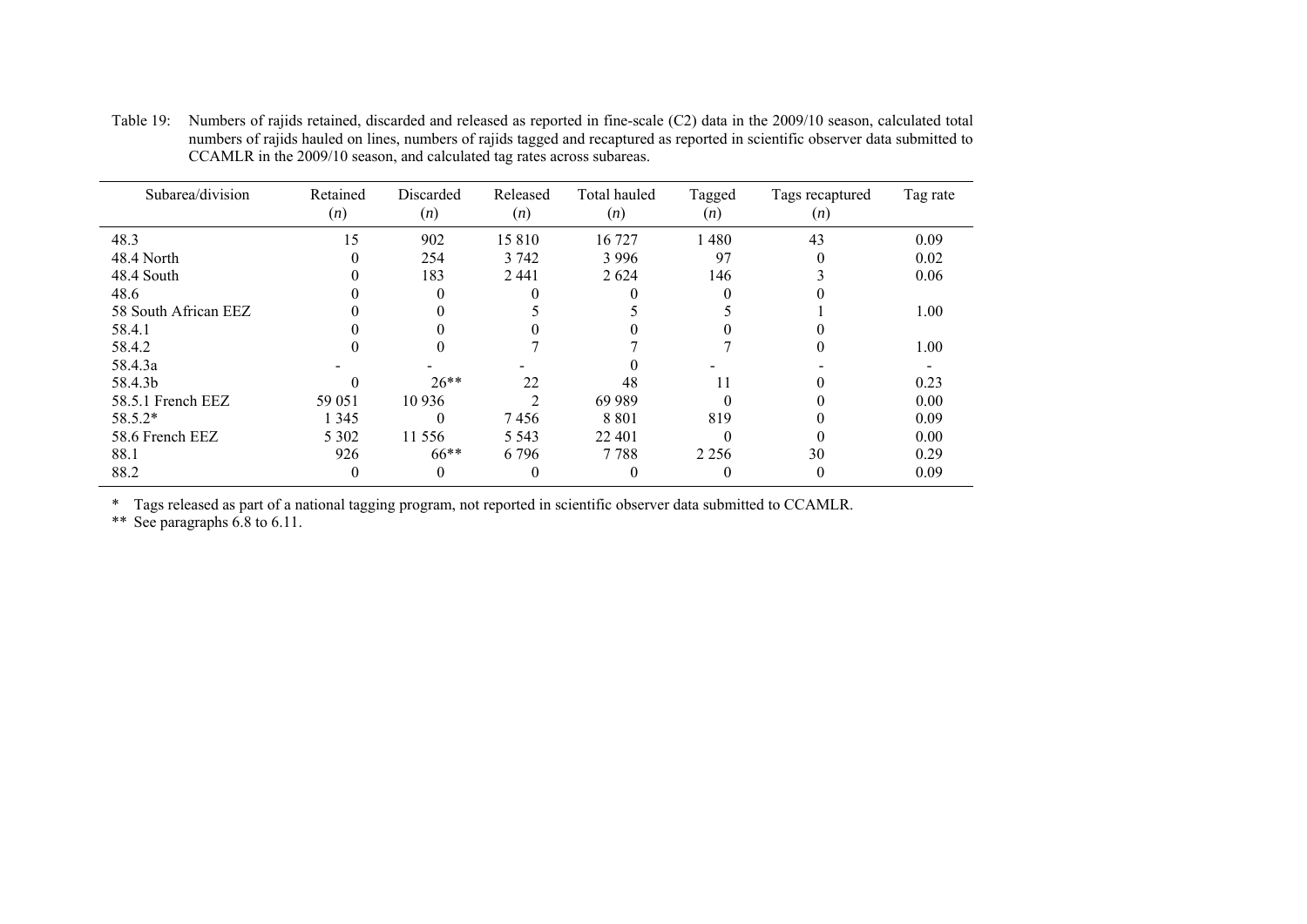Table 19: Numbers of rajids retained, discarded and released as reported in fine-scale (C2) data in the 2009/10 season, calculated total numbers of rajids hauled on lines, numbers of rajids tagged and recaptured as reported in scientific observer data submitted to CCAMLR in the 2009/10 season, and calculated tag rates across subareas.

| Subarea/division | Retained (*n*) | Discarded (*n*) | Released (*n*) | Total hauled (*n*) | Tagged (*n*) | Tags recaptured (*n*) | Tag rate |
|---|---|---|---|---|---|---|---|
| 48.3 | 15 | 902 | 15 810 | 16 727 | 1 480 | 43 | 0.09 |
| 48.4 North | 0 | 254 | 3 742 | 3 996 | 97 | 0 | 0.02 |
| 48.4 South | 0 | 183 | 2 441 | 2 624 | 146 | 3 | 0.06 |
| 48.6 | 0 | 0 | 0 | 0 | 0 | 0 | |
| 58 South African EEZ | 0 | 0 | 5 | 5 | 5 | 1 | 1.00 |
| 58.4.1 | 0 | 0 | 0 | 0 | 0 | 0 | |
| 58.4.2 | 0 | 0 | 7 | 7 | 7 | 0 | 1.00 |
| 58.4.3a | - | - | - | 0 | - | - | - |
| 58.4.3b | 0 | 26** | 22 | 48 | 11 | 0 | 0.23 |
| 58.5.1 French EEZ | 59 051 | 10 936 | 2 | 69 989 | 0 | 0 | 0.00 |
| 58.5.2* | 1 345 | 0 | 7 456 | 8 801 | 819 | 0 | 0.09 |
| 58.6 French EEZ | 5 302 | 11 556 | 5 543 | 22 401 | 0 | 0 | 0.00 |
| 88.1 | 926 | 66** | 6 796 | 7 788 | 2 256 | 30 | 0.29 |
| 88.2 | 0 | 0 | 0 | 0 | 0 | 0 | 0.09 |

\* Tags released as part of a national tagging program, not reported in scientific observer data submitted to CCAMLR.

** See paragraphs 6.8 to 6.11.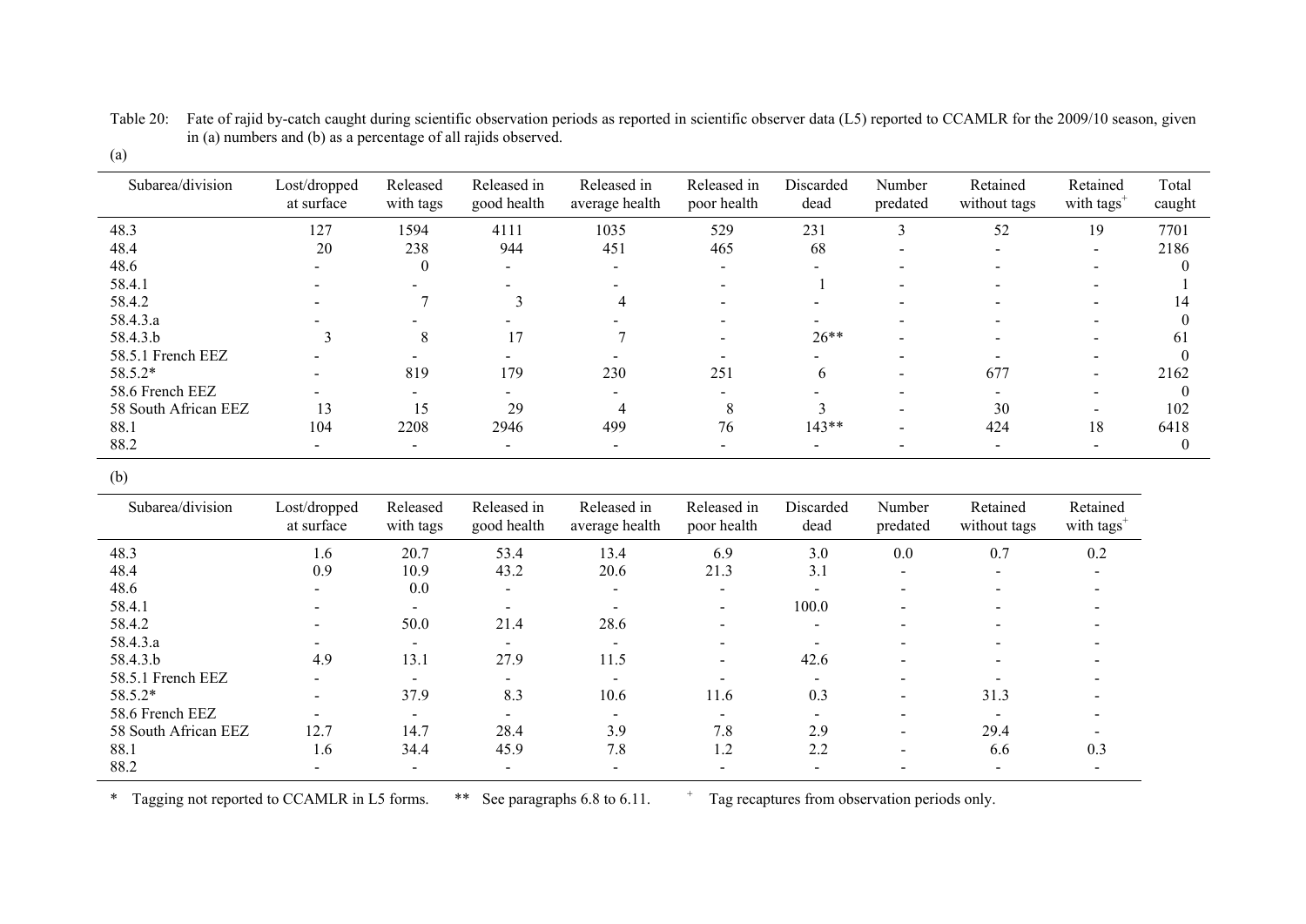Table 20: Fate of rajid by-catch caught during scientific observation periods as reported in scientific observer data (L5) reported to CCAMLR for the 2009/10 season, given in (a) numbers and (b) as a percentage of all rajids observed.

(a)

| Subarea/division | Lost/dropped at surface | Released with tags | Released in good health | Released in average health | Released in poor health | Discarded dead | Number predated | Retained without tags | Retained with tags[+] | Total caught |
|---|---|---|---|---|---|---|---|---|---|---|
| 48.3 | 127 | 1594 | 4111 | 1035 | 529 | 231 | 3 | 52 | 19 | 7701 |
| 48.4 | 20 | 238 | 944 | 451 | 465 | 68 | - | - | - | 2186 |
| 48.6 | - | 0 | - | - | - | - | - | - | - | 0 |
| 58.4.1 | - | - | - | - | - | 1 | - | - | - | 1 |
| 58.4.2 | - | 7 | 3 | 4 | - | - | - | - | - | 14 |
| 58.4.3.a | - | - | - | - | - | - | - | - | - | 0 |
| 58.4.3.b | 3 | 8 | 17 | 7 | - | 26** | - | - | - | 61 |
| 58.5.1 French EEZ | - | - | - | - | - | - | - | - | - | 0 |
| 58.5.2* | - | 819 | 179 | 230 | 251 | 6 | - | 677 | - | 2162 |
| 58.6 French EEZ | - | - | - | - | - | - | - | - | - | 0 |
| 58 South African EEZ | 13 | 15 | 29 | 4 | 8 | 3 | - | 30 | - | 102 |
| 88.1 | 104 | 2208 | 2946 | 499 | 76 | 143** | - | 424 | 18 | 6418 |
| 88.2 | - | - | - | - | - | - | - | - | - | 0 |

(b)

| Subarea/division | Lost/dropped at surface | Released with tags | Released in good health | Released in average health | Released in poor health | Discarded dead | Number predated | Retained without tags | Retained with tags[+] |
|---|---|---|---|---|---|---|---|---|---|
| 48.3 | 1.6 | 20.7 | 53.4 | 13.4 | 6.9 | 3.0 | 0.0 | 0.7 | 0.2 |
| 48.4 | 0.9 | 10.9 | 43.2 | 20.6 | 21.3 | 3.1 | - | - | - |
| 48.6 | - | 0.0 | - | - | - | - | - | - | - |
| 58.4.1 | - | - | - | - | - | 100.0 | - | - | - |
| 58.4.2 | - | 50.0 | 21.4 | 28.6 | - | - | - | - | - |
| 58.4.3.a | - | - | - | - | - | - | - | - | - |
| 58.4.3.b | 4.9 | 13.1 | 27.9 | 11.5 | - | 42.6 | - | - | - |
| 58.5.1 French EEZ | - | - | - | - | - | - | - | - | - |
| 58.5.2* | - | 37.9 | 8.3 | 10.6 | 11.6 | 0.3 | - | 31.3 | - |
| 58.6 French EEZ | - | - | - | - | - | - | - | - | - |
| 58 South African EEZ | 12.7 | 14.7 | 28.4 | 3.9 | 7.8 | 2.9 | - | 29.4 | - |
| 88.1 | 1.6 | 34.4 | 45.9 | 7.8 | 1.2 | 2.2 | - | 6.6 | 0.3 |
| 88.2 | - | - | - | - | - | - | - | - | - |

\* Tagging not reported to CCAMLR in L5 forms. ** See paragraphs 6.8 to 6.11. [+] Tag recaptures from observation periods only.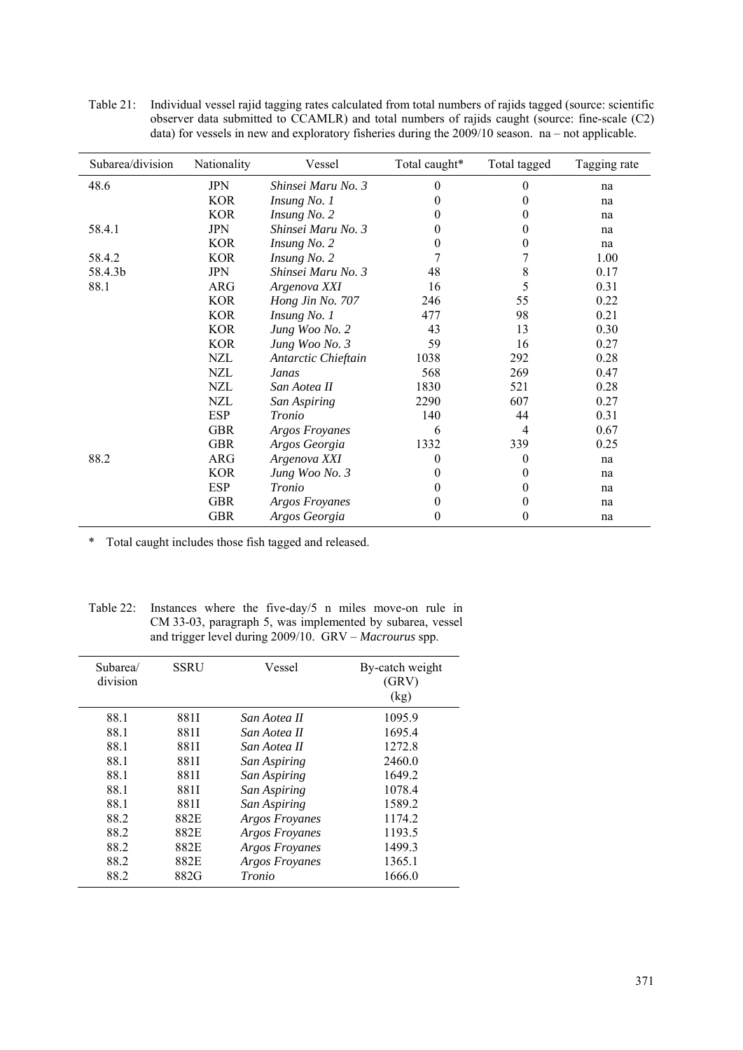Table 21: Individual vessel rajid tagging rates calculated from total numbers of rajids tagged (source: scientific observer data submitted to CCAMLR) and total numbers of rajids caught (source: fine-scale (C2) data) for vessels in new and exploratory fisheries during the 2009/10 season. na – not applicable.

| Subarea/division | Nationality | Vessel | Total caught* | Total tagged | Tagging rate |
|---|---|---|---|---|---|
| 48.6 | JPN | *Shinsei Maru No. 3* | 0 | 0 | na |
| | KOR | *Insung No. 1* | 0 | 0 | na |
| | KOR | *Insung No. 2* | 0 | 0 | na |
| 58.4.1 | JPN | *Shinsei Maru No. 3* | 0 | 0 | na |
| | KOR | *Insung No. 2* | 0 | 0 | na |
| 58.4.2 | KOR | *Insung No. 2* | 7 | 7 | 1.00 |
| 58.4.3b | JPN | *Shinsei Maru No. 3* | 48 | 8 | 0.17 |
| 88.1 | ARG | *Argenova XXI* | 16 | 5 | 0.31 |
| | KOR | *Hong Jin No. 707* | 246 | 55 | 0.22 |
| | KOR | *Insung No. 1* | 477 | 98 | 0.21 |
| | KOR | *Jung Woo No. 2* | 43 | 13 | 0.30 |
| | KOR | *Jung Woo No. 3* | 59 | 16 | 0.27 |
| | NZL | *Antarctic Chieftain* | 1038 | 292 | 0.28 |
| | NZL | *Janas* | 568 | 269 | 0.47 |
| | NZL | *San Aotea II* | 1830 | 521 | 0.28 |
| | NZL | *San Aspiring* | 2290 | 607 | 0.27 |
| | ESP | *Tronio* | 140 | 44 | 0.31 |
| | GBR | *Argos Froyanes* | 6 | 4 | 0.67 |
| | GBR | *Argos Georgia* | 1332 | 339 | 0.25 |
| 88.2 | ARG | *Argenova XXI* | 0 | 0 | na |
| | KOR | *Jung Woo No. 3* | 0 | 0 | na |
| | ESP | *Tronio* | 0 | 0 | na |
| | GBR | *Argos Froyanes* | 0 | 0 | na |
| | GBR | *Argos Georgia* | 0 | 0 | na |

\* Total caught includes those fish tagged and released.

Table 22: Instances where the five-day/5 n miles move-on rule in CM 33-03, paragraph 5, was implemented by subarea, vessel and trigger level during 2009/10. GRV – *Macrourus* spp.

| Subarea/ division | SSRU | Vessel | By-catch weight (GRV) (kg) |
|---|---|---|---|
| 88.1 | 881I | *San Aotea II* | 1095.9 |
| 88.1 | 881I | *San Aotea II* | 1695.4 |
| 88.1 | 881I | *San Aotea II* | 1272.8 |
| 88.1 | 881I | *San Aspiring* | 2460.0 |
| 88.1 | 881I | *San Aspiring* | 1649.2 |
| 88.1 | 881I | *San Aspiring* | 1078.4 |
| 88.1 | 881I | *San Aspiring* | 1589.2 |
| 88.2 | 882E | *Argos Froyanes* | 1174.2 |
| 88.2 | 882E | *Argos Froyanes* | 1193.5 |
| 88.2 | 882E | *Argos Froyanes* | 1499.3 |
| 88.2 | 882E | *Argos Froyanes* | 1365.1 |
| 88.2 | 882G | *Tronio* | 1666.0 |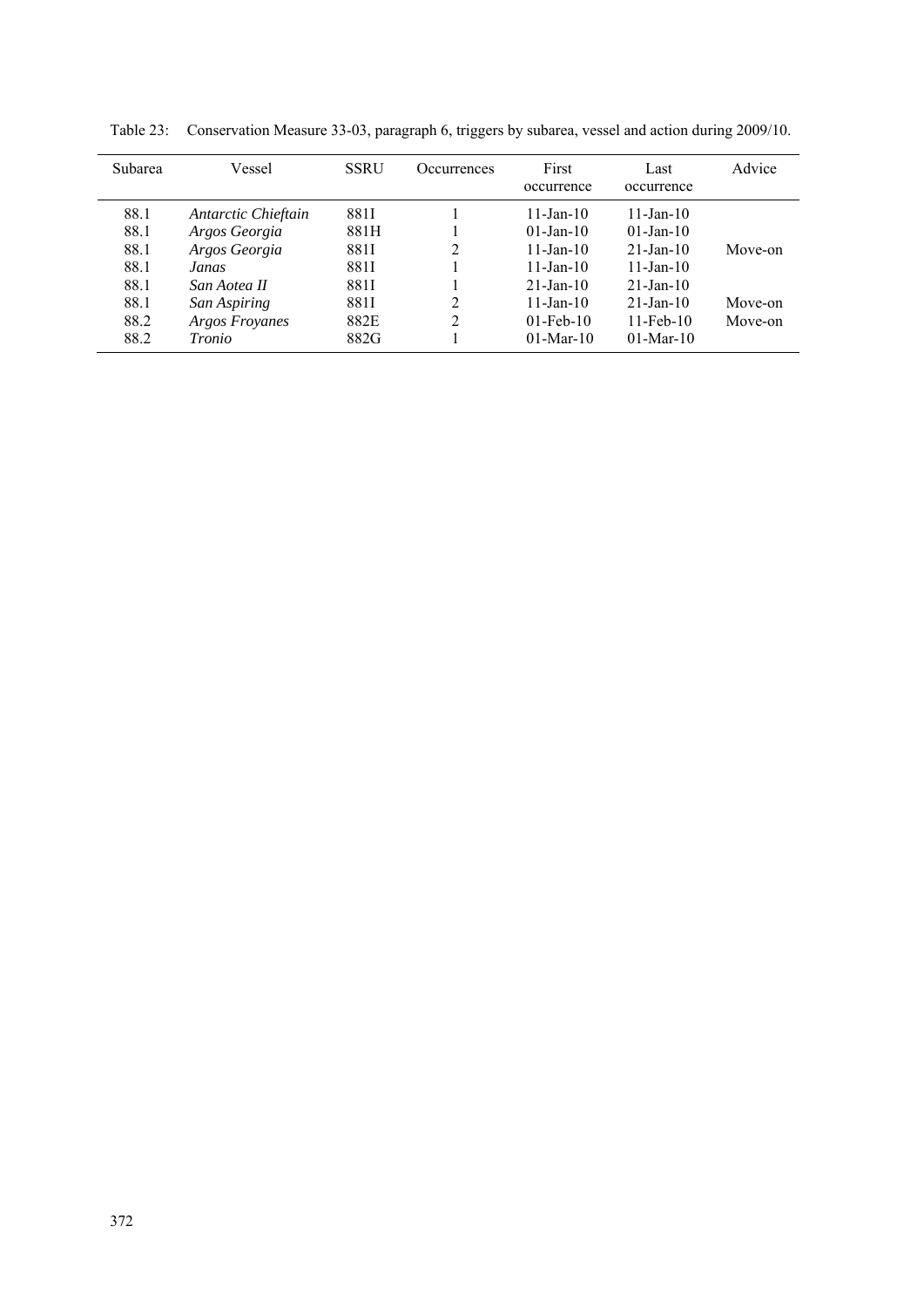Table 23: Conservation Measure 33-03, paragraph 6, triggers by subarea, vessel and action during 2009/10.

| Subarea | Vessel | SSRU | Occurrences | First occurrence | Last occurrence | Advice |
|---|---|---|---|---|---|---|
| 88.1 | *Antarctic Chieftain* | 881I | 1 | 11-Jan-10 | 11-Jan-10 | |
| 88.1 | *Argos Georgia* | 881H | 1 | 01-Jan-10 | 01-Jan-10 | |
| 88.1 | *Argos Georgia* | 881I | 2 | 11-Jan-10 | 21-Jan-10 | Move-on |
| 88.1 | *Janas* | 881I | 1 | 11-Jan-10 | 11-Jan-10 | |
| 88.1 | *San Aotea II* | 881I | 1 | 21-Jan-10 | 21-Jan-10 | |
| 88.1 | *San Aspiring* | 881I | 2 | 11-Jan-10 | 21-Jan-10 | Move-on |
| 88.2 | *Argos Froyanes* | 882E | 2 | 01-Feb-10 | 11-Feb-10 | Move-on |
| 88.2 | *Tronio* | 882G | 1 | 01-Mar-10 | 01-Mar-10 | |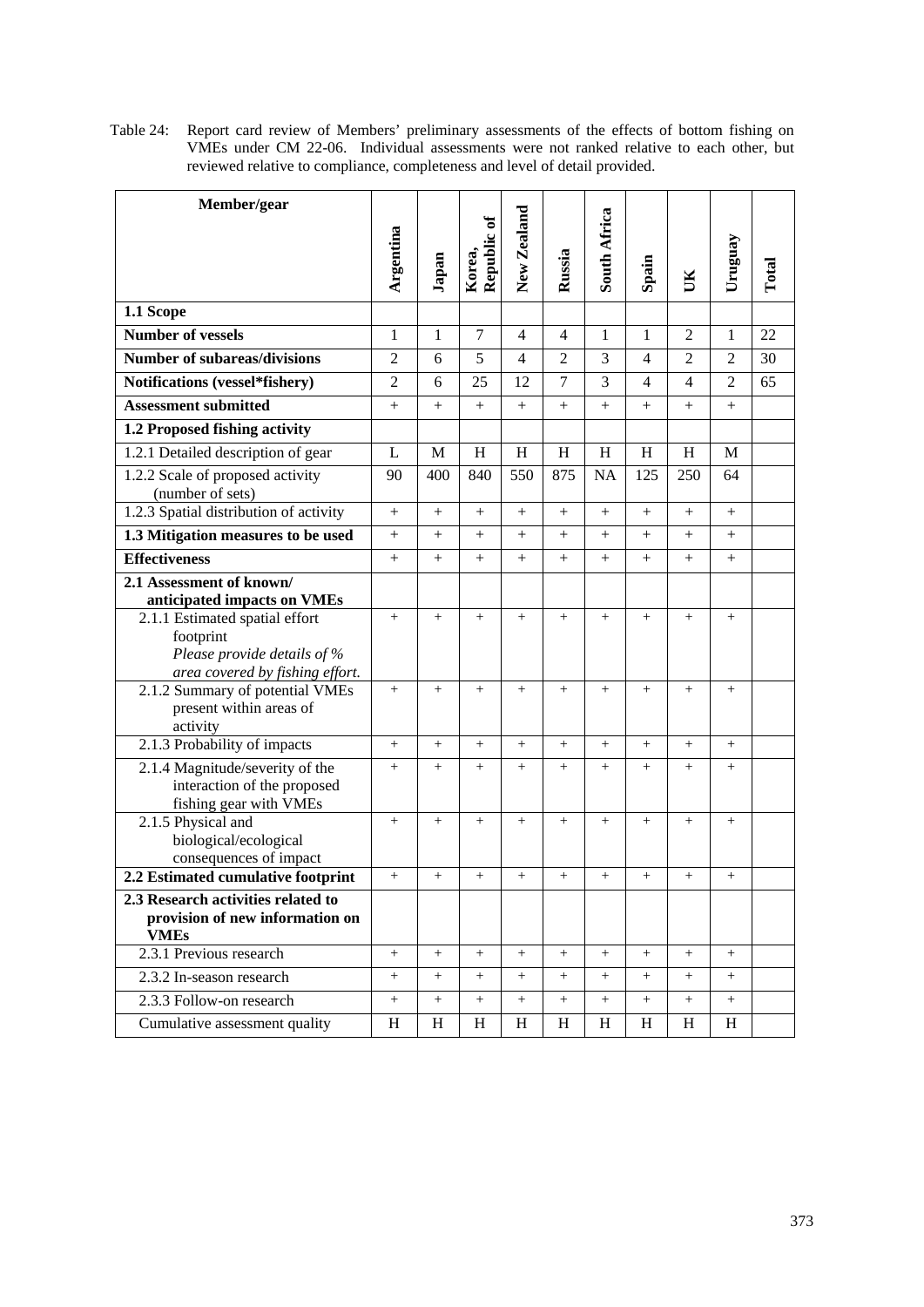Table 24: Report card review of Members' preliminary assessments of the effects of bottom fishing on VMEs under CM 22-06. Individual assessments were not ranked relative to each other, but reviewed relative to compliance, completeness and level of detail provided.

| Member/gear | Argentina | Japan | Korea, Republic of | New Zealand | Russia | South Africa | Spain | UK | Uruguay | Total |
|---|---|---|---|---|---|---|---|---|---|---|
| **1.1 Scope** | | | | | | | | | | |
| **Number of vessels** | 1 | 1 | 7 | 4 | 4 | 1 | 1 | 2 | 1 | 22 |
| **Number of subareas/divisions** | 2 | 6 | 5 | 4 | 2 | 3 | 4 | 2 | 2 | 30 |
| **Notifications (vessel*fishery)** | 2 | 6 | 25 | 12 | 7 | 3 | 4 | 4 | 2 | 65 |
| **Assessment submitted** | + | + | + | + | + | + | + | + | + | |
| **1.2 Proposed fishing activity** | | | | | | | | | | |
| 1.2.1 Detailed description of gear | L | M | H | H | H | H | H | H | M | |
| 1.2.2 Scale of proposed activity (number of sets) | 90 | 400 | 840 | 550 | 875 | NA | 125 | 250 | 64 | |
| 1.2.3 Spatial distribution of activity | + | + | + | + | + | + | + | + | + | |
| **1.3 Mitigation measures to be used** | + | + | + | + | + | + | + | + | + | |
| **Effectiveness** | + | + | + | + | + | + | + | + | + | |
| **2.1 Assessment of known/ anticipated impacts on VMEs** | | | | | | | | | | |
| 2.1.1 Estimated spatial effort footprint *Please provide details of % area covered by fishing effort.* | + | + | + | + | + | + | + | + | + | |
| 2.1.2 Summary of potential VMEs present within areas of activity | + | + | + | + | + | + | + | + | + | |
| 2.1.3 Probability of impacts | + | + | + | + | + | + | + | + | + | |
| 2.1.4 Magnitude/severity of the interaction of the proposed fishing gear with VMEs | + | + | + | + | + | + | + | + | + | |
| 2.1.5 Physical and biological/ecological consequences of impact | + | + | + | + | + | + | + | + | + | |
| **2.2 Estimated cumulative footprint** | + | + | + | + | + | + | + | + | + | |
| **2.3 Research activities related to provision of new information on VMEs** | | | | | | | | | | |
| 2.3.1 Previous research | + | + | + | + | + | + | + | + | + | |
| 2.3.2 In-season research | + | + | + | + | + | + | + | + | + | |
| 2.3.3 Follow-on research | + | + | + | + | + | + | + | + | + | |
| Cumulative assessment quality | H | H | H | H | H | H | H | H | H | |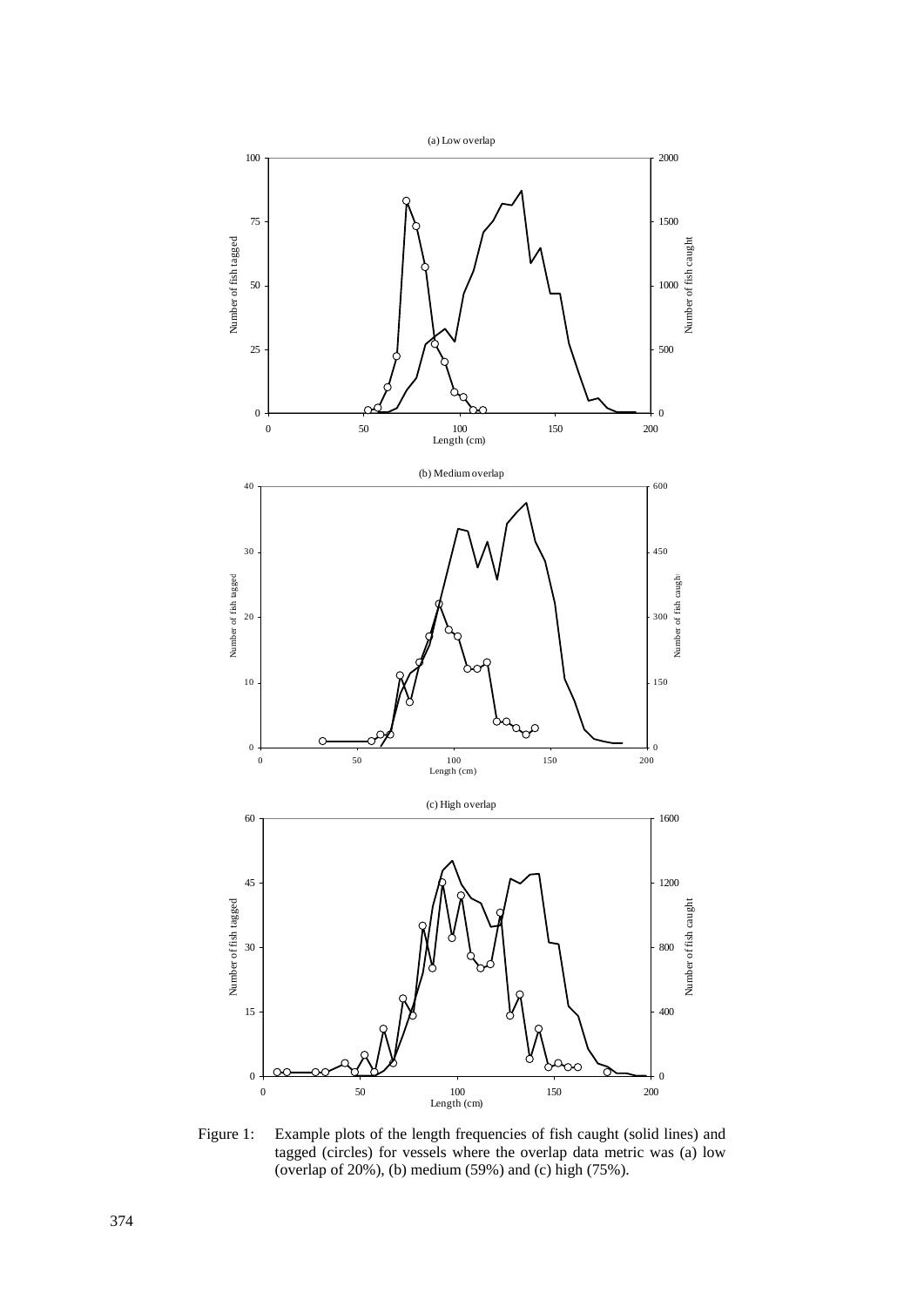Figure 1: Example plots of the length frequencies of fish caught (solid lines) and tagged (circles) for vessels where the overlap data metric was (a) low (overlap of 20%), (b) medium (59%) and (c) high (75%).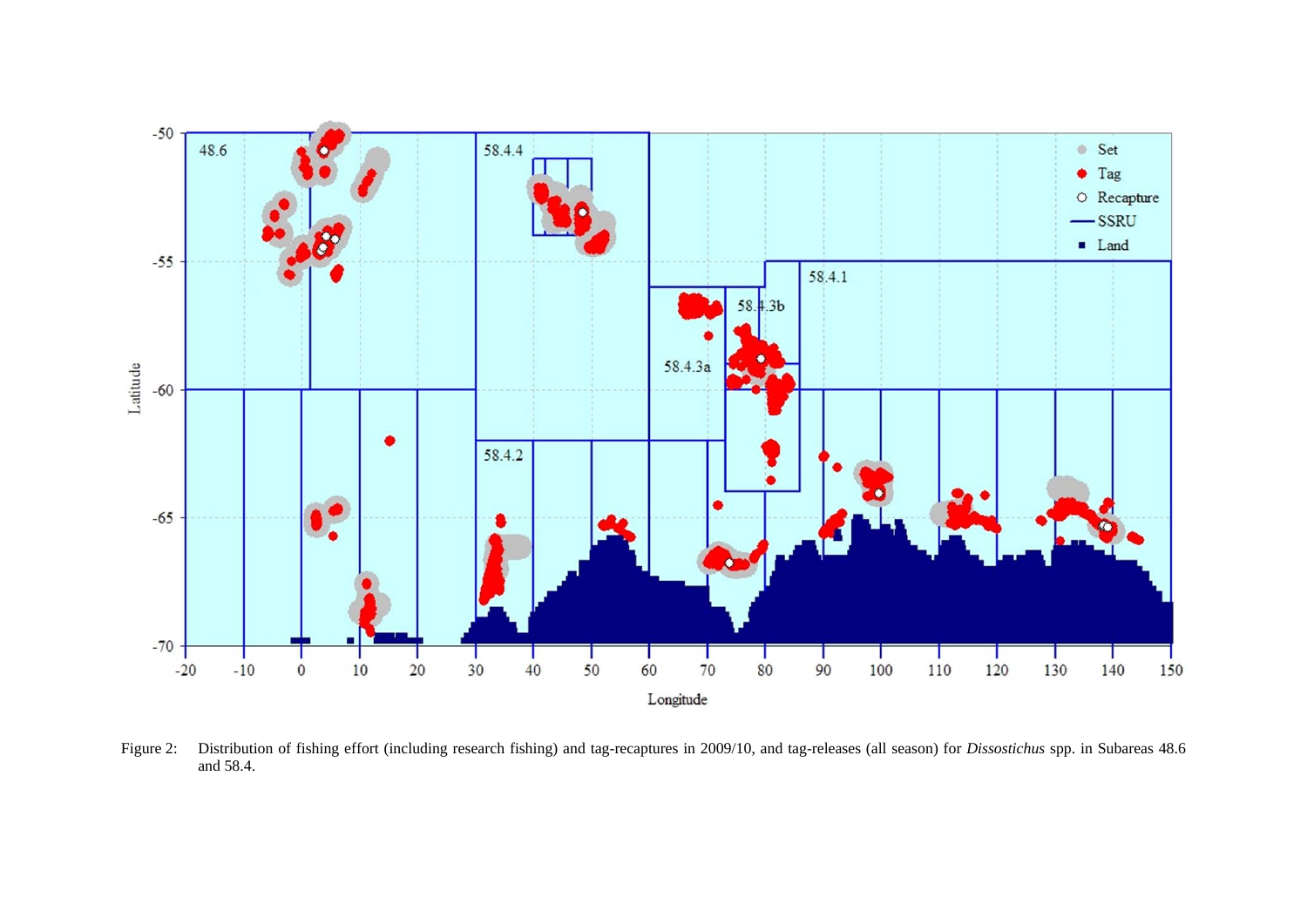Figure 2: Distribution of fishing effort (including research fishing) and tag-recaptures in 2009/10, and tag-releases (all season) for *Dissostichus* spp. in Subareas 48.6 and 58.4.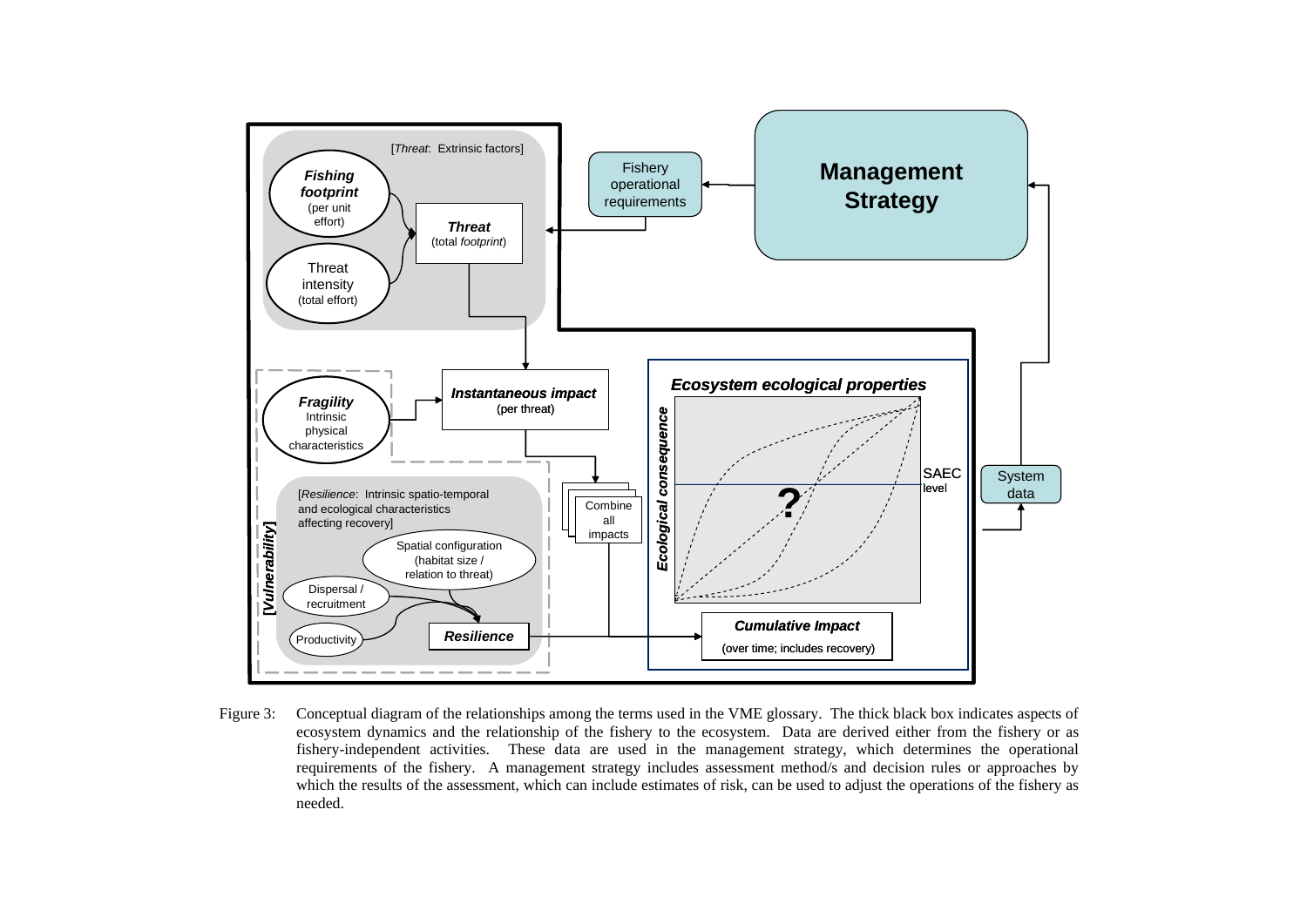Figure 3: Conceptual diagram of the relationships among the terms used in the VME glossary. The thick black box indicates aspects of ecosystem dynamics and the relationship of the fishery to the ecosystem. Data are derived either from the fishery or as fishery-independent activities. These data are used in the management strategy, which determines the operational requirements of the fishery. A management strategy includes assessment method/s and decision rules or approaches by which the results of the assessment, which can include estimates of risk, can be used to adjust the operations of the fishery as needed.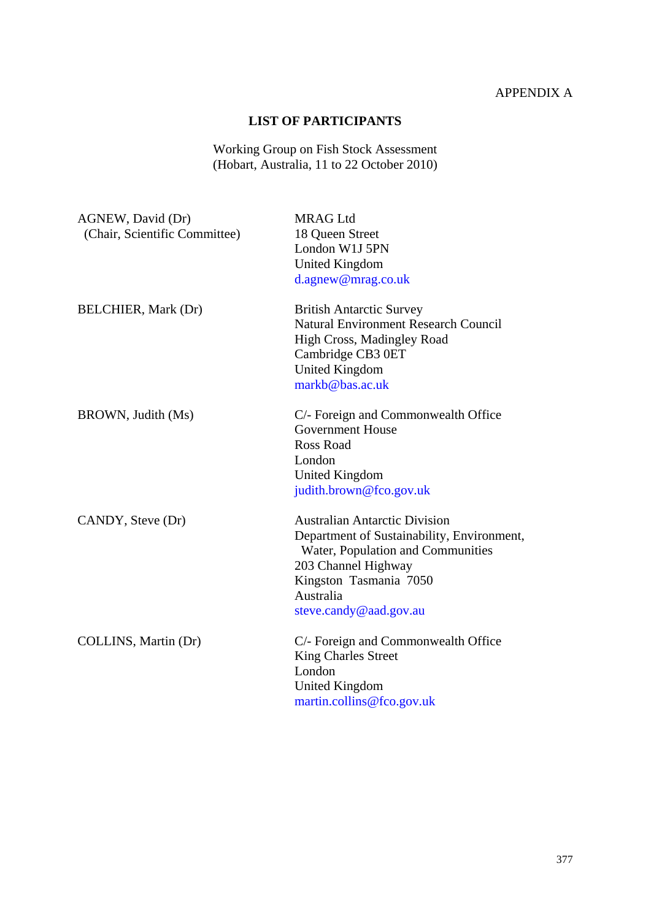APPENDIX A

## LIST OF PARTICIPANTS

Working Group on Fish Stock Assessment
(Hobart, Australia, 11 to 22 October 2010)

| | |
|---|---|
| AGNEW, David (Dr)<br>(Chair, Scientific Committee) | MRAG Ltd<br>18 Queen Street<br>London W1J 5PN<br>United Kingdom<br>d.agnew@mrag.co.uk |
| BELCHIER, Mark (Dr) | British Antarctic Survey<br>Natural Environment Research Council<br>High Cross, Madingley Road<br>Cambridge CB3 0ET<br>United Kingdom<br>markb@bas.ac.uk |
| BROWN, Judith (Ms) | C/- Foreign and Commonwealth Office<br>Government House<br>Ross Road<br>London<br>United Kingdom<br>judith.brown@fco.gov.uk |
| CANDY, Steve (Dr) | Australian Antarctic Division<br>Department of Sustainability, Environment, Water, Population and Communities<br>203 Channel Highway<br>Kingston Tasmania 7050<br>Australia<br>steve.candy@aad.gov.au |
| COLLINS, Martin (Dr) | C/- Foreign and Commonwealth Office<br>King Charles Street<br>London<br>United Kingdom<br>martin.collins@fco.gov.uk |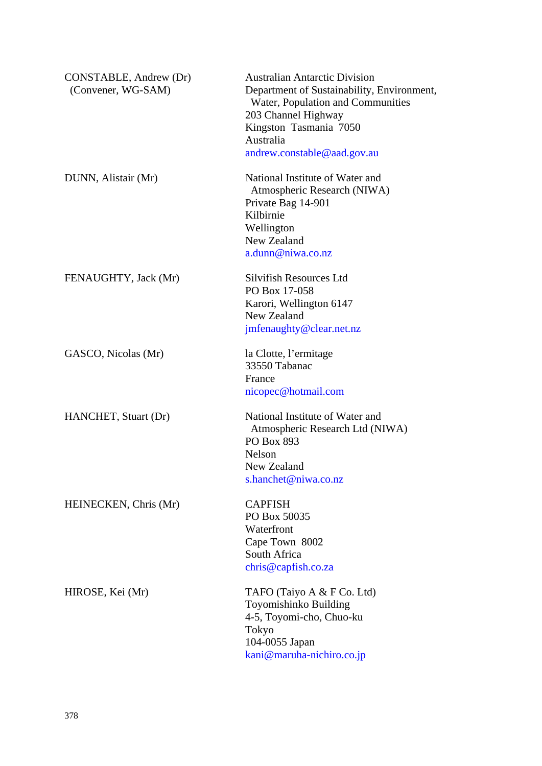| | |
|---|---|
| CONSTABLE, Andrew (Dr)<br>(Convener, WG-SAM) | Australian Antarctic Division<br>Department of Sustainability, Environment, Water, Population and Communities<br>203 Channel Highway<br>Kingston Tasmania 7050<br>Australia<br>andrew.constable@aad.gov.au |
| DUNN, Alistair (Mr) | National Institute of Water and Atmospheric Research (NIWA)<br>Private Bag 14-901<br>Kilbirnie<br>Wellington<br>New Zealand<br>a.dunn@niwa.co.nz |
| FENAUGHTY, Jack (Mr) | Silvifish Resources Ltd<br>PO Box 17-058<br>Karori, Wellington 6147<br>New Zealand<br>jmfenaughty@clear.net.nz |
| GASCO, Nicolas (Mr) | la Clotte, l'ermitage<br>33550 Tabanac<br>France<br>nicopec@hotmail.com |
| HANCHET, Stuart (Dr) | National Institute of Water and Atmospheric Research Ltd (NIWA)<br>PO Box 893<br>Nelson<br>New Zealand<br>s.hanchet@niwa.co.nz |
| HEINECKEN, Chris (Mr) | CAPFISH<br>PO Box 50035<br>Waterfront<br>Cape Town 8002<br>South Africa<br>chris@capfish.co.za |
| HIROSE, Kei (Mr) | TAFO (Taiyo A & F Co. Ltd)<br>Toyomishinko Building<br>4-5, Toyomi-cho, Chuo-ku<br>Tokyo<br>104-0055 Japan<br>kani@maruha-nichiro.co.jp |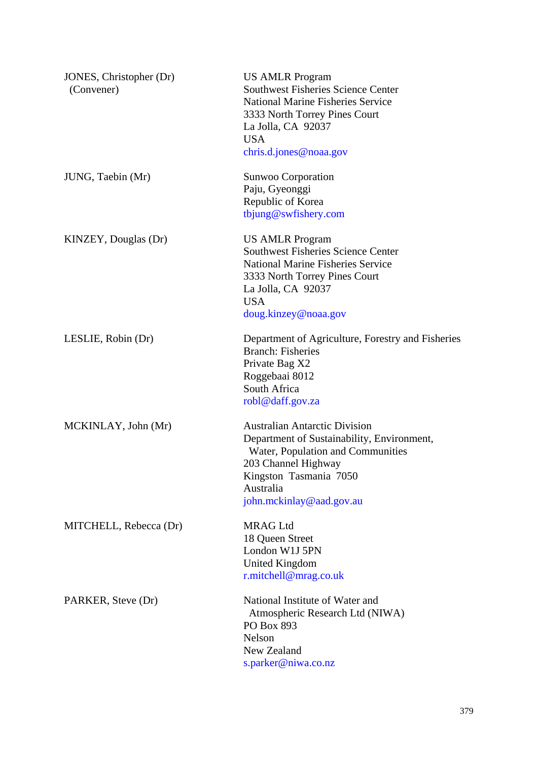| | |
|---|---|
| JONES, Christopher (Dr) (Convener) | US AMLR Program<br>Southwest Fisheries Science Center<br>National Marine Fisheries Service<br>3333 North Torrey Pines Court<br>La Jolla, CA  92037<br>USA<br>chris.d.jones@noaa.gov |
| JUNG, Taebin (Mr) | Sunwoo Corporation<br>Paju, Gyeonggi<br>Republic of Korea<br>tbjung@swfishery.com |
| KINZEY, Douglas (Dr) | US AMLR Program<br>Southwest Fisheries Science Center<br>National Marine Fisheries Service<br>3333 North Torrey Pines Court<br>La Jolla, CA  92037<br>USA<br>doug.kinzey@noaa.gov |
| LESLIE, Robin (Dr) | Department of Agriculture, Forestry and Fisheries<br>Branch: Fisheries<br>Private Bag X2<br>Roggebaai 8012<br>South Africa<br>robl@daff.gov.za |
| MCKINLAY, John (Mr) | Australian Antarctic Division<br>Department of Sustainability, Environment, Water, Population and Communities<br>203 Channel Highway<br>Kingston  Tasmania  7050<br>Australia<br>john.mckinlay@aad.gov.au |
| MITCHELL, Rebecca (Dr) | MRAG Ltd<br>18 Queen Street<br>London W1J 5PN<br>United Kingdom<br>r.mitchell@mrag.co.uk |
| PARKER, Steve (Dr) | National Institute of Water and Atmospheric Research Ltd (NIWA)<br>PO Box 893<br>Nelson<br>New Zealand<br>s.parker@niwa.co.nz |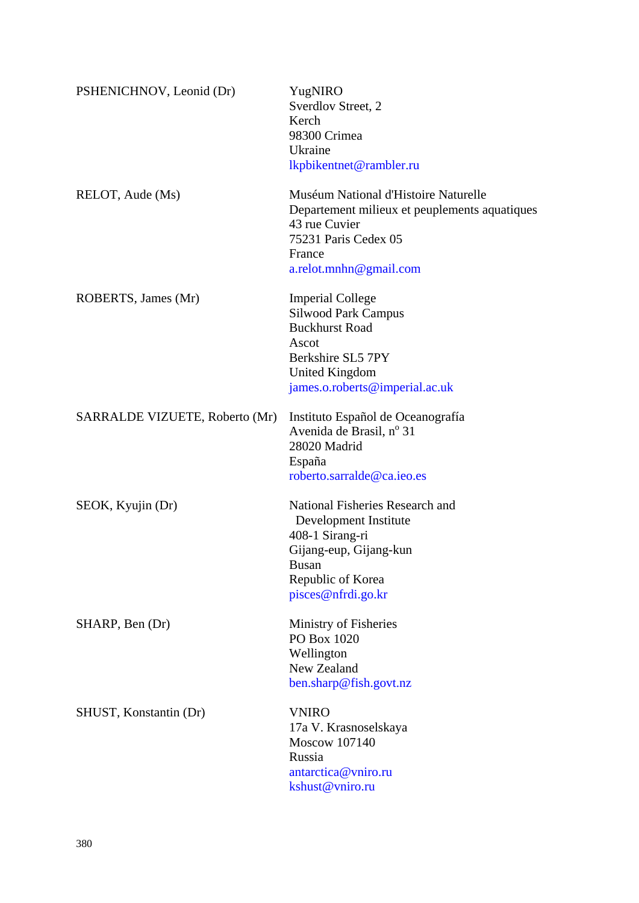| | |
|---|---|
| PSHENICHNOV, Leonid (Dr) | YugNIRO<br>Sverdlov Street, 2<br>Kerch<br>98300 Crimea<br>Ukraine<br>lkpbikentnet@rambler.ru |
| RELOT, Aude (Ms) | Muséum National d'Histoire Naturelle<br>Departement milieux et peuplements aquatiques<br>43 rue Cuvier<br>75231 Paris Cedex 05<br>France<br>a.relot.mnhn@gmail.com |
| ROBERTS, James (Mr) | Imperial College<br>Silwood Park Campus<br>Buckhurst Road<br>Ascot<br>Berkshire SL5 7PY<br>United Kingdom<br>james.o.roberts@imperial.ac.uk |
| SARRALDE VIZUETE, Roberto (Mr) | Instituto Español de Oceanografía<br>Avenida de Brasil, nº 31<br>28020 Madrid<br>España<br>roberto.sarralde@ca.ieo.es |
| SEOK, Kyujin (Dr) | National Fisheries Research and Development Institute<br>408-1 Sirang-ri<br>Gijang-eup, Gijang-kun<br>Busan<br>Republic of Korea<br>pisces@nfrdi.go.kr |
| SHARP, Ben (Dr) | Ministry of Fisheries<br>PO Box 1020<br>Wellington<br>New Zealand<br>ben.sharp@fish.govt.nz |
| SHUST, Konstantin (Dr) | VNIRO<br>17a V. Krasnoselskaya<br>Moscow 107140<br>Russia<br>antarctica@vniro.ru<br>kshust@vniro.ru |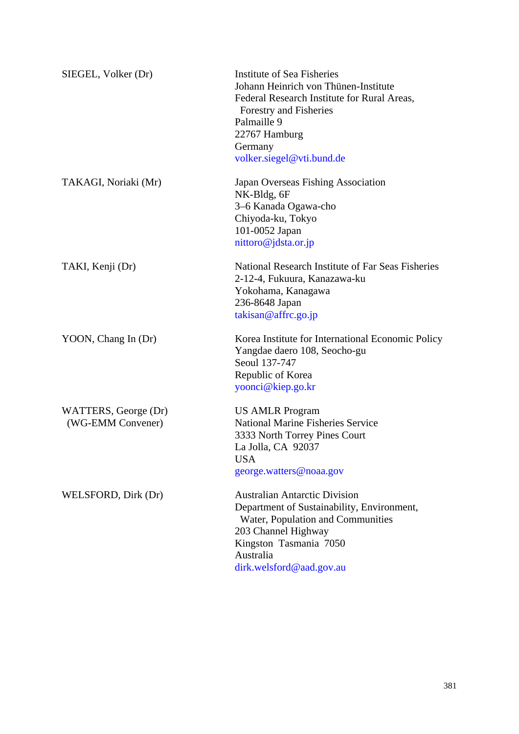| | |
|---|---|
| SIEGEL, Volker (Dr) | Institute of Sea Fisheries<br>Johann Heinrich von Thünen-Institute<br>Federal Research Institute for Rural Areas,<br>Forestry and Fisheries<br>Palmaille 9<br>22767 Hamburg<br>Germany<br>volker.siegel@vti.bund.de |
| TAKAGI, Noriaki (Mr) | Japan Overseas Fishing Association<br>NK-Bldg, 6F<br>3–6 Kanada Ogawa-cho<br>Chiyoda-ku, Tokyo<br>101-0052 Japan<br>nittoro@jdsta.or.jp |
| TAKI, Kenji (Dr) | National Research Institute of Far Seas Fisheries<br>2-12-4, Fukuura, Kanazawa-ku<br>Yokohama, Kanagawa<br>236-8648 Japan<br>takisan@affrc.go.jp |
| YOON, Chang In (Dr) | Korea Institute for International Economic Policy<br>Yangdae daero 108, Seocho-gu<br>Seoul 137-747<br>Republic of Korea<br>yoonci@kiep.go.kr |
| WATTERS, George (Dr)<br>(WG-EMM Convener) | US AMLR Program<br>National Marine Fisheries Service<br>3333 North Torrey Pines Court<br>La Jolla, CA 92037<br>USA<br>george.watters@noaa.gov |
| WELSFORD, Dirk (Dr) | Australian Antarctic Division<br>Department of Sustainability, Environment,<br>Water, Population and Communities<br>203 Channel Highway<br>Kingston Tasmania 7050<br>Australia<br>dirk.welsford@aad.gov.au |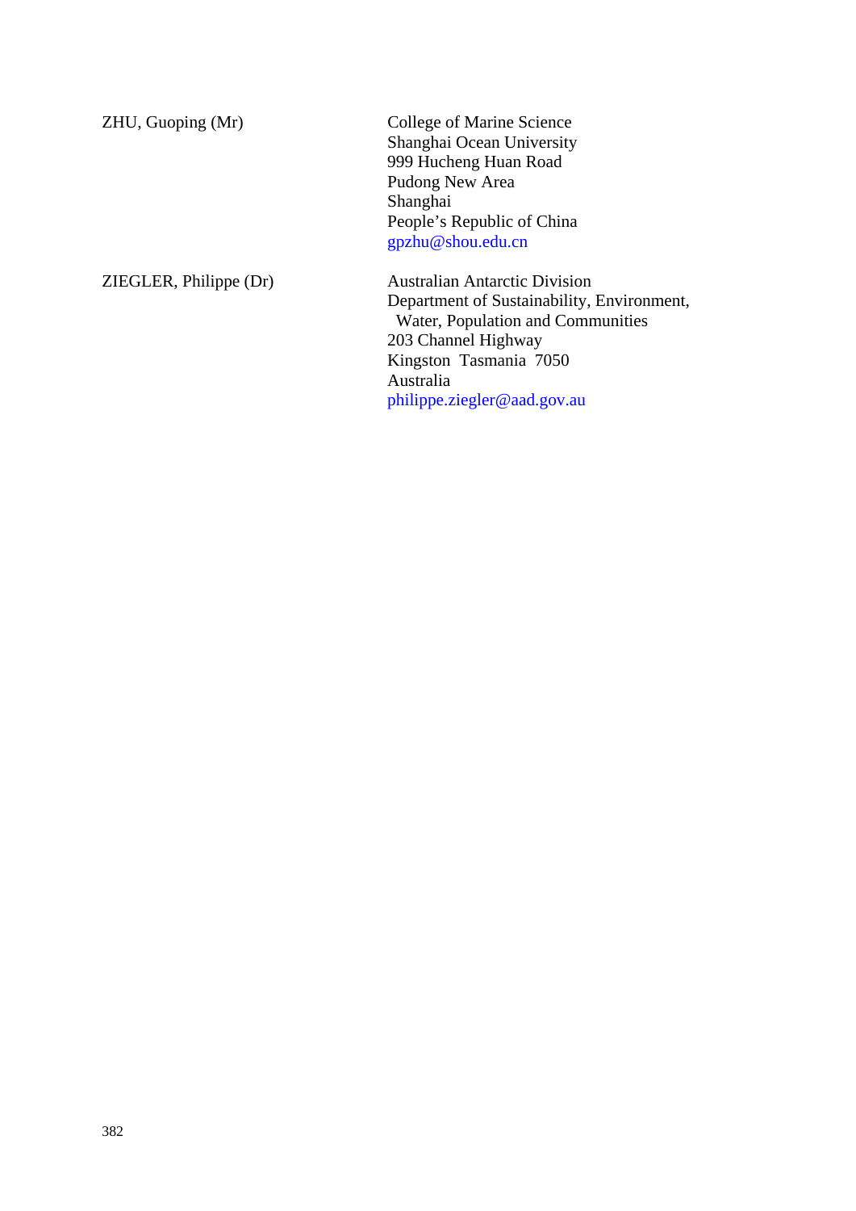| | |
|---|---|
| ZHU, Guoping (Mr) | College of Marine Science<br>Shanghai Ocean University<br>999 Hucheng Huan Road<br>Pudong New Area<br>Shanghai<br>People's Republic of China<br>gpzhu@shou.edu.cn |
| ZIEGLER, Philippe (Dr) | Australian Antarctic Division<br>Department of Sustainability, Environment, Water, Population and Communities<br>203 Channel Highway<br>Kingston Tasmania 7050<br>Australia<br>philippe.ziegler@aad.gov.au |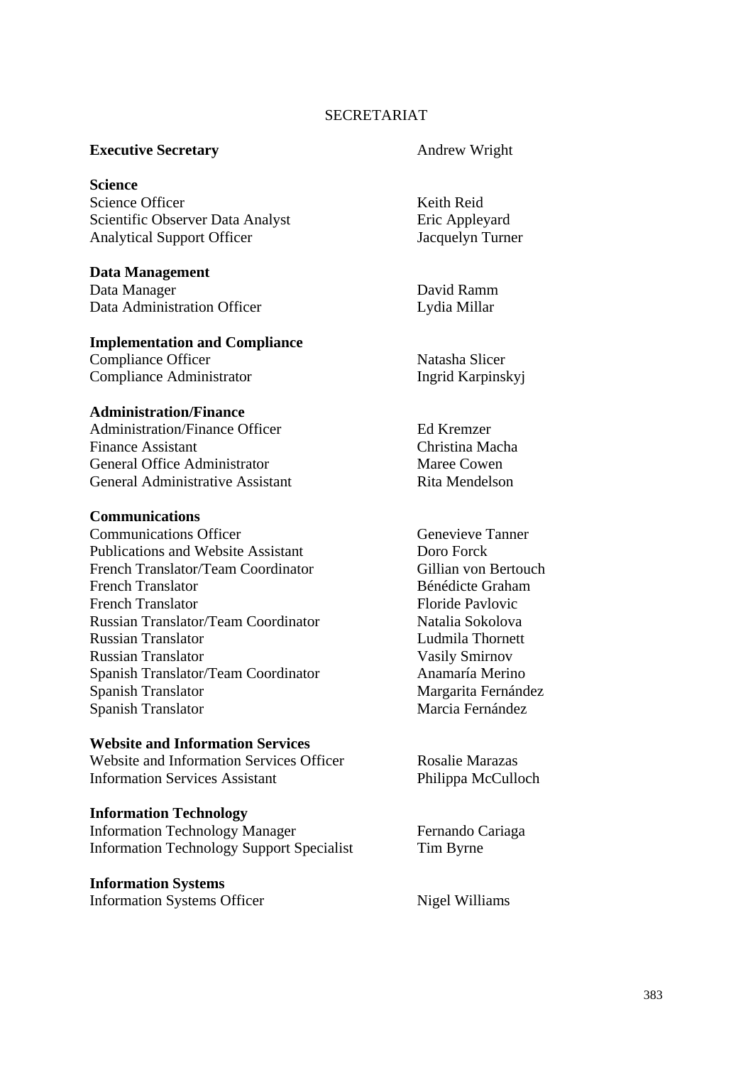# SECRETARIAT

| | |
|---|---|
| **Executive Secretary** | Andrew Wright |
| **Science** | |
| Science Officer | Keith Reid |
| Scientific Observer Data Analyst | Eric Appleyard |
| Analytical Support Officer | Jacquelyn Turner |
| **Data Management** | |
| Data Manager | David Ramm |
| Data Administration Officer | Lydia Millar |
| **Implementation and Compliance** | |
| Compliance Officer | Natasha Slicer |
| Compliance Administrator | Ingrid Karpinskyj |
| **Administration/Finance** | |
| Administration/Finance Officer | Ed Kremzer |
| Finance Assistant | Christina Macha |
| General Office Administrator | Maree Cowen |
| General Administrative Assistant | Rita Mendelson |
| **Communications** | |
| Communications Officer | Genevieve Tanner |
| Publications and Website Assistant | Doro Forck |
| French Translator/Team Coordinator | Gillian von Bertouch |
| French Translator | Bénédicte Graham |
| French Translator | Floride Pavlovic |
| Russian Translator/Team Coordinator | Natalia Sokolova |
| Russian Translator | Ludmila Thornett |
| Russian Translator | Vasily Smirnov |
| Spanish Translator/Team Coordinator | Anamaría Merino |
| Spanish Translator | Margarita Fernández |
| Spanish Translator | Marcia Fernández |
| **Website and Information Services** | |
| Website and Information Services Officer | Rosalie Marazas |
| Information Services Assistant | Philippa McCulloch |
| **Information Technology** | |
| Information Technology Manager | Fernando Cariaga |
| Information Technology Support Specialist | Tim Byrne |
| **Information Systems** | |
| Information Systems Officer | Nigel Williams |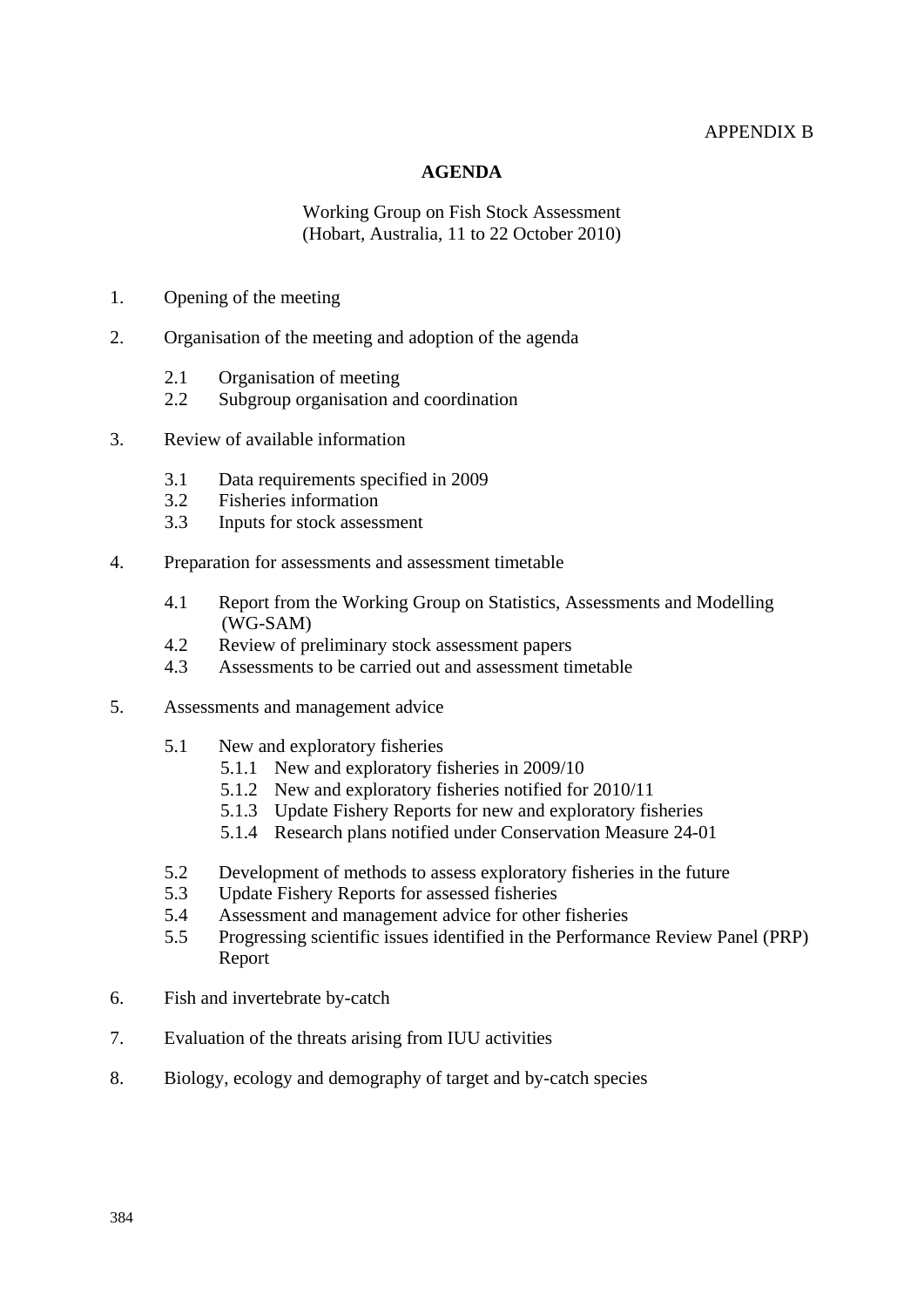APPENDIX B

## AGENDA

Working Group on Fish Stock Assessment
(Hobart, Australia, 11 to 22 October 2010)

1. Opening of the meeting

2. Organisation of the meeting and adoption of the agenda

   2.1 Organisation of meeting
   2.2 Subgroup organisation and coordination

3. Review of available information

   3.1 Data requirements specified in 2009
   3.2 Fisheries information
   3.3 Inputs for stock assessment

4. Preparation for assessments and assessment timetable

   4.1 Report from the Working Group on Statistics, Assessments and Modelling (WG-SAM)
   4.2 Review of preliminary stock assessment papers
   4.3 Assessments to be carried out and assessment timetable

5. Assessments and management advice

   5.1 New and exploratory fisheries
      5.1.1 New and exploratory fisheries in 2009/10
      5.1.2 New and exploratory fisheries notified for 2010/11
      5.1.3 Update Fishery Reports for new and exploratory fisheries
      5.1.4 Research plans notified under Conservation Measure 24-01

   5.2 Development of methods to assess exploratory fisheries in the future
   5.3 Update Fishery Reports for assessed fisheries
   5.4 Assessment and management advice for other fisheries
   5.5 Progressing scientific issues identified in the Performance Review Panel (PRP) Report

6. Fish and invertebrate by-catch

7. Evaluation of the threats arising from IUU activities

8. Biology, ecology and demography of target and by-catch species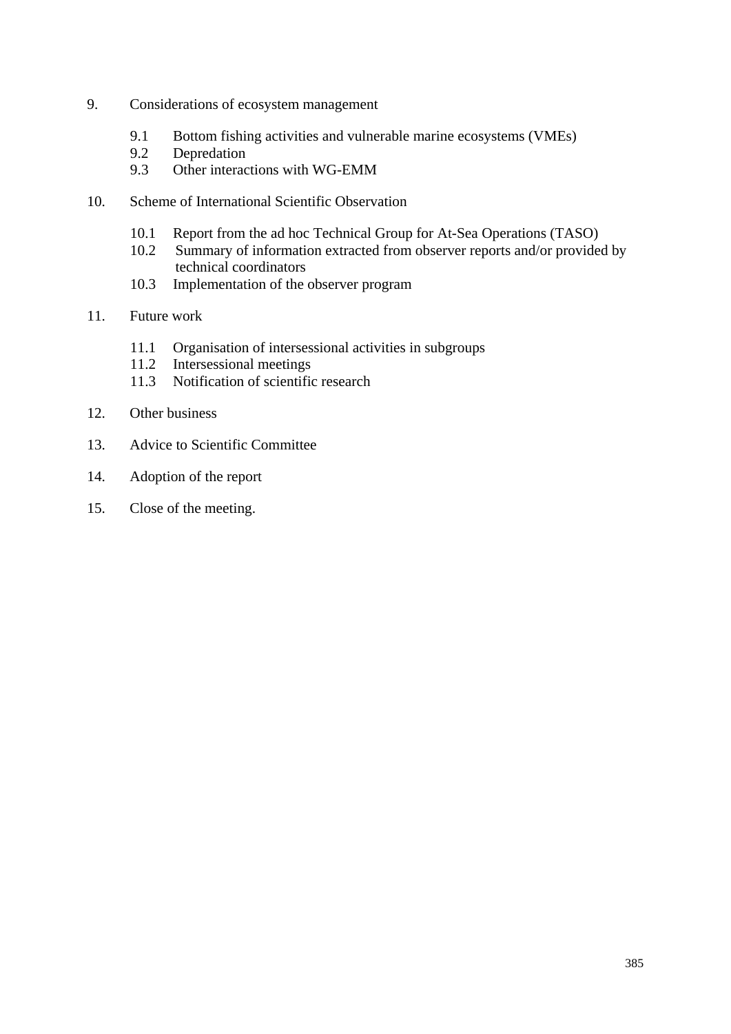9. Considerations of ecosystem management

   9.1 Bottom fishing activities and vulnerable marine ecosystems (VMEs)
   9.2 Depredation
   9.3 Other interactions with WG-EMM

10. Scheme of International Scientific Observation

   10.1 Report from the ad hoc Technical Group for At-Sea Operations (TASO)
   10.2 Summary of information extracted from observer reports and/or provided by technical coordinators
   10.3 Implementation of the observer program

11. Future work

   11.1 Organisation of intersessional activities in subgroups
   11.2 Intersessional meetings
   11.3 Notification of scientific research

12. Other business

13. Advice to Scientific Committee

14. Adoption of the report

15. Close of the meeting.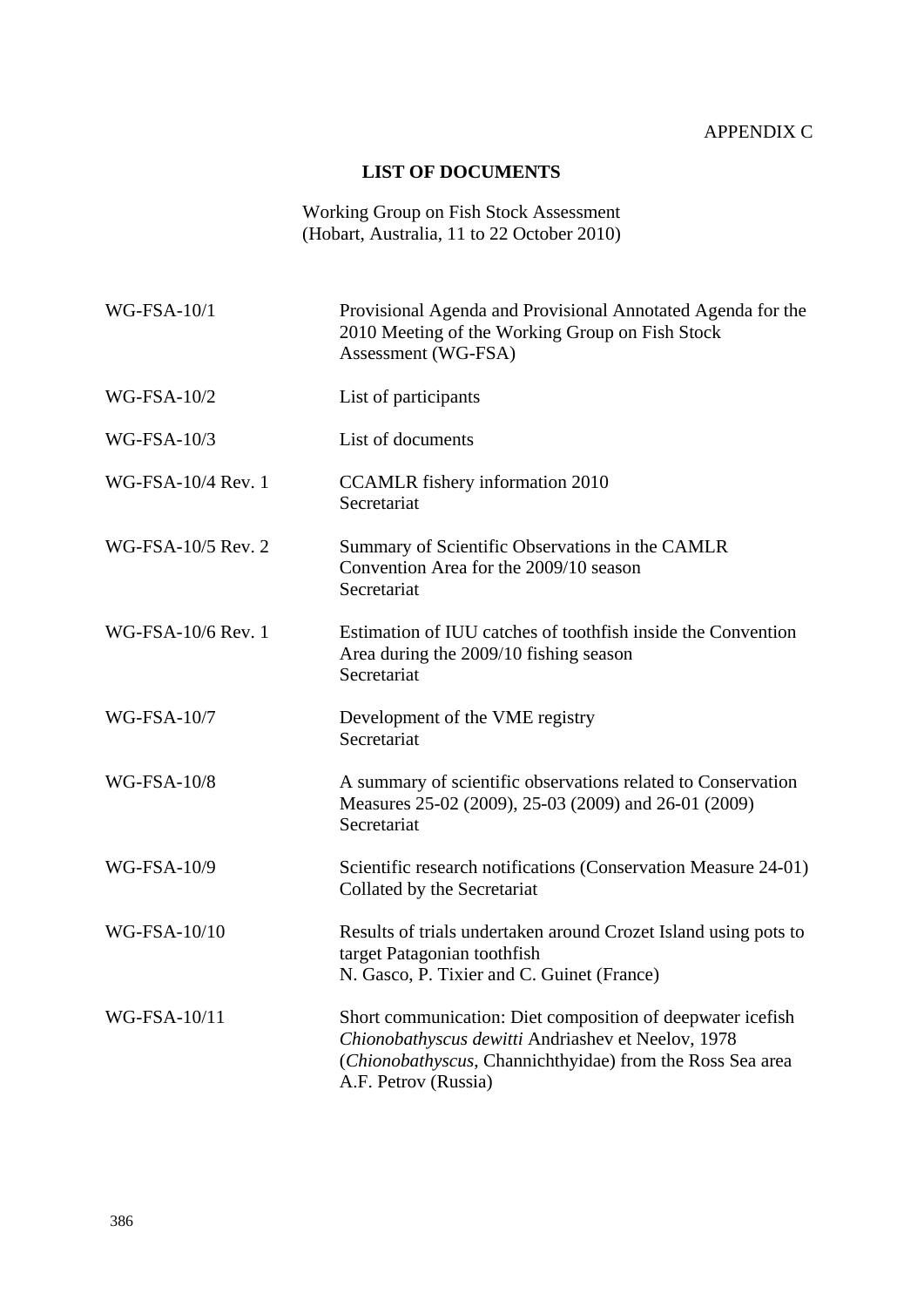APPENDIX C

## LIST OF DOCUMENTS

Working Group on Fish Stock Assessment
(Hobart, Australia, 11 to 22 October 2010)

| | |
|---|---|
| WG-FSA-10/1 | Provisional Agenda and Provisional Annotated Agenda for the 2010 Meeting of the Working Group on Fish Stock Assessment (WG-FSA) |
| WG-FSA-10/2 | List of participants |
| WG-FSA-10/3 | List of documents |
| WG-FSA-10/4 Rev. 1 | CCAMLR fishery information 2010<br>Secretariat |
| WG-FSA-10/5 Rev. 2 | Summary of Scientific Observations in the CAMLR Convention Area for the 2009/10 season<br>Secretariat |
| WG-FSA-10/6 Rev. 1 | Estimation of IUU catches of toothfish inside the Convention Area during the 2009/10 fishing season<br>Secretariat |
| WG-FSA-10/7 | Development of the VME registry<br>Secretariat |
| WG-FSA-10/8 | A summary of scientific observations related to Conservation Measures 25-02 (2009), 25-03 (2009) and 26-01 (2009)<br>Secretariat |
| WG-FSA-10/9 | Scientific research notifications (Conservation Measure 24-01)<br>Collated by the Secretariat |
| WG-FSA-10/10 | Results of trials undertaken around Crozet Island using pots to target Patagonian toothfish<br>N. Gasco, P. Tixier and C. Guinet (France) |
| WG-FSA-10/11 | Short communication: Diet composition of deepwater icefish *Chionobathyscus dewitti* Andriashev et Neelov, 1978 (*Chionobathyscus*, Channichthyidae) from the Ross Sea area<br>A.F. Petrov (Russia) |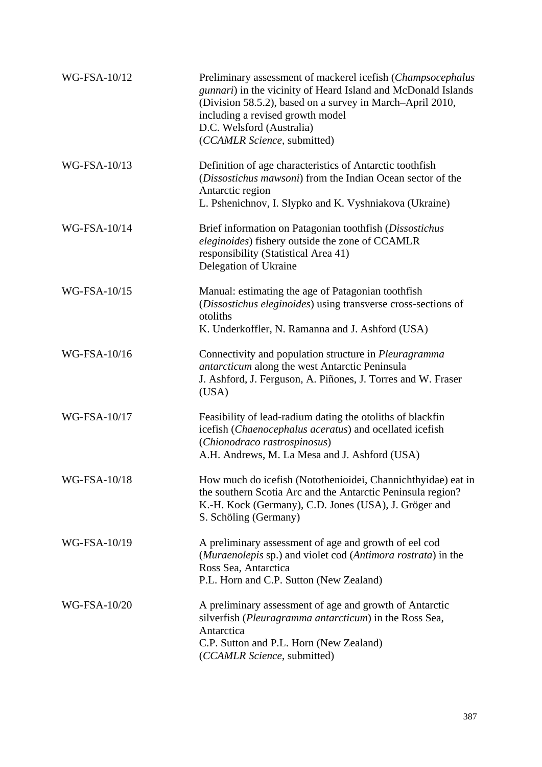| | |
|---|---|
| WG-FSA-10/12 | Preliminary assessment of mackerel icefish (*Champsocephalus gunnari*) in the vicinity of Heard Island and McDonald Islands (Division 58.5.2), based on a survey in March–April 2010, including a revised growth model<br>D.C. Welsford (Australia)<br>(*CCAMLR Science*, submitted) |
| WG-FSA-10/13 | Definition of age characteristics of Antarctic toothfish (*Dissostichus mawsoni*) from the Indian Ocean sector of the Antarctic region<br>L. Pshenichnov, I. Slypko and K. Vyshniakova (Ukraine) |
| WG-FSA-10/14 | Brief information on Patagonian toothfish (*Dissostichus eleginoides*) fishery outside the zone of CCAMLR responsibility (Statistical Area 41)<br>Delegation of Ukraine |
| WG-FSA-10/15 | Manual: estimating the age of Patagonian toothfish (*Dissostichus eleginoides*) using transverse cross-sections of otoliths<br>K. Underkoffler, N. Ramanna and J. Ashford (USA) |
| WG-FSA-10/16 | Connectivity and population structure in *Pleuragramma antarcticum* along the west Antarctic Peninsula<br>J. Ashford, J. Ferguson, A. Piñones, J. Torres and W. Fraser (USA) |
| WG-FSA-10/17 | Feasibility of lead-radium dating the otoliths of blackfin icefish (*Chaenocephalus aceratus*) and ocellated icefish (*Chionodraco rastrospinosus*)<br>A.H. Andrews, M. La Mesa and J. Ashford (USA) |
| WG-FSA-10/18 | How much do icefish (Notothenioidei, Channichthyidae) eat in the southern Scotia Arc and the Antarctic Peninsula region?<br>K.-H. Kock (Germany), C.D. Jones (USA), J. Gröger and S. Schöling (Germany) |
| WG-FSA-10/19 | A preliminary assessment of age and growth of eel cod (*Muraenolepis* sp.) and violet cod (*Antimora rostrata*) in the Ross Sea, Antarctica<br>P.L. Horn and C.P. Sutton (New Zealand) |
| WG-FSA-10/20 | A preliminary assessment of age and growth of Antarctic silverfish (*Pleuragramma antarcticum*) in the Ross Sea, Antarctica<br>C.P. Sutton and P.L. Horn (New Zealand)<br>(*CCAMLR Science*, submitted) |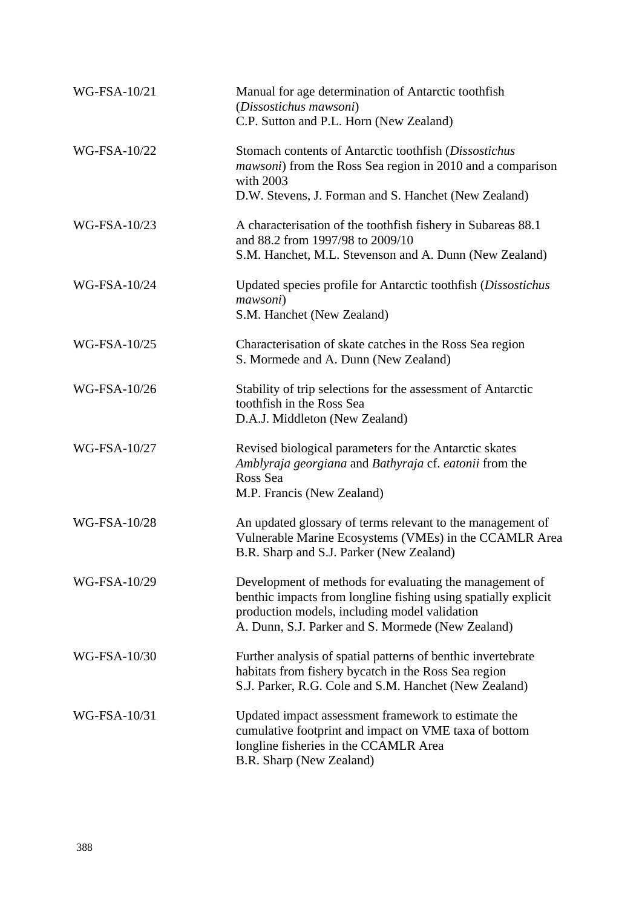| | |
|---|---|
| WG-FSA-10/21 | Manual for age determination of Antarctic toothfish (*Dissostichus mawsoni*)<br>C.P. Sutton and P.L. Horn (New Zealand) |
| WG-FSA-10/22 | Stomach contents of Antarctic toothfish (*Dissostichus mawsoni*) from the Ross Sea region in 2010 and a comparison with 2003<br>D.W. Stevens, J. Forman and S. Hanchet (New Zealand) |
| WG-FSA-10/23 | A characterisation of the toothfish fishery in Subareas 88.1 and 88.2 from 1997/98 to 2009/10<br>S.M. Hanchet, M.L. Stevenson and A. Dunn (New Zealand) |
| WG-FSA-10/24 | Updated species profile for Antarctic toothfish (*Dissostichus mawsoni*)<br>S.M. Hanchet (New Zealand) |
| WG-FSA-10/25 | Characterisation of skate catches in the Ross Sea region<br>S. Mormede and A. Dunn (New Zealand) |
| WG-FSA-10/26 | Stability of trip selections for the assessment of Antarctic toothfish in the Ross Sea<br>D.A.J. Middleton (New Zealand) |
| WG-FSA-10/27 | Revised biological parameters for the Antarctic skates *Amblyraja georgiana* and *Bathyraja* cf. *eatonii* from the Ross Sea<br>M.P. Francis (New Zealand) |
| WG-FSA-10/28 | An updated glossary of terms relevant to the management of Vulnerable Marine Ecosystems (VMEs) in the CCAMLR Area<br>B.R. Sharp and S.J. Parker (New Zealand) |
| WG-FSA-10/29 | Development of methods for evaluating the management of benthic impacts from longline fishing using spatially explicit production models, including model validation<br>A. Dunn, S.J. Parker and S. Mormede (New Zealand) |
| WG-FSA-10/30 | Further analysis of spatial patterns of benthic invertebrate habitats from fishery bycatch in the Ross Sea region<br>S.J. Parker, R.G. Cole and S.M. Hanchet (New Zealand) |
| WG-FSA-10/31 | Updated impact assessment framework to estimate the cumulative footprint and impact on VME taxa of bottom longline fisheries in the CCAMLR Area<br>B.R. Sharp (New Zealand) |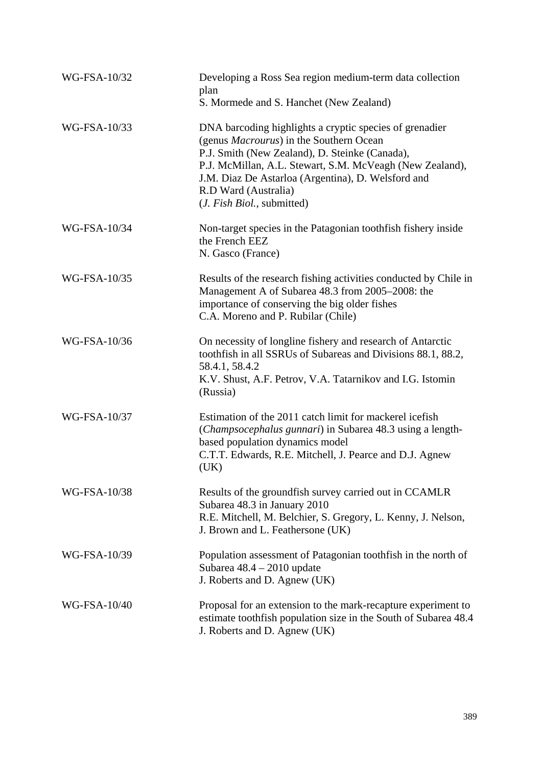| | |
|---|---|
| WG-FSA-10/32 | Developing a Ross Sea region medium-term data collection plan<br>S. Mormede and S. Hanchet (New Zealand) |
| WG-FSA-10/33 | DNA barcoding highlights a cryptic species of grenadier (genus *Macrourus*) in the Southern Ocean<br>P.J. Smith (New Zealand), D. Steinke (Canada), P.J. McMillan, A.L. Stewart, S.M. McVeagh (New Zealand), J.M. Diaz De Astarloa (Argentina), D. Welsford and R.D Ward (Australia)<br>(*J. Fish Biol.*, submitted) |
| WG-FSA-10/34 | Non-target species in the Patagonian toothfish fishery inside the French EEZ<br>N. Gasco (France) |
| WG-FSA-10/35 | Results of the research fishing activities conducted by Chile in Management A of Subarea 48.3 from 2005–2008: the importance of conserving the big older fishes<br>C.A. Moreno and P. Rubilar (Chile) |
| WG-FSA-10/36 | On necessity of longline fishery and research of Antarctic toothfish in all SSRUs of Subareas and Divisions 88.1, 88.2, 58.4.1, 58.4.2<br>K.V. Shust, A.F. Petrov, V.A. Tatarnikov and I.G. Istomin (Russia) |
| WG-FSA-10/37 | Estimation of the 2011 catch limit for mackerel icefish (*Champsocephalus gunnari*) in Subarea 48.3 using a length-based population dynamics model<br>C.T.T. Edwards, R.E. Mitchell, J. Pearce and D.J. Agnew (UK) |
| WG-FSA-10/38 | Results of the groundfish survey carried out in CCAMLR Subarea 48.3 in January 2010<br>R.E. Mitchell, M. Belchier, S. Gregory, L. Kenny, J. Nelson, J. Brown and L. Feathersone (UK) |
| WG-FSA-10/39 | Population assessment of Patagonian toothfish in the north of Subarea 48.4 – 2010 update<br>J. Roberts and D. Agnew (UK) |
| WG-FSA-10/40 | Proposal for an extension to the mark-recapture experiment to estimate toothfish population size in the South of Subarea 48.4<br>J. Roberts and D. Agnew (UK) |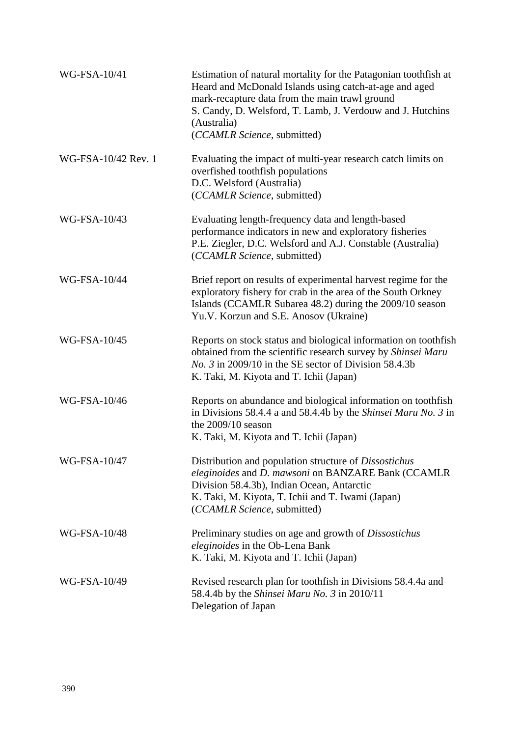| | |
|---|---|
| WG-FSA-10/41 | Estimation of natural mortality for the Patagonian toothfish at Heard and McDonald Islands using catch-at-age and aged mark-recapture data from the main trawl ground<br>S. Candy, D. Welsford, T. Lamb, J. Verdouw and J. Hutchins (Australia)<br>(*CCAMLR Science*, submitted) |
| WG-FSA-10/42 Rev. 1 | Evaluating the impact of multi-year research catch limits on overfished toothfish populations<br>D.C. Welsford (Australia)<br>(*CCAMLR Science*, submitted) |
| WG-FSA-10/43 | Evaluating length-frequency data and length-based performance indicators in new and exploratory fisheries<br>P.E. Ziegler, D.C. Welsford and A.J. Constable (Australia)<br>(*CCAMLR Science*, submitted) |
| WG-FSA-10/44 | Brief report on results of experimental harvest regime for the exploratory fishery for crab in the area of the South Orkney Islands (CCAMLR Subarea 48.2) during the 2009/10 season<br>Yu.V. Korzun and S.E. Anosov (Ukraine) |
| WG-FSA-10/45 | Reports on stock status and biological information on toothfish obtained from the scientific research survey by *Shinsei Maru No. 3* in 2009/10 in the SE sector of Division 58.4.3b<br>K. Taki, M. Kiyota and T. Ichii (Japan) |
| WG-FSA-10/46 | Reports on abundance and biological information on toothfish in Divisions 58.4.4 a and 58.4.4b by the *Shinsei Maru No. 3* in the 2009/10 season<br>K. Taki, M. Kiyota and T. Ichii (Japan) |
| WG-FSA-10/47 | Distribution and population structure of *Dissostichus eleginoides* and *D. mawsoni* on BANZARE Bank (CCAMLR Division 58.4.3b), Indian Ocean, Antarctic<br>K. Taki, M. Kiyota, T. Ichii and T. Iwami (Japan)<br>(*CCAMLR Science*, submitted) |
| WG-FSA-10/48 | Preliminary studies on age and growth of *Dissostichus eleginoides* in the Ob-Lena Bank<br>K. Taki, M. Kiyota and T. Ichii (Japan) |
| WG-FSA-10/49 | Revised research plan for toothfish in Divisions 58.4.4a and 58.4.4b by the *Shinsei Maru No. 3* in 2010/11<br>Delegation of Japan |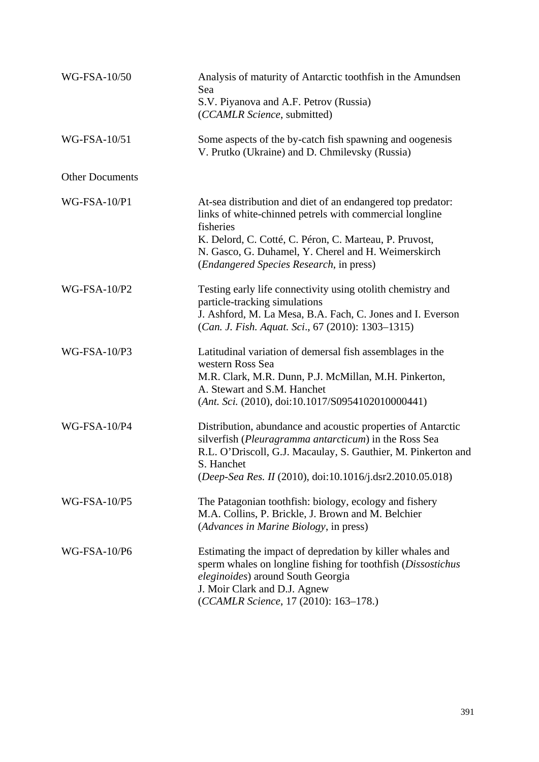| | |
|---|---|
| WG-FSA-10/50 | Analysis of maturity of Antarctic toothfish in the Amundsen Sea<br>S.V. Piyanova and A.F. Petrov (Russia)<br>(*CCAMLR Science*, submitted) |
| WG-FSA-10/51 | Some aspects of the by-catch fish spawning and oogenesis<br>V. Prutko (Ukraine) and D. Chmilevsky (Russia) |

Other Documents

| | |
|---|---|
| WG-FSA-10/P1 | At-sea distribution and diet of an endangered top predator: links of white-chinned petrels with commercial longline fisheries<br>K. Delord, C. Cotté, C. Péron, C. Marteau, P. Pruvost, N. Gasco, G. Duhamel, Y. Cherel and H. Weimerskirch<br>(*Endangered Species Research*, in press) |
| WG-FSA-10/P2 | Testing early life connectivity using otolith chemistry and particle-tracking simulations<br>J. Ashford, M. La Mesa, B.A. Fach, C. Jones and I. Everson<br>(*Can. J. Fish. Aquat. Sci*., 67 (2010): 1303–1315) |
| WG-FSA-10/P3 | Latitudinal variation of demersal fish assemblages in the western Ross Sea<br>M.R. Clark, M.R. Dunn, P.J. McMillan, M.H. Pinkerton, A. Stewart and S.M. Hanchet<br>(*Ant. Sci.* (2010), doi:10.1017/S0954102010000441) |
| WG-FSA-10/P4 | Distribution, abundance and acoustic properties of Antarctic silverfish (*Pleuragramma antarcticum*) in the Ross Sea<br>R.L. O'Driscoll, G.J. Macaulay, S. Gauthier, M. Pinkerton and S. Hanchet<br>(*Deep-Sea Res. II* (2010), doi:10.1016/j.dsr2.2010.05.018) |
| WG-FSA-10/P5 | The Patagonian toothfish: biology, ecology and fishery<br>M.A. Collins, P. Brickle, J. Brown and M. Belchier<br>(*Advances in Marine Biology*, in press) |
| WG-FSA-10/P6 | Estimating the impact of depredation by killer whales and sperm whales on longline fishing for toothfish (*Dissostichus eleginoides*) around South Georgia<br>J. Moir Clark and D.J. Agnew<br>(*CCAMLR Science*, 17 (2010): 163–178.) |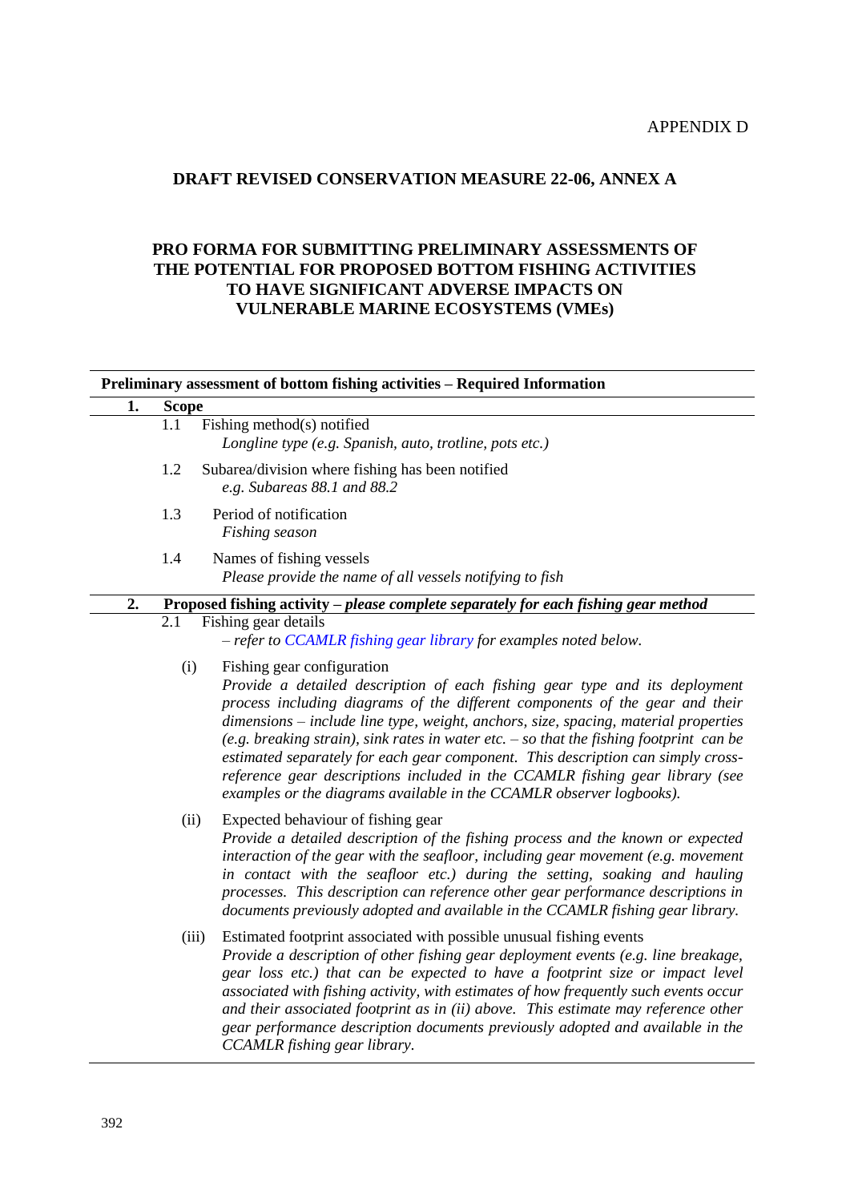APPENDIX D

## DRAFT REVISED CONSERVATION MEASURE 22-06, ANNEX A

## PRO FORMA FOR SUBMITTING PRELIMINARY ASSESSMENTS OF THE POTENTIAL FOR PROPOSED BOTTOM FISHING ACTIVITIES TO HAVE SIGNIFICANT ADVERSE IMPACTS ON VULNERABLE MARINE ECOSYSTEMS (VMEs)

**Preliminary assessment of bottom fishing activities – Required Information**

**1. Scope**

1.1 Fishing method(s) notified
*Longline type (e.g. Spanish, auto, trotline, pots etc.)*

1.2 Subarea/division where fishing has been notified
*e.g. Subareas 88.1 and 88.2*

1.3 Period of notification
*Fishing season*

1.4 Names of fishing vessels
*Please provide the name of all vessels notifying to fish*

**2. Proposed fishing activity –** ***please complete separately for each fishing gear method***

2.1 Fishing gear details
*– refer to CCAMLR fishing gear library for examples noted below.*

(i) Fishing gear configuration
*Provide a detailed description of each fishing gear type and its deployment process including diagrams of the different components of the gear and their dimensions – include line type, weight, anchors, size, spacing, material properties (e.g. breaking strain), sink rates in water etc. – so that the fishing footprint can be estimated separately for each gear component. This description can simply cross-reference gear descriptions included in the CCAMLR fishing gear library (see examples or the diagrams available in the CCAMLR observer logbooks).*

(ii) Expected behaviour of fishing gear
*Provide a detailed description of the fishing process and the known or expected interaction of the gear with the seafloor, including gear movement (e.g. movement in contact with the seafloor etc.) during the setting, soaking and hauling processes. This description can reference other gear performance descriptions in documents previously adopted and available in the CCAMLR fishing gear library.*

(iii) Estimated footprint associated with possible unusual fishing events
*Provide a description of other fishing gear deployment events (e.g. line breakage, gear loss etc.) that can be expected to have a footprint size or impact level associated with fishing activity, with estimates of how frequently such events occur and their associated footprint as in (ii) above. This estimate may reference other gear performance description documents previously adopted and available in the CCAMLR fishing gear library.*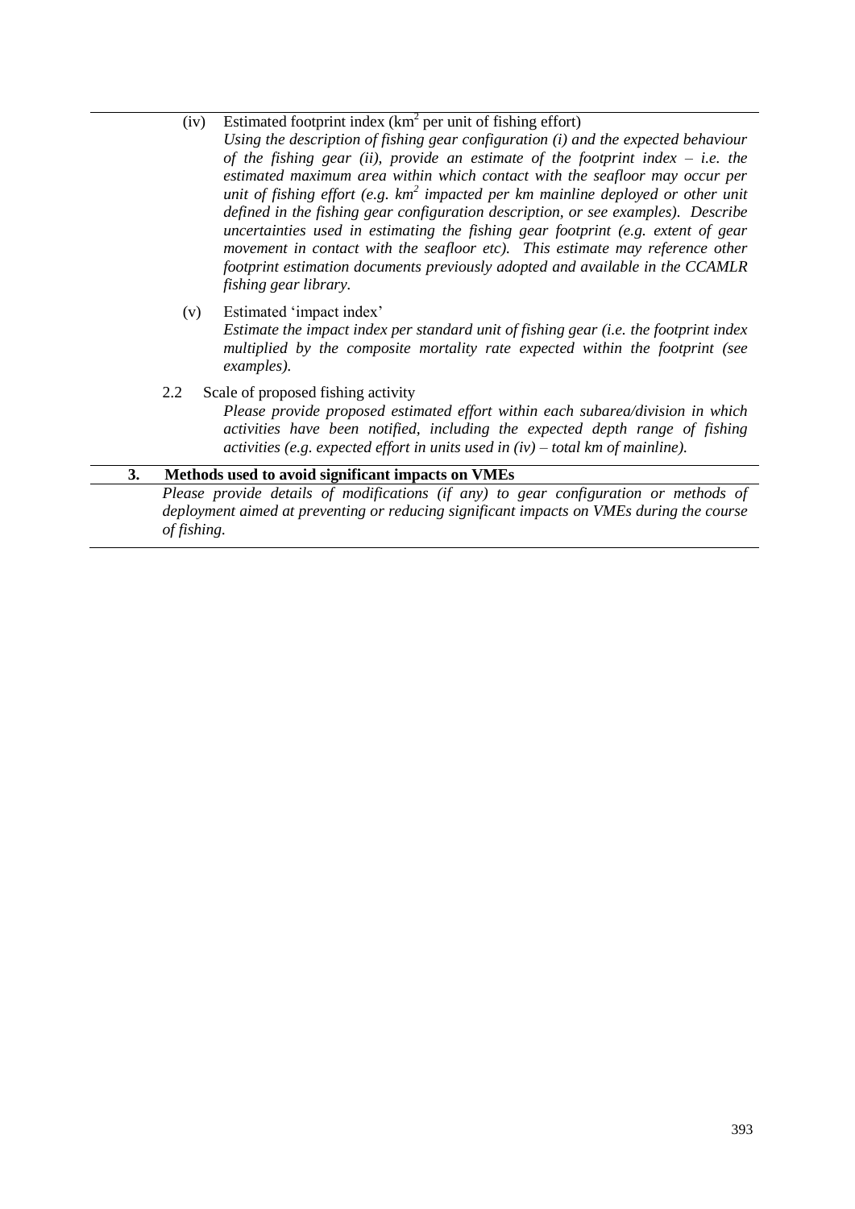(iv) Estimated footprint index ($km^2$ per unit of fishing effort)

*Using the description of fishing gear configuration (i) and the expected behaviour of the fishing gear (ii), provide an estimate of the footprint index – i.e. the estimated maximum area within which contact with the seafloor may occur per unit of fishing effort (e.g. $km^2$ impacted per km mainline deployed or other unit defined in the fishing gear configuration description, or see examples). Describe uncertainties used in estimating the fishing gear footprint (e.g. extent of gear movement in contact with the seafloor etc). This estimate may reference other footprint estimation documents previously adopted and available in the CCAMLR fishing gear library.*

(v) Estimated 'impact index'

*Estimate the impact index per standard unit of fishing gear (i.e. the footprint index multiplied by the composite mortality rate expected within the footprint (see examples).*

2.2 Scale of proposed fishing activity

*Please provide proposed estimated effort within each subarea/division in which activities have been notified, including the expected depth range of fishing activities (e.g. expected effort in units used in (iv) – total km of mainline).*

**3. Methods used to avoid significant impacts on VMEs**

*Please provide details of modifications (if any) to gear configuration or methods of deployment aimed at preventing or reducing significant impacts on VMEs during the course of fishing.*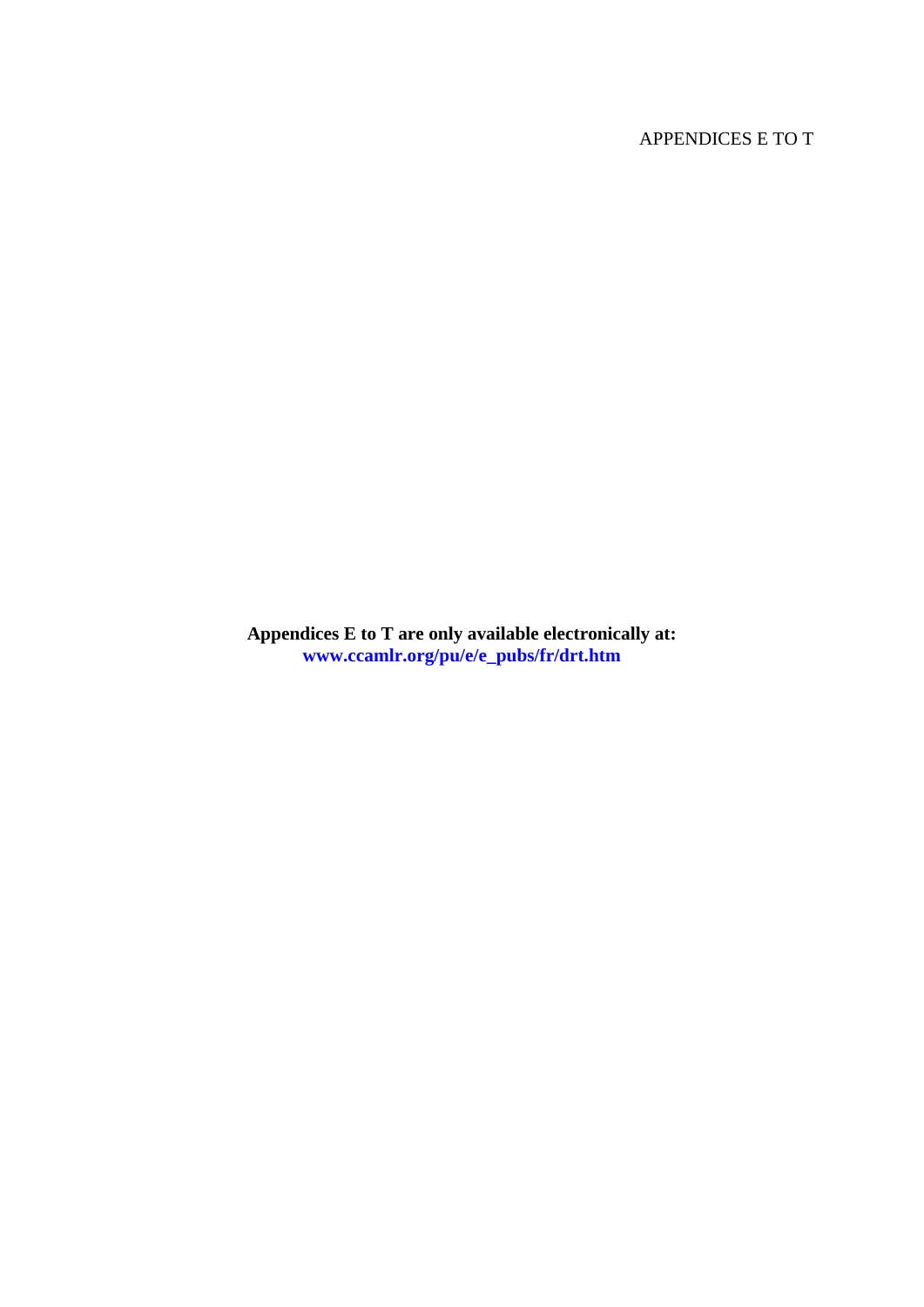# APPENDICES E TO T

**Appendices E to T are only available electronically at:**
**www.ccamlr.org/pu/e/e_pubs/fr/drt.htm**